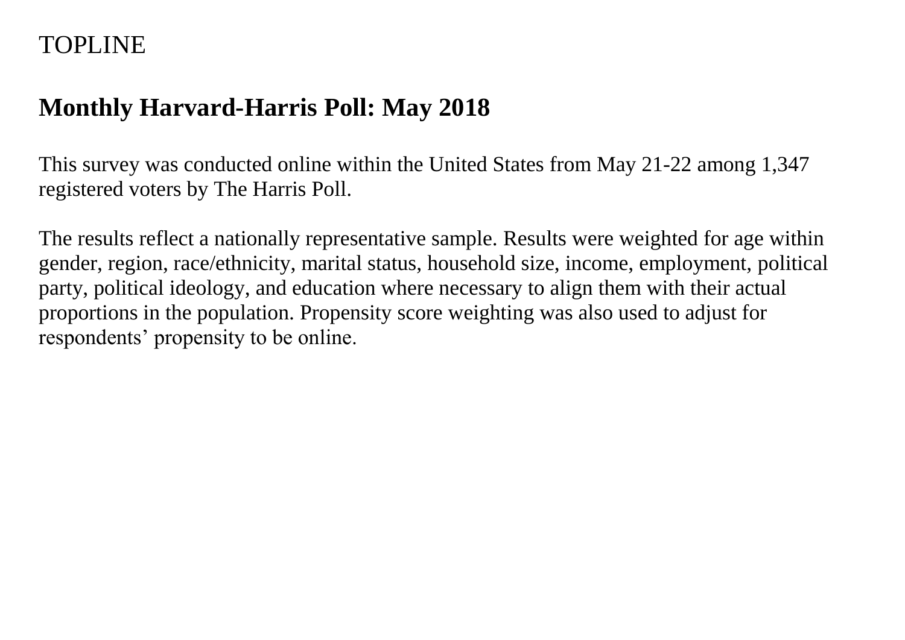TOPLINE

# Monthly Harvard-Harris Poll: May 2018

This survey was conducted online within the United States from May 21-22 among 1,347 registered voters by The Harris Poll.

The results reflect a nationally representative sample. Results were weighted for age within gender, region, race/ethnicity, marital status, household size, income, employment, political party, political ideology, and education where necessary to align them with their actual proportions in the population. Propensity score weighting was also used to adjust for respondents' propensity to be online.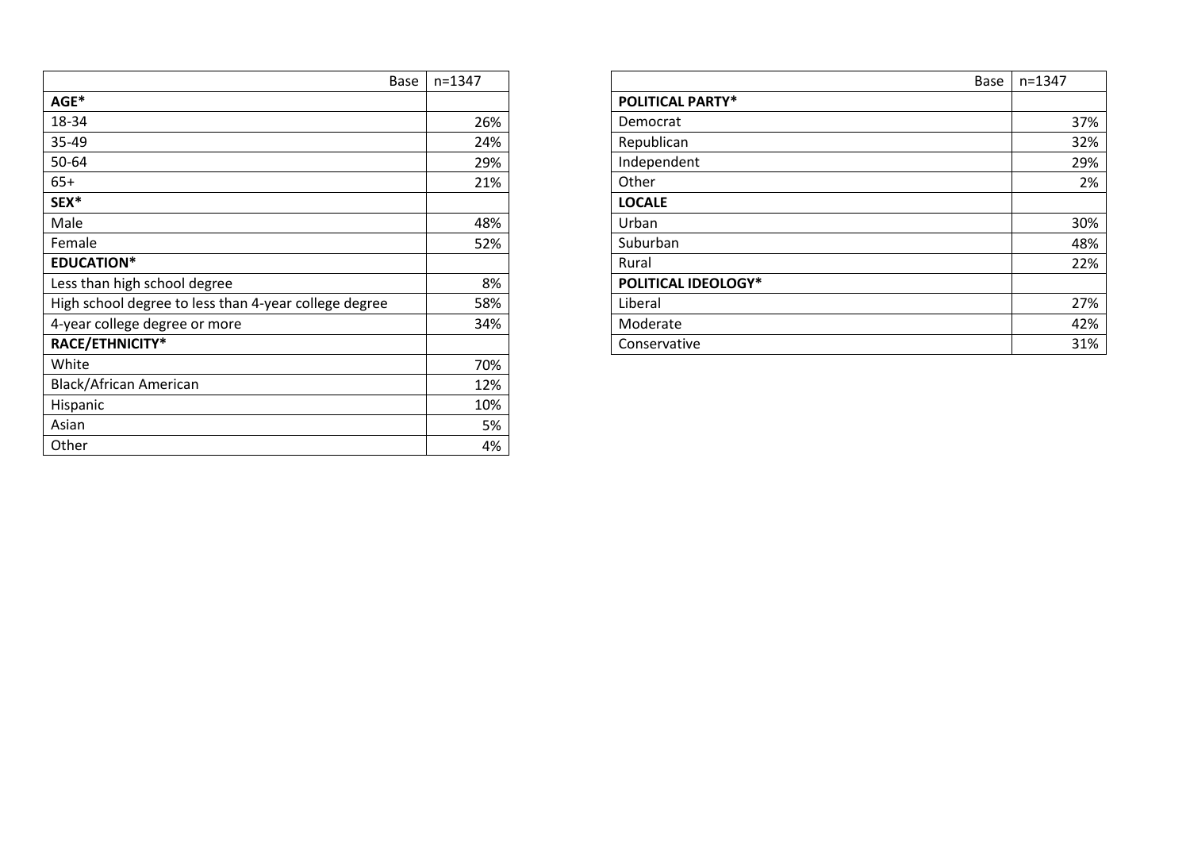| Base | n=1347 |
|---|---|
| **AGE*** | |
| 18-34 | 26% |
| 35-49 | 24% |
| 50-64 | 29% |
| 65+ | 21% |
| **SEX*** | |
| Male | 48% |
| Female | 52% |
| **EDUCATION*** | |
| Less than high school degree | 8% |
| High school degree to less than 4-year college degree | 58% |
| 4-year college degree or more | 34% |
| **RACE/ETHNICITY*** | |
| White | 70% |
| Black/African American | 12% |
| Hispanic | 10% |
| Asian | 5% |
| Other | 4% |

| Base | n=1347 |
|---|---|
| **POLITICAL PARTY*** | |
| Democrat | 37% |
| Republican | 32% |
| Independent | 29% |
| Other | 2% |
| **LOCALE** | |
| Urban | 30% |
| Suburban | 48% |
| Rural | 22% |
| **POLITICAL IDEOLOGY*** | |
| Liberal | 27% |
| Moderate | 42% |
| Conservative | 31% |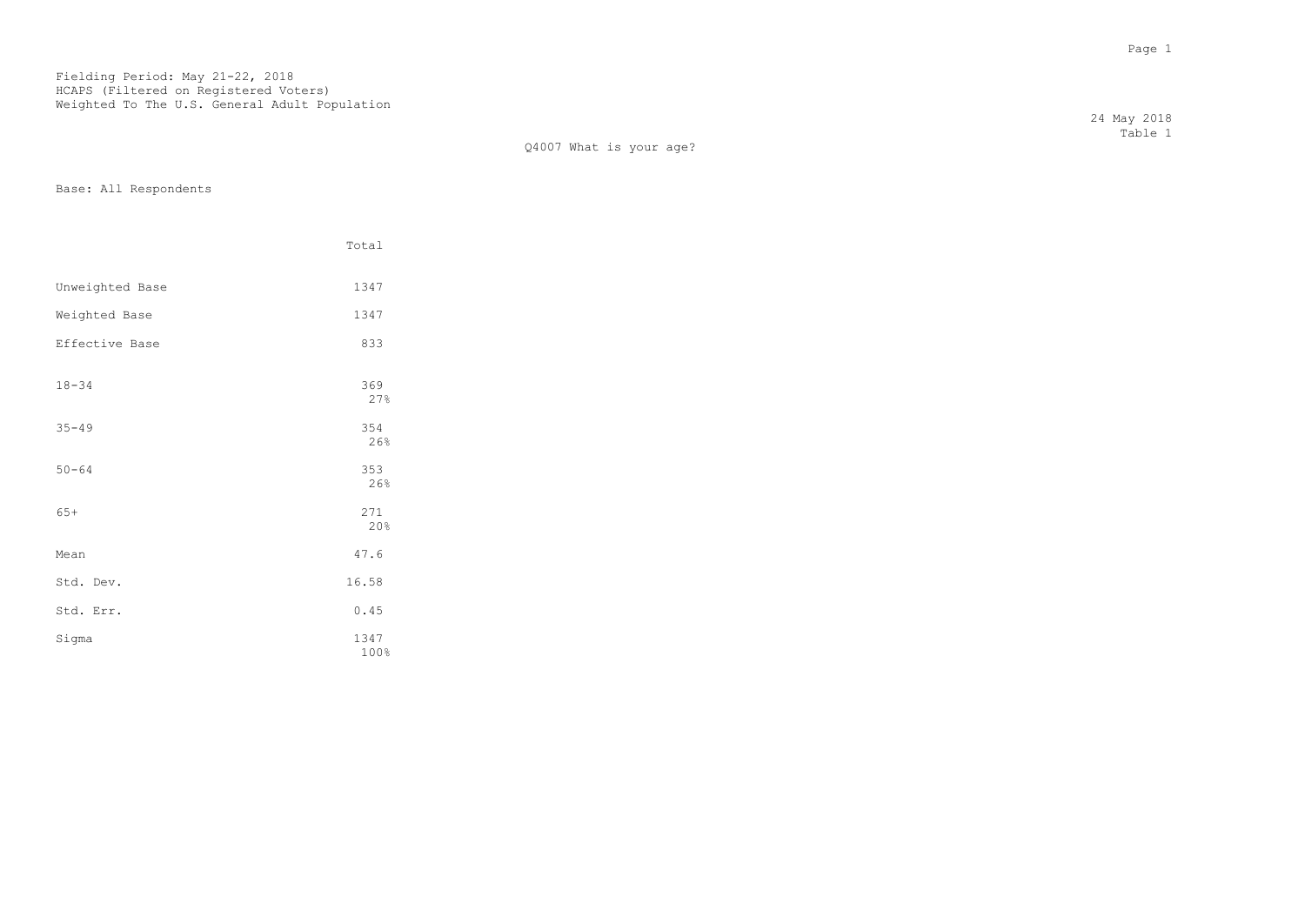Fielding Period: May 21-22, 2018
HCAPS (Filtered on Registered Voters)
Weighted To The U.S. General Adult Population

24 May 2018
Table 1

Q4007 What is your age?

Base: All Respondents

| | Total |
|---|---|
| Unweighted Base | 1347 |
| Weighted Base | 1347 |
| Effective Base | 833 |
| 18-34 | 369<br>27% |
| 35-49 | 354<br>26% |
| 50-64 | 353<br>26% |
| 65+ | 271<br>20% |
| Mean | 47.6 |
| Std. Dev. | 16.58 |
| Std. Err. | 0.45 |
| Sigma | 1347<br>100% |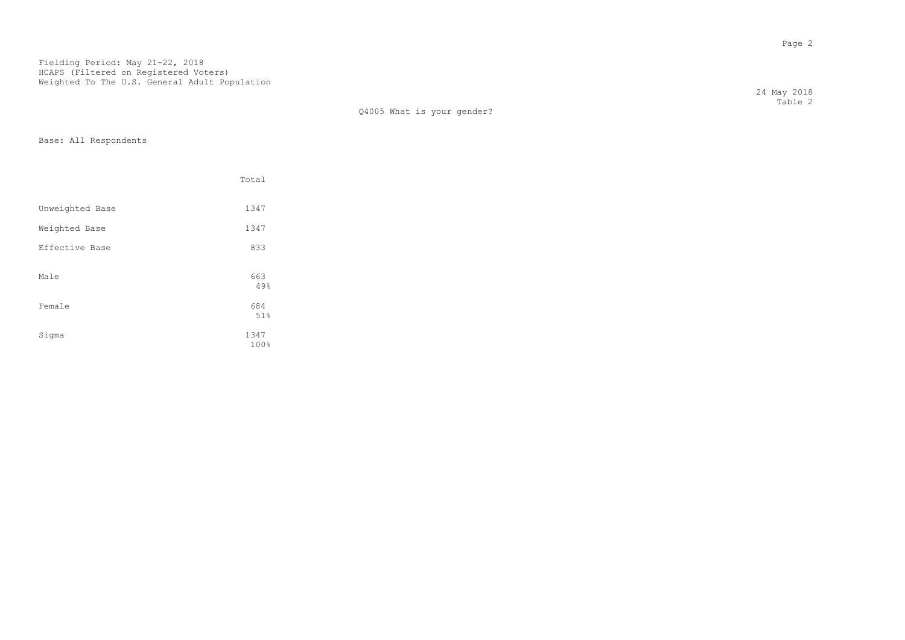Fielding Period: May 21-22, 2018
HCAPS (Filtered on Registered Voters)
Weighted To The U.S. General Adult Population

24 May 2018
Table 2

Q4005 What is your gender?

Base: All Respondents

| | Total |
|---|---|
| Unweighted Base | 1347 |
| Weighted Base | 1347 |
| Effective Base | 833 |
| Male | 663<br>49% |
| Female | 684<br>51% |
| Sigma | 1347<br>100% |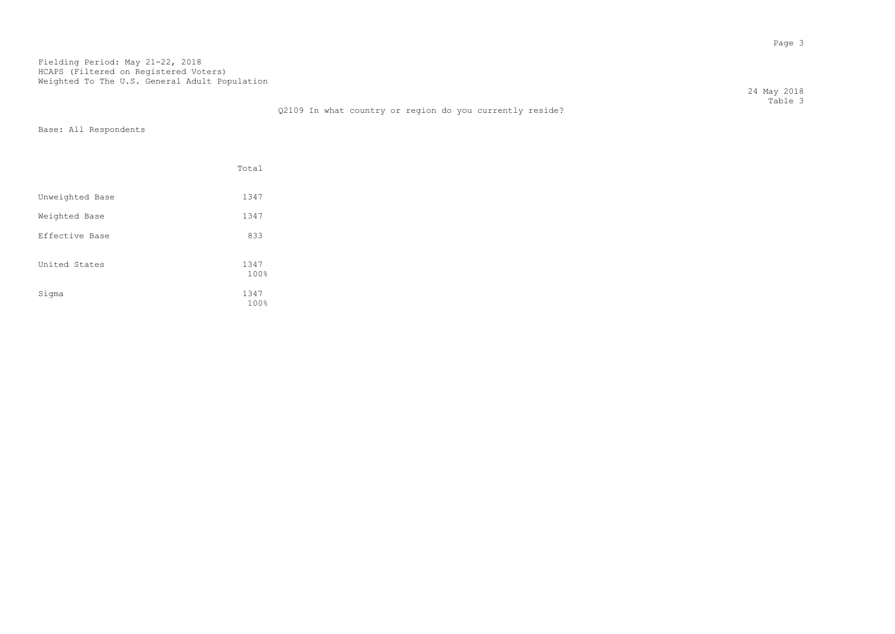Fielding Period: May 21-22, 2018
HCAPS (Filtered on Registered Voters)
Weighted To The U.S. General Adult Population

24 May 2018
Table 3

Q2109 In what country or region do you currently reside?

Base: All Respondents

| | Total |
|---|---|
| Unweighted Base | 1347 |
| Weighted Base | 1347 |
| Effective Base | 833 |
| United States | 1347<br>100% |
| Sigma | 1347<br>100% |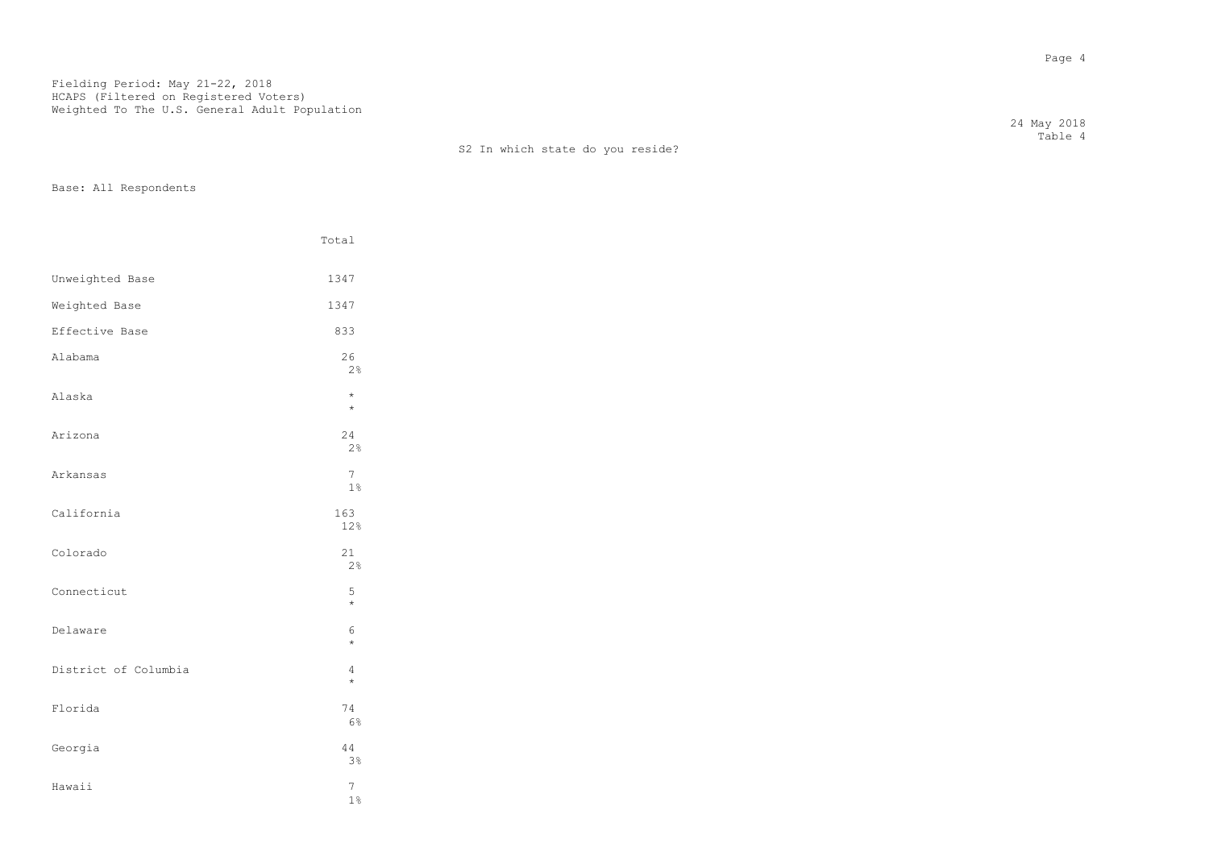Fielding Period: May 21-22, 2018
HCAPS (Filtered on Registered Voters)
Weighted To The U.S. General Adult Population

24 May 2018
Table 4

S2 In which state do you reside?

Base: All Respondents

| | Total |
|---|---|
| Unweighted Base | 1347 |
| Weighted Base | 1347 |
| Effective Base | 833 |
| Alabama | 26 |
| | 2% |
| Alaska | * |
| | * |
| Arizona | 24 |
| | 2% |
| Arkansas | 7 |
| | 1% |
| California | 163 |
| | 12% |
| Colorado | 21 |
| | 2% |
| Connecticut | 5 |
| | * |
| Delaware | 6 |
| | * |
| District of Columbia | 4 |
| | * |
| Florida | 74 |
| | 6% |
| Georgia | 44 |
| | 3% |
| Hawaii | 7 |
| | 1% |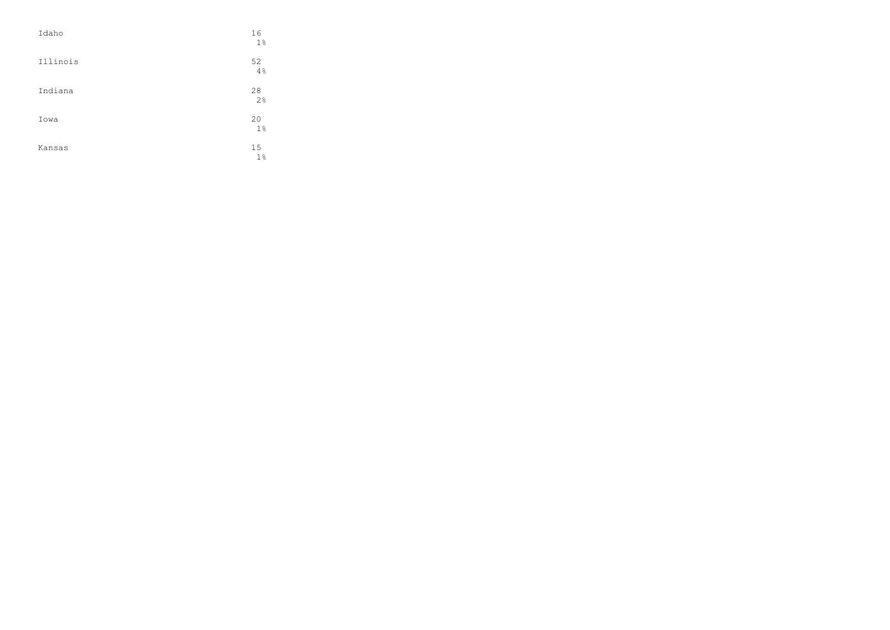| | |
|---|---|
| Idaho | 16<br>1% |
| Illinois | 52<br>4% |
| Indiana | 28<br>2% |
| Iowa | 20<br>1% |
| Kansas | 15<br>1% |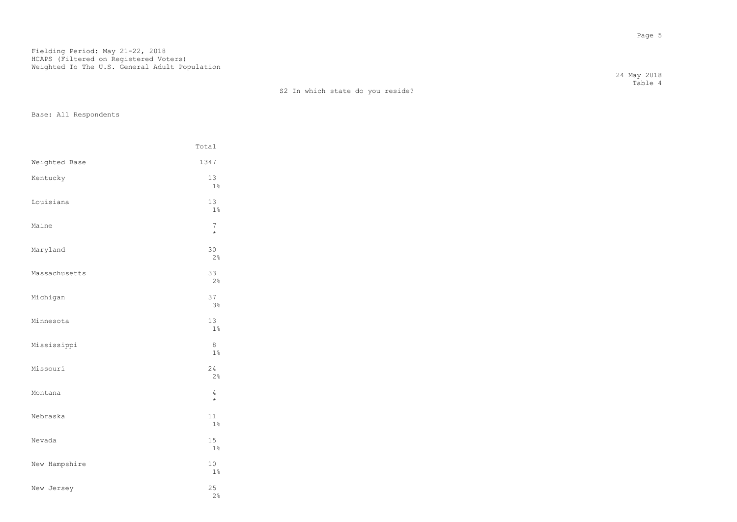Fielding Period: May 21-22, 2018
HCAPS (Filtered on Registered Voters)
Weighted To The U.S. General Adult Population

24 May 2018
Table 4

S2 In which state do you reside?

Base: All Respondents

| | Total |
|---|---|
| Weighted Base | 1347 |
| Kentucky | 13 |
| | 1% |
| Louisiana | 13 |
| | 1% |
| Maine | 7 |
| | * |
| Maryland | 30 |
| | 2% |
| Massachusetts | 33 |
| | 2% |
| Michigan | 37 |
| | 3% |
| Minnesota | 13 |
| | 1% |
| Mississippi | 8 |
| | 1% |
| Missouri | 24 |
| | 2% |
| Montana | 4 |
| | * |
| Nebraska | 11 |
| | 1% |
| Nevada | 15 |
| | 1% |
| New Hampshire | 10 |
| | 1% |
| New Jersey | 25 |
| | 2% |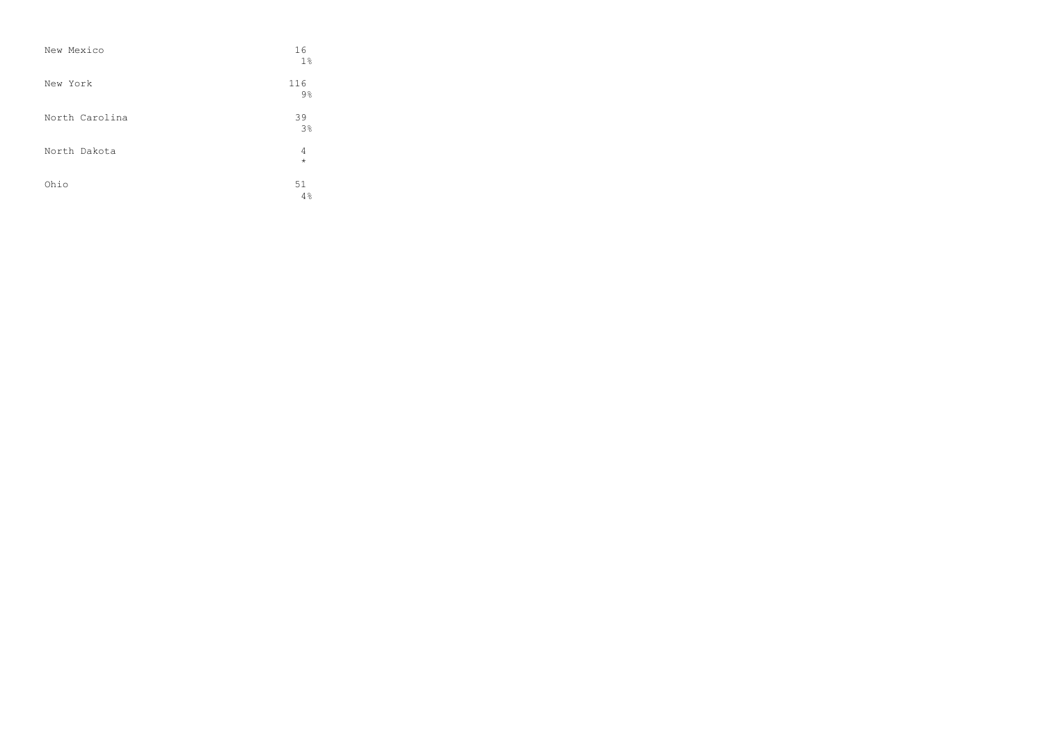| | |
|---|---|
| New Mexico | 16 |
| | 1% |
| New York | 116 |
| | 9% |
| North Carolina | 39 |
| | 3% |
| North Dakota | 4 |
| | * |
| Ohio | 51 |
| | 4% |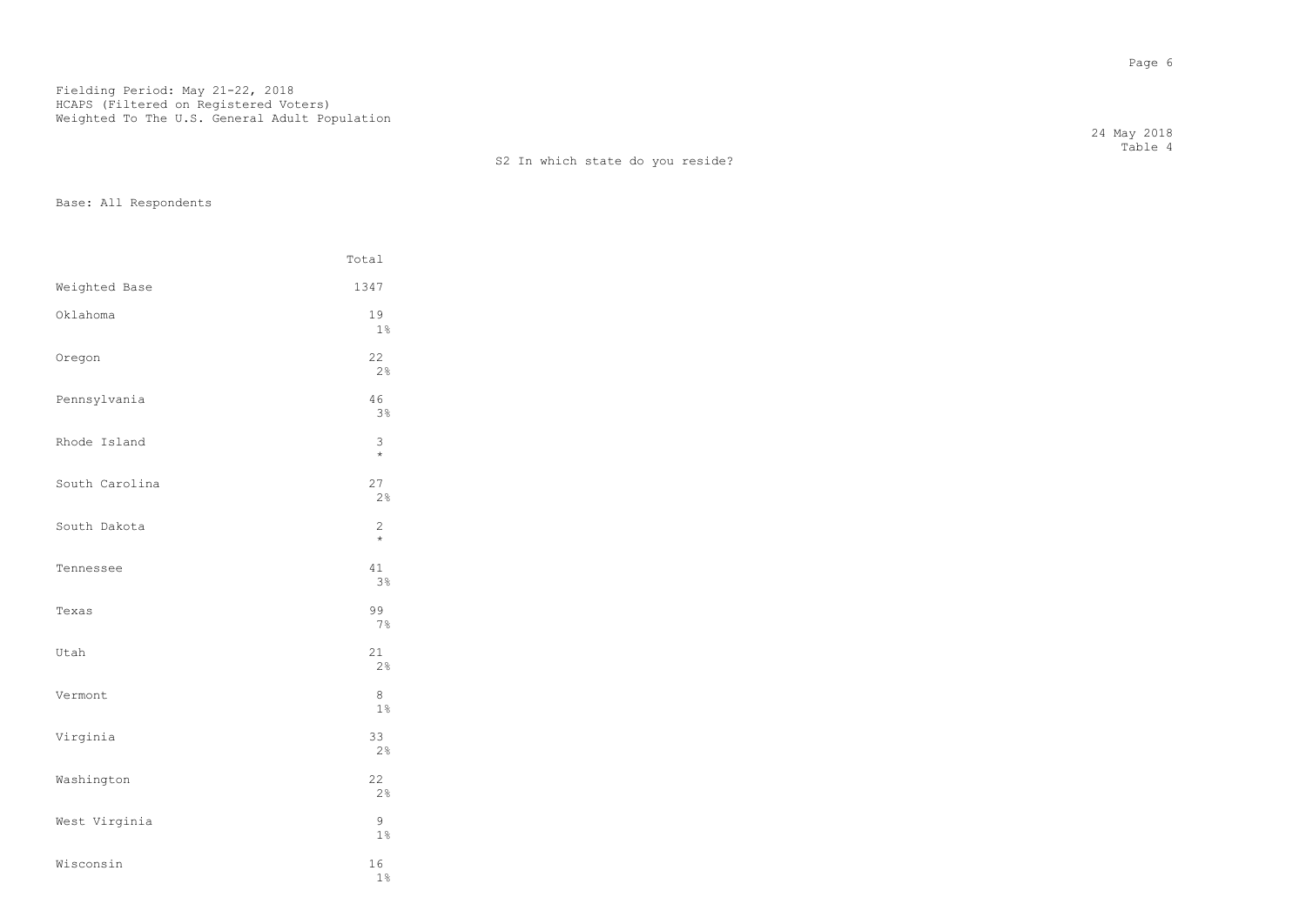Fielding Period: May 21-22, 2018
HCAPS (Filtered on Registered Voters)
Weighted To The U.S. General Adult Population

24 May 2018
Table 4

S2 In which state do you reside?

Base: All Respondents

| | Total |
|---|---|
| Weighted Base | 1347 |
| Oklahoma | 19<br>1% |
| Oregon | 22<br>2% |
| Pennsylvania | 46<br>3% |
| Rhode Island | 3<br>* |
| South Carolina | 27<br>2% |
| South Dakota | 2<br>* |
| Tennessee | 41<br>3% |
| Texas | 99<br>7% |
| Utah | 21<br>2% |
| Vermont | 8<br>1% |
| Virginia | 33<br>2% |
| Washington | 22<br>2% |
| West Virginia | 9<br>1% |
| Wisconsin | 16<br>1% |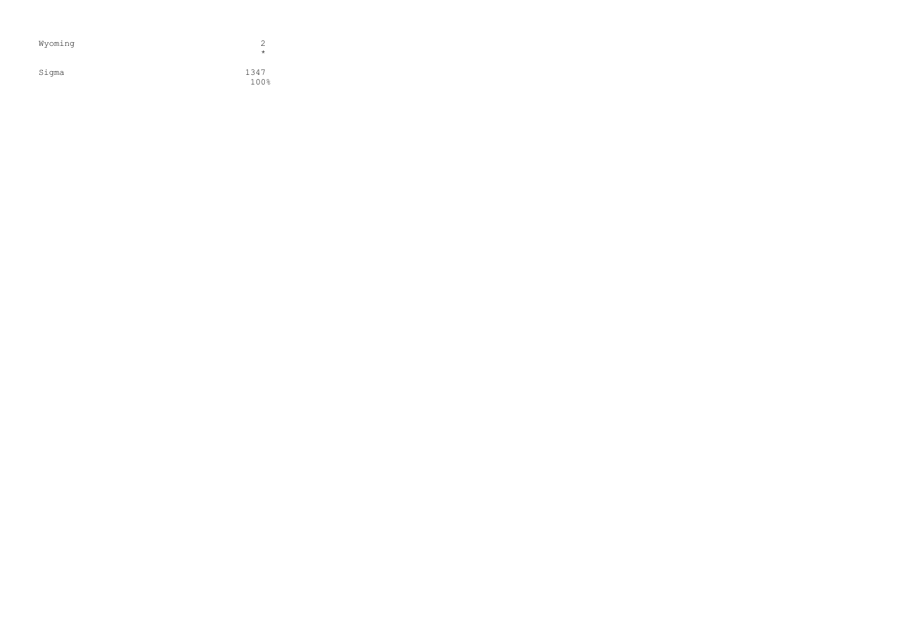| | |
|---|---|
| Wyoming | 2 |
| | * |
| Sigma | 1347 |
| | 100% |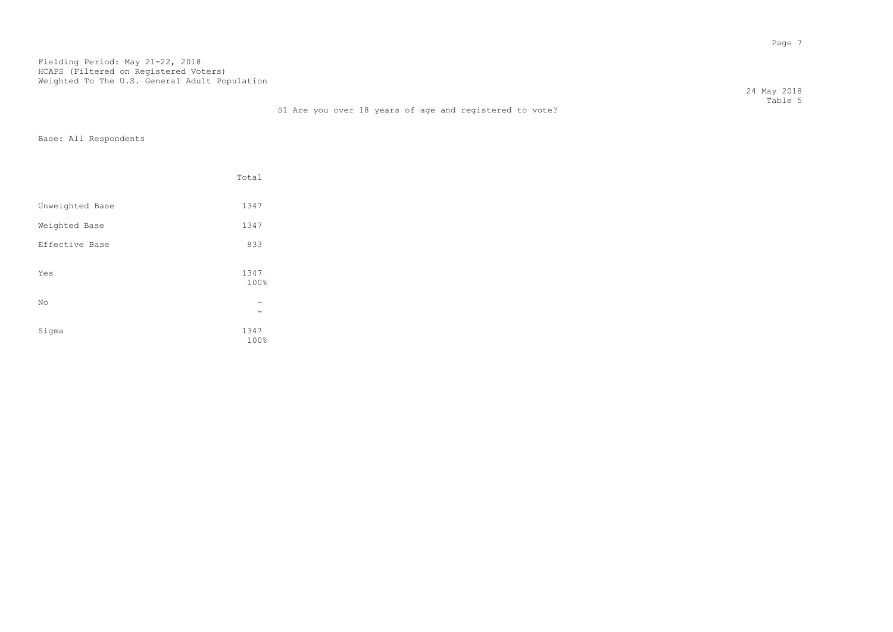Fielding Period: May 21-22, 2018
HCAPS (Filtered on Registered Voters)
Weighted To The U.S. General Adult Population

24 May 2018
Table 5

S1 Are you over 18 years of age and registered to vote?

Base: All Respondents

| | Total |
|---|---|
| Unweighted Base | 1347 |
| Weighted Base | 1347 |
| Effective Base | 833 |
| Yes | 1347<br>100% |
| No | -<br>- |
| Sigma | 1347<br>100% |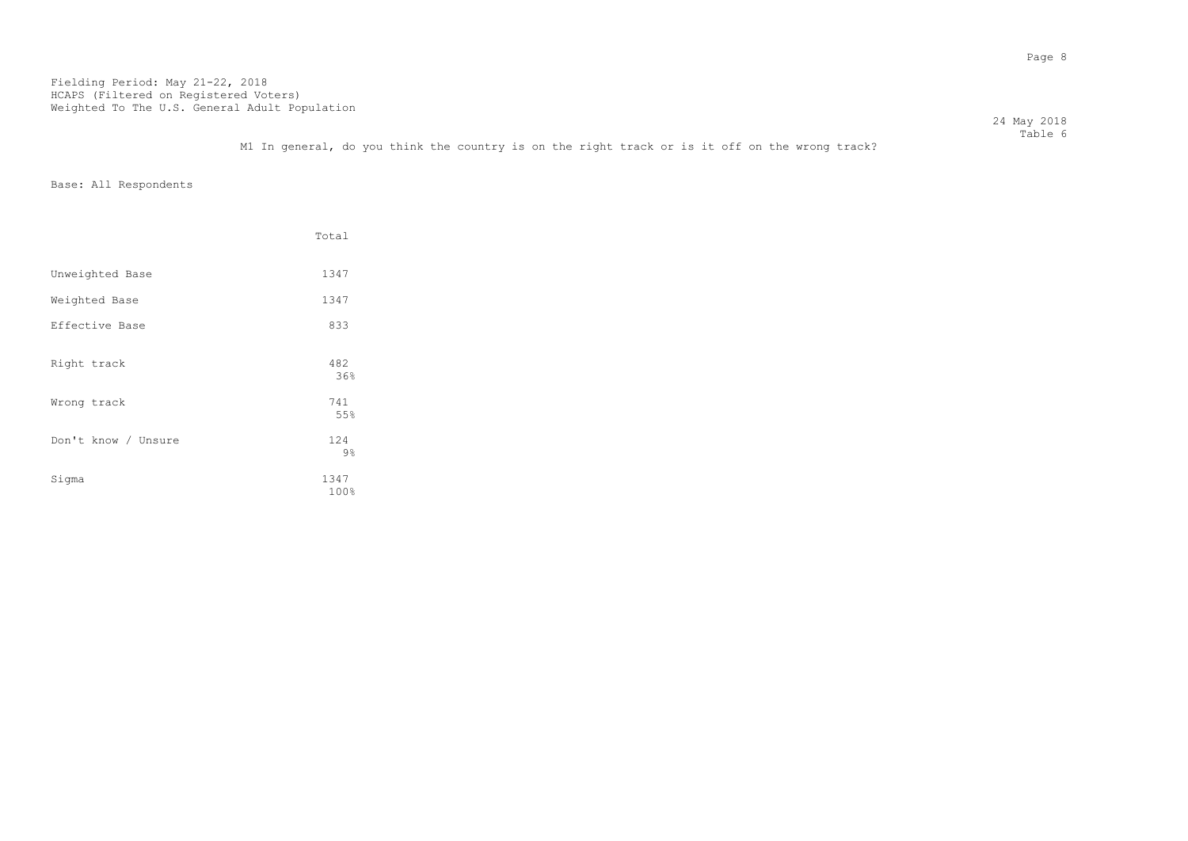Fielding Period: May 21-22, 2018
HCAPS (Filtered on Registered Voters)
Weighted To The U.S. General Adult Population

24 May 2018
Table 6

M1 In general, do you think the country is on the right track or is it off on the wrong track?

Base: All Respondents

| | Total |
|---|---|
| Unweighted Base | 1347 |
| Weighted Base | 1347 |
| Effective Base | 833 |
| Right track | 482<br>36% |
| Wrong track | 741<br>55% |
| Don't know / Unsure | 124<br>9% |
| Sigma | 1347<br>100% |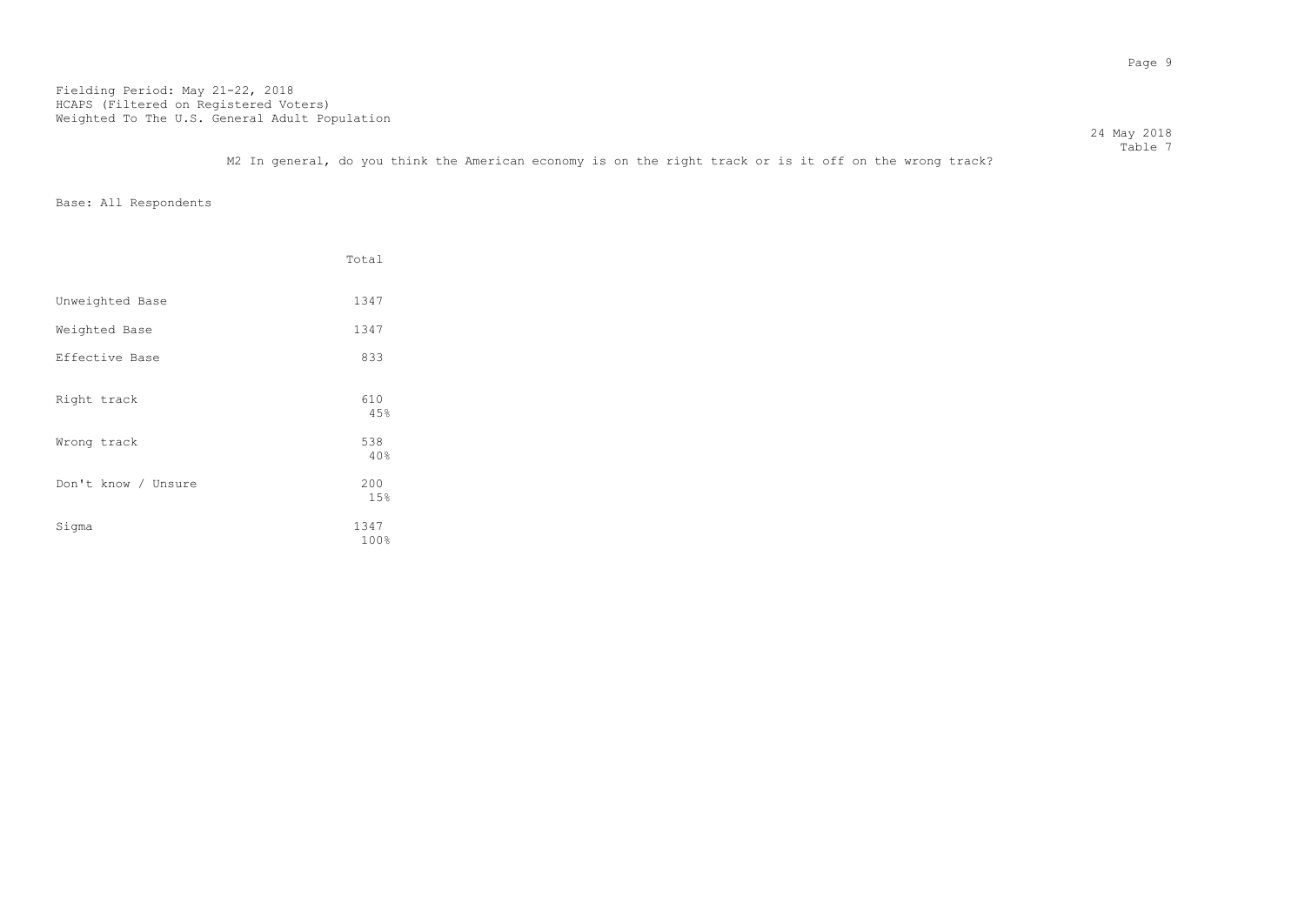Fielding Period: May 21-22, 2018
HCAPS (Filtered on Registered Voters)
Weighted To The U.S. General Adult Population

24 May 2018
Table 7

M2 In general, do you think the American economy is on the right track or is it off on the wrong track?

Base: All Respondents

| | Total |
|---|---|
| Unweighted Base | 1347 |
| Weighted Base | 1347 |
| Effective Base | 833 |
| Right track | 610<br>45% |
| Wrong track | 538<br>40% |
| Don't know / Unsure | 200<br>15% |
| Sigma | 1347<br>100% |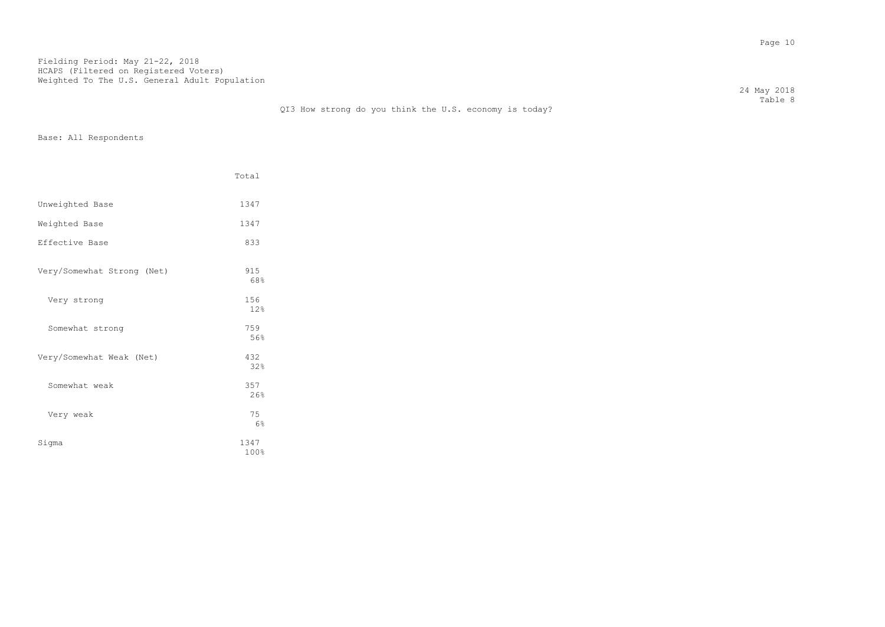Fielding Period: May 21-22, 2018
HCAPS (Filtered on Registered Voters)
Weighted To The U.S. General Adult Population

24 May 2018
Table 8

QI3 How strong do you think the U.S. economy is today?

Base: All Respondents

| | Total |
|---|---|
| Unweighted Base | 1347 |
| Weighted Base | 1347 |
| Effective Base | 833 |
| Very/Somewhat Strong (Net) | 915<br>68% |
| Very strong | 156<br>12% |
| Somewhat strong | 759<br>56% |
| Very/Somewhat Weak (Net) | 432<br>32% |
| Somewhat weak | 357<br>26% |
| Very weak | 75<br>6% |
| Sigma | 1347<br>100% |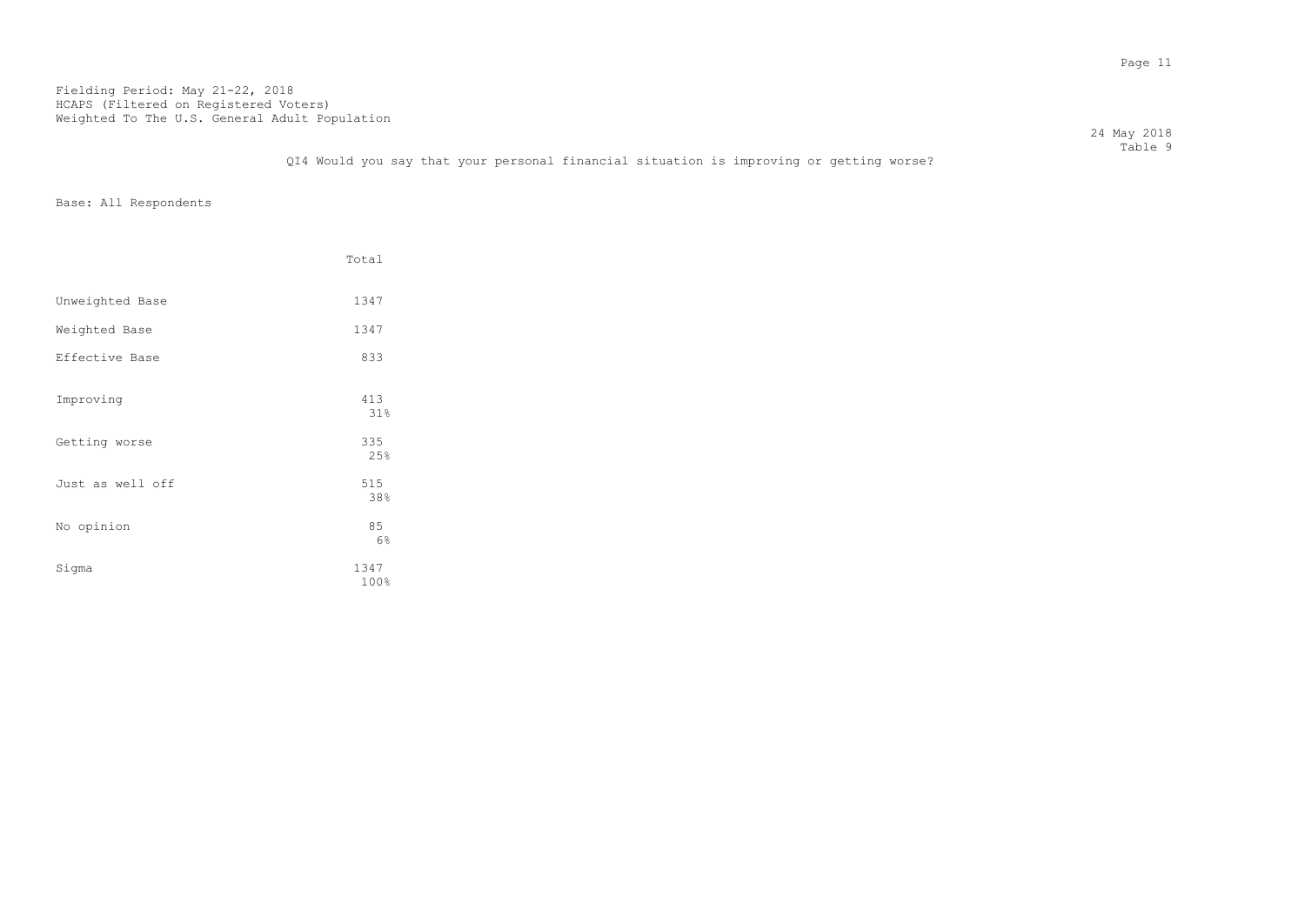Fielding Period: May 21-22, 2018
HCAPS (Filtered on Registered Voters)
Weighted To The U.S. General Adult Population

24 May 2018
Table 9

QI4 Would you say that your personal financial situation is improving or getting worse?

Base: All Respondents

| | Total |
|---|---|
| Unweighted Base | 1347 |
| Weighted Base | 1347 |
| Effective Base | 833 |
| Improving | 413<br>31% |
| Getting worse | 335<br>25% |
| Just as well off | 515<br>38% |
| No opinion | 85<br>6% |
| Sigma | 1347<br>100% |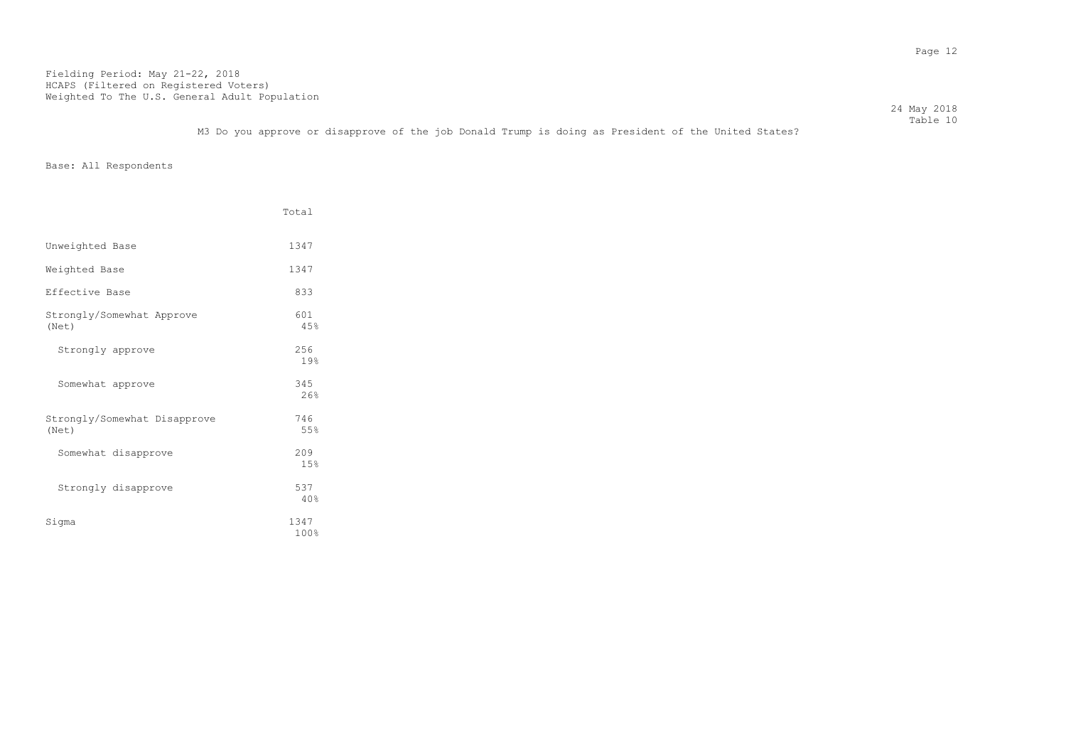Fielding Period: May 21-22, 2018
HCAPS (Filtered on Registered Voters)
Weighted To The U.S. General Adult Population

24 May 2018
Table 10

M3 Do you approve or disapprove of the job Donald Trump is doing as President of the United States?

Base: All Respondents

| | Total |
|---|---|
| Unweighted Base | 1347 |
| Weighted Base | 1347 |
| Effective Base | 833 |
| Strongly/Somewhat Approve (Net) | 601<br>45% |
| Strongly approve | 256<br>19% |
| Somewhat approve | 345<br>26% |
| Strongly/Somewhat Disapprove (Net) | 746<br>55% |
| Somewhat disapprove | 209<br>15% |
| Strongly disapprove | 537<br>40% |
| Sigma | 1347<br>100% |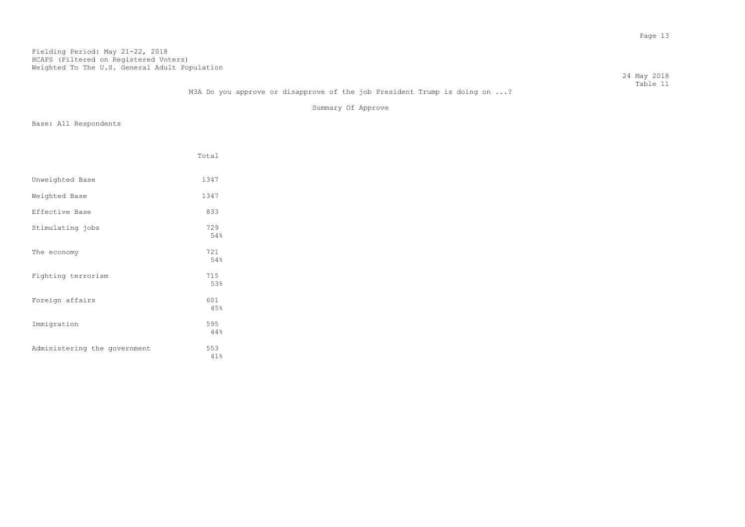Fielding Period: May 21-22, 2018
HCAPS (Filtered on Registered Voters)
Weighted To The U.S. General Adult Population

24 May 2018
Table 11

M3A Do you approve or disapprove of the job President Trump is doing on ...?

Summary Of Approve

Base: All Respondents

| | Total |
|---|---|
| Unweighted Base | 1347 |
| Weighted Base | 1347 |
| Effective Base | 833 |
| Stimulating jobs | 729<br>54% |
| The economy | 721<br>54% |
| Fighting terrorism | 715<br>53% |
| Foreign affairs | 601<br>45% |
| Immigration | 595<br>44% |
| Administering the government | 553<br>41% |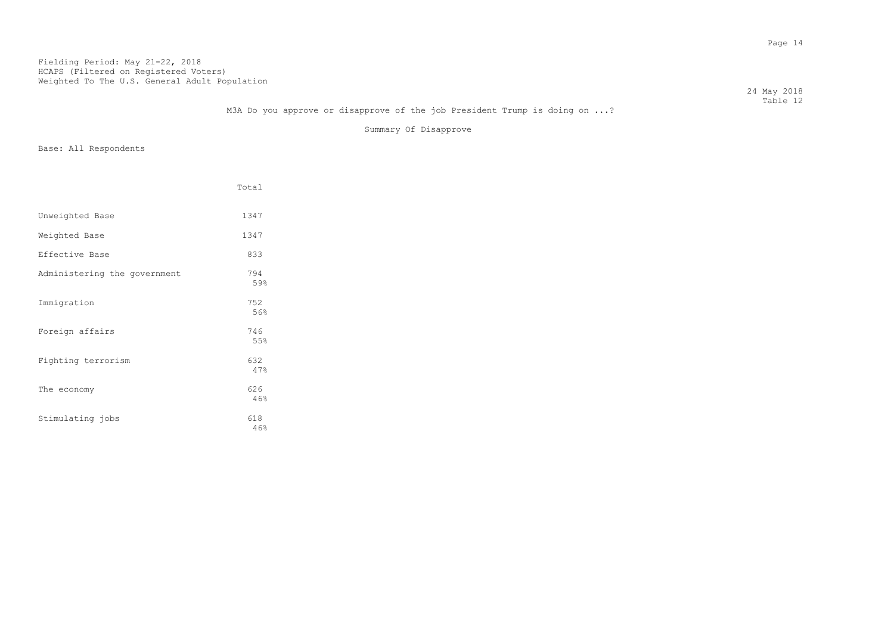Fielding Period: May 21-22, 2018
HCAPS (Filtered on Registered Voters)
Weighted To The U.S. General Adult Population

24 May 2018
Table 12

M3A Do you approve or disapprove of the job President Trump is doing on ...?

Summary Of Disapprove

Base: All Respondents

| | Total |
|---|---|
| Unweighted Base | 1347 |
| Weighted Base | 1347 |
| Effective Base | 833 |
| Administering the government | 794<br>59% |
| Immigration | 752<br>56% |
| Foreign affairs | 746<br>55% |
| Fighting terrorism | 632<br>47% |
| The economy | 626<br>46% |
| Stimulating jobs | 618<br>46% |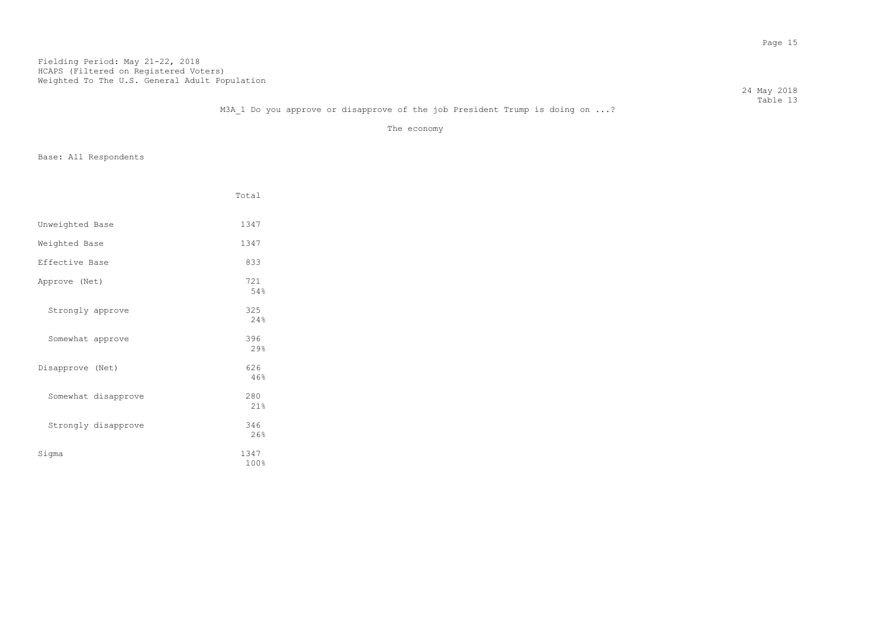Fielding Period: May 21-22, 2018
HCAPS (Filtered on Registered Voters)
Weighted To The U.S. General Adult Population

24 May 2018
Table 13

M3A_1 Do you approve or disapprove of the job President Trump is doing on ...?

The economy

Base: All Respondents

| | Total |
|---|---|
| Unweighted Base | 1347 |
| Weighted Base | 1347 |
| Effective Base | 833 |
| Approve (Net) | 721<br>54% |
| Strongly approve | 325<br>24% |
| Somewhat approve | 396<br>29% |
| Disapprove (Net) | 626<br>46% |
| Somewhat disapprove | 280<br>21% |
| Strongly disapprove | 346<br>26% |
| Sigma | 1347<br>100% |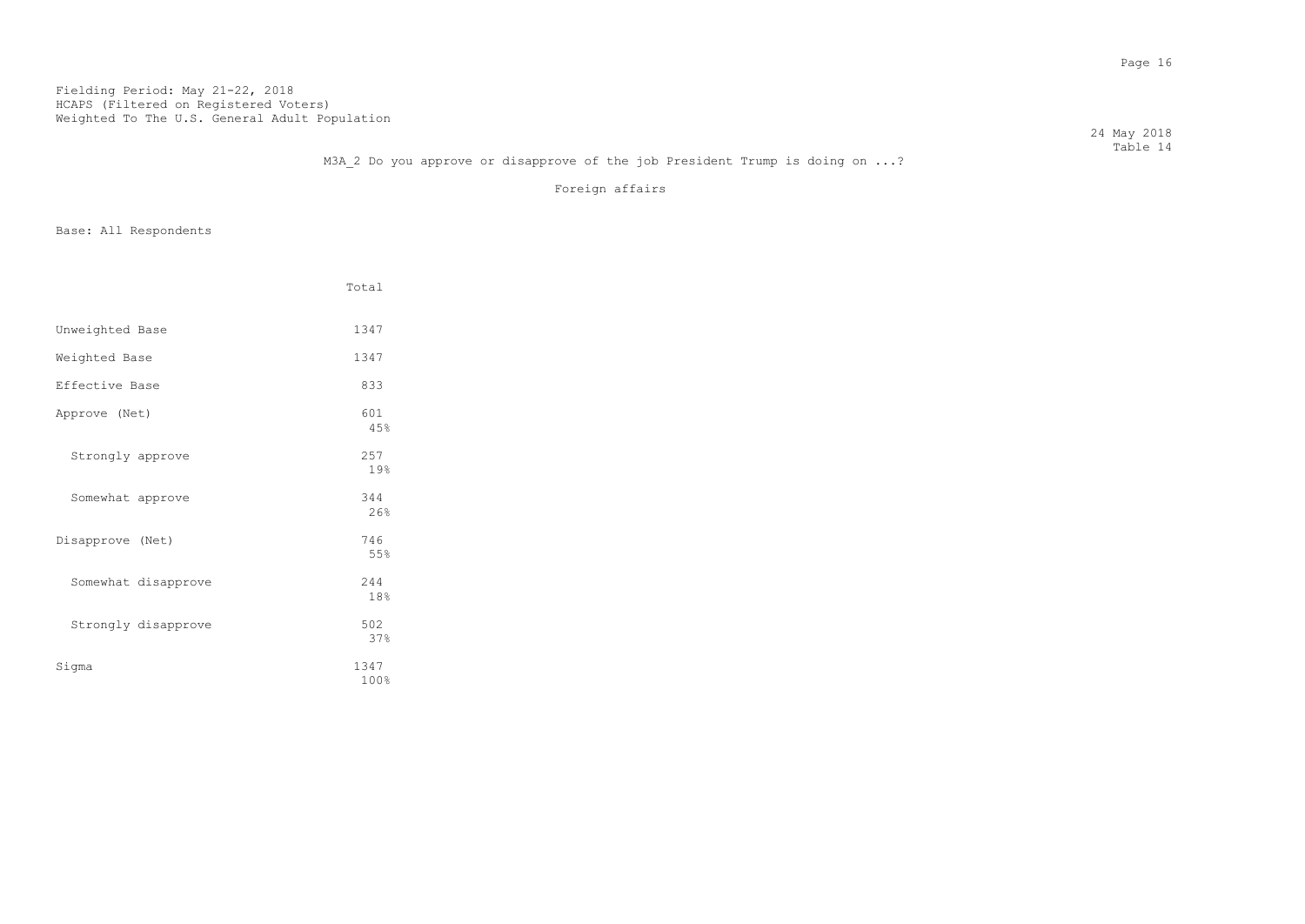Fielding Period: May 21-22, 2018
HCAPS (Filtered on Registered Voters)
Weighted To The U.S. General Adult Population

24 May 2018
Table 14

M3A_2 Do you approve or disapprove of the job President Trump is doing on ...?

Foreign affairs

Base: All Respondents

| | Total |
|---|---|
| Unweighted Base | 1347 |
| Weighted Base | 1347 |
| Effective Base | 833 |
| Approve (Net) | 601<br>45% |
| Strongly approve | 257<br>19% |
| Somewhat approve | 344<br>26% |
| Disapprove (Net) | 746<br>55% |
| Somewhat disapprove | 244<br>18% |
| Strongly disapprove | 502<br>37% |
| Sigma | 1347<br>100% |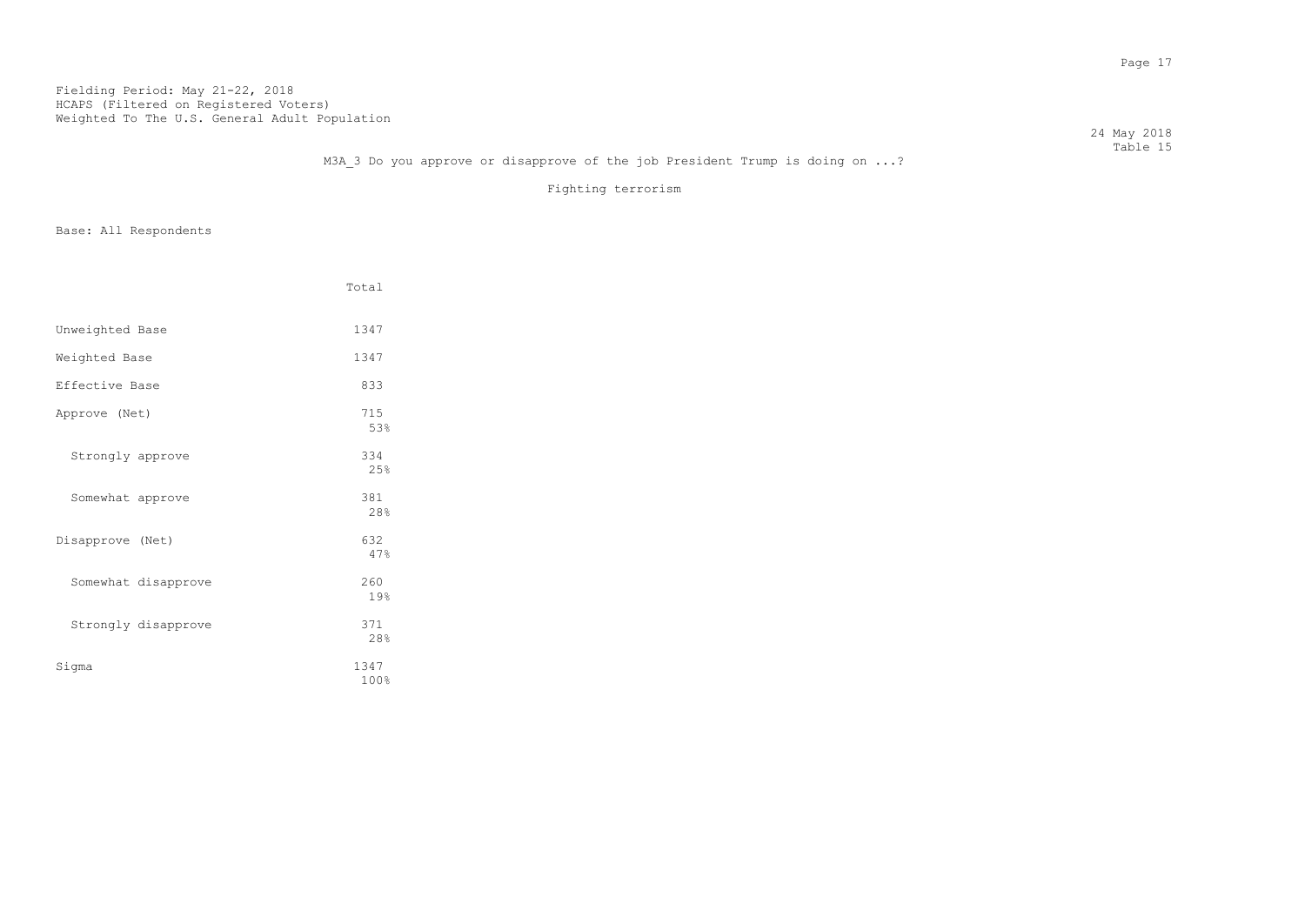Fielding Period: May 21-22, 2018
HCAPS (Filtered on Registered Voters)
Weighted To The U.S. General Adult Population

24 May 2018
Table 15

M3A_3 Do you approve or disapprove of the job President Trump is doing on ...?

Fighting terrorism

Base: All Respondents

| | Total |
|---|---|
| Unweighted Base | 1347 |
| Weighted Base | 1347 |
| Effective Base | 833 |
| Approve (Net) | 715<br>53% |
| Strongly approve | 334<br>25% |
| Somewhat approve | 381<br>28% |
| Disapprove (Net) | 632<br>47% |
| Somewhat disapprove | 260<br>19% |
| Strongly disapprove | 371<br>28% |
| Sigma | 1347<br>100% |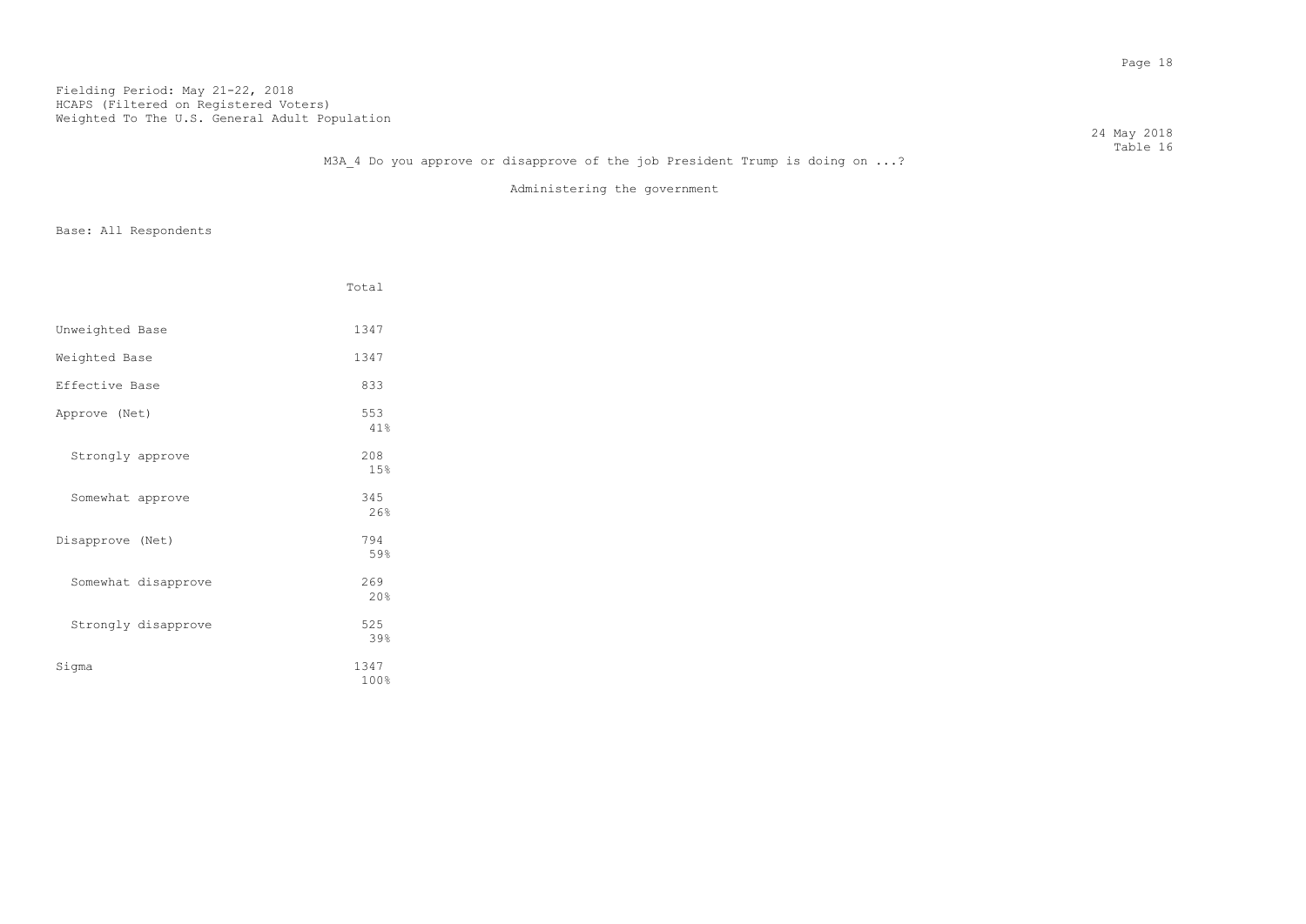Fielding Period: May 21-22, 2018
HCAPS (Filtered on Registered Voters)
Weighted To The U.S. General Adult Population

24 May 2018
Table 16

M3A_4 Do you approve or disapprove of the job President Trump is doing on ...?

Administering the government

Base: All Respondents

| | Total |
|---|---|
| Unweighted Base | 1347 |
| Weighted Base | 1347 |
| Effective Base | 833 |
| Approve (Net) | 553<br>41% |
| Strongly approve | 208<br>15% |
| Somewhat approve | 345<br>26% |
| Disapprove (Net) | 794<br>59% |
| Somewhat disapprove | 269<br>20% |
| Strongly disapprove | 525<br>39% |
| Sigma | 1347<br>100% |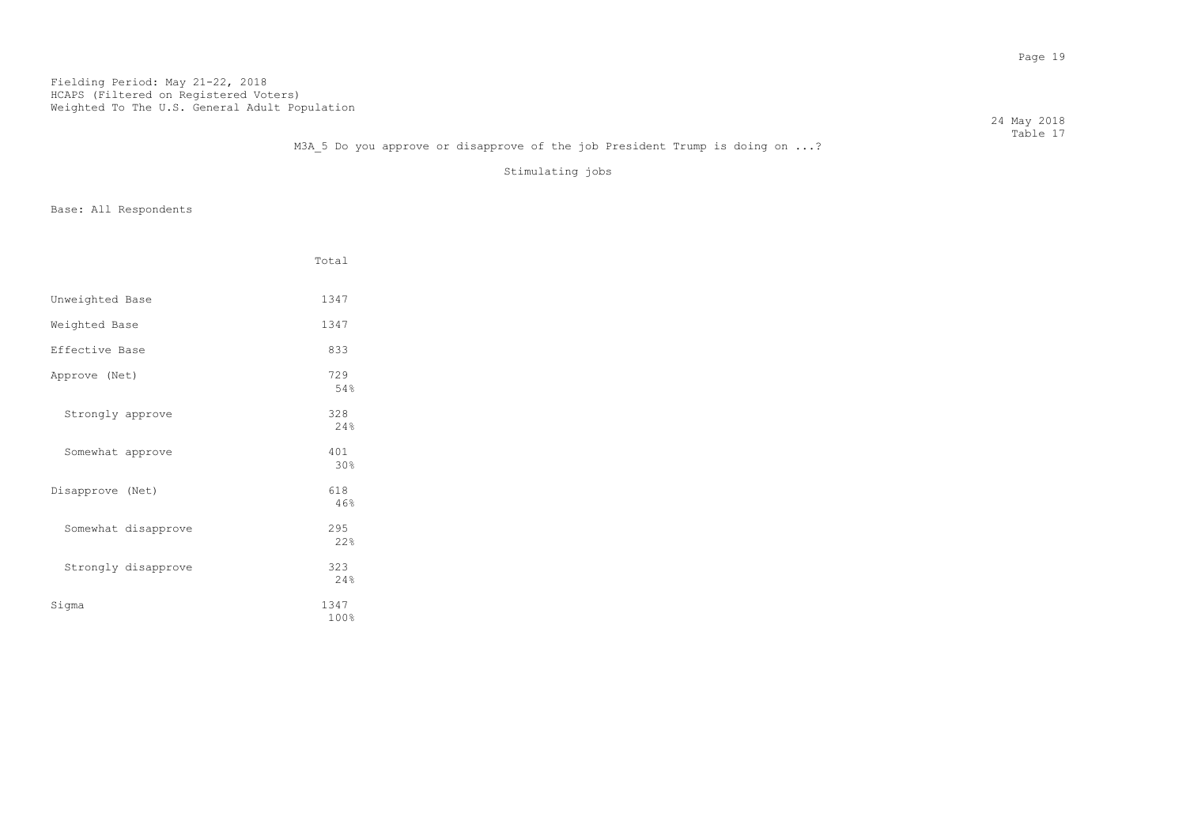Fielding Period: May 21-22, 2018
HCAPS (Filtered on Registered Voters)
Weighted To The U.S. General Adult Population

24 May 2018
Table 17

M3A_5 Do you approve or disapprove of the job President Trump is doing on ...?

Stimulating jobs

Base: All Respondents

| | Total |
|---|---|
| Unweighted Base | 1347 |
| Weighted Base | 1347 |
| Effective Base | 833 |
| Approve (Net) | 729<br>54% |
| Strongly approve | 328<br>24% |
| Somewhat approve | 401<br>30% |
| Disapprove (Net) | 618<br>46% |
| Somewhat disapprove | 295<br>22% |
| Strongly disapprove | 323<br>24% |
| Sigma | 1347<br>100% |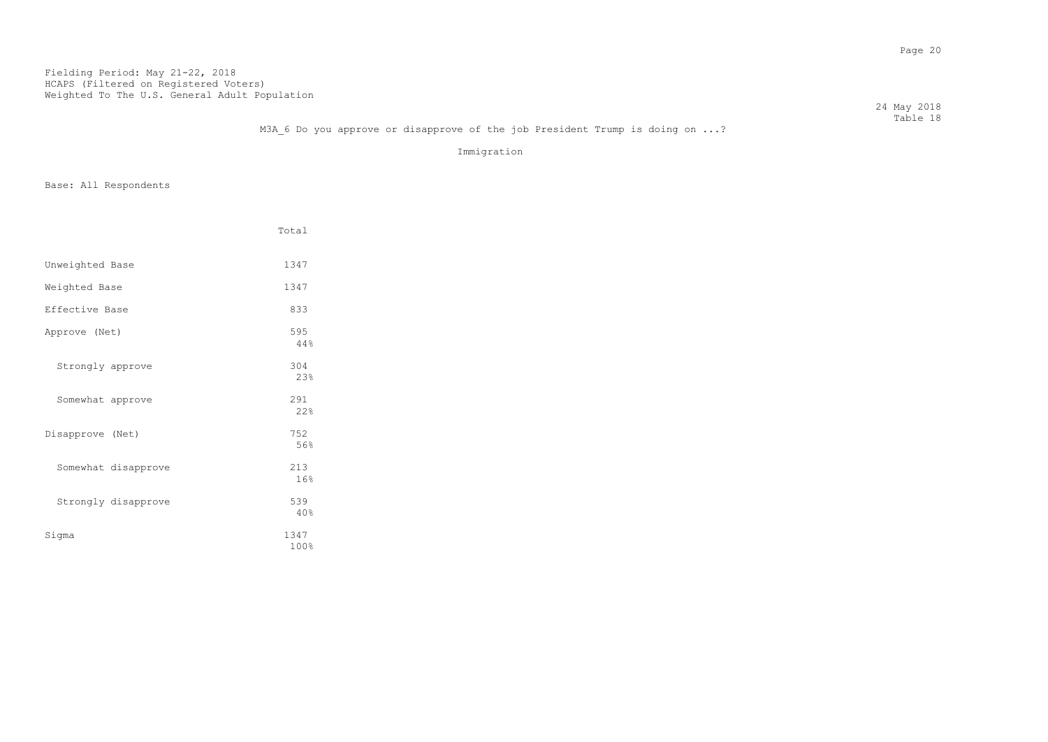Fielding Period: May 21-22, 2018
HCAPS (Filtered on Registered Voters)
Weighted To The U.S. General Adult Population

24 May 2018
Table 18

M3A_6 Do you approve or disapprove of the job President Trump is doing on ...?

Immigration

Base: All Respondents

| | Total |
|---|---|
| Unweighted Base | 1347 |
| Weighted Base | 1347 |
| Effective Base | 833 |
| Approve (Net) | 595<br>44% |
| Strongly approve | 304<br>23% |
| Somewhat approve | 291<br>22% |
| Disapprove (Net) | 752<br>56% |
| Somewhat disapprove | 213<br>16% |
| Strongly disapprove | 539<br>40% |
| Sigma | 1347<br>100% |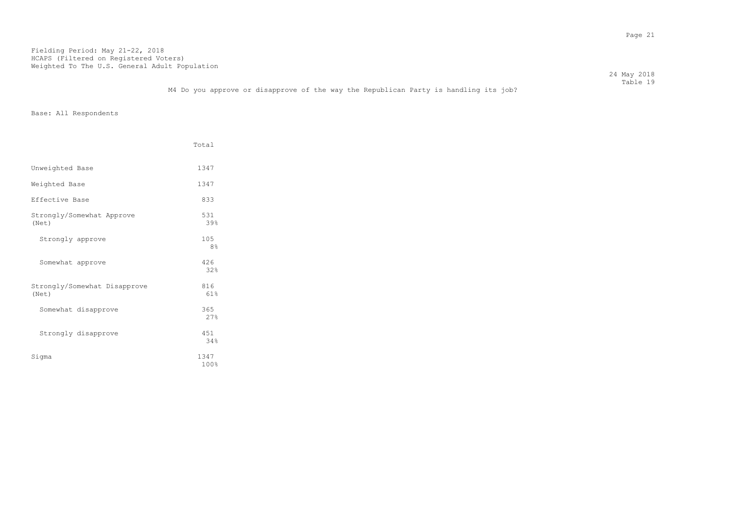Fielding Period: May 21-22, 2018
HCAPS (Filtered on Registered Voters)
Weighted To The U.S. General Adult Population

24 May 2018
Table 19

M4 Do you approve or disapprove of the way the Republican Party is handling its job?

Base: All Respondents

| | Total |
|---|---|
| Unweighted Base | 1347 |
| Weighted Base | 1347 |
| Effective Base | 833 |
| Strongly/Somewhat Approve (Net) | 531<br>39% |
| Strongly approve | 105<br>8% |
| Somewhat approve | 426<br>32% |
| Strongly/Somewhat Disapprove (Net) | 816<br>61% |
| Somewhat disapprove | 365<br>27% |
| Strongly disapprove | 451<br>34% |
| Sigma | 1347<br>100% |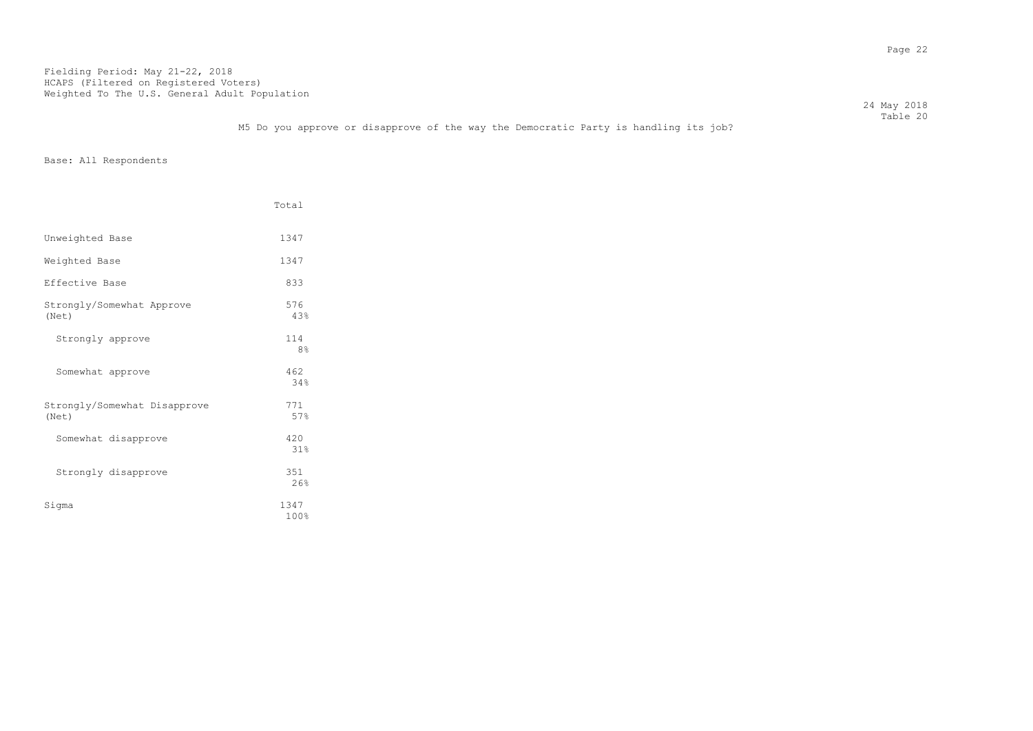Fielding Period: May 21-22, 2018
HCAPS (Filtered on Registered Voters)
Weighted To The U.S. General Adult Population

24 May 2018
Table 20

M5 Do you approve or disapprove of the way the Democratic Party is handling its job?

Base: All Respondents

| | Total |
|---|---|
| Unweighted Base | 1347 |
| Weighted Base | 1347 |
| Effective Base | 833 |
| Strongly/Somewhat Approve (Net) | 576<br>43% |
| Strongly approve | 114<br>8% |
| Somewhat approve | 462<br>34% |
| Strongly/Somewhat Disapprove (Net) | 771<br>57% |
| Somewhat disapprove | 420<br>31% |
| Strongly disapprove | 351<br>26% |
| Sigma | 1347<br>100% |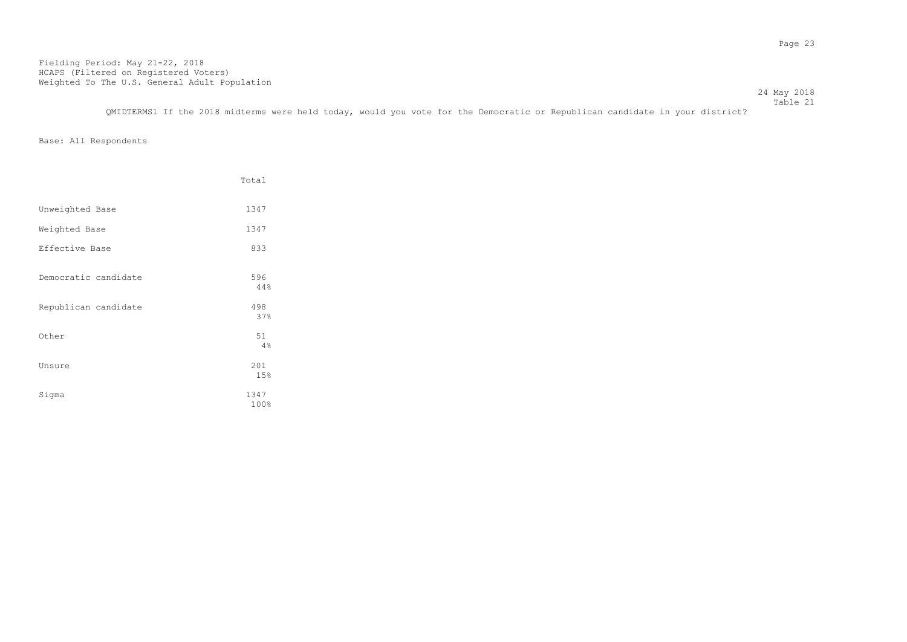Fielding Period: May 21-22, 2018
HCAPS (Filtered on Registered Voters)
Weighted To The U.S. General Adult Population

24 May 2018
Table 21

QMIDTERMS1 If the 2018 midterms were held today, would you vote for the Democratic or Republican candidate in your district?

Base: All Respondents

| | Total |
|---|---|
| Unweighted Base | 1347 |
| Weighted Base | 1347 |
| Effective Base | 833 |
| Democratic candidate | 596<br>44% |
| Republican candidate | 498<br>37% |
| Other | 51<br>4% |
| Unsure | 201<br>15% |
| Sigma | 1347<br>100% |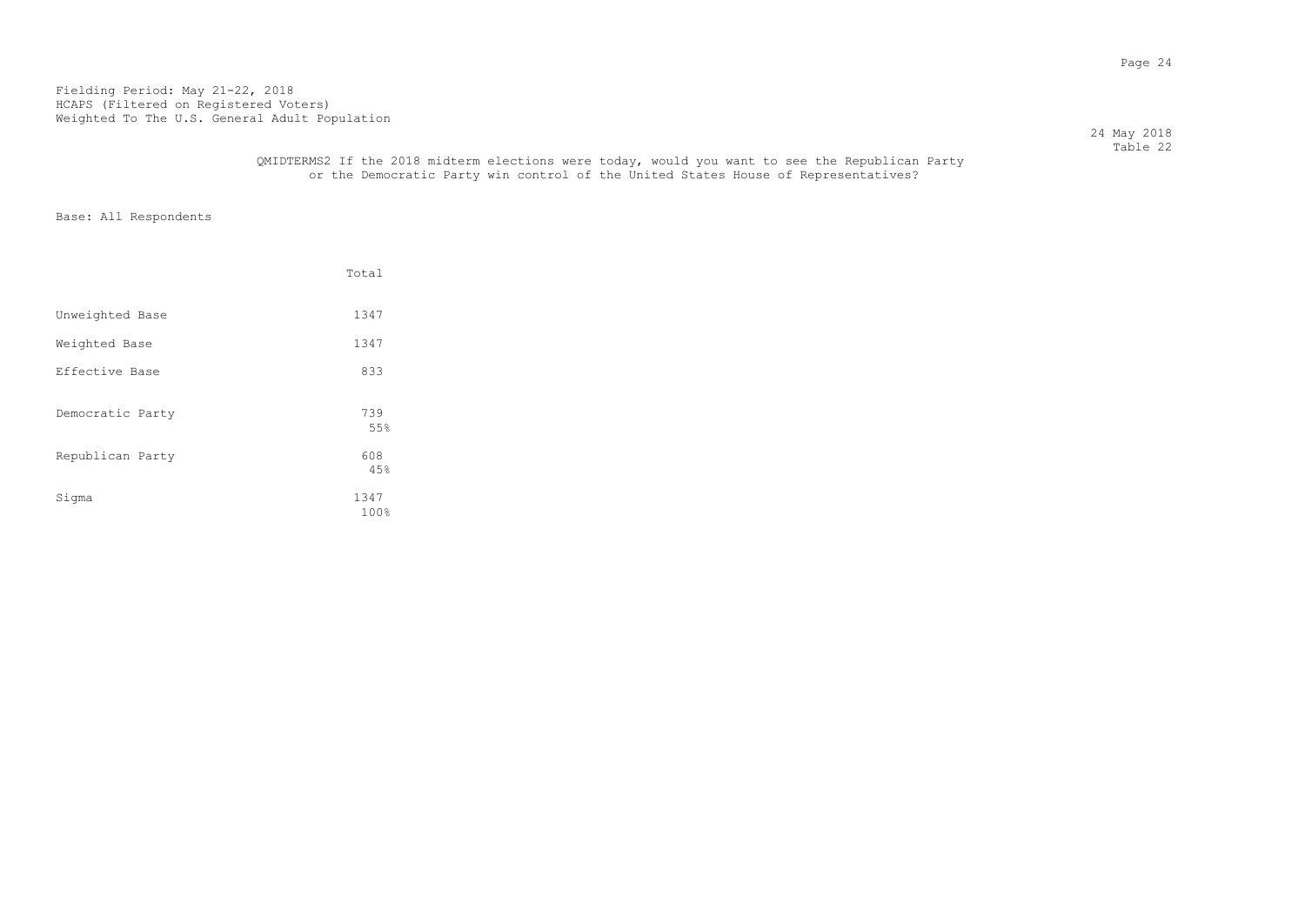Fielding Period: May 21-22, 2018
HCAPS (Filtered on Registered Voters)
Weighted To The U.S. General Adult Population

24 May 2018
Table 22

QMIDTERMS2 If the 2018 midterm elections were today, would you want to see the Republican Party or the Democratic Party win control of the United States House of Representatives?

Base: All Respondents

| | Total |
|---|---|
| Unweighted Base | 1347 |
| Weighted Base | 1347 |
| Effective Base | 833 |
| Democratic Party | 739<br>55% |
| Republican Party | 608<br>45% |
| Sigma | 1347<br>100% |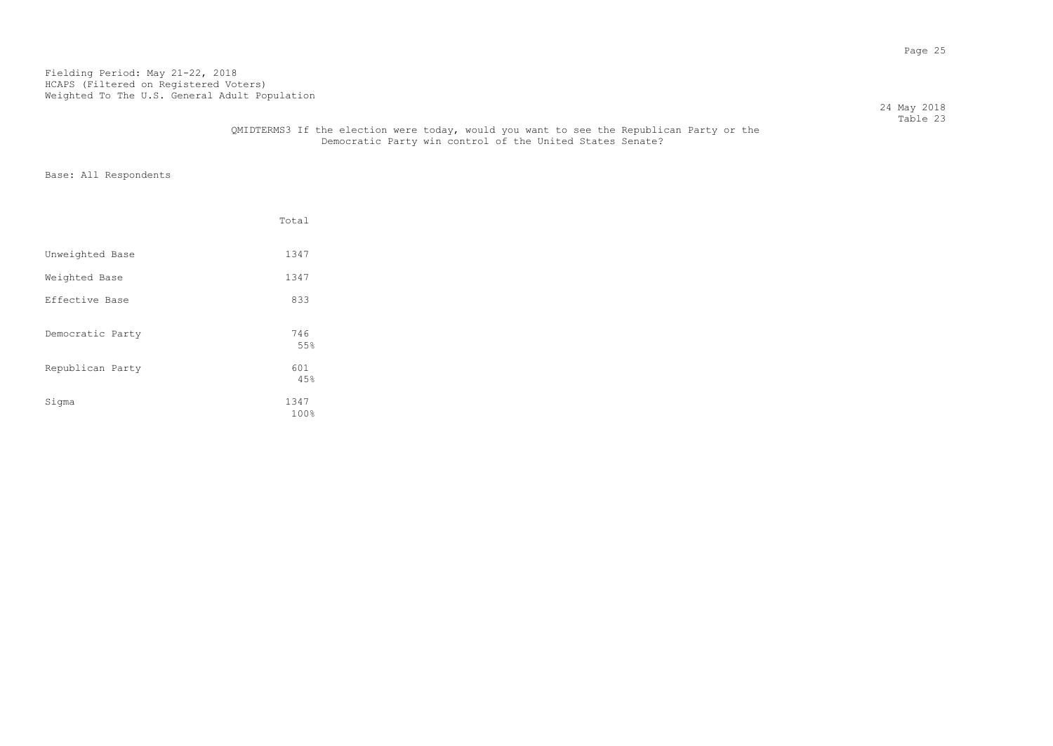Fielding Period: May 21-22, 2018
HCAPS (Filtered on Registered Voters)
Weighted To The U.S. General Adult Population

24 May 2018
Table 23

QMIDTERMS3 If the election were today, would you want to see the Republican Party or the Democratic Party win control of the United States Senate?

Base: All Respondents

| | Total |
|---|---|
| Unweighted Base | 1347 |
| Weighted Base | 1347 |
| Effective Base | 833 |
| Democratic Party | 746<br>55% |
| Republican Party | 601<br>45% |
| Sigma | 1347<br>100% |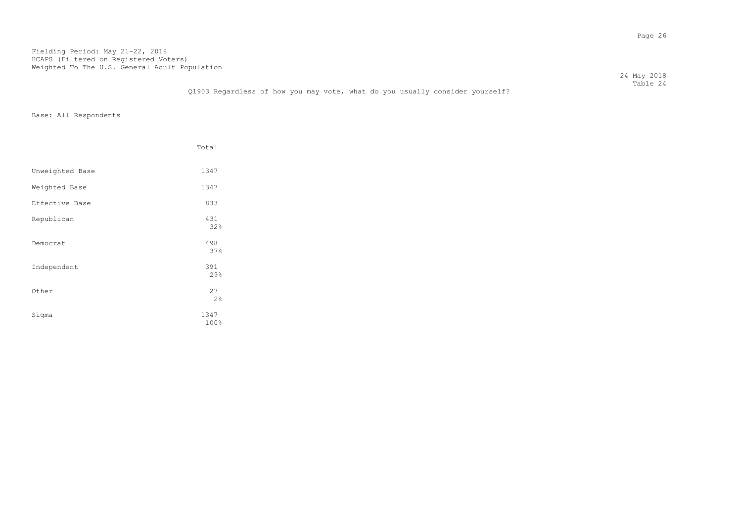Fielding Period: May 21-22, 2018
HCAPS (Filtered on Registered Voters)
Weighted To The U.S. General Adult Population

24 May 2018
Table 24

Q1903 Regardless of how you may vote, what do you usually consider yourself?

Base: All Respondents

| | Total |
|---|---|
| Unweighted Base | 1347 |
| Weighted Base | 1347 |
| Effective Base | 833 |
| Republican | 431<br>32% |
| Democrat | 498<br>37% |
| Independent | 391<br>29% |
| Other | 27<br>2% |
| Sigma | 1347<br>100% |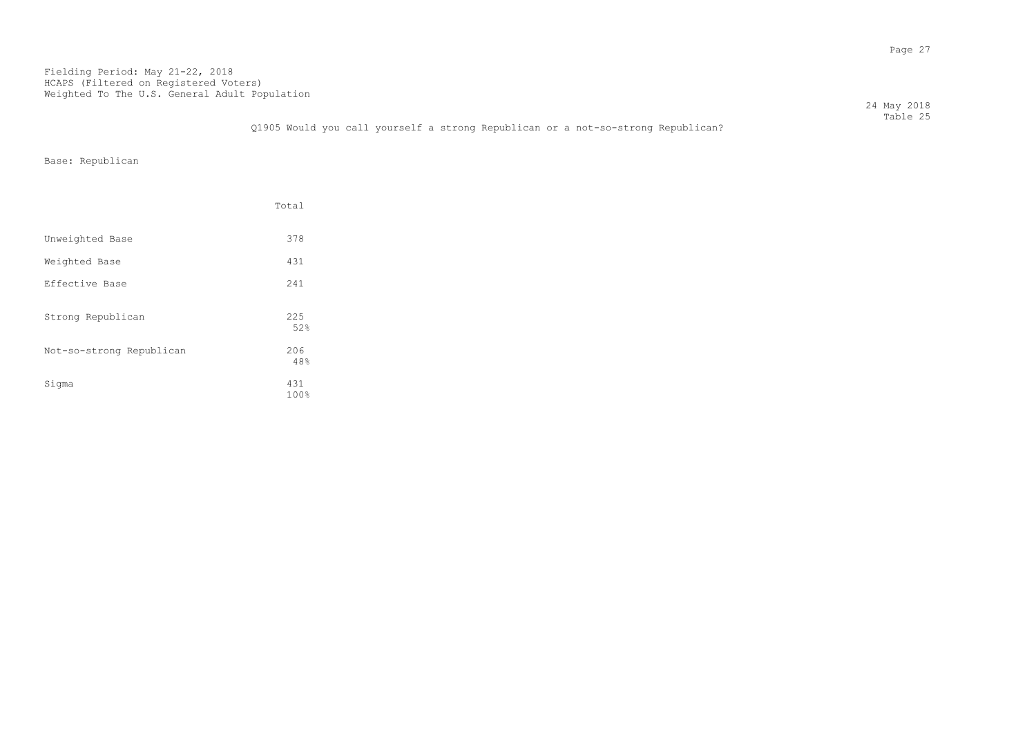Fielding Period: May 21-22, 2018
HCAPS (Filtered on Registered Voters)
Weighted To The U.S. General Adult Population

24 May 2018
Table 25

Q1905 Would you call yourself a strong Republican or a not-so-strong Republican?

Base: Republican

| | Total |
|---|---|
| Unweighted Base | 378 |
| Weighted Base | 431 |
| Effective Base | 241 |
| Strong Republican | 225<br>52% |
| Not-so-strong Republican | 206<br>48% |
| Sigma | 431<br>100% |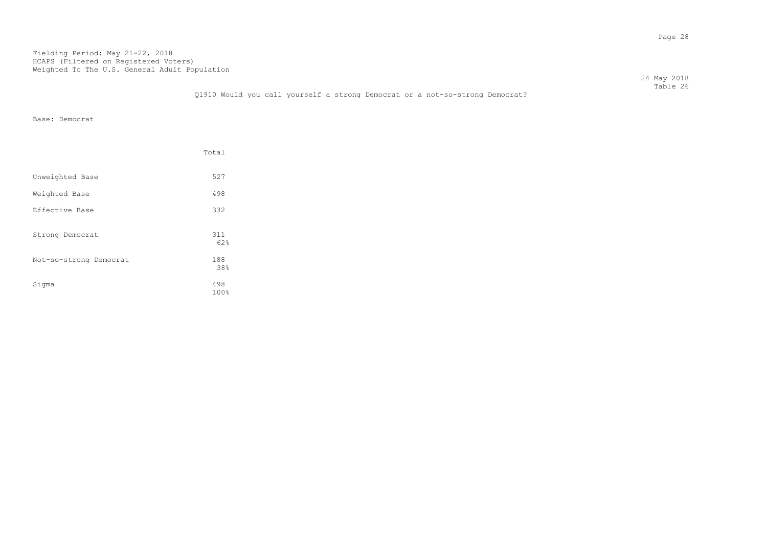Fielding Period: May 21-22, 2018
HCAPS (Filtered on Registered Voters)
Weighted To The U.S. General Adult Population

24 May 2018
Table 26

Q1910 Would you call yourself a strong Democrat or a not-so-strong Democrat?

Base: Democrat

| | Total |
|---|---|
| Unweighted Base | 527 |
| Weighted Base | 498 |
| Effective Base | 332 |
| Strong Democrat | 311<br>62% |
| Not-so-strong Democrat | 188<br>38% |
| Sigma | 498<br>100% |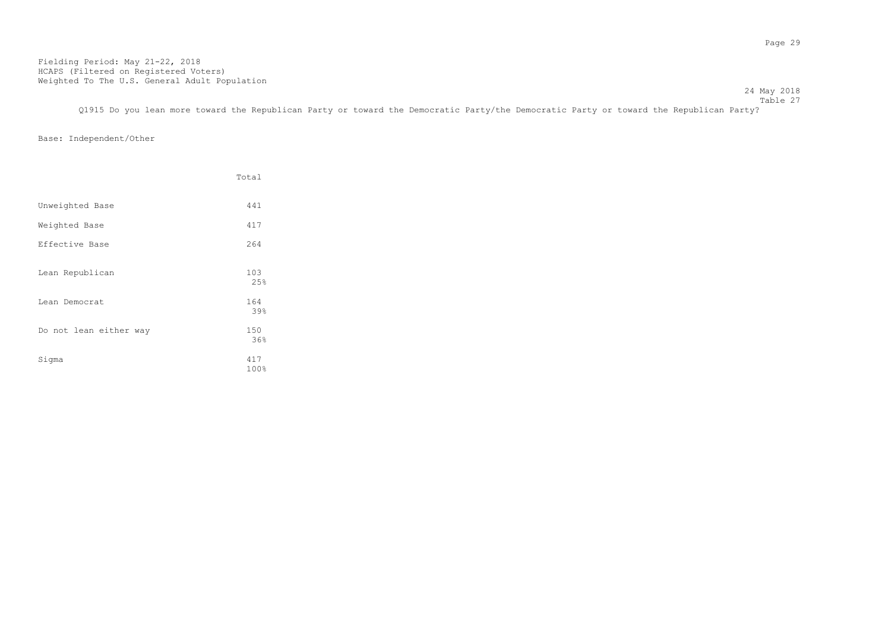Fielding Period: May 21-22, 2018
HCAPS (Filtered on Registered Voters)
Weighted To The U.S. General Adult Population

24 May 2018
Table 27

Q1915 Do you lean more toward the Republican Party or toward the Democratic Party/the Democratic Party or toward the Republican Party?

Base: Independent/Other

| | Total |
|---|---|
| Unweighted Base | 441 |
| Weighted Base | 417 |
| Effective Base | 264 |
| Lean Republican | 103<br>25% |
| Lean Democrat | 164<br>39% |
| Do not lean either way | 150<br>36% |
| Sigma | 417<br>100% |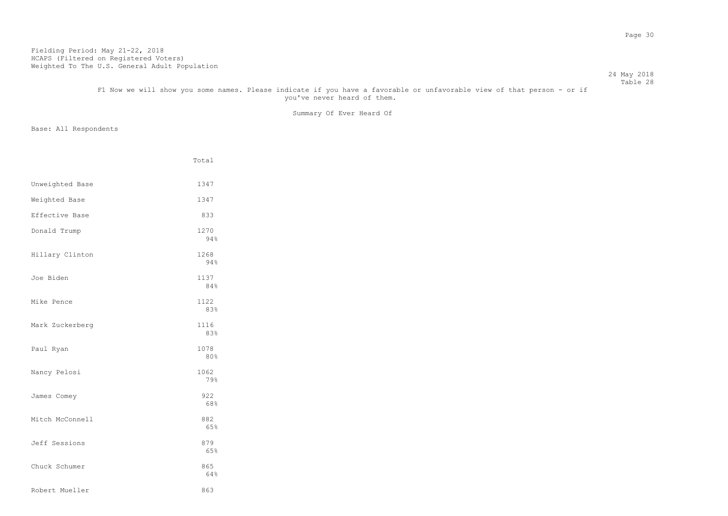Fielding Period: May 21-22, 2018
HCAPS (Filtered on Registered Voters)
Weighted To The U.S. General Adult Population

24 May 2018
Table 28

F1 Now we will show you some names. Please indicate if you have a favorable or unfavorable view of that person - or if you've never heard of them.

Summary Of Ever Heard Of

Base: All Respondents

| | Total |
|---|---|
| Unweighted Base | 1347 |
| Weighted Base | 1347 |
| Effective Base | 833 |
| Donald Trump | 1270<br>94% |
| Hillary Clinton | 1268<br>94% |
| Joe Biden | 1137<br>84% |
| Mike Pence | 1122<br>83% |
| Mark Zuckerberg | 1116<br>83% |
| Paul Ryan | 1078<br>80% |
| Nancy Pelosi | 1062<br>79% |
| James Comey | 922<br>68% |
| Mitch McConnell | 882<br>65% |
| Jeff Sessions | 879<br>65% |
| Chuck Schumer | 865<br>64% |
| Robert Mueller | 863 |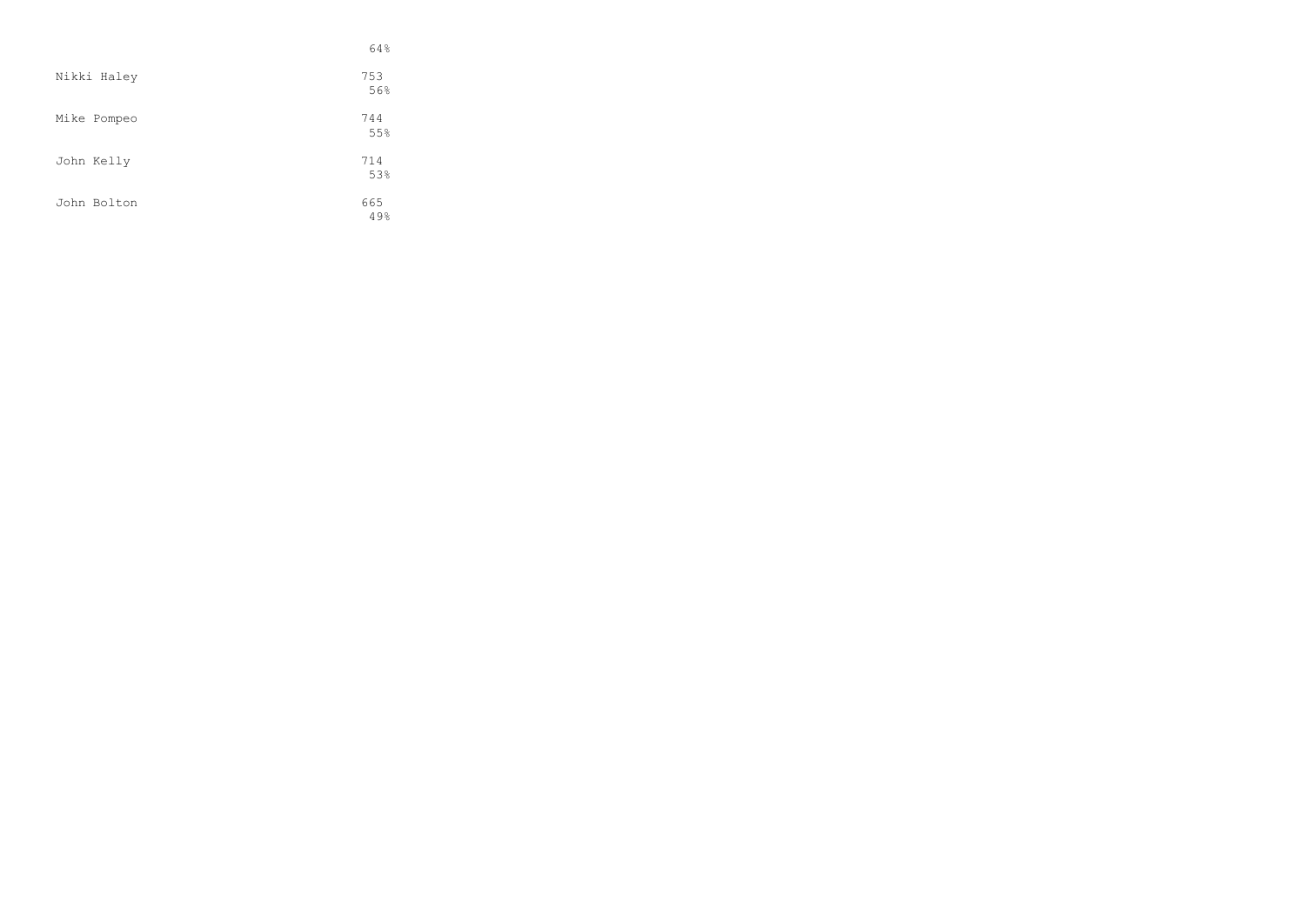| | |
|---|---|
| | 64% |
| Nikki Haley | 753<br>56% |
| Mike Pompeo | 744<br>55% |
| John Kelly | 714<br>53% |
| John Bolton | 665<br>49% |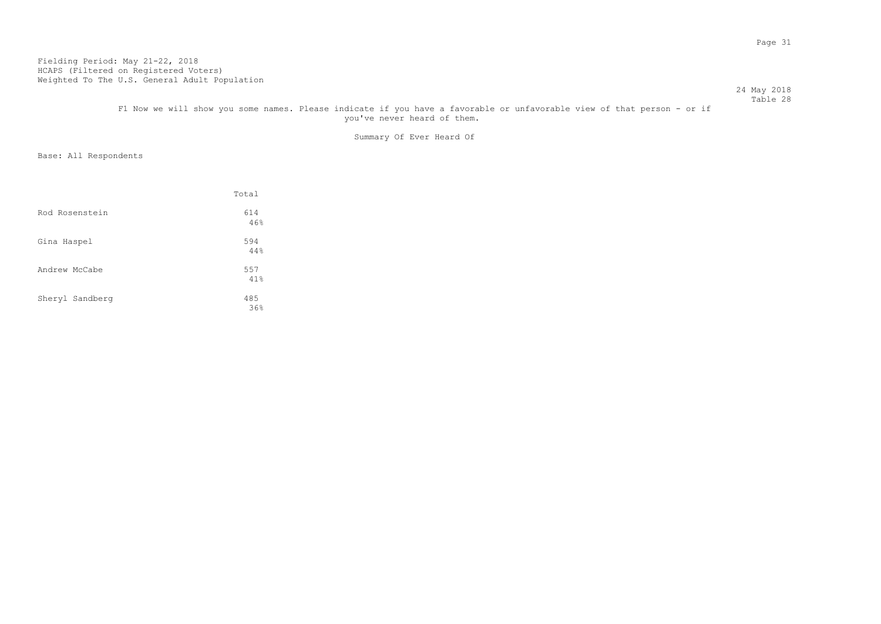Fielding Period: May 21-22, 2018
HCAPS (Filtered on Registered Voters)
Weighted To The U.S. General Adult Population

24 May 2018
Table 28

F1 Now we will show you some names. Please indicate if you have a favorable or unfavorable view of that person - or if you've never heard of them.

Summary Of Ever Heard Of

Base: All Respondents

| | Total |
|---|---|
| Rod Rosenstein | 614<br>46% |
| Gina Haspel | 594<br>44% |
| Andrew McCabe | 557<br>41% |
| Sheryl Sandberg | 485<br>36% |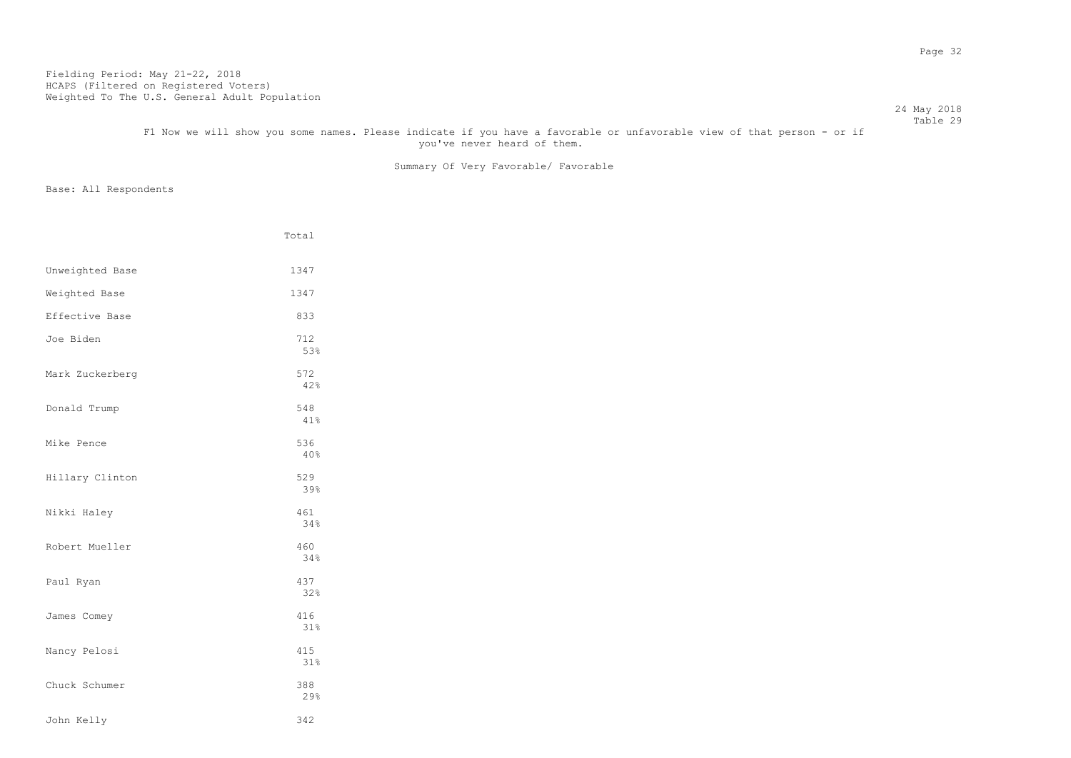Fielding Period: May 21-22, 2018
HCAPS (Filtered on Registered Voters)
Weighted To The U.S. General Adult Population

24 May 2018
Table 29

F1 Now we will show you some names. Please indicate if you have a favorable or unfavorable view of that person - or if you've never heard of them.

Summary Of Very Favorable/ Favorable

Base: All Respondents

| | Total |
|---|---|
| Unweighted Base | 1347 |
| Weighted Base | 1347 |
| Effective Base | 833 |
| Joe Biden | 712<br>53% |
| Mark Zuckerberg | 572<br>42% |
| Donald Trump | 548<br>41% |
| Mike Pence | 536<br>40% |
| Hillary Clinton | 529<br>39% |
| Nikki Haley | 461<br>34% |
| Robert Mueller | 460<br>34% |
| Paul Ryan | 437<br>32% |
| James Comey | 416<br>31% |
| Nancy Pelosi | 415<br>31% |
| Chuck Schumer | 388<br>29% |
| John Kelly | 342 |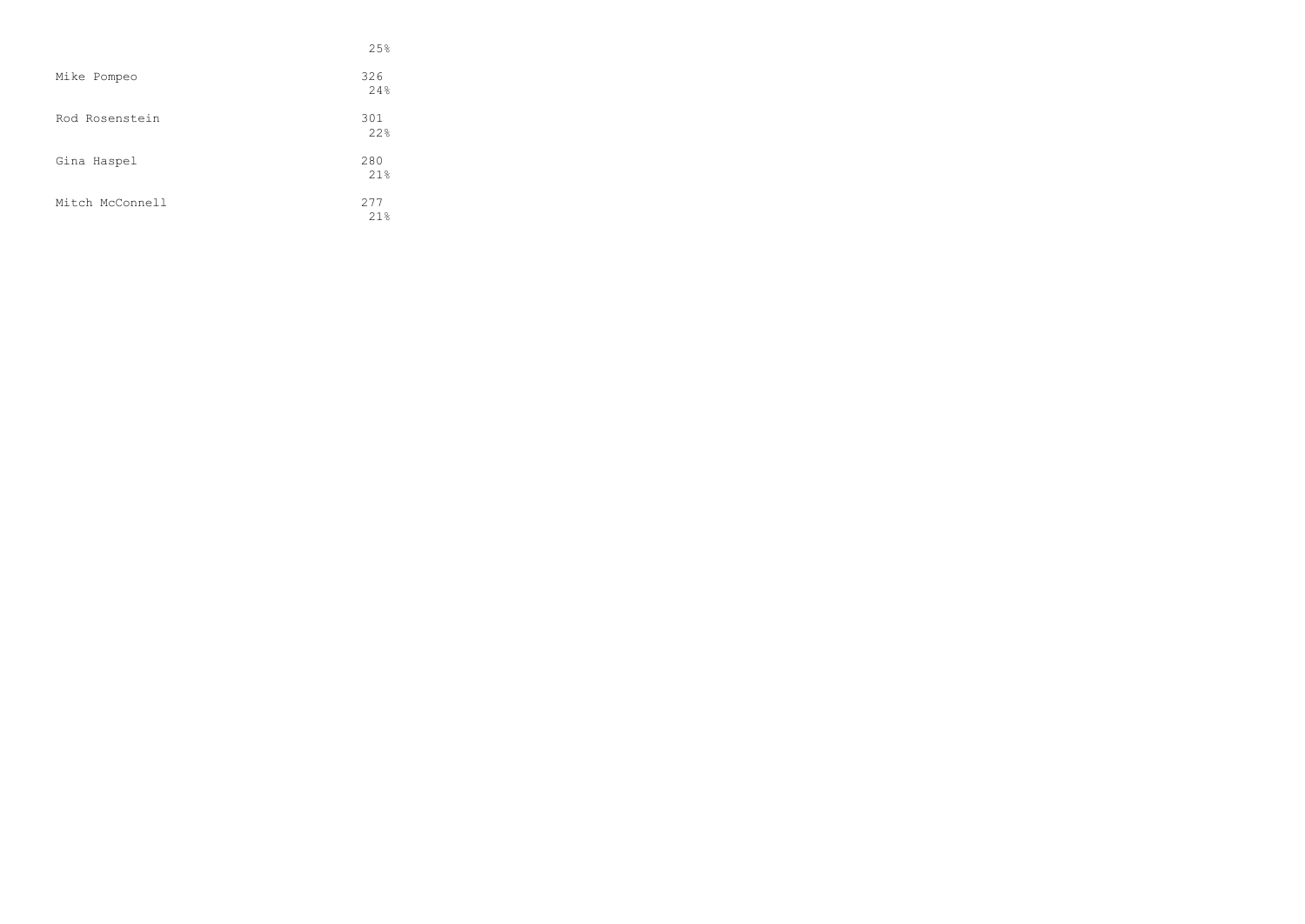| | |
|---|---|
| | 25% |
| Mike Pompeo | 326 |
| | 24% |
| Rod Rosenstein | 301 |
| | 22% |
| Gina Haspel | 280 |
| | 21% |
| Mitch McConnell | 277 |
| | 21% |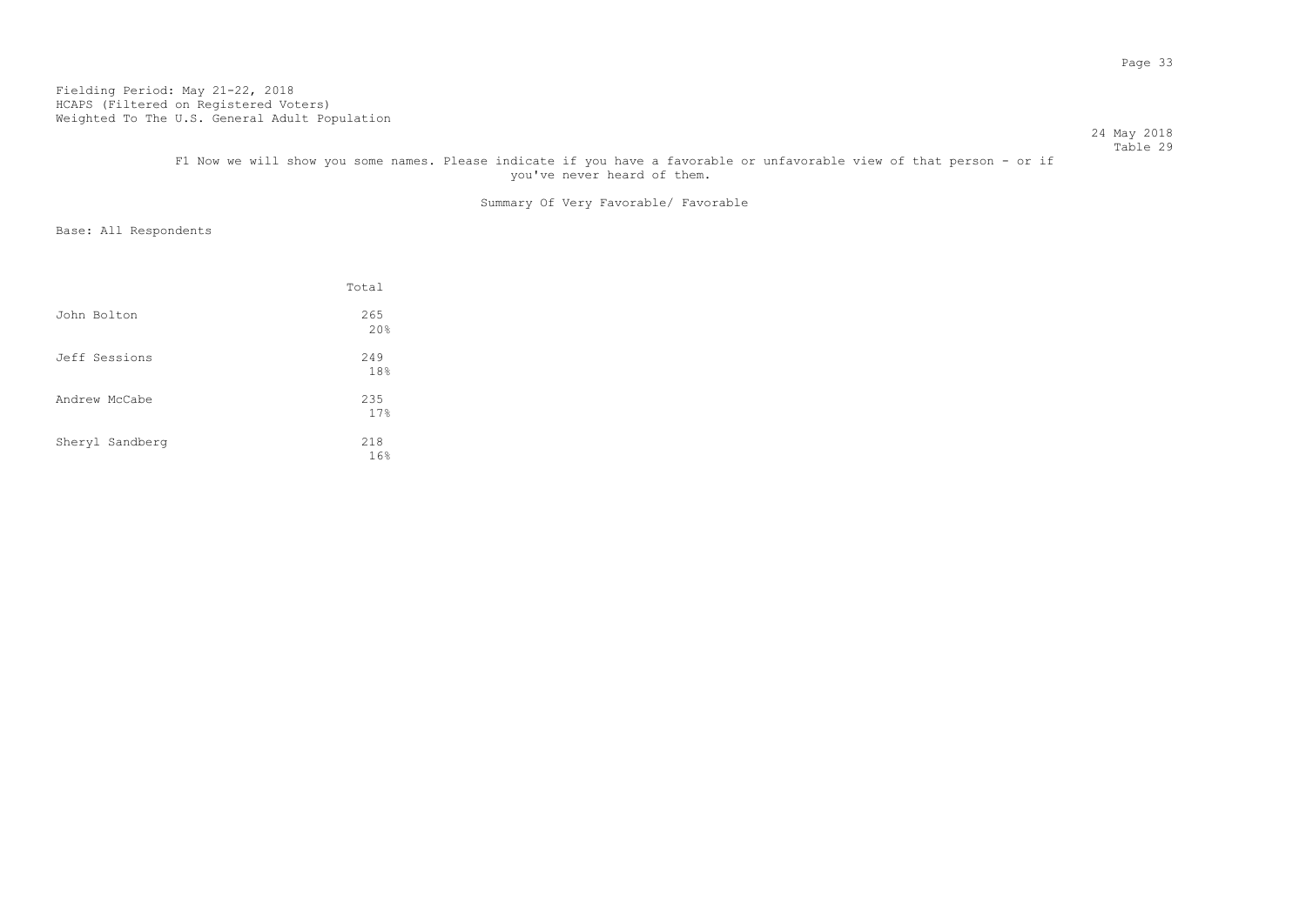Fielding Period: May 21-22, 2018
HCAPS (Filtered on Registered Voters)
Weighted To The U.S. General Adult Population

24 May 2018
Table 29

F1 Now we will show you some names. Please indicate if you have a favorable or unfavorable view of that person - or if you've never heard of them.

Summary Of Very Favorable/ Favorable

Base: All Respondents

| | Total |
|---|---|
| John Bolton | 265<br>20% |
| Jeff Sessions | 249<br>18% |
| Andrew McCabe | 235<br>17% |
| Sheryl Sandberg | 218<br>16% |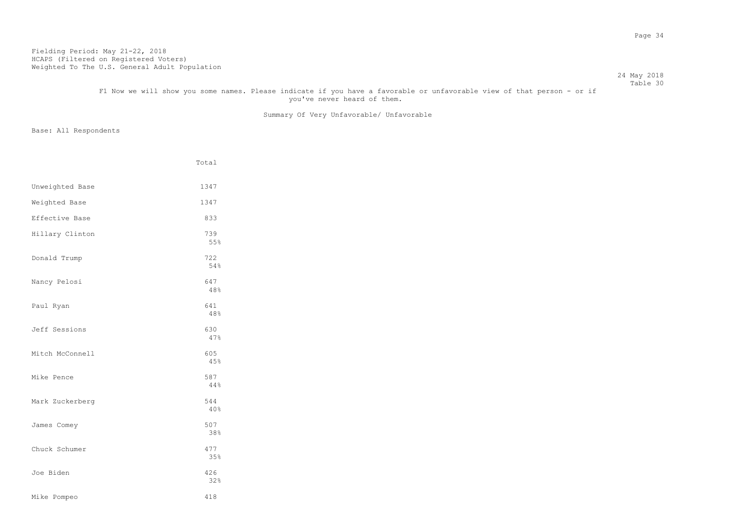Fielding Period: May 21-22, 2018
HCAPS (Filtered on Registered Voters)
Weighted To The U.S. General Adult Population

24 May 2018
Table 30

F1 Now we will show you some names. Please indicate if you have a favorable or unfavorable view of that person - or if you've never heard of them.

Summary Of Very Unfavorable/ Unfavorable

Base: All Respondents

| | Total |
|---|---|
| Unweighted Base | 1347 |
| Weighted Base | 1347 |
| Effective Base | 833 |
| Hillary Clinton | 739<br>55% |
| Donald Trump | 722<br>54% |
| Nancy Pelosi | 647<br>48% |
| Paul Ryan | 641<br>48% |
| Jeff Sessions | 630<br>47% |
| Mitch McConnell | 605<br>45% |
| Mike Pence | 587<br>44% |
| Mark Zuckerberg | 544<br>40% |
| James Comey | 507<br>38% |
| Chuck Schumer | 477<br>35% |
| Joe Biden | 426<br>32% |
| Mike Pompeo | 418 |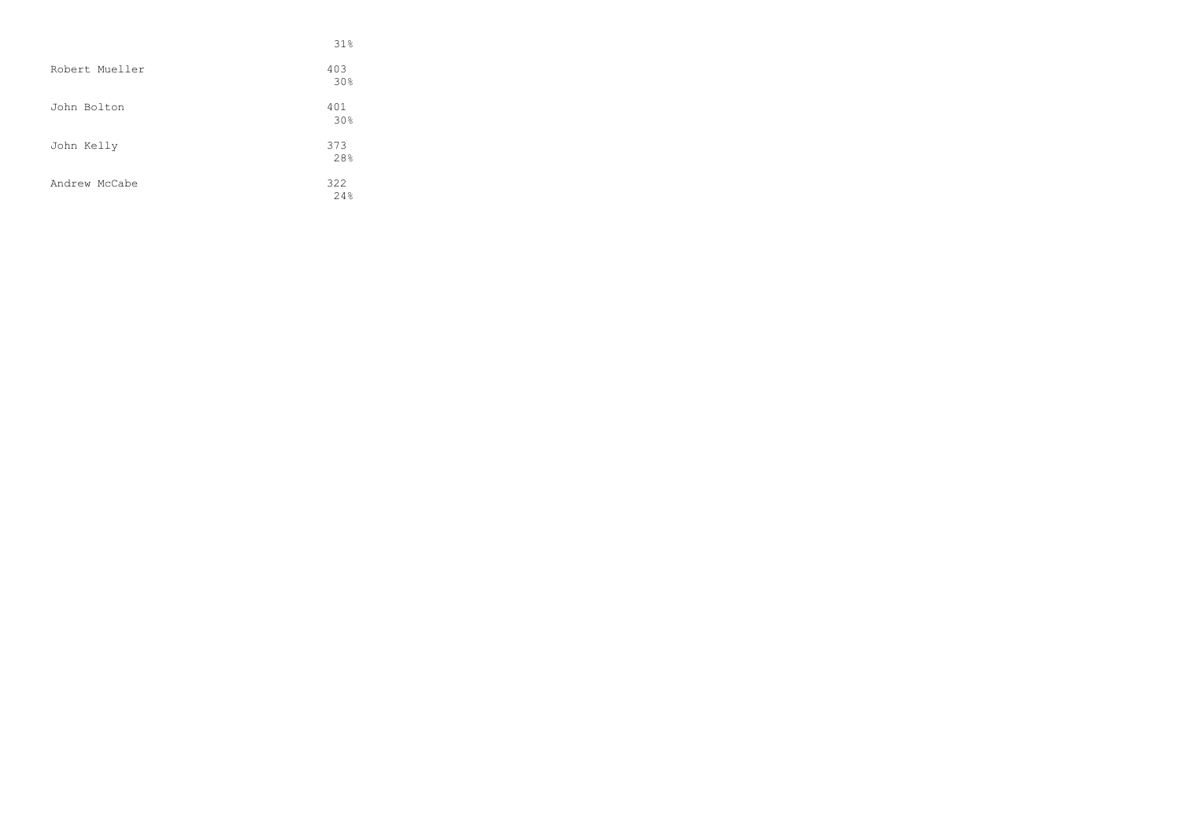| | |
|---|---|
| | 31% |
| Robert Mueller | 403 |
| | 30% |
| John Bolton | 401 |
| | 30% |
| John Kelly | 373 |
| | 28% |
| Andrew McCabe | 322 |
| | 24% |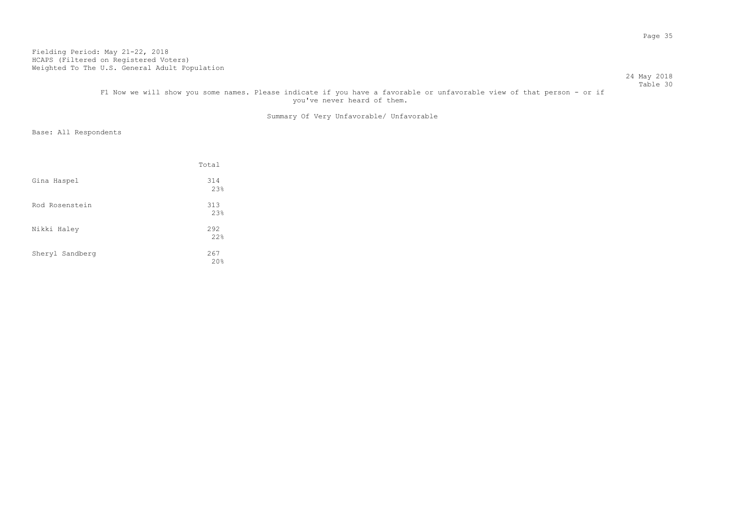Fielding Period: May 21-22, 2018
HCAPS (Filtered on Registered Voters)
Weighted To The U.S. General Adult Population

24 May 2018
Table 30

F1 Now we will show you some names. Please indicate if you have a favorable or unfavorable view of that person - or if you've never heard of them.

Summary Of Very Unfavorable/ Unfavorable

Base: All Respondents

| | Total |
|---|---|
| Gina Haspel | 314<br>23% |
| Rod Rosenstein | 313<br>23% |
| Nikki Haley | 292<br>22% |
| Sheryl Sandberg | 267<br>20% |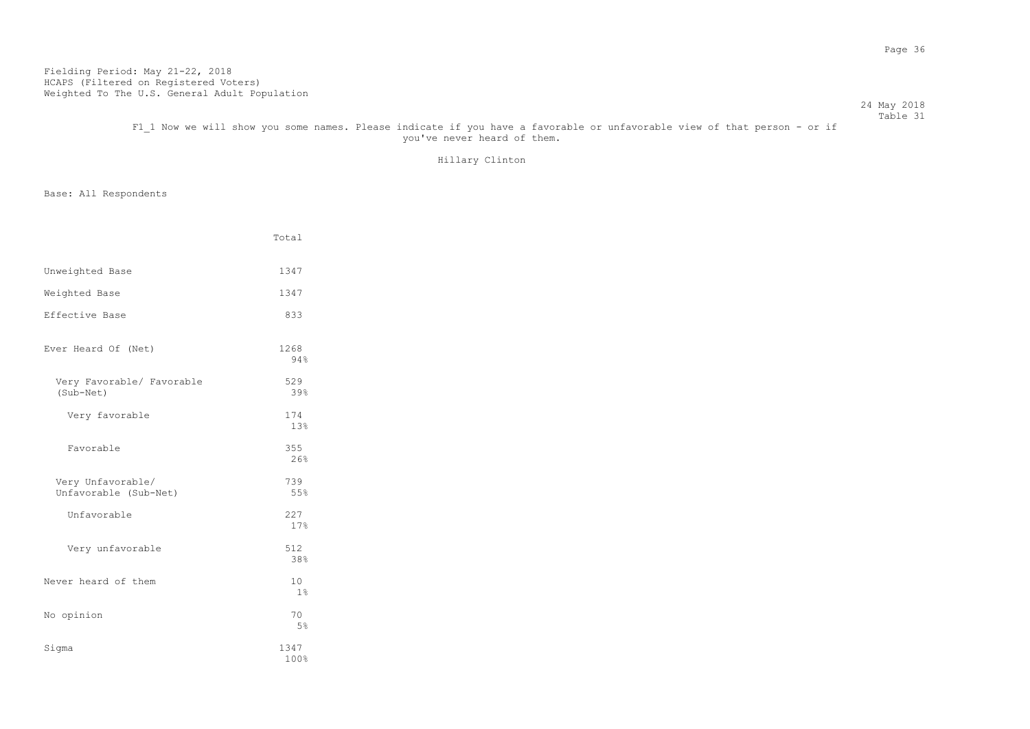Fielding Period: May 21-22, 2018
HCAPS (Filtered on Registered Voters)
Weighted To The U.S. General Adult Population

24 May 2018
Table 31

F1_1 Now we will show you some names. Please indicate if you have a favorable or unfavorable view of that person - or if you've never heard of them.

Hillary Clinton

Base: All Respondents

| | Total |
|---|---|
| Unweighted Base | 1347 |
| Weighted Base | 1347 |
| Effective Base | 833 |
| Ever Heard Of (Net) | 1268<br>94% |
| Very Favorable/ Favorable (Sub-Net) | 529<br>39% |
| Very favorable | 174<br>13% |
| Favorable | 355<br>26% |
| Very Unfavorable/ Unfavorable (Sub-Net) | 739<br>55% |
| Unfavorable | 227<br>17% |
| Very unfavorable | 512<br>38% |
| Never heard of them | 10<br>1% |
| No opinion | 70<br>5% |
| Sigma | 1347<br>100% |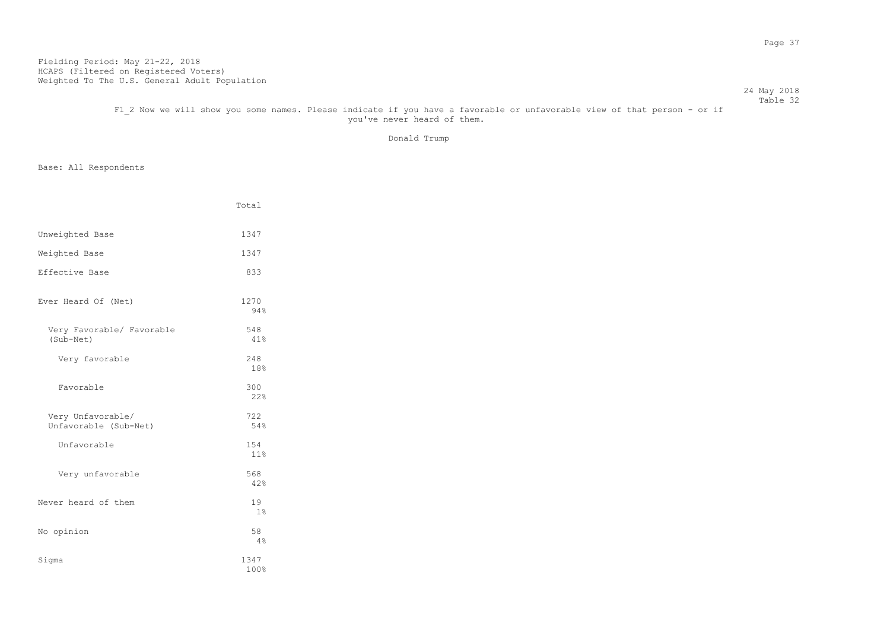Fielding Period: May 21-22, 2018
HCAPS (Filtered on Registered Voters)
Weighted To The U.S. General Adult Population

24 May 2018
Table 32

F1_2 Now we will show you some names. Please indicate if you have a favorable or unfavorable view of that person - or if you've never heard of them.

Donald Trump

Base: All Respondents

| | Total |
|---|---|
| Unweighted Base | 1347 |
| Weighted Base | 1347 |
| Effective Base | 833 |
| Ever Heard Of (Net) | 1270<br>94% |
| Very Favorable/ Favorable (Sub-Net) | 548<br>41% |
| Very favorable | 248<br>18% |
| Favorable | 300<br>22% |
| Very Unfavorable/ Unfavorable (Sub-Net) | 722<br>54% |
| Unfavorable | 154<br>11% |
| Very unfavorable | 568<br>42% |
| Never heard of them | 19<br>1% |
| No opinion | 58<br>4% |
| Sigma | 1347<br>100% |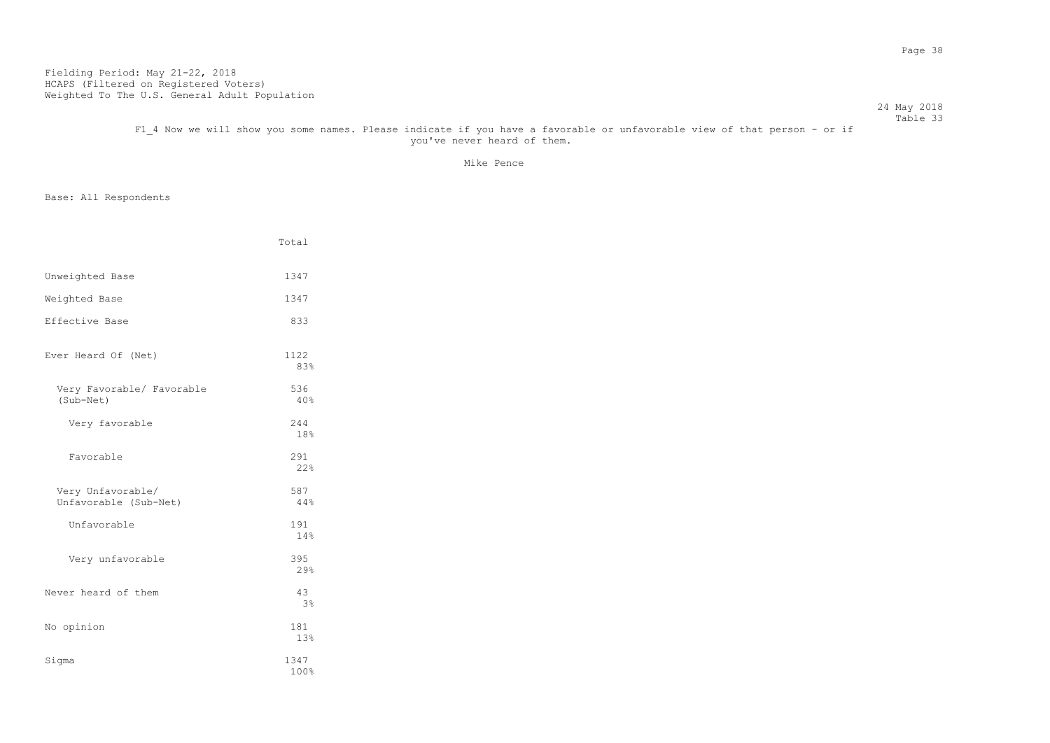Fielding Period: May 21-22, 2018
HCAPS (Filtered on Registered Voters)
Weighted To The U.S. General Adult Population

24 May 2018
Table 33

F1_4 Now we will show you some names. Please indicate if you have a favorable or unfavorable view of that person - or if you've never heard of them.

Mike Pence

Base: All Respondents

| | Total |
|---|---|
| Unweighted Base | 1347 |
| Weighted Base | 1347 |
| Effective Base | 833 |
| Ever Heard Of (Net) | 1122<br>83% |
| Very Favorable/ Favorable (Sub-Net) | 536<br>40% |
| Very favorable | 244<br>18% |
| Favorable | 291<br>22% |
| Very Unfavorable/ Unfavorable (Sub-Net) | 587<br>44% |
| Unfavorable | 191<br>14% |
| Very unfavorable | 395<br>29% |
| Never heard of them | 43<br>3% |
| No opinion | 181<br>13% |
| Sigma | 1347<br>100% |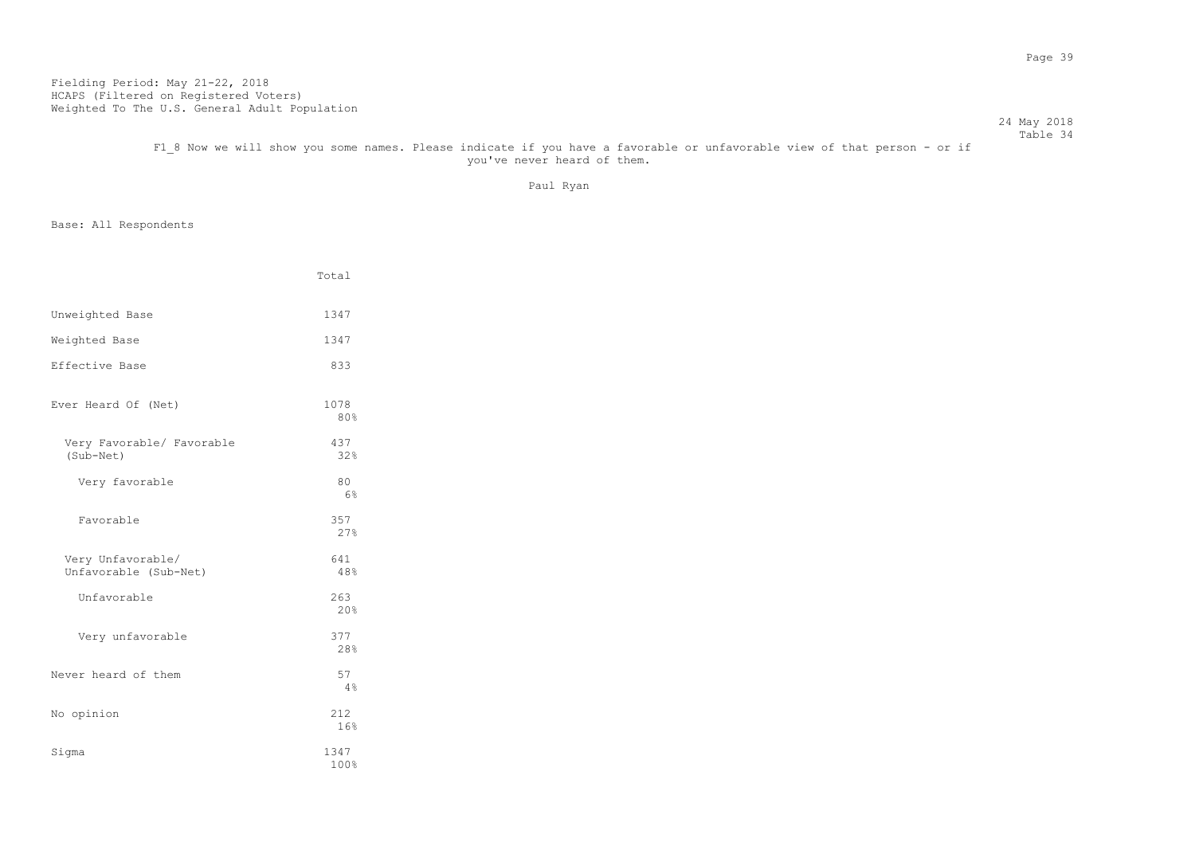Fielding Period: May 21-22, 2018
HCAPS (Filtered on Registered Voters)
Weighted To The U.S. General Adult Population

24 May 2018
Table 34

F1_8 Now we will show you some names. Please indicate if you have a favorable or unfavorable view of that person - or if you've never heard of them.

Paul Ryan

Base: All Respondents

| | Total |
|---|---|
| Unweighted Base | 1347 |
| Weighted Base | 1347 |
| Effective Base | 833 |
| Ever Heard Of (Net) | 1078<br>80% |
| Very Favorable/ Favorable (Sub-Net) | 437<br>32% |
| Very favorable | 80<br>6% |
| Favorable | 357<br>27% |
| Very Unfavorable/ Unfavorable (Sub-Net) | 641<br>48% |
| Unfavorable | 263<br>20% |
| Very unfavorable | 377<br>28% |
| Never heard of them | 57<br>4% |
| No opinion | 212<br>16% |
| Sigma | 1347<br>100% |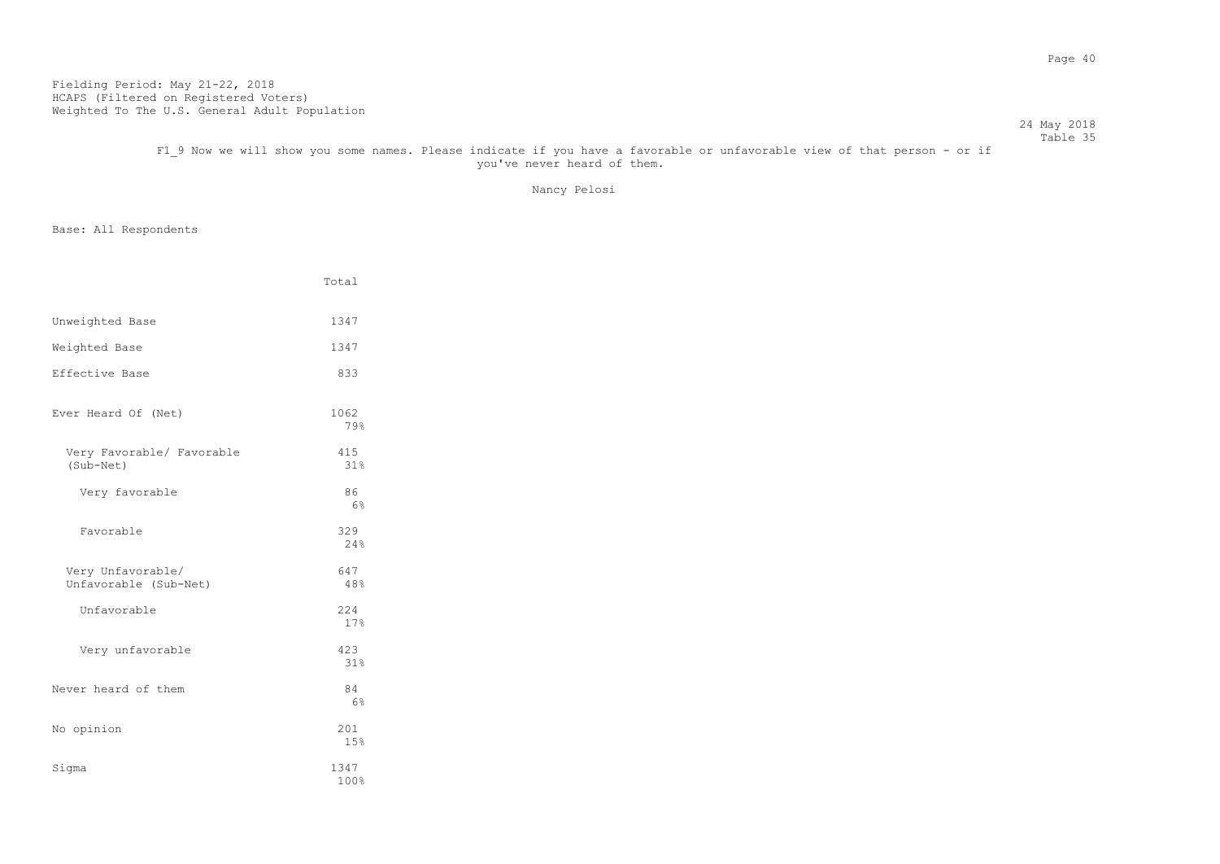Fielding Period: May 21-22, 2018
HCAPS (Filtered on Registered Voters)
Weighted To The U.S. General Adult Population

24 May 2018
Table 35

F1_9 Now we will show you some names. Please indicate if you have a favorable or unfavorable view of that person - or if you've never heard of them.

Nancy Pelosi

Base: All Respondents

| | Total |
|---|---|
| Unweighted Base | 1347 |
| Weighted Base | 1347 |
| Effective Base | 833 |
| Ever Heard Of (Net) | 1062<br>79% |
| Very Favorable/ Favorable (Sub-Net) | 415<br>31% |
| Very favorable | 86<br>6% |
| Favorable | 329<br>24% |
| Very Unfavorable/ Unfavorable (Sub-Net) | 647<br>48% |
| Unfavorable | 224<br>17% |
| Very unfavorable | 423<br>31% |
| Never heard of them | 84<br>6% |
| No opinion | 201<br>15% |
| Sigma | 1347<br>100% |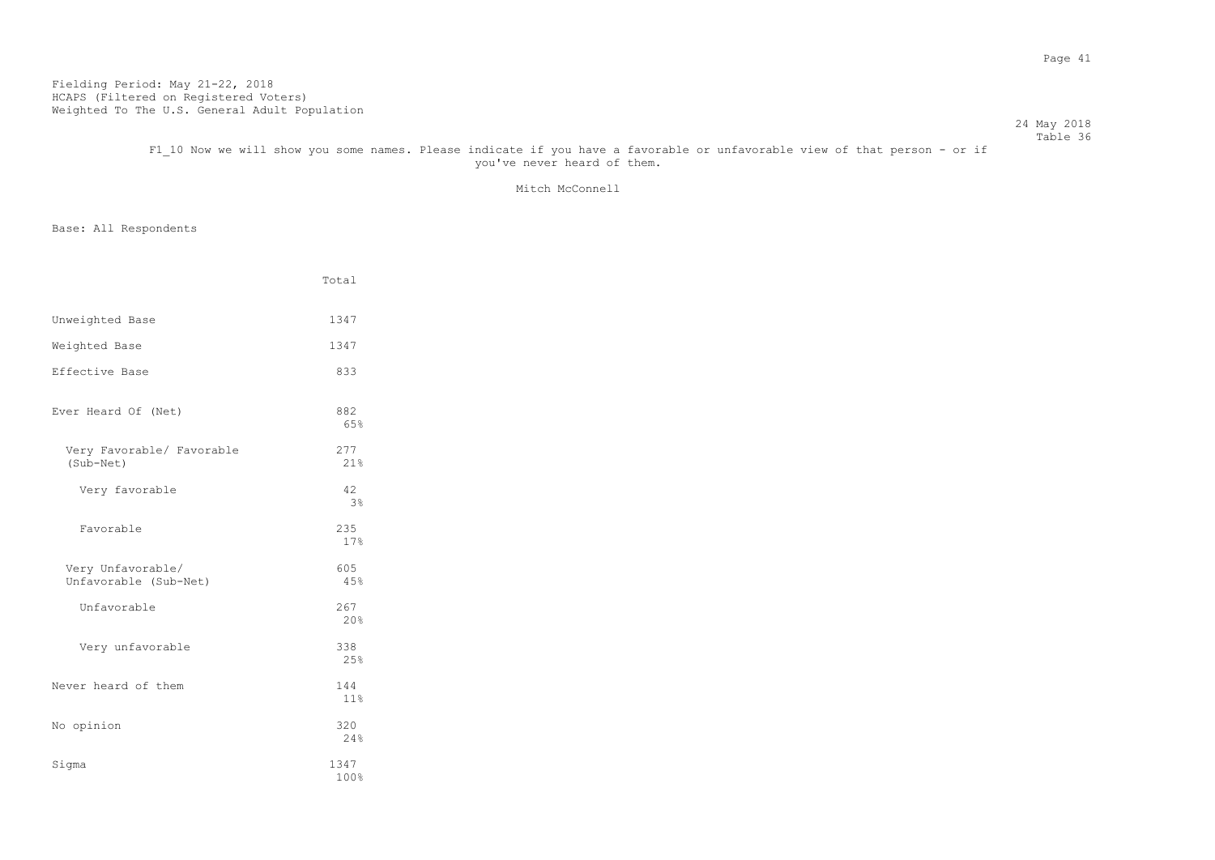Fielding Period: May 21-22, 2018
HCAPS (Filtered on Registered Voters)
Weighted To The U.S. General Adult Population

24 May 2018
Table 36

F1_10 Now we will show you some names. Please indicate if you have a favorable or unfavorable view of that person - or if you've never heard of them.

Mitch McConnell

Base: All Respondents

| | Total |
|---|---|
| Unweighted Base | 1347 |
| Weighted Base | 1347 |
| Effective Base | 833 |
| Ever Heard Of (Net) | 882<br>65% |
| Very Favorable/ Favorable (Sub-Net) | 277<br>21% |
| Very favorable | 42<br>3% |
| Favorable | 235<br>17% |
| Very Unfavorable/ Unfavorable (Sub-Net) | 605<br>45% |
| Unfavorable | 267<br>20% |
| Very unfavorable | 338<br>25% |
| Never heard of them | 144<br>11% |
| No opinion | 320<br>24% |
| Sigma | 1347<br>100% |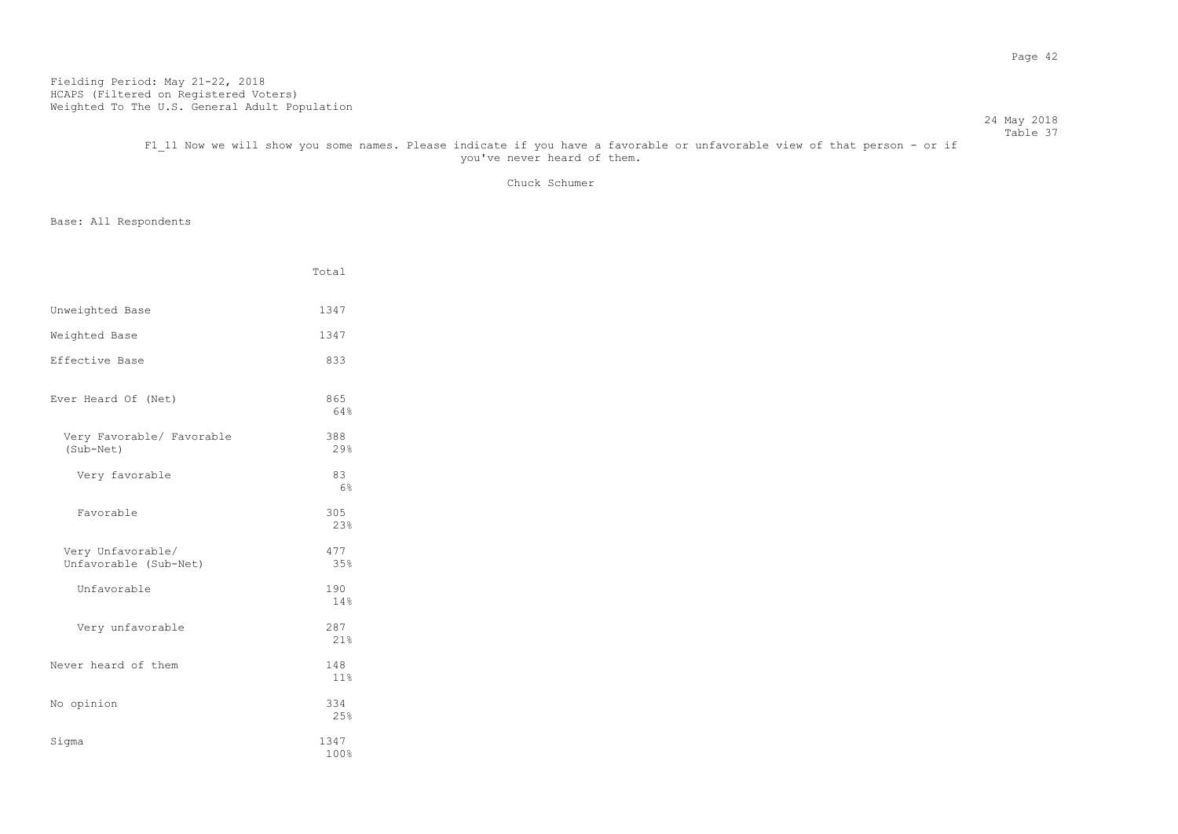Fielding Period: May 21-22, 2018
HCAPS (Filtered on Registered Voters)
Weighted To The U.S. General Adult Population

24 May 2018
Table 37

F1_11 Now we will show you some names. Please indicate if you have a favorable or unfavorable view of that person - or if you've never heard of them.

Chuck Schumer

Base: All Respondents

| | Total |
|---|---|
| Unweighted Base | 1347 |
| Weighted Base | 1347 |
| Effective Base | 833 |
| Ever Heard Of (Net) | 865<br>64% |
| Very Favorable/ Favorable (Sub-Net) | 388<br>29% |
| Very favorable | 83<br>6% |
| Favorable | 305<br>23% |
| Very Unfavorable/ Unfavorable (Sub-Net) | 477<br>35% |
| Unfavorable | 190<br>14% |
| Very unfavorable | 287<br>21% |
| Never heard of them | 148<br>11% |
| No opinion | 334<br>25% |
| Sigma | 1347<br>100% |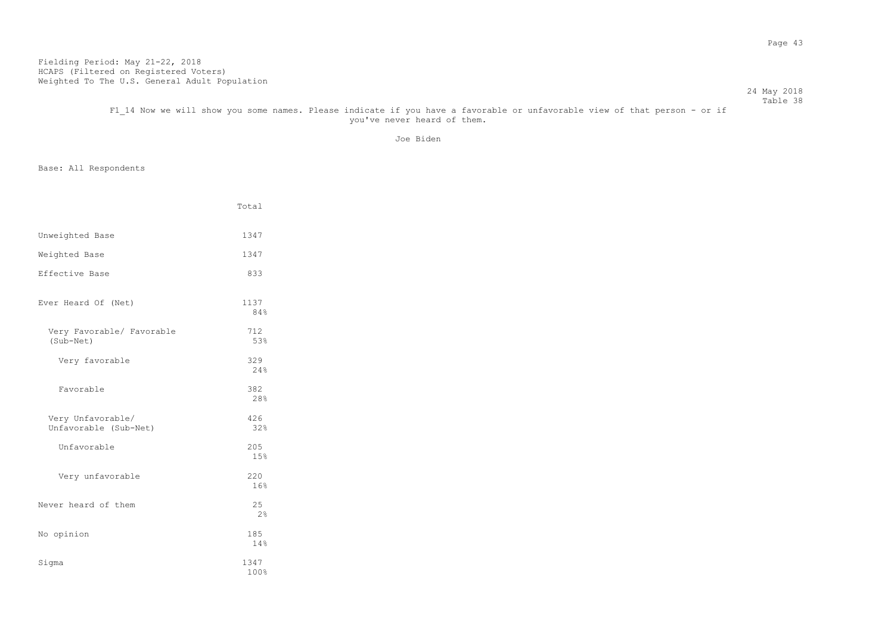Fielding Period: May 21-22, 2018
HCAPS (Filtered on Registered Voters)
Weighted To The U.S. General Adult Population

24 May 2018
Table 38

F1_14 Now we will show you some names. Please indicate if you have a favorable or unfavorable view of that person - or if you've never heard of them.

Joe Biden

Base: All Respondents

| | Total |
|---|---|
| Unweighted Base | 1347 |
| Weighted Base | 1347 |
| Effective Base | 833 |
| Ever Heard Of (Net) | 1137<br>84% |
| Very Favorable/ Favorable (Sub-Net) | 712<br>53% |
| Very favorable | 329<br>24% |
| Favorable | 382<br>28% |
| Very Unfavorable/ Unfavorable (Sub-Net) | 426<br>32% |
| Unfavorable | 205<br>15% |
| Very unfavorable | 220<br>16% |
| Never heard of them | 25<br>2% |
| No opinion | 185<br>14% |
| Sigma | 1347<br>100% |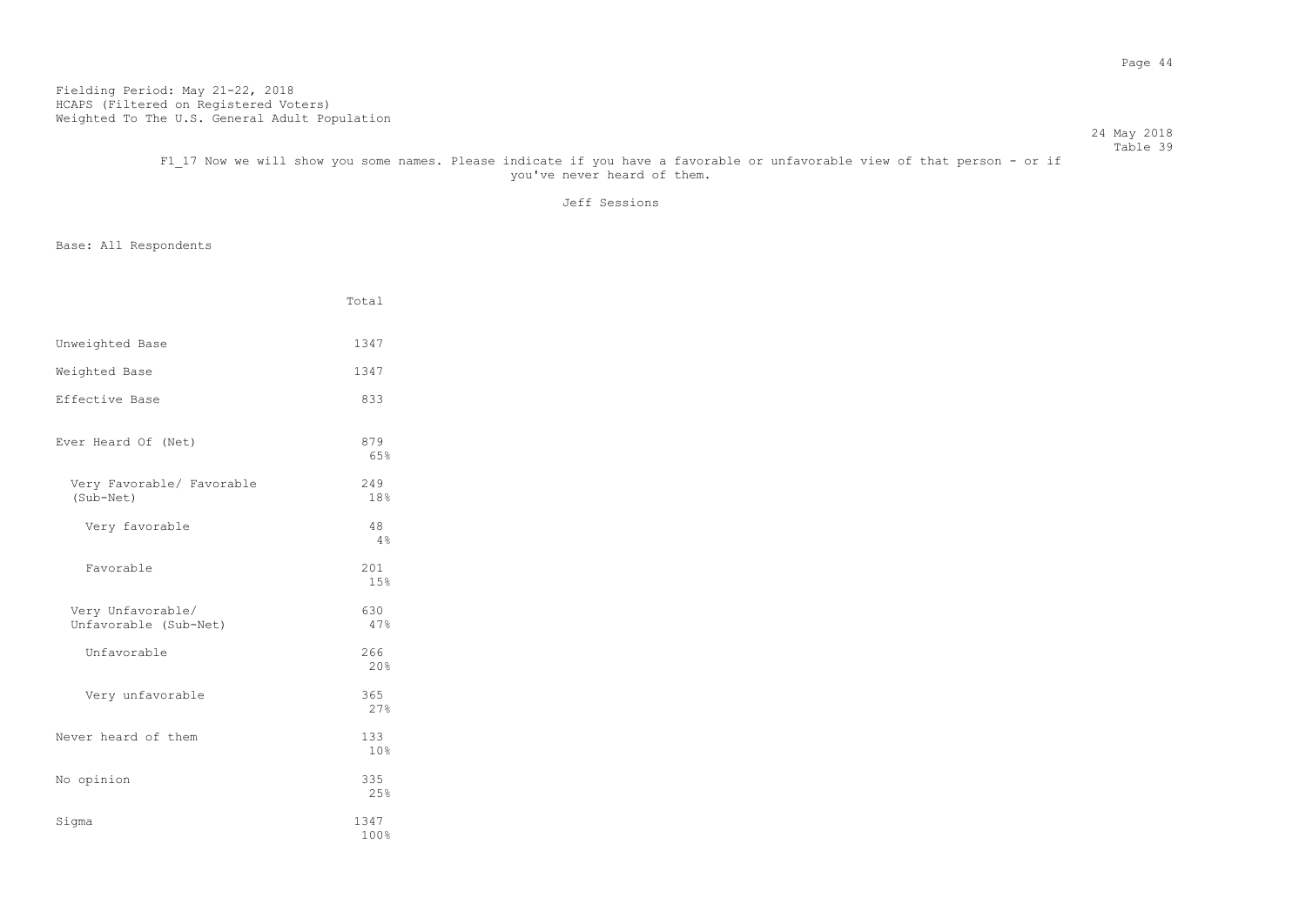Fielding Period: May 21-22, 2018
HCAPS (Filtered on Registered Voters)
Weighted To The U.S. General Adult Population

24 May 2018
Table 39

F1_17 Now we will show you some names. Please indicate if you have a favorable or unfavorable view of that person - or if you've never heard of them.

Jeff Sessions

Base: All Respondents

| | Total |
|---|---|
| Unweighted Base | 1347 |
| Weighted Base | 1347 |
| Effective Base | 833 |
| Ever Heard Of (Net) | 879<br>65% |
| Very Favorable/ Favorable (Sub-Net) | 249<br>18% |
| Very favorable | 48<br>4% |
| Favorable | 201<br>15% |
| Very Unfavorable/ Unfavorable (Sub-Net) | 630<br>47% |
| Unfavorable | 266<br>20% |
| Very unfavorable | 365<br>27% |
| Never heard of them | 133<br>10% |
| No opinion | 335<br>25% |
| Sigma | 1347<br>100% |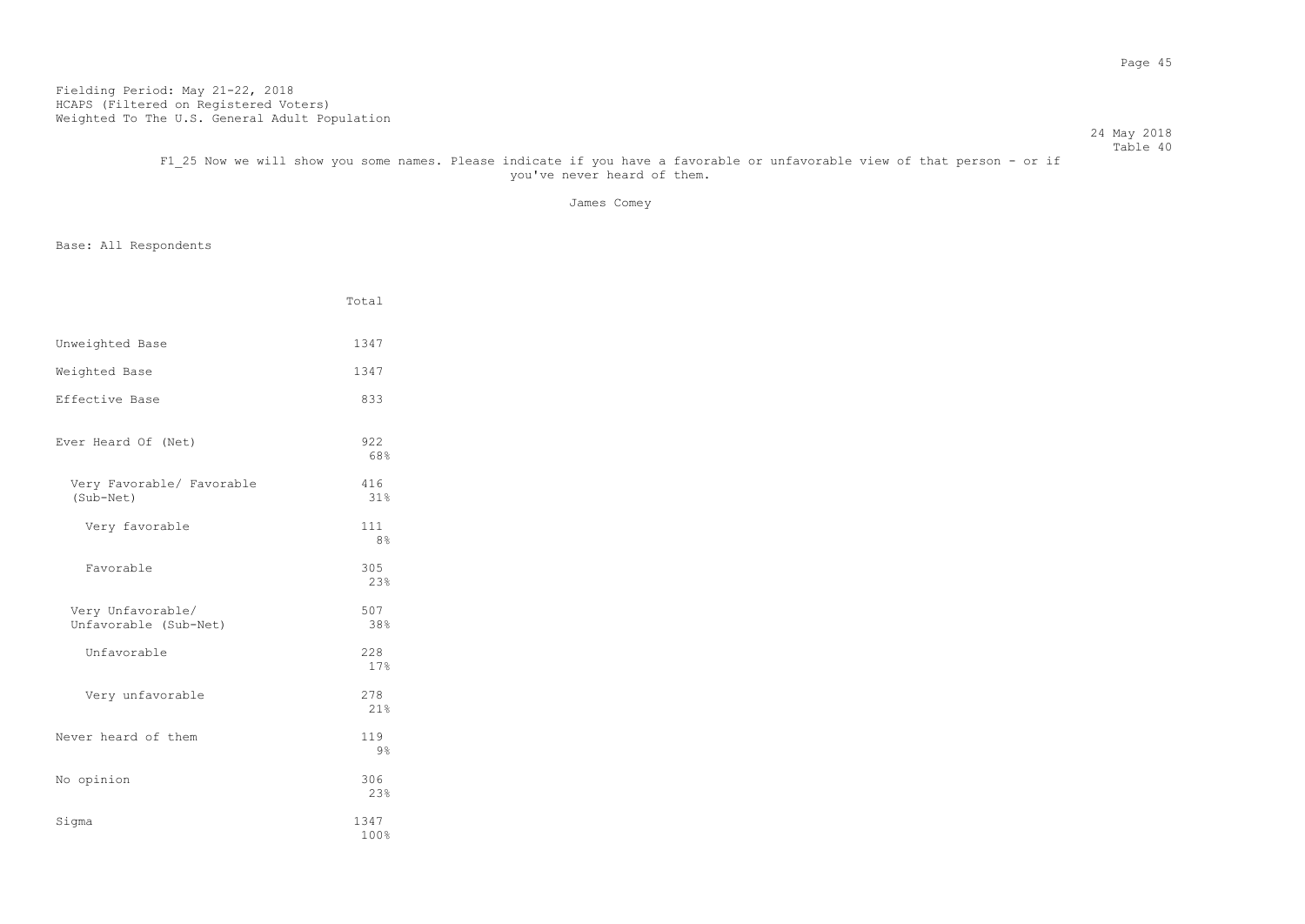Fielding Period: May 21-22, 2018
HCAPS (Filtered on Registered Voters)
Weighted To The U.S. General Adult Population

24 May 2018
Table 40

F1_25 Now we will show you some names. Please indicate if you have a favorable or unfavorable view of that person - or if you've never heard of them.

James Comey

Base: All Respondents

| | Total |
|---|---|
| Unweighted Base | 1347 |
| Weighted Base | 1347 |
| Effective Base | 833 |
| Ever Heard Of (Net) | 922<br>68% |
| Very Favorable/ Favorable (Sub-Net) | 416<br>31% |
| Very favorable | 111<br>8% |
| Favorable | 305<br>23% |
| Very Unfavorable/ Unfavorable (Sub-Net) | 507<br>38% |
| Unfavorable | 228<br>17% |
| Very unfavorable | 278<br>21% |
| Never heard of them | 119<br>9% |
| No opinion | 306<br>23% |
| Sigma | 1347<br>100% |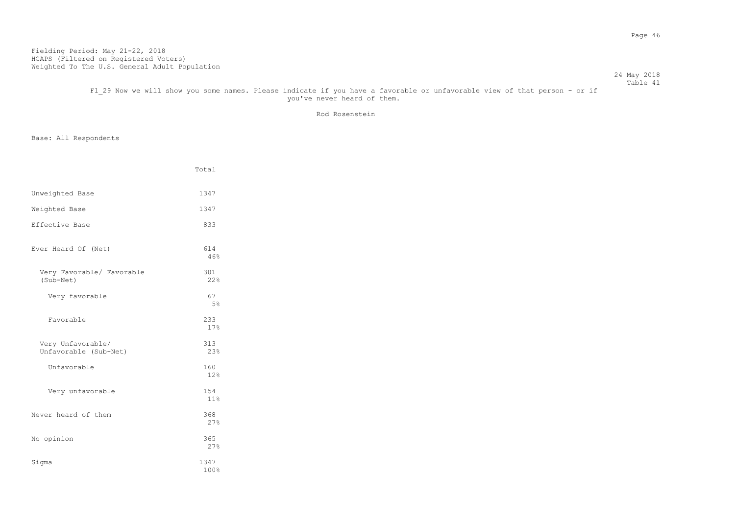Fielding Period: May 21-22, 2018
HCAPS (Filtered on Registered Voters)
Weighted To The U.S. General Adult Population

24 May 2018
Table 41

F1_29 Now we will show you some names. Please indicate if you have a favorable or unfavorable view of that person - or if you've never heard of them.

Rod Rosenstein

Base: All Respondents

| | Total |
|---|---|
| Unweighted Base | 1347 |
| Weighted Base | 1347 |
| Effective Base | 833 |
| Ever Heard Of (Net) | 614<br>46% |
| Very Favorable/ Favorable (Sub-Net) | 301<br>22% |
| Very favorable | 67<br>5% |
| Favorable | 233<br>17% |
| Very Unfavorable/ Unfavorable (Sub-Net) | 313<br>23% |
| Unfavorable | 160<br>12% |
| Very unfavorable | 154<br>11% |
| Never heard of them | 368<br>27% |
| No opinion | 365<br>27% |
| Sigma | 1347<br>100% |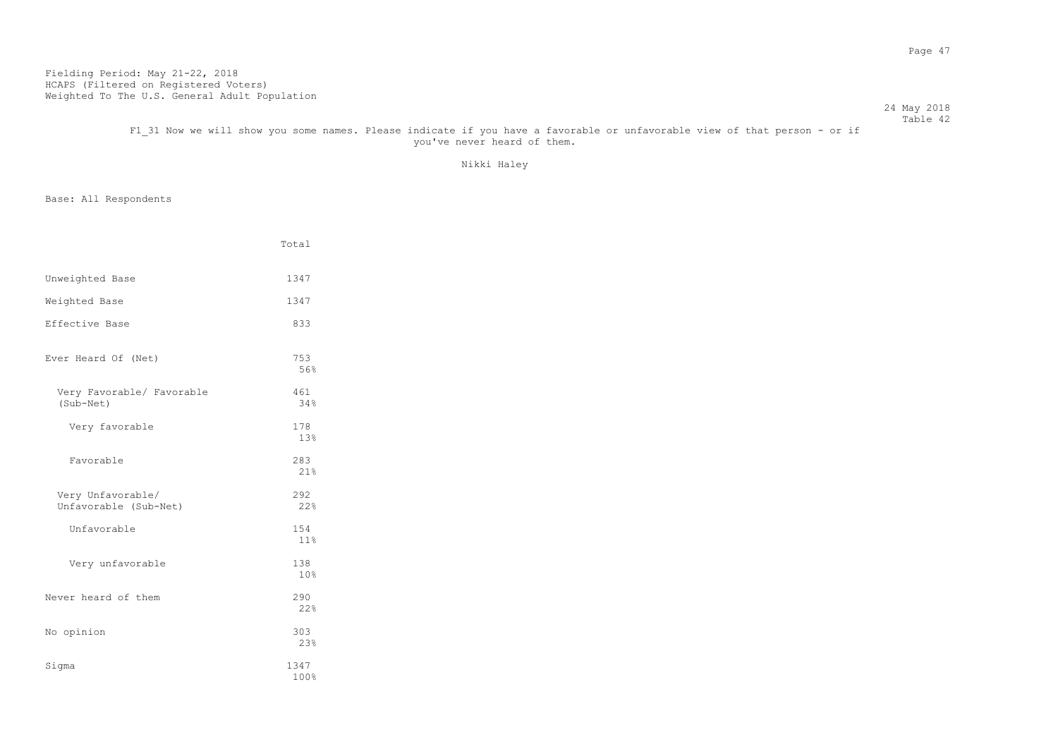Fielding Period: May 21-22, 2018
HCAPS (Filtered on Registered Voters)
Weighted To The U.S. General Adult Population

24 May 2018
Table 42

F1_31 Now we will show you some names. Please indicate if you have a favorable or unfavorable view of that person - or if you've never heard of them.

Nikki Haley

Base: All Respondents

| | Total |
|---|---|
| Unweighted Base | 1347 |
| Weighted Base | 1347 |
| Effective Base | 833 |
| Ever Heard Of (Net) | 753<br>56% |
| Very Favorable/ Favorable (Sub-Net) | 461<br>34% |
| Very favorable | 178<br>13% |
| Favorable | 283<br>21% |
| Very Unfavorable/ Unfavorable (Sub-Net) | 292<br>22% |
| Unfavorable | 154<br>11% |
| Very unfavorable | 138<br>10% |
| Never heard of them | 290<br>22% |
| No opinion | 303<br>23% |
| Sigma | 1347<br>100% |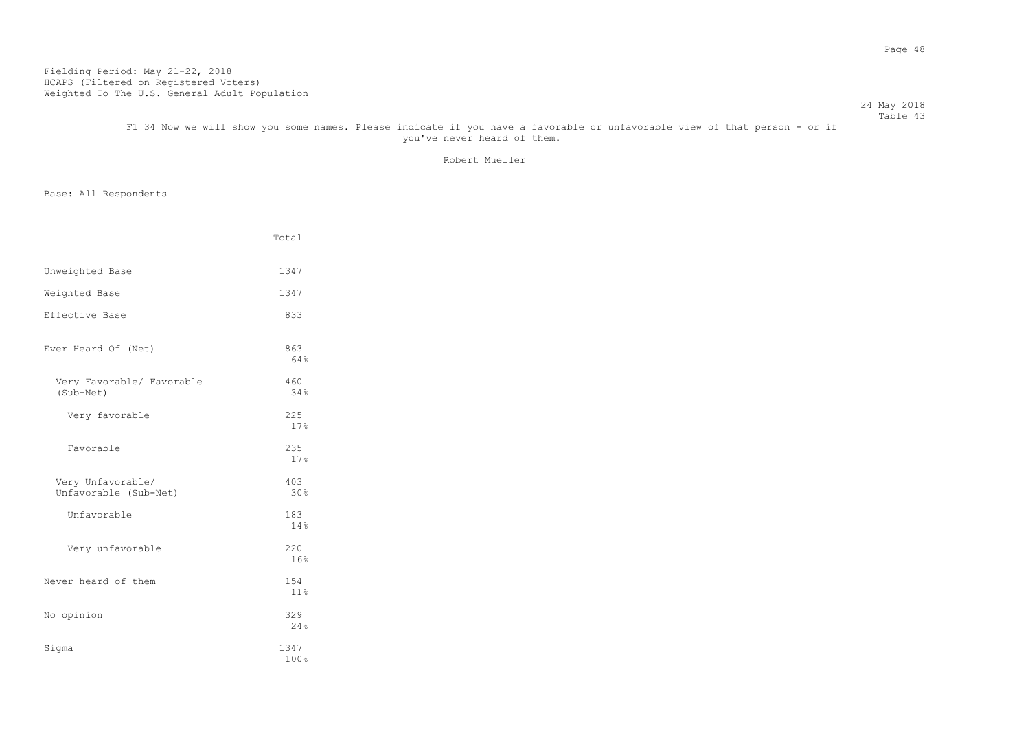Fielding Period: May 21-22, 2018
HCAPS (Filtered on Registered Voters)
Weighted To The U.S. General Adult Population

24 May 2018
Table 43

F1_34 Now we will show you some names. Please indicate if you have a favorable or unfavorable view of that person - or if you've never heard of them.

Robert Mueller

Base: All Respondents

| | Total |
|---|---|
| Unweighted Base | 1347 |
| Weighted Base | 1347 |
| Effective Base | 833 |
| Ever Heard Of (Net) | 863<br>64% |
| Very Favorable/ Favorable (Sub-Net) | 460<br>34% |
| Very favorable | 225<br>17% |
| Favorable | 235<br>17% |
| Very Unfavorable/ Unfavorable (Sub-Net) | 403<br>30% |
| Unfavorable | 183<br>14% |
| Very unfavorable | 220<br>16% |
| Never heard of them | 154<br>11% |
| No opinion | 329<br>24% |
| Sigma | 1347<br>100% |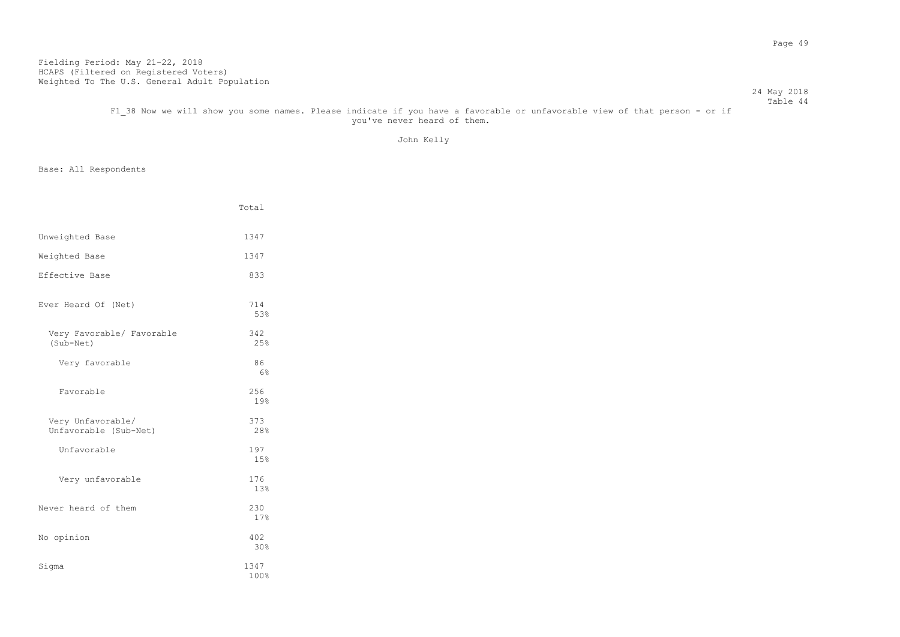Fielding Period: May 21-22, 2018
HCAPS (Filtered on Registered Voters)
Weighted To The U.S. General Adult Population

24 May 2018
Table 44

F1_38 Now we will show you some names. Please indicate if you have a favorable or unfavorable view of that person - or if you've never heard of them.

John Kelly

Base: All Respondents

| | Total |
|---|---|
| Unweighted Base | 1347 |
| Weighted Base | 1347 |
| Effective Base | 833 |
| Ever Heard Of (Net) | 714<br>53% |
| Very Favorable/ Favorable (Sub-Net) | 342<br>25% |
| Very favorable | 86<br>6% |
| Favorable | 256<br>19% |
| Very Unfavorable/ Unfavorable (Sub-Net) | 373<br>28% |
| Unfavorable | 197<br>15% |
| Very unfavorable | 176<br>13% |
| Never heard of them | 230<br>17% |
| No opinion | 402<br>30% |
| Sigma | 1347<br>100% |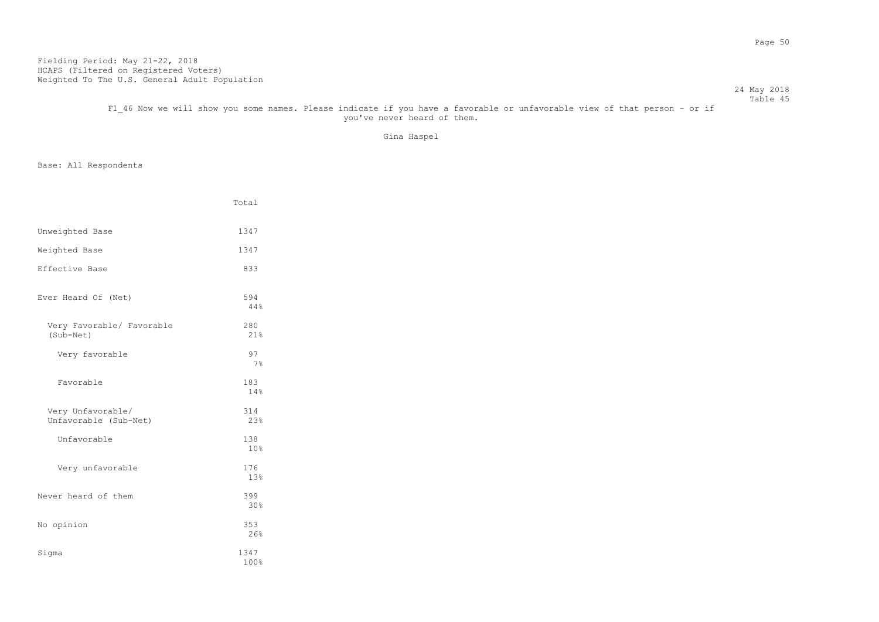Fielding Period: May 21-22, 2018
HCAPS (Filtered on Registered Voters)
Weighted To The U.S. General Adult Population

24 May 2018
Table 45

F1_46 Now we will show you some names. Please indicate if you have a favorable or unfavorable view of that person - or if you've never heard of them.

Gina Haspel

Base: All Respondents

| | Total |
|---|---|
| Unweighted Base | 1347 |
| Weighted Base | 1347 |
| Effective Base | 833 |
| Ever Heard Of (Net) | 594<br>44% |
| Very Favorable/ Favorable (Sub-Net) | 280<br>21% |
| Very favorable | 97<br>7% |
| Favorable | 183<br>14% |
| Very Unfavorable/ Unfavorable (Sub-Net) | 314<br>23% |
| Unfavorable | 138<br>10% |
| Very unfavorable | 176<br>13% |
| Never heard of them | 399<br>30% |
| No opinion | 353<br>26% |
| Sigma | 1347<br>100% |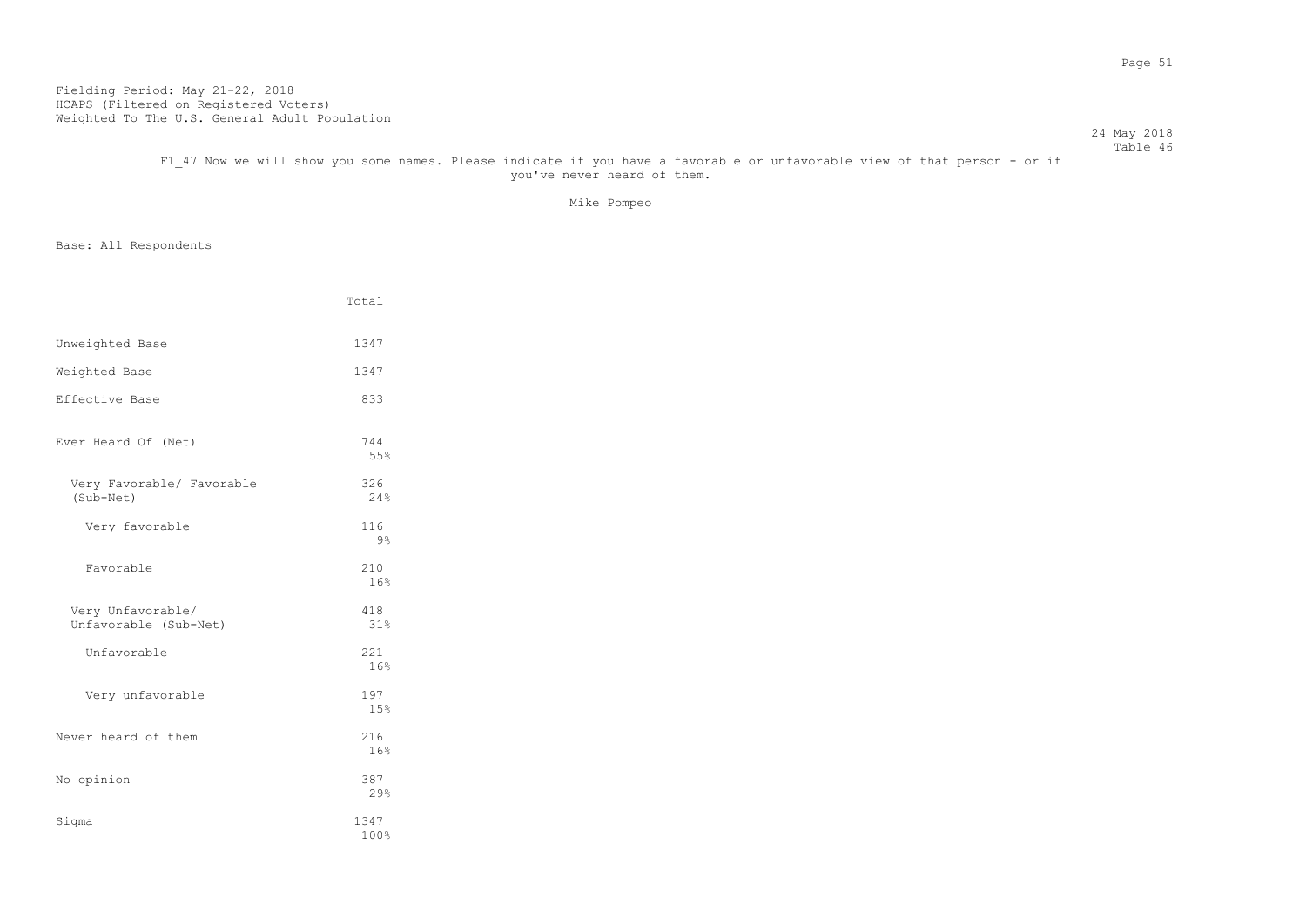Fielding Period: May 21-22, 2018
HCAPS (Filtered on Registered Voters)
Weighted To The U.S. General Adult Population

24 May 2018
Table 46

F1_47 Now we will show you some names. Please indicate if you have a favorable or unfavorable view of that person - or if you've never heard of them.

Mike Pompeo

Base: All Respondents

| | Total |
|---|---|
| Unweighted Base | 1347 |
| Weighted Base | 1347 |
| Effective Base | 833 |
| Ever Heard Of (Net) | 744<br>55% |
| Very Favorable/ Favorable (Sub-Net) | 326<br>24% |
| Very favorable | 116<br>9% |
| Favorable | 210<br>16% |
| Very Unfavorable/ Unfavorable (Sub-Net) | 418<br>31% |
| Unfavorable | 221<br>16% |
| Very unfavorable | 197<br>15% |
| Never heard of them | 216<br>16% |
| No opinion | 387<br>29% |
| Sigma | 1347<br>100% |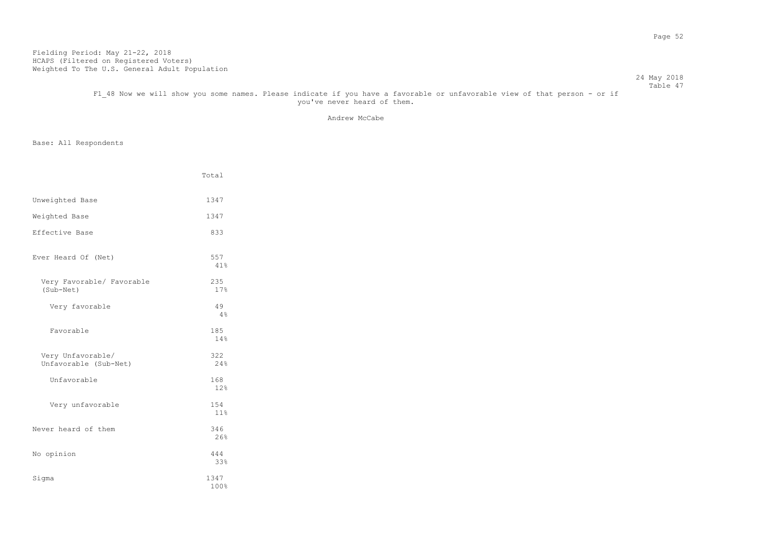Fielding Period: May 21-22, 2018
HCAPS (Filtered on Registered Voters)
Weighted To The U.S. General Adult Population

24 May 2018
Table 47

F1_48 Now we will show you some names. Please indicate if you have a favorable or unfavorable view of that person - or if you've never heard of them.

Andrew McCabe

Base: All Respondents

| | Total |
|---|---|
| Unweighted Base | 1347 |
| Weighted Base | 1347 |
| Effective Base | 833 |
| Ever Heard Of (Net) | 557<br>41% |
| Very Favorable/ Favorable (Sub-Net) | 235<br>17% |
| Very favorable | 49<br>4% |
| Favorable | 185<br>14% |
| Very Unfavorable/ Unfavorable (Sub-Net) | 322<br>24% |
| Unfavorable | 168<br>12% |
| Very unfavorable | 154<br>11% |
| Never heard of them | 346<br>26% |
| No opinion | 444<br>33% |
| Sigma | 1347<br>100% |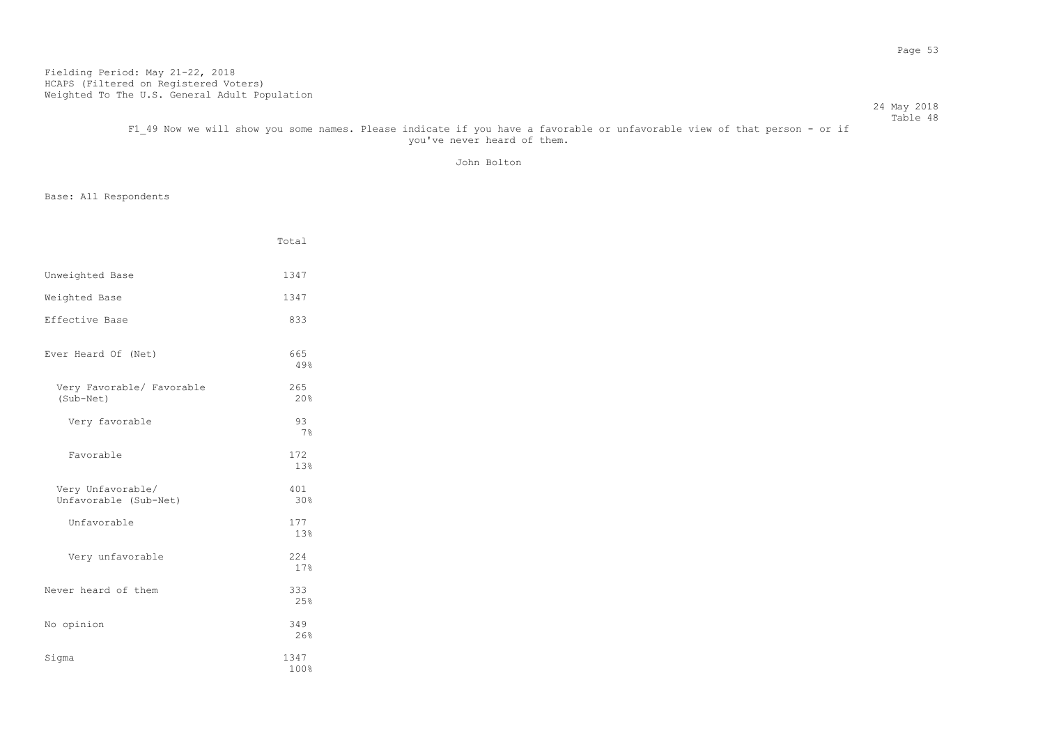Fielding Period: May 21-22, 2018
HCAPS (Filtered on Registered Voters)
Weighted To The U.S. General Adult Population

24 May 2018
Table 48

F1_49 Now we will show you some names. Please indicate if you have a favorable or unfavorable view of that person - or if you've never heard of them.

John Bolton

Base: All Respondents

| | Total |
|---|---|
| Unweighted Base | 1347 |
| Weighted Base | 1347 |
| Effective Base | 833 |
| Ever Heard Of (Net) | 665<br>49% |
| Very Favorable/ Favorable (Sub-Net) | 265<br>20% |
| Very favorable | 93<br>7% |
| Favorable | 172<br>13% |
| Very Unfavorable/ Unfavorable (Sub-Net) | 401<br>30% |
| Unfavorable | 177<br>13% |
| Very unfavorable | 224<br>17% |
| Never heard of them | 333<br>25% |
| No opinion | 349<br>26% |
| Sigma | 1347<br>100% |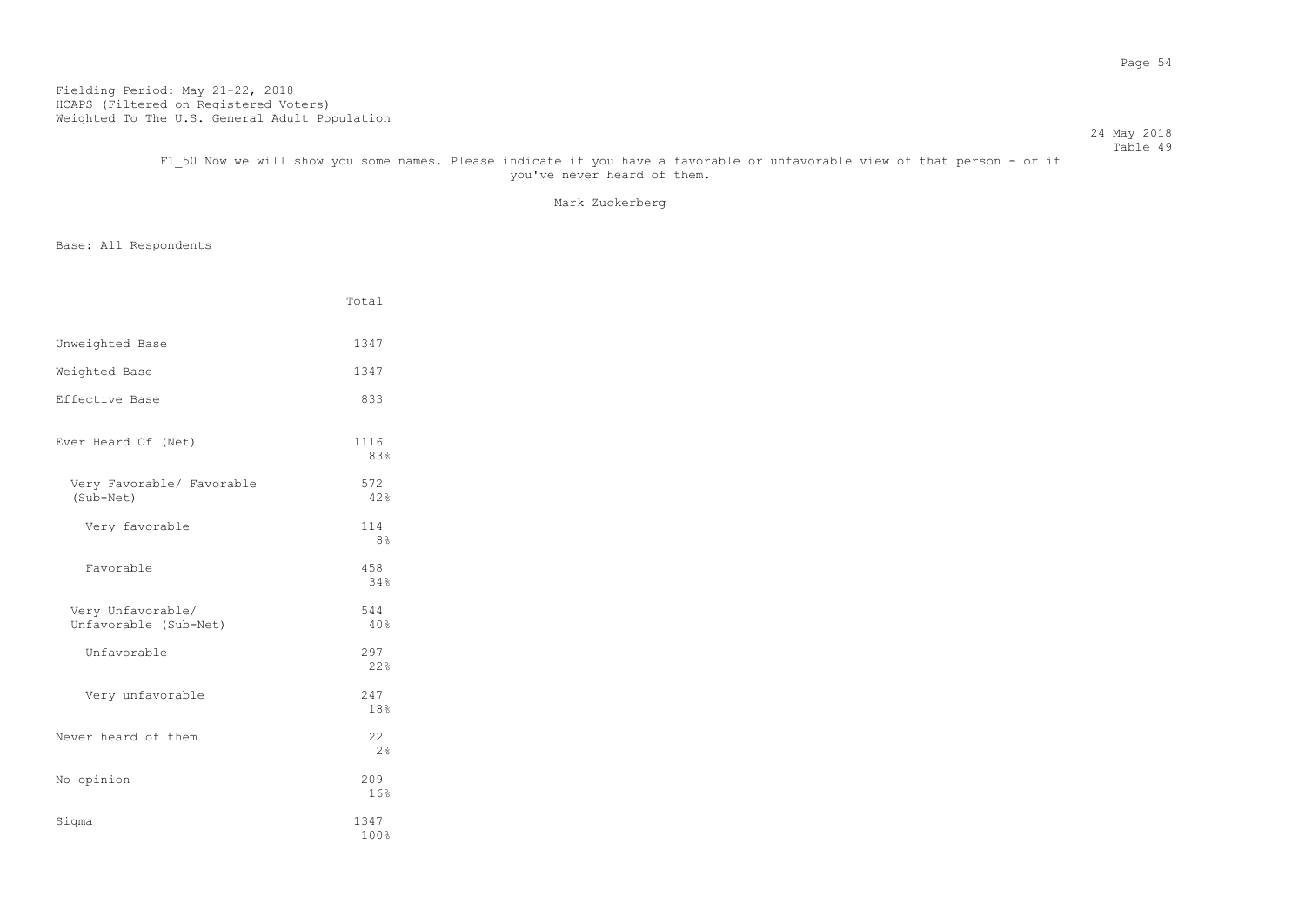Fielding Period: May 21-22, 2018
HCAPS (Filtered on Registered Voters)
Weighted To The U.S. General Adult Population

24 May 2018
Table 49

F1_50 Now we will show you some names. Please indicate if you have a favorable or unfavorable view of that person - or if you've never heard of them.

Mark Zuckerberg

Base: All Respondents

| | Total |
|---|---|
| Unweighted Base | 1347 |
| Weighted Base | 1347 |
| Effective Base | 833 |
| Ever Heard Of (Net) | 1116<br>83% |
| Very Favorable/ Favorable (Sub-Net) | 572<br>42% |
| Very favorable | 114<br>8% |
| Favorable | 458<br>34% |
| Very Unfavorable/ Unfavorable (Sub-Net) | 544<br>40% |
| Unfavorable | 297<br>22% |
| Very unfavorable | 247<br>18% |
| Never heard of them | 22<br>2% |
| No opinion | 209<br>16% |
| Sigma | 1347<br>100% |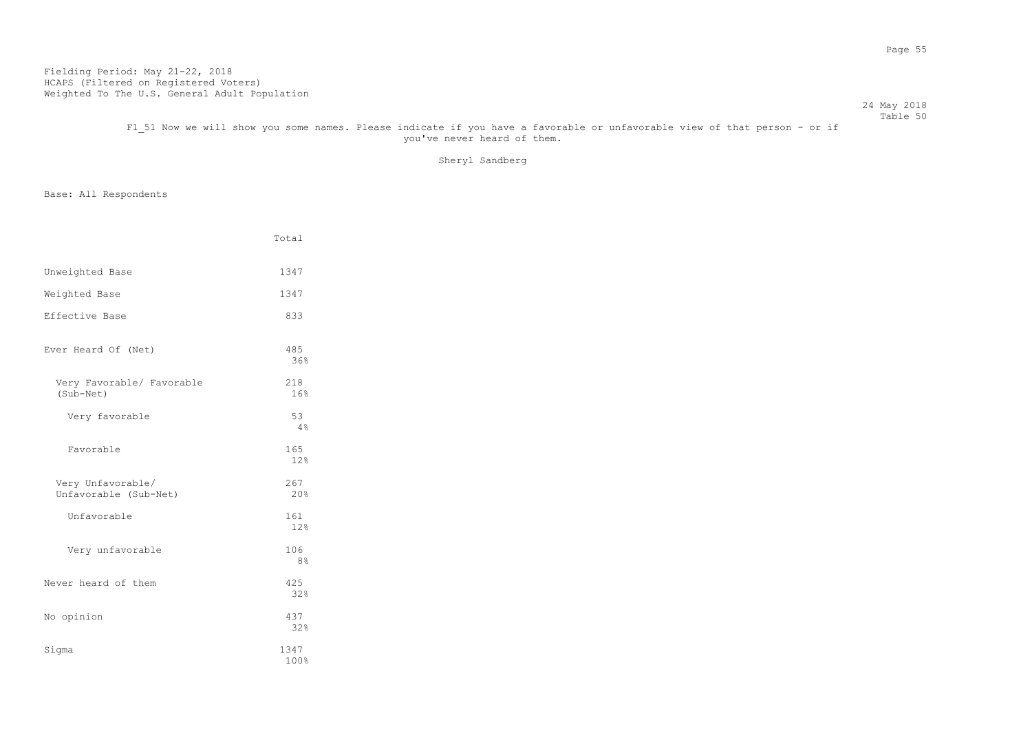Fielding Period: May 21-22, 2018
HCAPS (Filtered on Registered Voters)
Weighted To The U.S. General Adult Population

24 May 2018
Table 50

F1_51 Now we will show you some names. Please indicate if you have a favorable or unfavorable view of that person - or if you've never heard of them.

Sheryl Sandberg

Base: All Respondents

| | Total |
|---|---|
| Unweighted Base | 1347 |
| Weighted Base | 1347 |
| Effective Base | 833 |
| Ever Heard Of (Net) | 485<br>36% |
| Very Favorable/ Favorable (Sub-Net) | 218<br>16% |
| Very favorable | 53<br>4% |
| Favorable | 165<br>12% |
| Very Unfavorable/ Unfavorable (Sub-Net) | 267<br>20% |
| Unfavorable | 161<br>12% |
| Very unfavorable | 106<br>8% |
| Never heard of them | 425<br>32% |
| No opinion | 437<br>32% |
| Sigma | 1347<br>100% |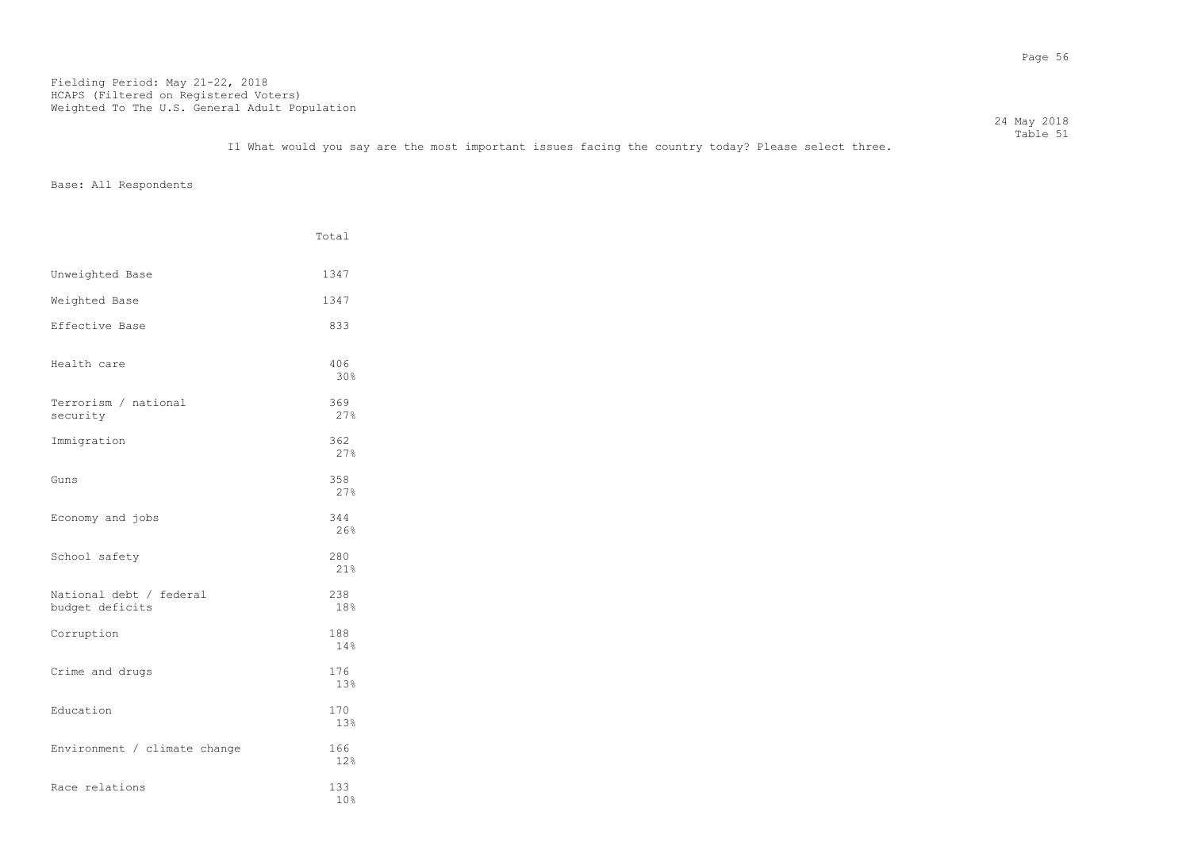Fielding Period: May 21-22, 2018
HCAPS (Filtered on Registered Voters)
Weighted To The U.S. General Adult Population

24 May 2018
Table 51

I1 What would you say are the most important issues facing the country today? Please select three.

Base: All Respondents

| | Total |
|---|---|
| Unweighted Base | 1347 |
| Weighted Base | 1347 |
| Effective Base | 833 |
| Health care | 406<br>30% |
| Terrorism / national security | 369<br>27% |
| Immigration | 362<br>27% |
| Guns | 358<br>27% |
| Economy and jobs | 344<br>26% |
| School safety | 280<br>21% |
| National debt / federal budget deficits | 238<br>18% |
| Corruption | 188<br>14% |
| Crime and drugs | 176<br>13% |
| Education | 170<br>13% |
| Environment / climate change | 166<br>12% |
| Race relations | 133<br>10% |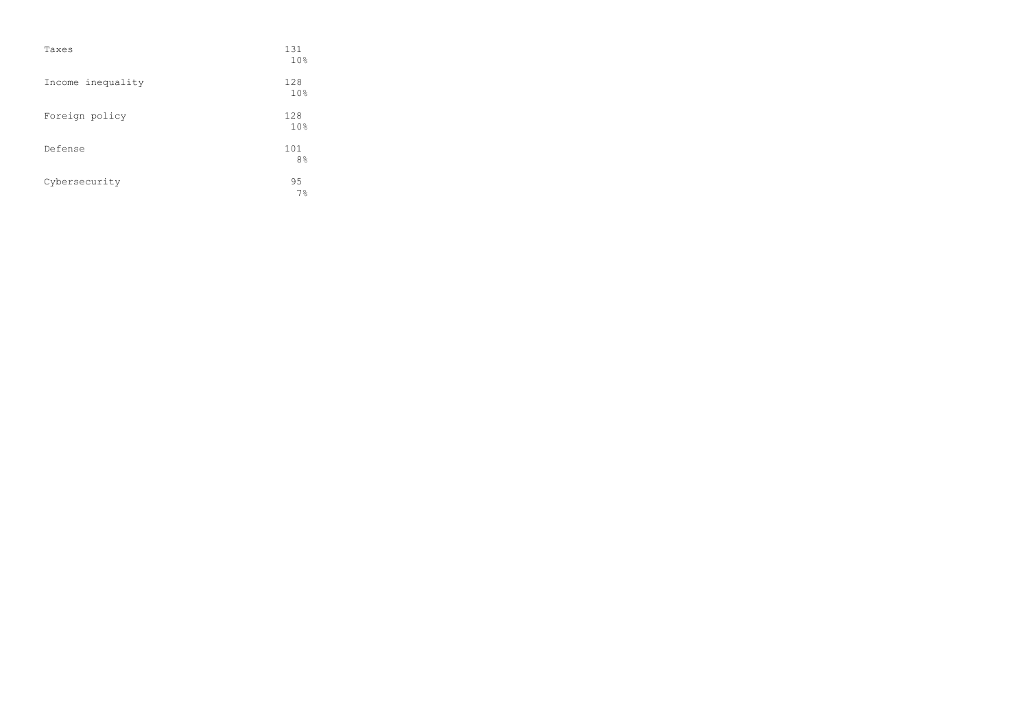| | |
|---|---|
| Taxes | 131<br>10% |
| Income inequality | 128<br>10% |
| Foreign policy | 128<br>10% |
| Defense | 101<br>8% |
| Cybersecurity | 95<br>7% |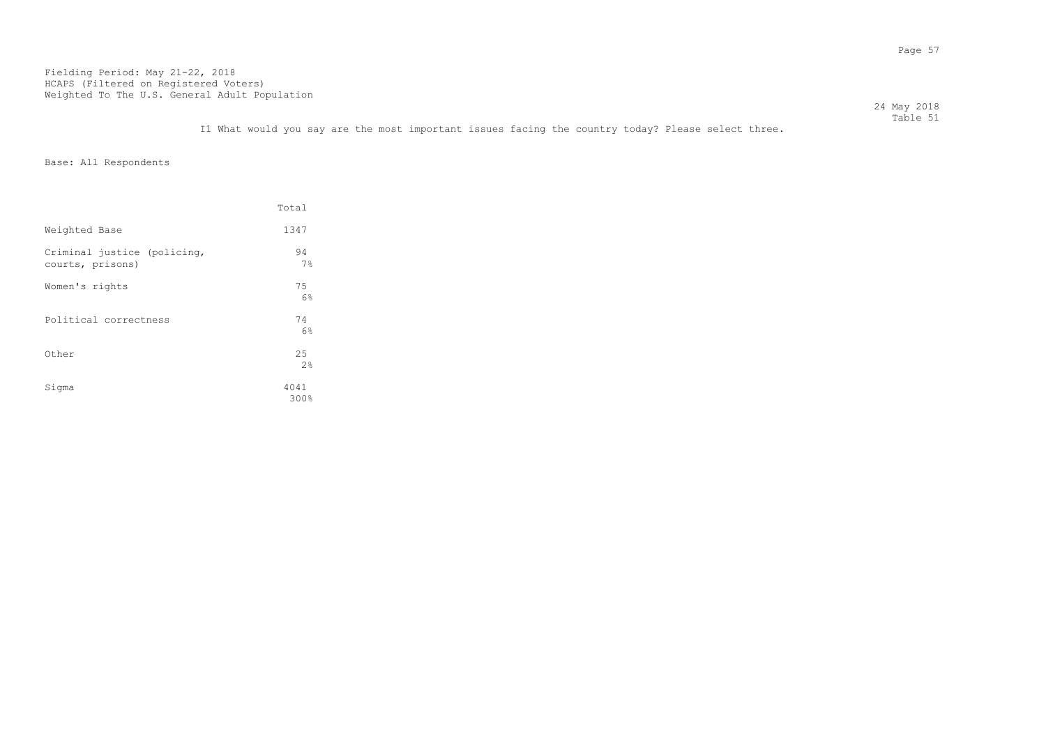Fielding Period: May 21-22, 2018
HCAPS (Filtered on Registered Voters)
Weighted To The U.S. General Adult Population

24 May 2018
Table 51

I1 What would you say are the most important issues facing the country today? Please select three.

Base: All Respondents

| | Total |
|---|---|
| Weighted Base | 1347 |
| Criminal justice (policing, courts, prisons) | 94<br>7% |
| Women's rights | 75<br>6% |
| Political correctness | 74<br>6% |
| Other | 25<br>2% |
| Sigma | 4041<br>300% |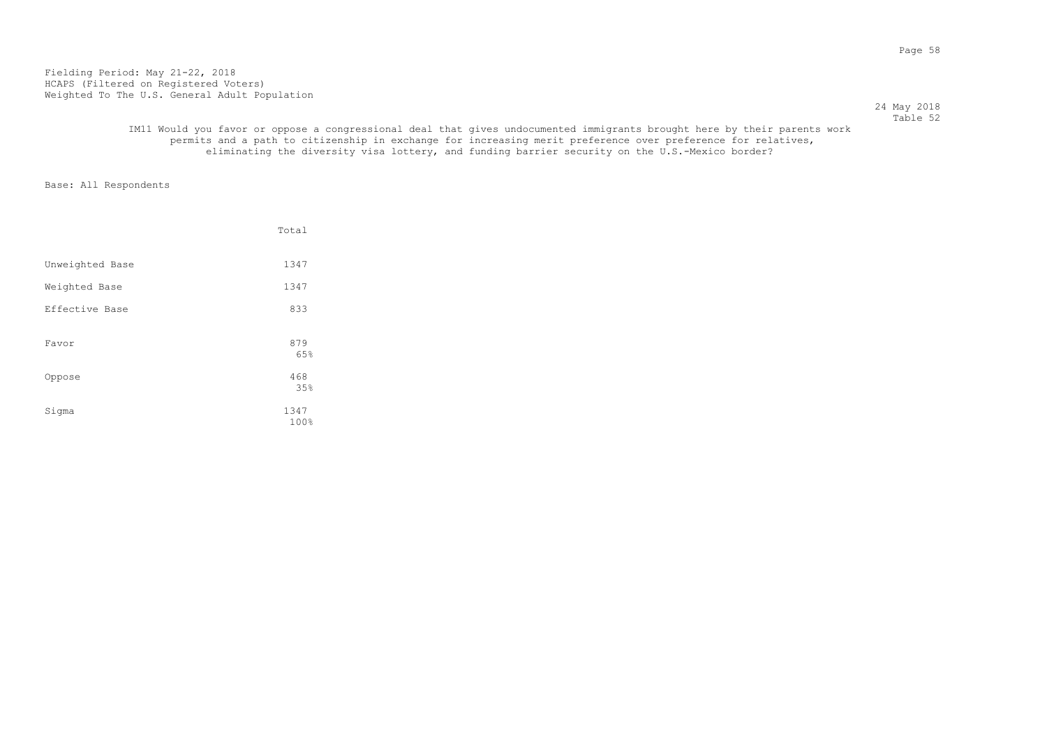Fielding Period: May 21-22, 2018
HCAPS (Filtered on Registered Voters)
Weighted To The U.S. General Adult Population

24 May 2018
Table 52

IM11 Would you favor or oppose a congressional deal that gives undocumented immigrants brought here by their parents work permits and a path to citizenship in exchange for increasing merit preference over preference for relatives, eliminating the diversity visa lottery, and funding barrier security on the U.S.-Mexico border?

Base: All Respondents

| | Total |
|---|---|
| Unweighted Base | 1347 |
| Weighted Base | 1347 |
| Effective Base | 833 |
| Favor | 879<br>65% |
| Oppose | 468<br>35% |
| Sigma | 1347<br>100% |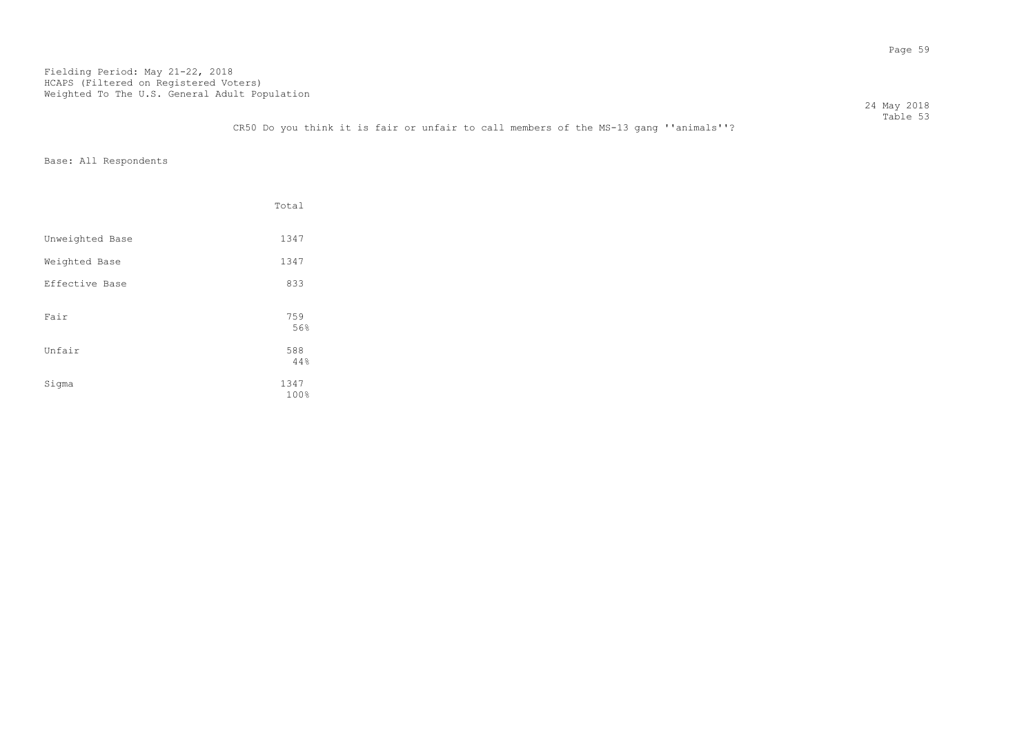Fielding Period: May 21-22, 2018
HCAPS (Filtered on Registered Voters)
Weighted To The U.S. General Adult Population

24 May 2018
Table 53

CR50 Do you think it is fair or unfair to call members of the MS-13 gang ''animals''?

Base: All Respondents

| | Total |
|---|---|
| Unweighted Base | 1347 |
| Weighted Base | 1347 |
| Effective Base | 833 |
| Fair | 759<br>56% |
| Unfair | 588<br>44% |
| Sigma | 1347<br>100% |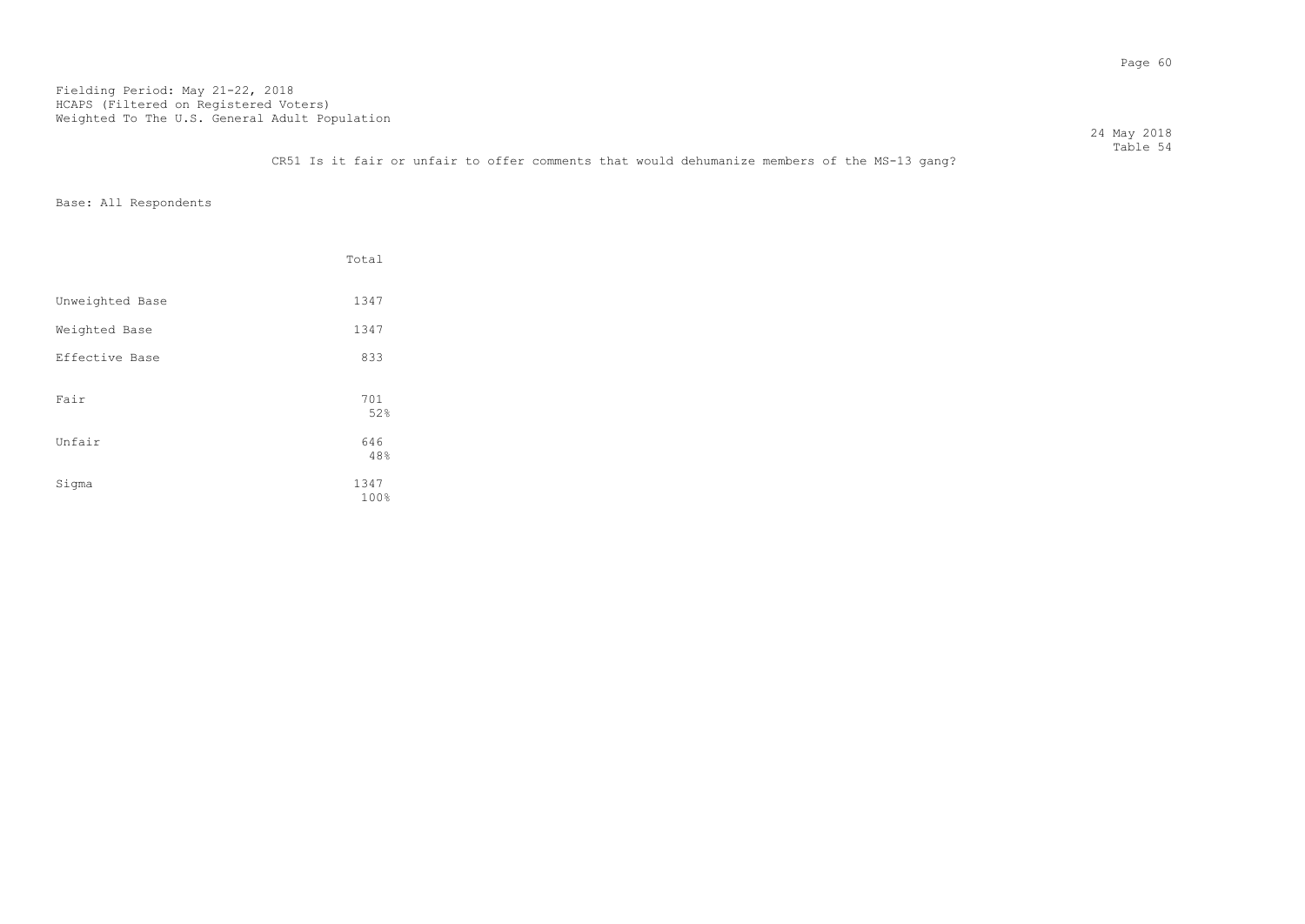Fielding Period: May 21-22, 2018
HCAPS (Filtered on Registered Voters)
Weighted To The U.S. General Adult Population

24 May 2018
Table 54

CR51 Is it fair or unfair to offer comments that would dehumanize members of the MS-13 gang?

Base: All Respondents

| | Total |
|---|---|
| Unweighted Base | 1347 |
| Weighted Base | 1347 |
| Effective Base | 833 |
| Fair | 701<br>52% |
| Unfair | 646<br>48% |
| Sigma | 1347<br>100% |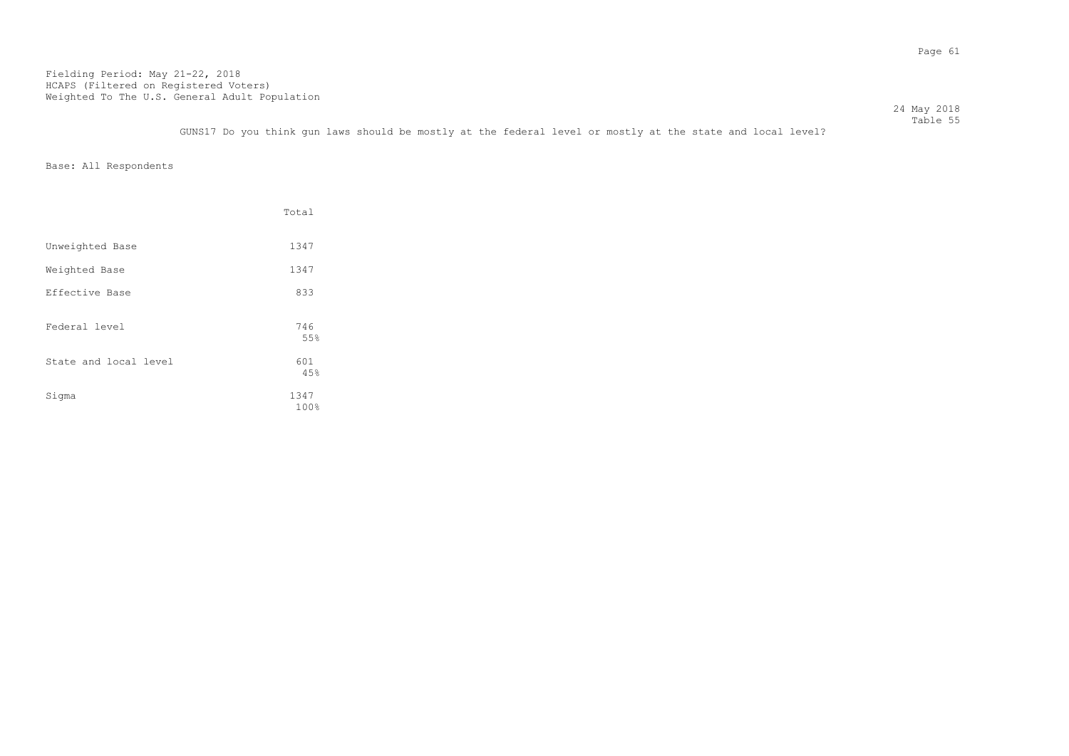Fielding Period: May 21-22, 2018
HCAPS (Filtered on Registered Voters)
Weighted To The U.S. General Adult Population

24 May 2018
Table 55

GUNS17 Do you think gun laws should be mostly at the federal level or mostly at the state and local level?

Base: All Respondents

| | Total |
|---|---|
| Unweighted Base | 1347 |
| Weighted Base | 1347 |
| Effective Base | 833 |
| Federal level | 746<br>55% |
| State and local level | 601<br>45% |
| Sigma | 1347<br>100% |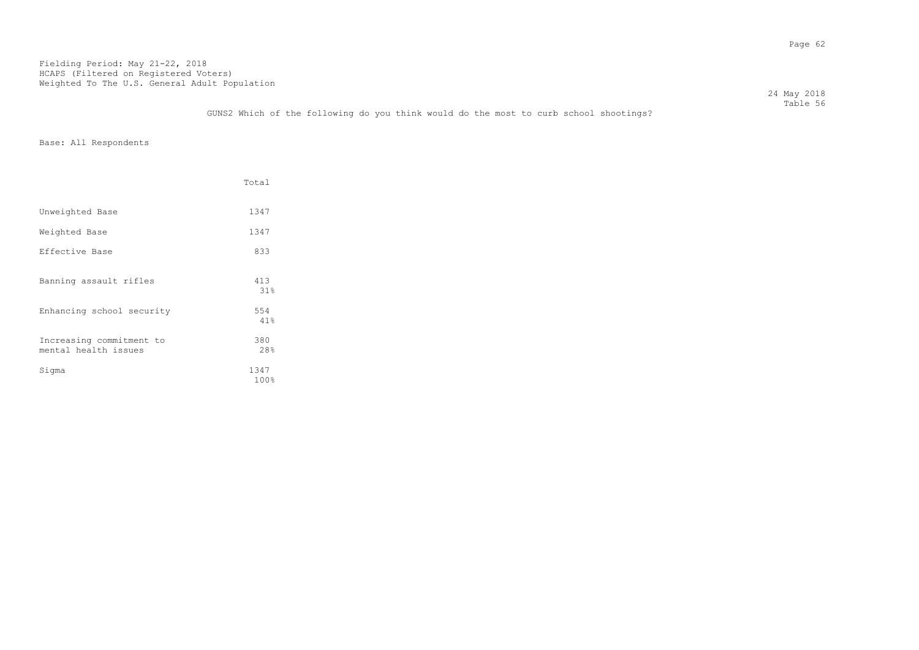Fielding Period: May 21-22, 2018
HCAPS (Filtered on Registered Voters)
Weighted To The U.S. General Adult Population

24 May 2018
Table 56

GUNS2 Which of the following do you think would do the most to curb school shootings?

Base: All Respondents

| | Total |
|---|---|
| Unweighted Base | 1347 |
| Weighted Base | 1347 |
| Effective Base | 833 |
| Banning assault rifles | 413<br>31% |
| Enhancing school security | 554<br>41% |
| Increasing commitment to mental health issues | 380<br>28% |
| Sigma | 1347<br>100% |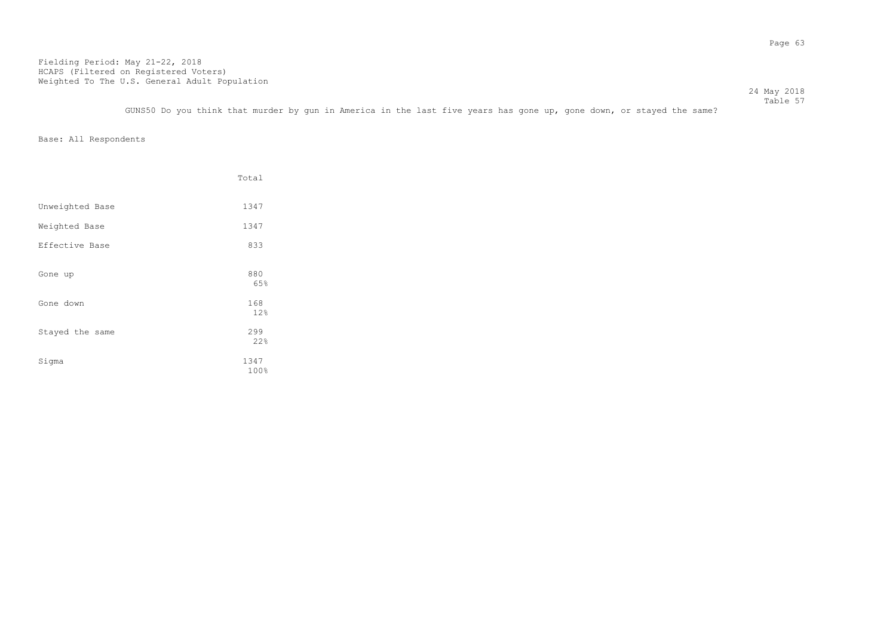Fielding Period: May 21-22, 2018
HCAPS (Filtered on Registered Voters)
Weighted To The U.S. General Adult Population

24 May 2018
Table 57

GUNS50 Do you think that murder by gun in America in the last five years has gone up, gone down, or stayed the same?

Base: All Respondents

| | Total |
|---|---|
| Unweighted Base | 1347 |
| Weighted Base | 1347 |
| Effective Base | 833 |
| Gone up | 880<br>65% |
| Gone down | 168<br>12% |
| Stayed the same | 299<br>22% |
| Sigma | 1347<br>100% |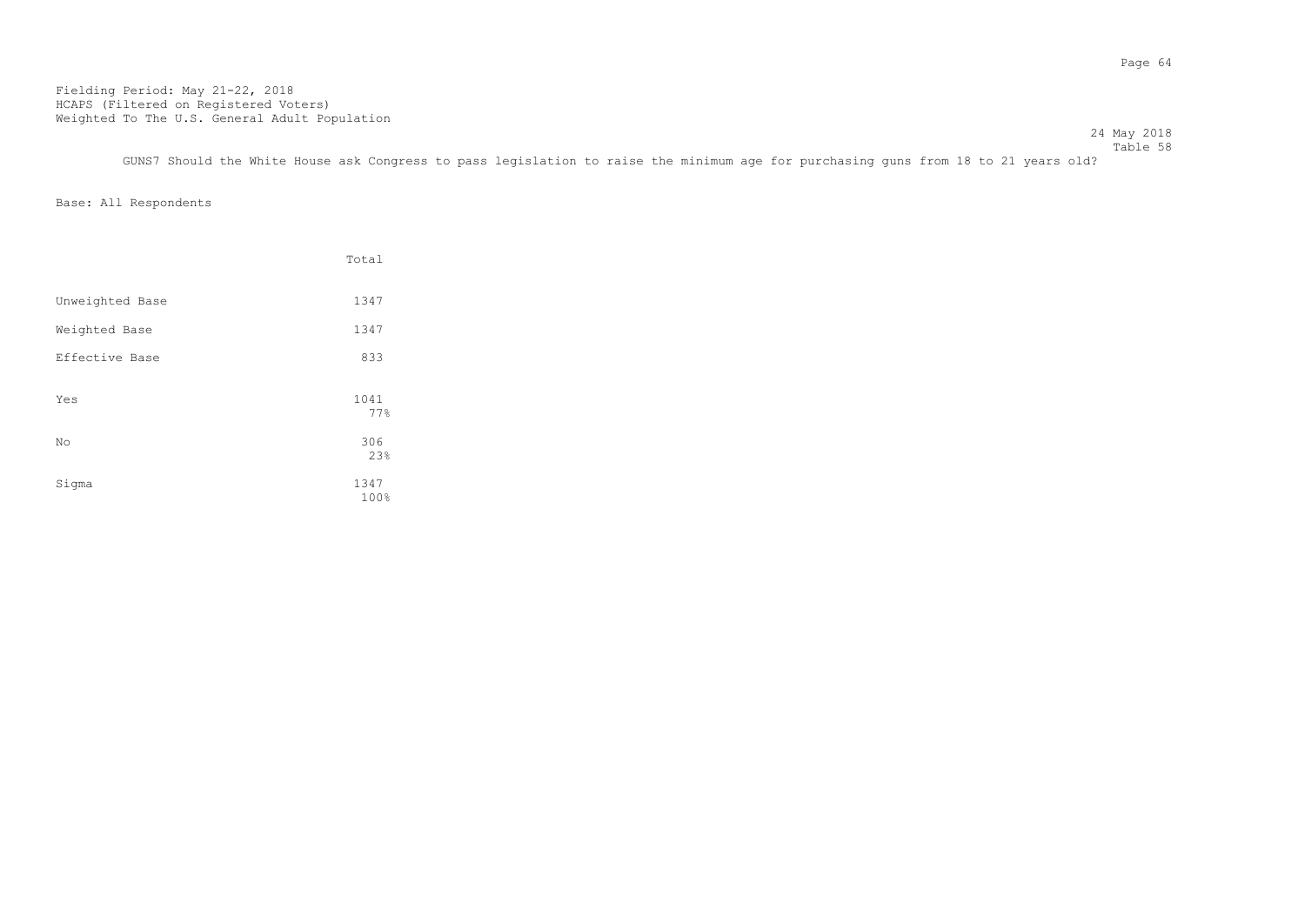Fielding Period: May 21-22, 2018
HCAPS (Filtered on Registered Voters)
Weighted To The U.S. General Adult Population

24 May 2018
Table 58

GUNS7 Should the White House ask Congress to pass legislation to raise the minimum age for purchasing guns from 18 to 21 years old?

Base: All Respondents

| | Total |
|---|---|
| Unweighted Base | 1347 |
| Weighted Base | 1347 |
| Effective Base | 833 |
| Yes | 1041 |
| | 77% |
| No | 306 |
| | 23% |
| Sigma | 1347 |
| | 100% |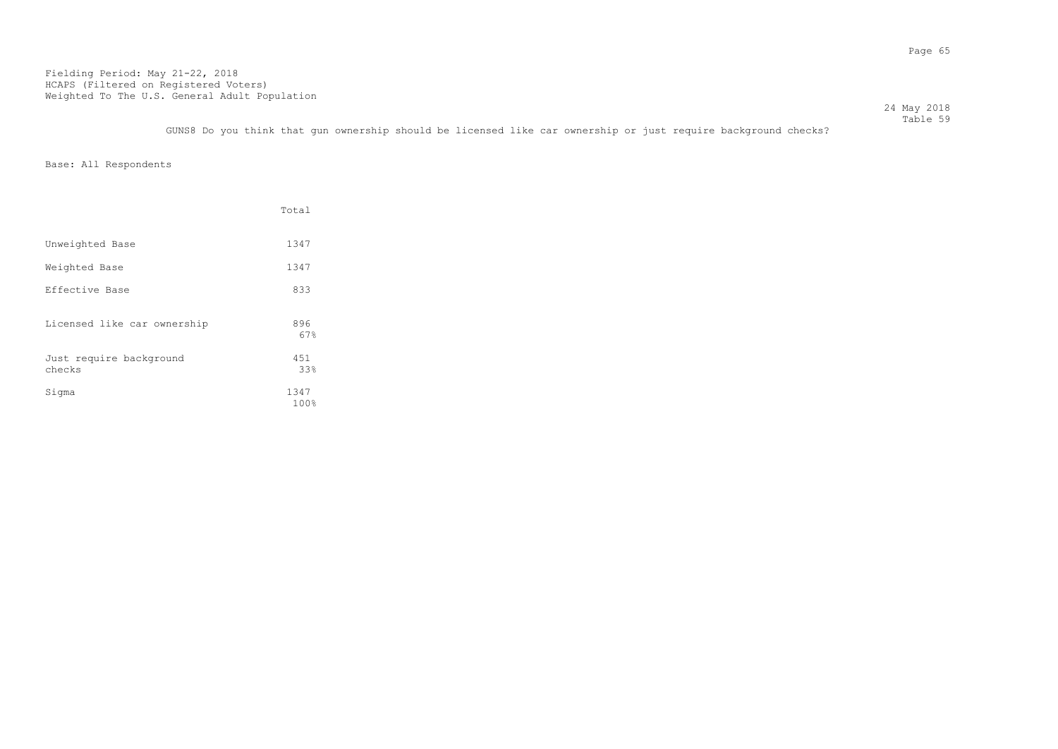Fielding Period: May 21-22, 2018
HCAPS (Filtered on Registered Voters)
Weighted To The U.S. General Adult Population

24 May 2018
Table 59

GUNS8 Do you think that gun ownership should be licensed like car ownership or just require background checks?

Base: All Respondents

| | Total |
|---|---|
| Unweighted Base | 1347 |
| Weighted Base | 1347 |
| Effective Base | 833 |
| Licensed like car ownership | 896<br>67% |
| Just require background checks | 451<br>33% |
| Sigma | 1347<br>100% |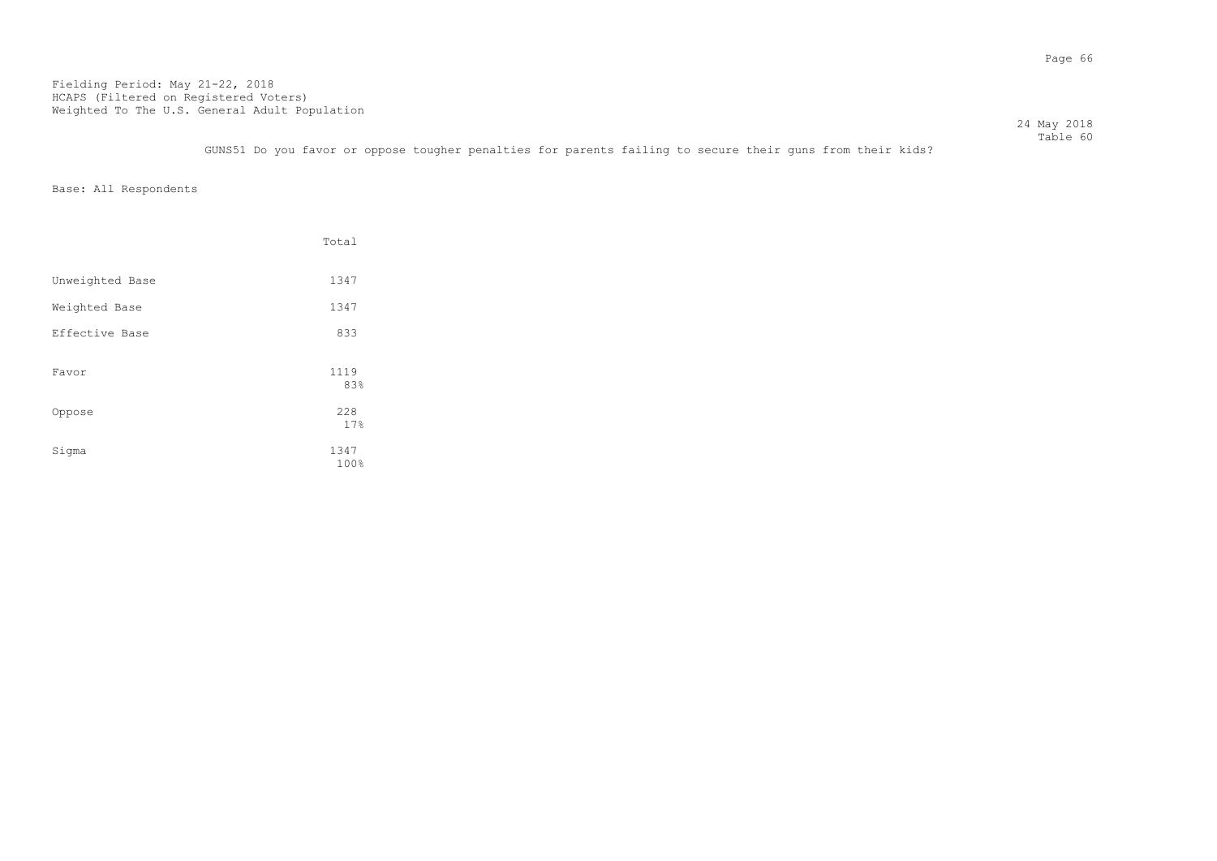Fielding Period: May 21-22, 2018
HCAPS (Filtered on Registered Voters)
Weighted To The U.S. General Adult Population

24 May 2018
Table 60

GUNS51 Do you favor or oppose tougher penalties for parents failing to secure their guns from their kids?

Base: All Respondents

| | Total |
|---|---|
| Unweighted Base | 1347 |
| Weighted Base | 1347 |
| Effective Base | 833 |
| Favor | 1119<br>83% |
| Oppose | 228<br>17% |
| Sigma | 1347<br>100% |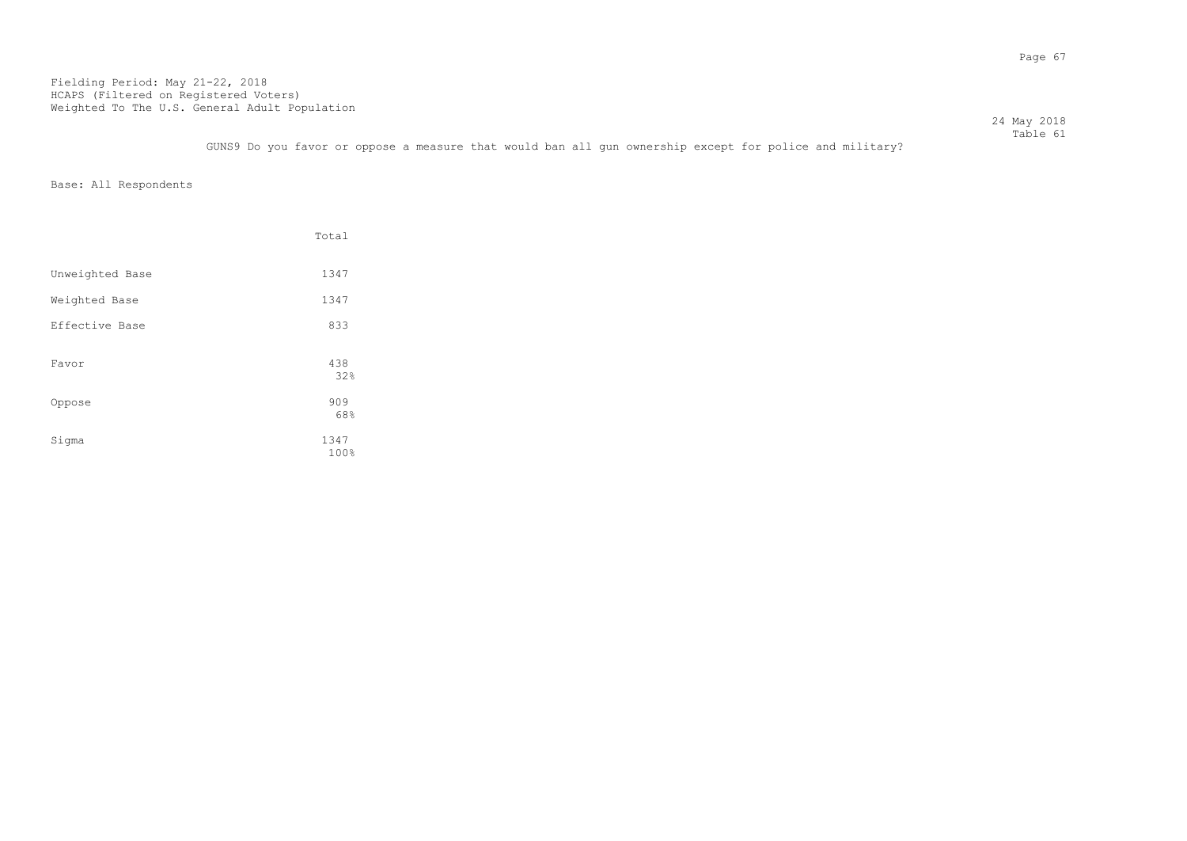Fielding Period: May 21-22, 2018
HCAPS (Filtered on Registered Voters)
Weighted To The U.S. General Adult Population

24 May 2018
Table 61

GUNS9 Do you favor or oppose a measure that would ban all gun ownership except for police and military?

Base: All Respondents

| | Total |
|---|---|
| Unweighted Base | 1347 |
| Weighted Base | 1347 |
| Effective Base | 833 |
| Favor | 438<br>32% |
| Oppose | 909<br>68% |
| Sigma | 1347<br>100% |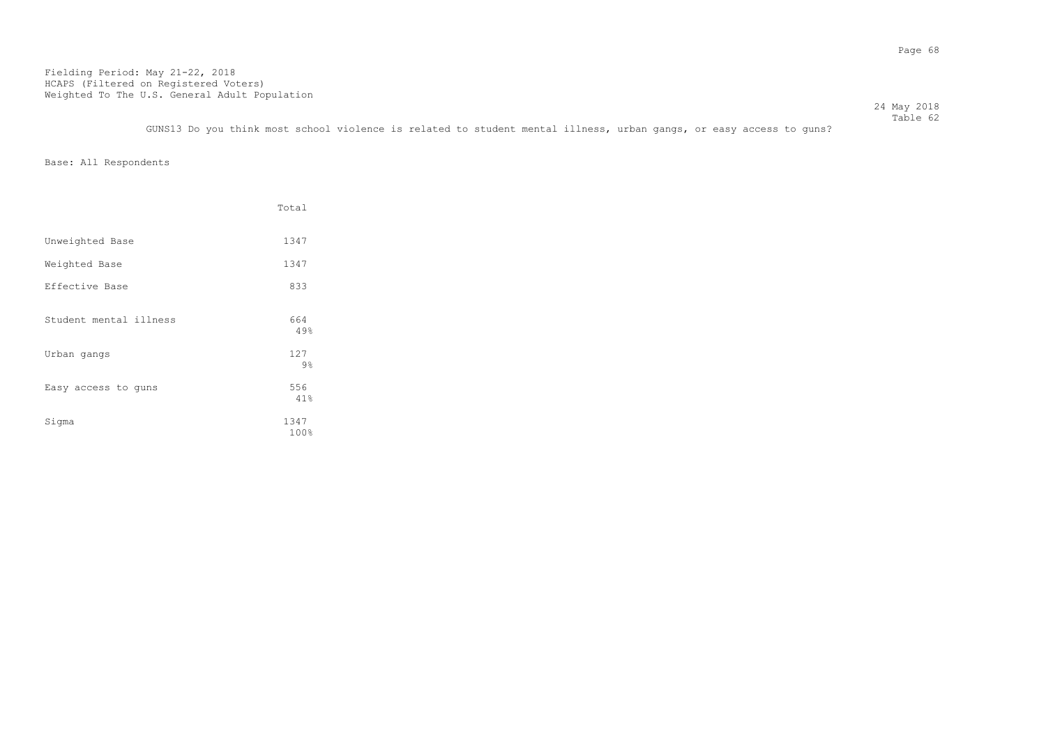Fielding Period: May 21-22, 2018
HCAPS (Filtered on Registered Voters)
Weighted To The U.S. General Adult Population

24 May 2018
Table 62

GUNS13 Do you think most school violence is related to student mental illness, urban gangs, or easy access to guns?

Base: All Respondents

| | Total |
|---|---|
| Unweighted Base | 1347 |
| Weighted Base | 1347 |
| Effective Base | 833 |
| Student mental illness | 664<br>49% |
| Urban gangs | 127<br>9% |
| Easy access to guns | 556<br>41% |
| Sigma | 1347<br>100% |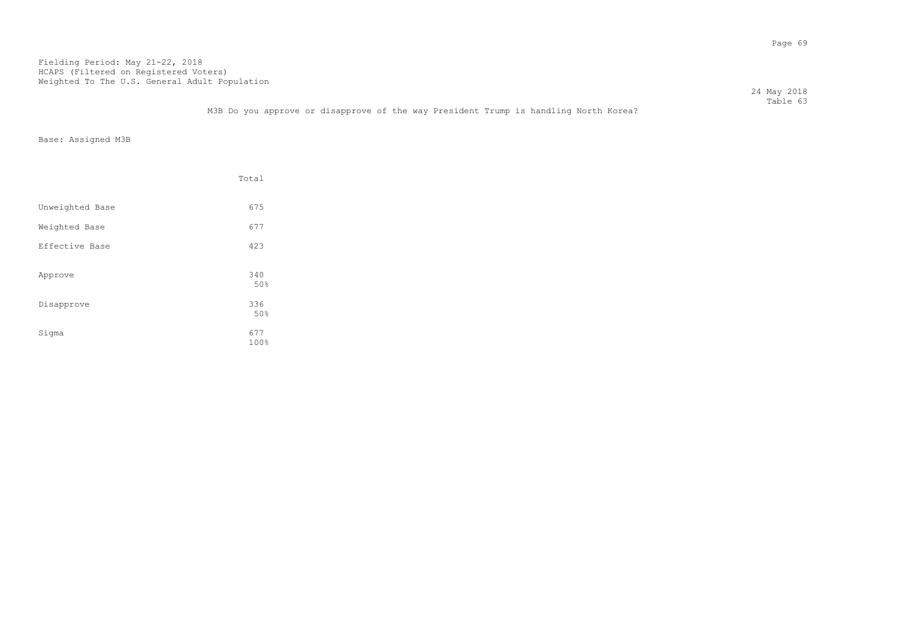Fielding Period: May 21-22, 2018
HCAPS (Filtered on Registered Voters)
Weighted To The U.S. General Adult Population

24 May 2018
Table 63

M3B Do you approve or disapprove of the way President Trump is handling North Korea?

Base: Assigned M3B

| | Total |
|---|---|
| Unweighted Base | 675 |
| Weighted Base | 677 |
| Effective Base | 423 |
| Approve | 340<br>50% |
| Disapprove | 336<br>50% |
| Sigma | 677<br>100% |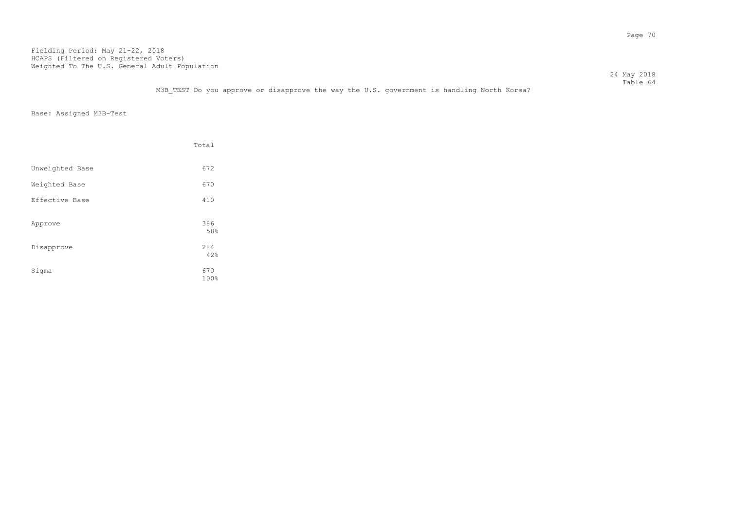Fielding Period: May 21-22, 2018
HCAPS (Filtered on Registered Voters)
Weighted To The U.S. General Adult Population

24 May 2018
Table 64

M3B_TEST Do you approve or disapprove the way the U.S. government is handling North Korea?

Base: Assigned M3B-Test

| | Total |
|---|---|
| Unweighted Base | 672 |
| Weighted Base | 670 |
| Effective Base | 410 |
| Approve | 386<br>58% |
| Disapprove | 284<br>42% |
| Sigma | 670<br>100% |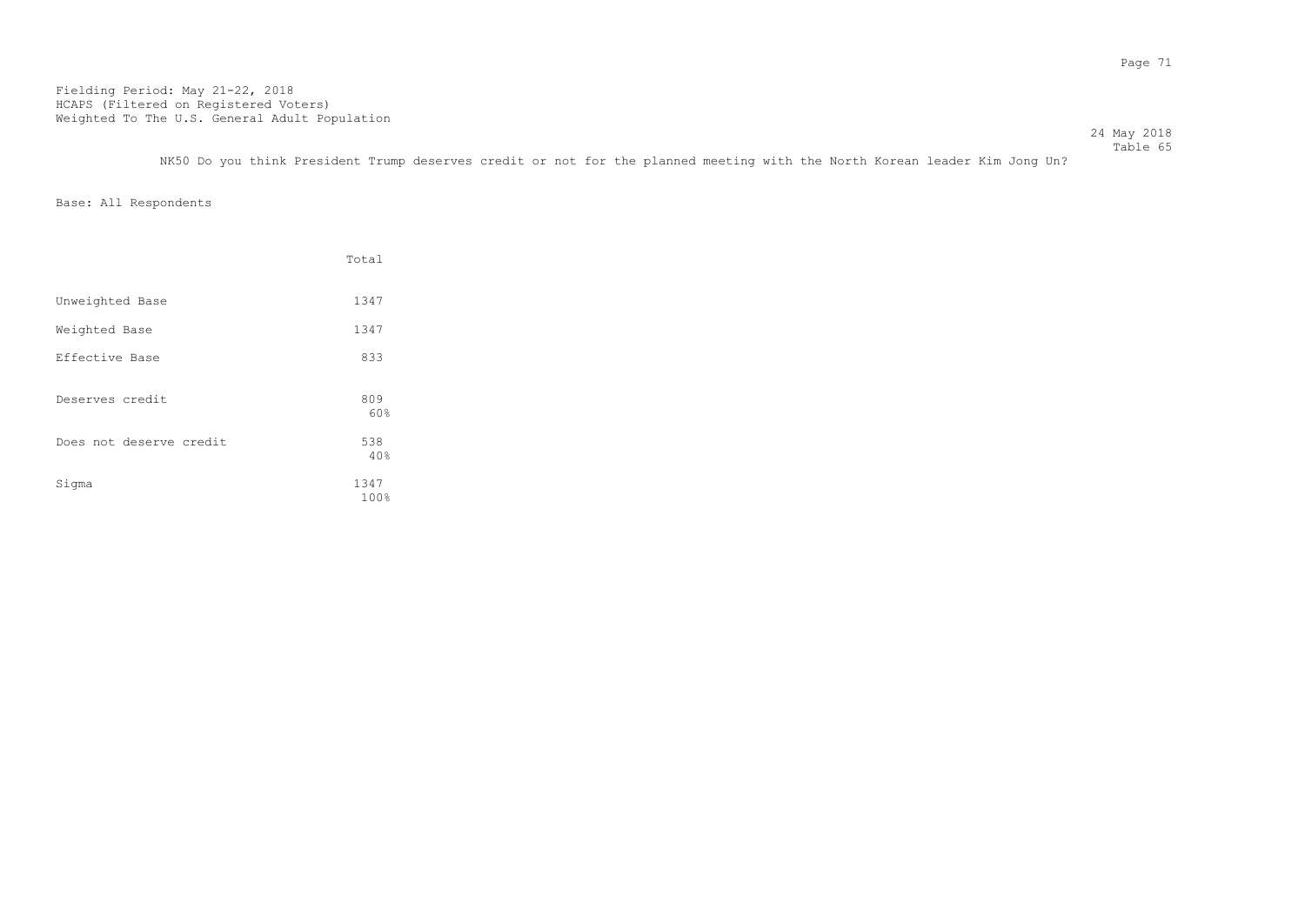Fielding Period: May 21-22, 2018
HCAPS (Filtered on Registered Voters)
Weighted To The U.S. General Adult Population

24 May 2018
Table 65

NK50 Do you think President Trump deserves credit or not for the planned meeting with the North Korean leader Kim Jong Un?

Base: All Respondents

| | Total |
|---|---|
| Unweighted Base | 1347 |
| Weighted Base | 1347 |
| Effective Base | 833 |
| Deserves credit | 809<br>60% |
| Does not deserve credit | 538<br>40% |
| Sigma | 1347<br>100% |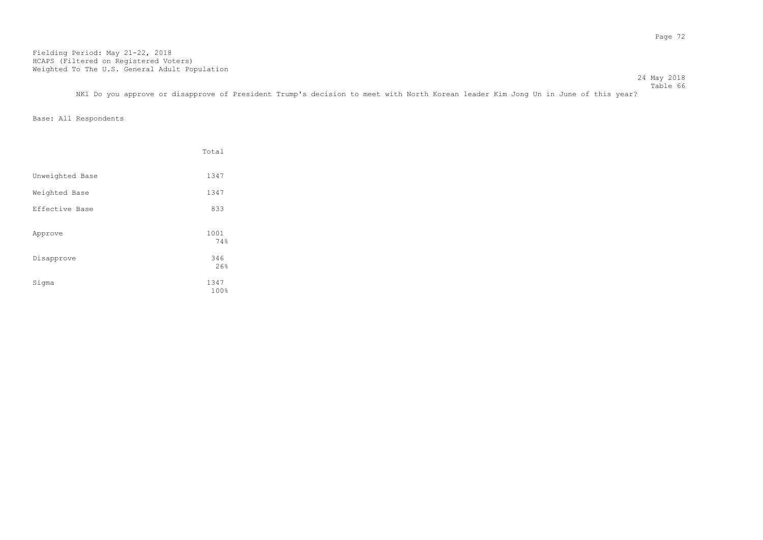Fielding Period: May 21-22, 2018
HCAPS (Filtered on Registered Voters)
Weighted To The U.S. General Adult Population

24 May 2018
Table 66

NK1 Do you approve or disapprove of President Trump's decision to meet with North Korean leader Kim Jong Un in June of this year?

Base: All Respondents

| | Total |
|---|---|
| Unweighted Base | 1347 |
| Weighted Base | 1347 |
| Effective Base | 833 |
| Approve | 1001<br>74% |
| Disapprove | 346<br>26% |
| Sigma | 1347<br>100% |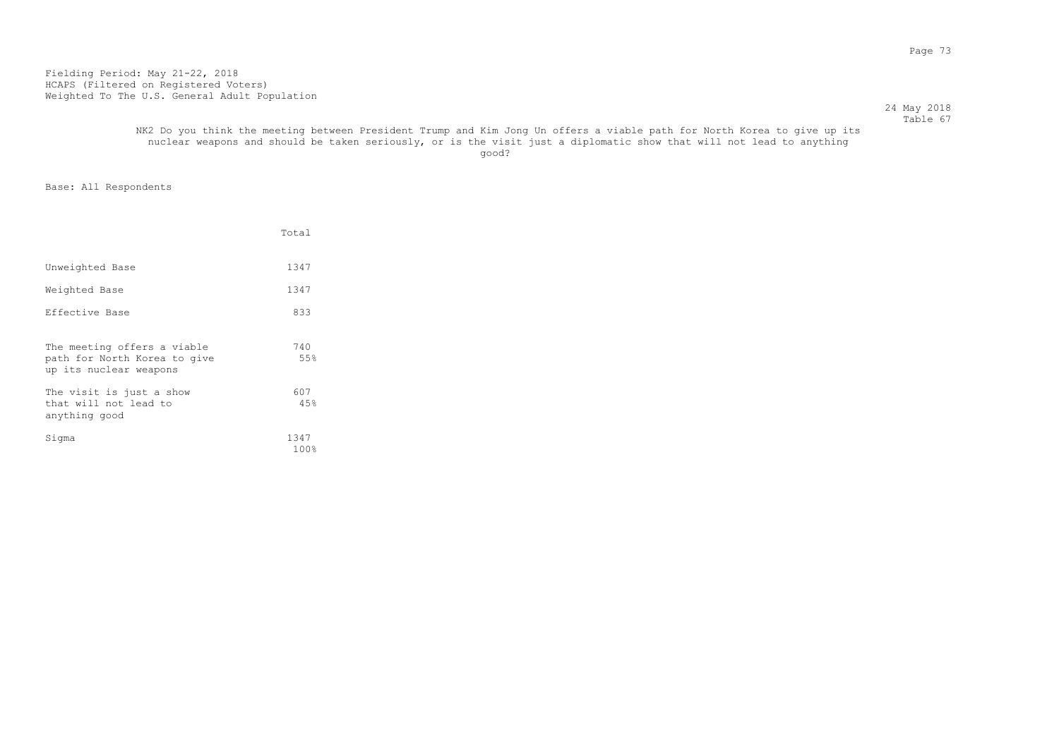Fielding Period: May 21-22, 2018
HCAPS (Filtered on Registered Voters)
Weighted To The U.S. General Adult Population

24 May 2018
Table 67

NK2 Do you think the meeting between President Trump and Kim Jong Un offers a viable path for North Korea to give up its nuclear weapons and should be taken seriously, or is the visit just a diplomatic show that will not lead to anything good?

Base: All Respondents

| | Total |
|---|---|
| Unweighted Base | 1347 |
| Weighted Base | 1347 |
| Effective Base | 833 |
| The meeting offers a viable path for North Korea to give up its nuclear weapons | 740<br>55% |
| The visit is just a show that will not lead to anything good | 607<br>45% |
| Sigma | 1347<br>100% |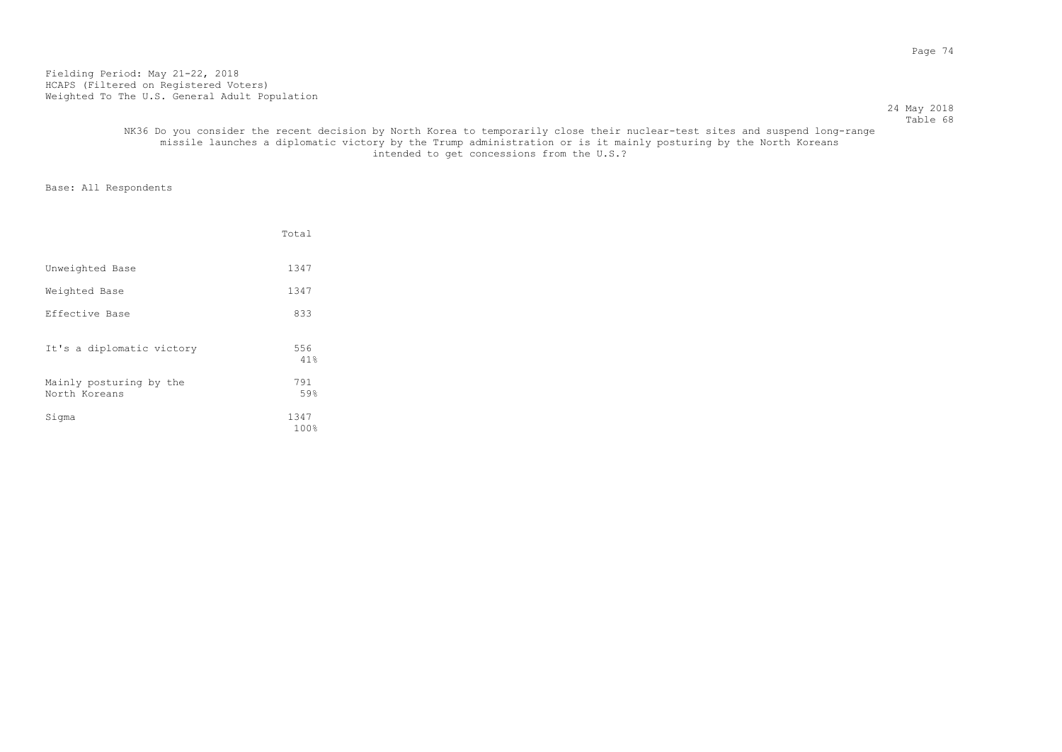Fielding Period: May 21-22, 2018
HCAPS (Filtered on Registered Voters)
Weighted To The U.S. General Adult Population

24 May 2018
Table 68

NK36 Do you consider the recent decision by North Korea to temporarily close their nuclear-test sites and suspend long-range missile launches a diplomatic victory by the Trump administration or is it mainly posturing by the North Koreans intended to get concessions from the U.S.?

Base: All Respondents

| | Total |
|---|---|
| Unweighted Base | 1347 |
| Weighted Base | 1347 |
| Effective Base | 833 |
| It's a diplomatic victory | 556<br>41% |
| Mainly posturing by the North Koreans | 791<br>59% |
| Sigma | 1347<br>100% |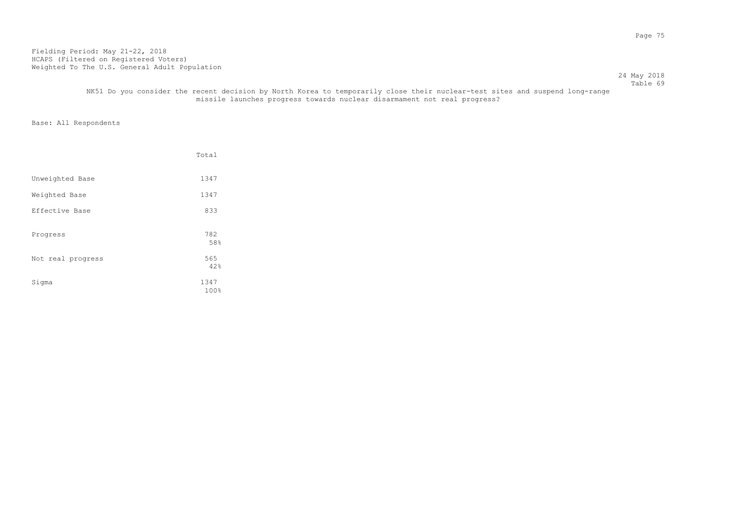Fielding Period: May 21-22, 2018
HCAPS (Filtered on Registered Voters)
Weighted To The U.S. General Adult Population

24 May 2018
Table 69

NK51 Do you consider the recent decision by North Korea to temporarily close their nuclear-test sites and suspend long-range missile launches progress towards nuclear disarmament not real progress?

Base: All Respondents

| | Total |
|---|---|
| Unweighted Base | 1347 |
| Weighted Base | 1347 |
| Effective Base | 833 |
| Progress | 782<br>58% |
| Not real progress | 565<br>42% |
| Sigma | 1347<br>100% |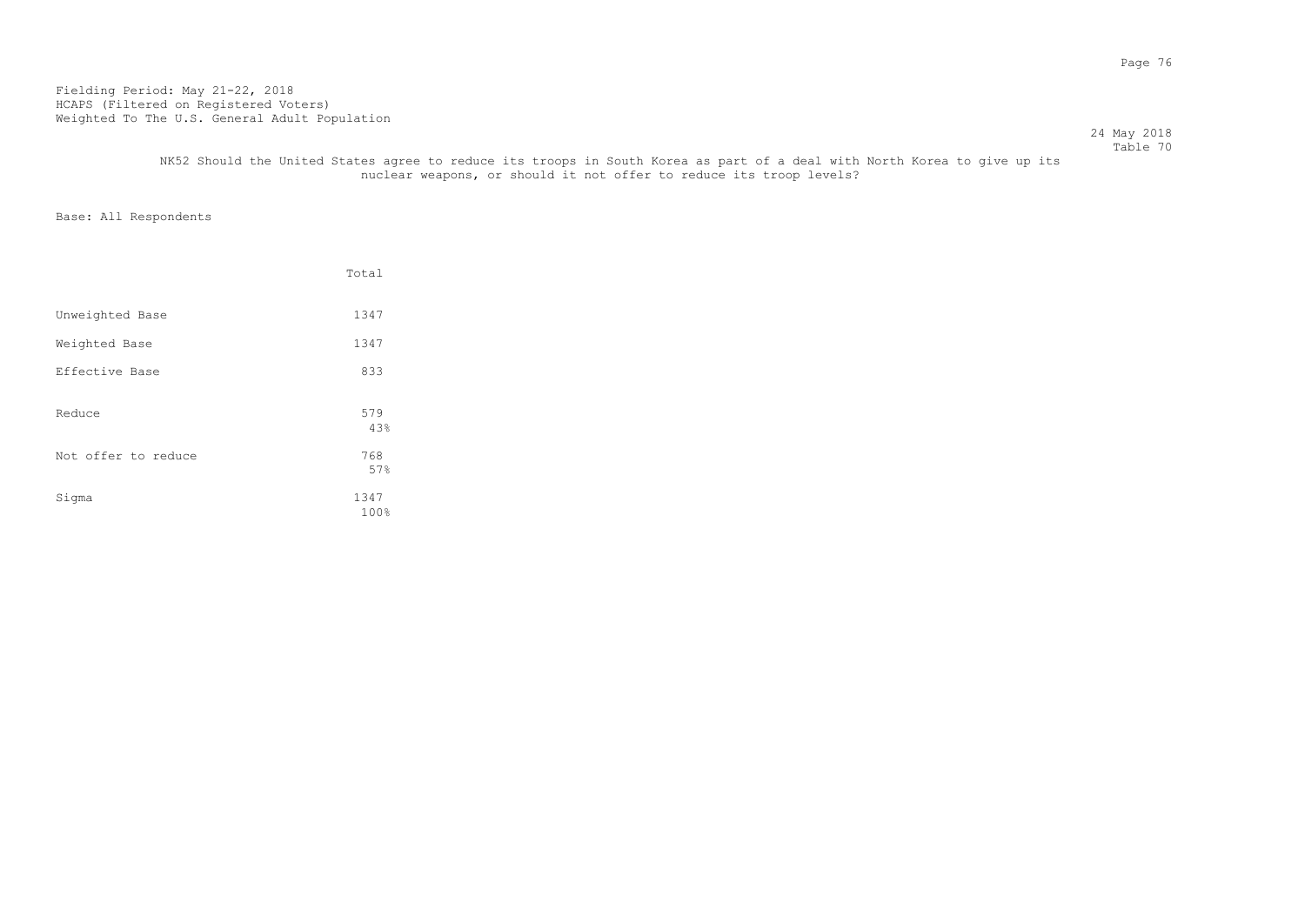Fielding Period: May 21-22, 2018
HCAPS (Filtered on Registered Voters)
Weighted To The U.S. General Adult Population

24 May 2018
Table 70

NK52 Should the United States agree to reduce its troops in South Korea as part of a deal with North Korea to give up its nuclear weapons, or should it not offer to reduce its troop levels?

Base: All Respondents

| | Total |
|---|---|
| Unweighted Base | 1347 |
| Weighted Base | 1347 |
| Effective Base | 833 |
| Reduce | 579<br>43% |
| Not offer to reduce | 768<br>57% |
| Sigma | 1347<br>100% |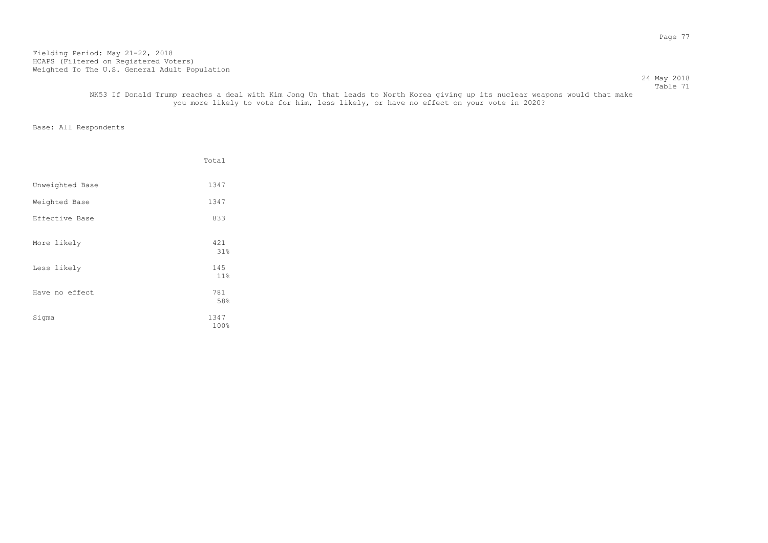Fielding Period: May 21-22, 2018
HCAPS (Filtered on Registered Voters)
Weighted To The U.S. General Adult Population

24 May 2018
Table 71

NK53 If Donald Trump reaches a deal with Kim Jong Un that leads to North Korea giving up its nuclear weapons would that make you more likely to vote for him, less likely, or have no effect on your vote in 2020?

Base: All Respondents

| | Total |
|---|---|
| Unweighted Base | 1347 |
| Weighted Base | 1347 |
| Effective Base | 833 |
| More likely | 421<br>31% |
| Less likely | 145<br>11% |
| Have no effect | 781<br>58% |
| Sigma | 1347<br>100% |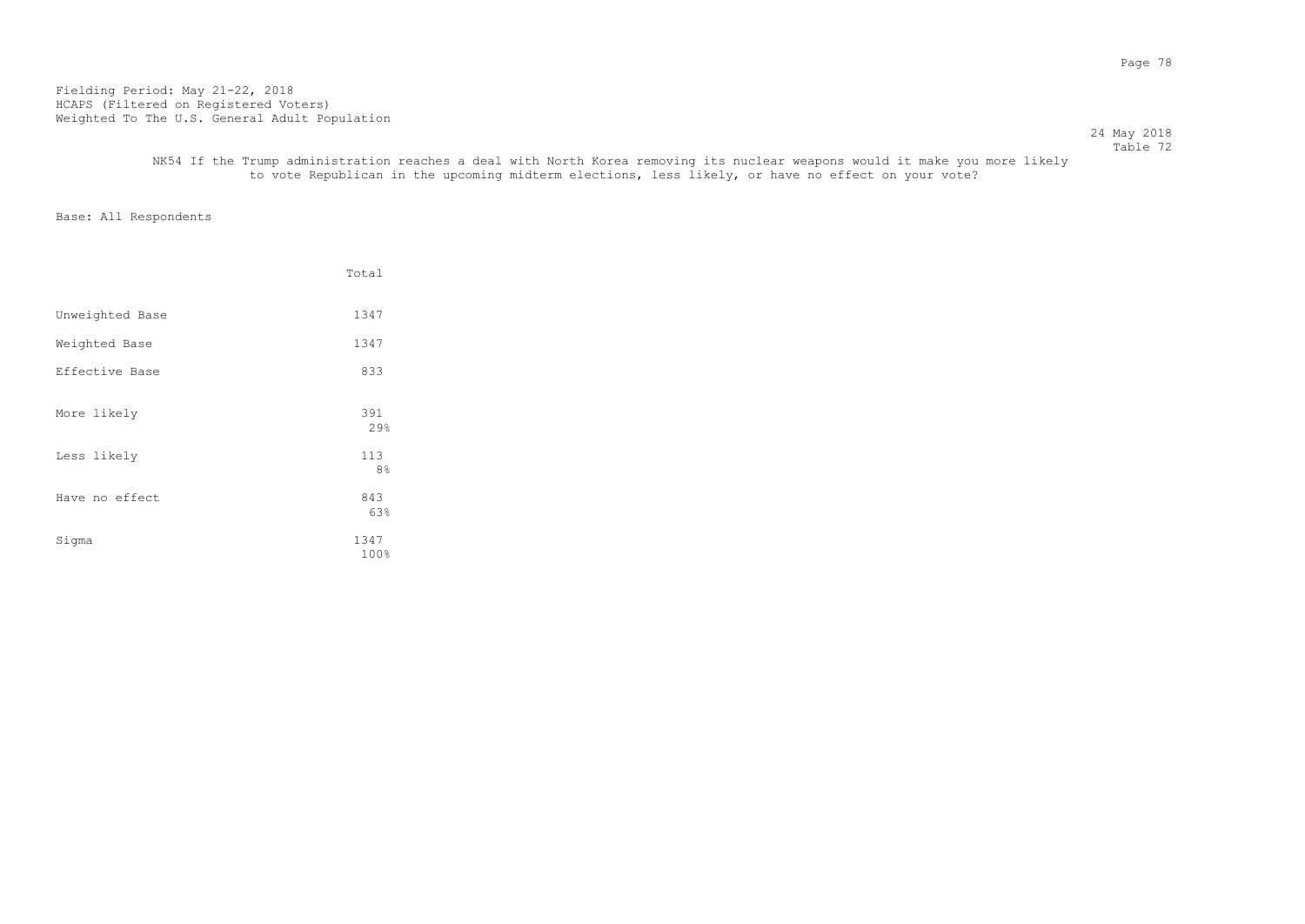Fielding Period: May 21-22, 2018
HCAPS (Filtered on Registered Voters)
Weighted To The U.S. General Adult Population

24 May 2018
Table 72

NK54 If the Trump administration reaches a deal with North Korea removing its nuclear weapons would it make you more likely to vote Republican in the upcoming midterm elections, less likely, or have no effect on your vote?

Base: All Respondents

| | Total |
|---|---|
| Unweighted Base | 1347 |
| Weighted Base | 1347 |
| Effective Base | 833 |
| More likely | 391<br>29% |
| Less likely | 113<br>8% |
| Have no effect | 843<br>63% |
| Sigma | 1347<br>100% |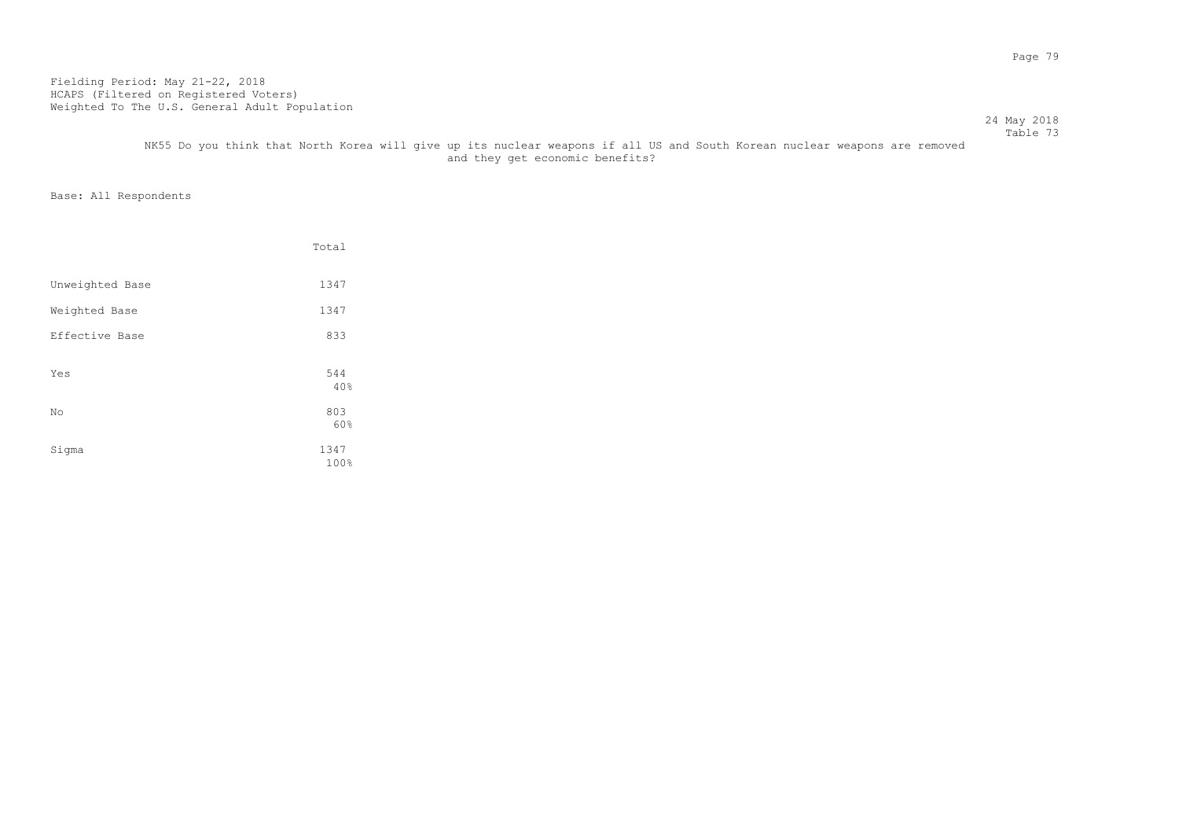Fielding Period: May 21-22, 2018
HCAPS (Filtered on Registered Voters)
Weighted To The U.S. General Adult Population

24 May 2018
Table 73

NK55 Do you think that North Korea will give up its nuclear weapons if all US and South Korean nuclear weapons are removed and they get economic benefits?

Base: All Respondents

| | Total |
|---|---|
| Unweighted Base | 1347 |
| Weighted Base | 1347 |
| Effective Base | 833 |
| Yes | 544<br>40% |
| No | 803<br>60% |
| Sigma | 1347<br>100% |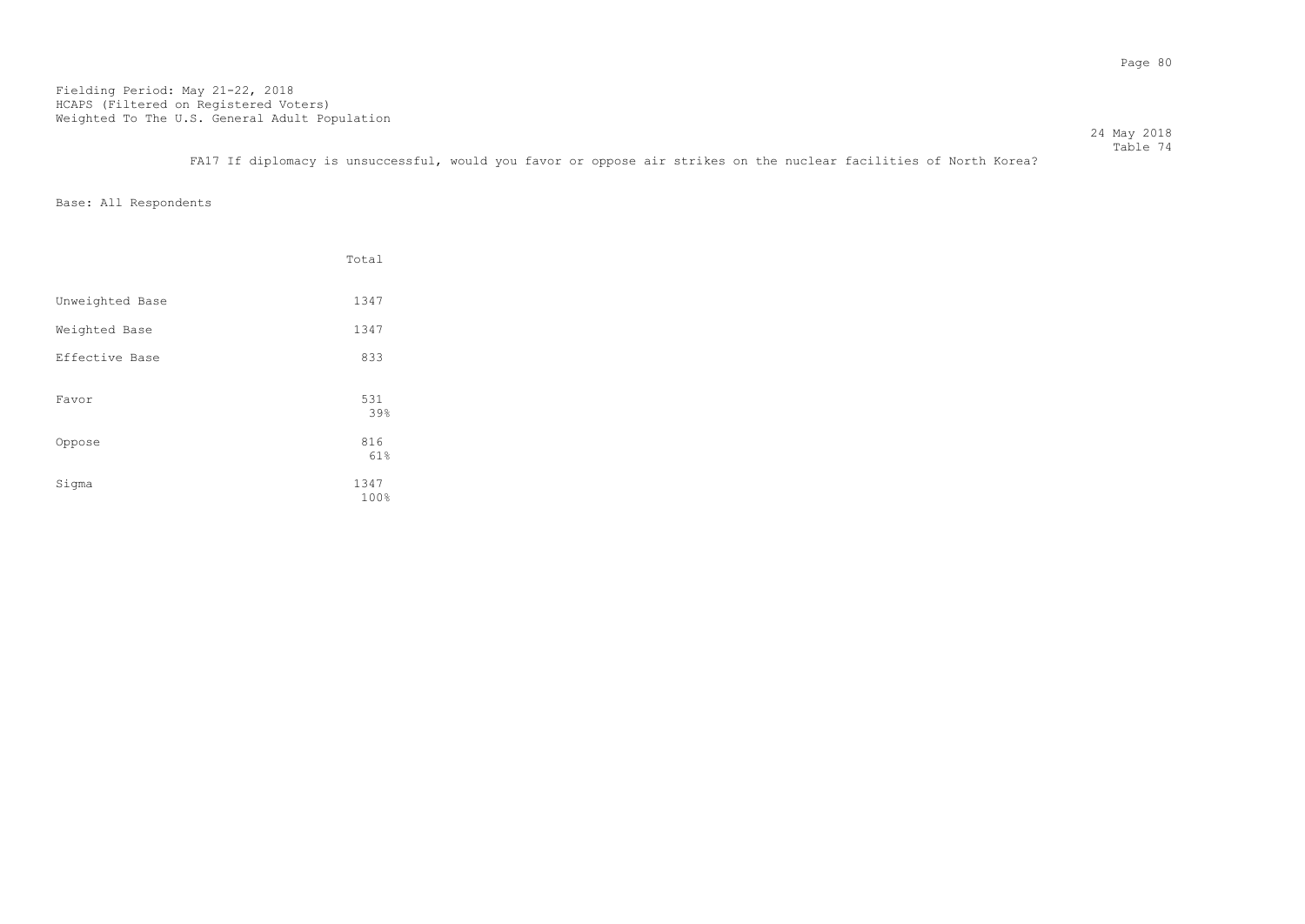Fielding Period: May 21-22, 2018
HCAPS (Filtered on Registered Voters)
Weighted To The U.S. General Adult Population

24 May 2018
Table 74

FA17 If diplomacy is unsuccessful, would you favor or oppose air strikes on the nuclear facilities of North Korea?

Base: All Respondents

| | Total |
|---|---|
| Unweighted Base | 1347 |
| Weighted Base | 1347 |
| Effective Base | 833 |
| Favor | 531<br>39% |
| Oppose | 816<br>61% |
| Sigma | 1347<br>100% |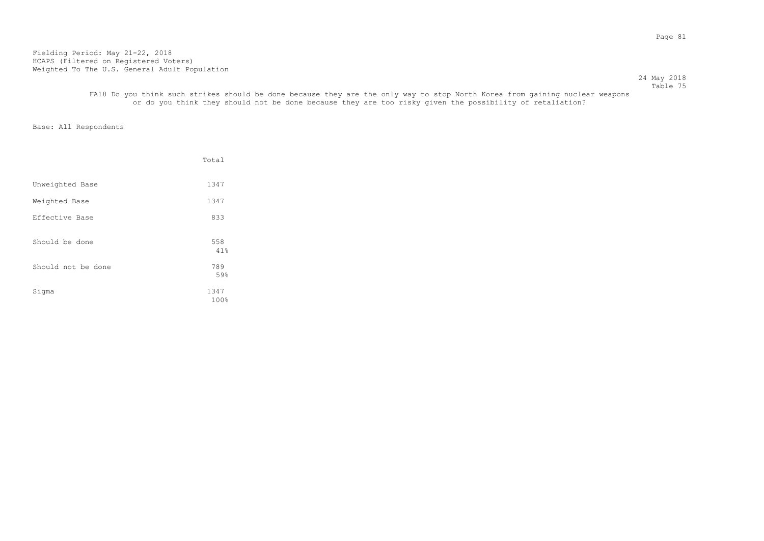Fielding Period: May 21-22, 2018
HCAPS (Filtered on Registered Voters)
Weighted To The U.S. General Adult Population

24 May 2018
Table 75

FA18 Do you think such strikes should be done because they are the only way to stop North Korea from gaining nuclear weapons or do you think they should not be done because they are too risky given the possibility of retaliation?

Base: All Respondents

| | Total |
|---|---|
| Unweighted Base | 1347 |
| Weighted Base | 1347 |
| Effective Base | 833 |
| Should be done | 558 |
| | 41% |
| Should not be done | 789 |
| | 59% |
| Sigma | 1347 |
| | 100% |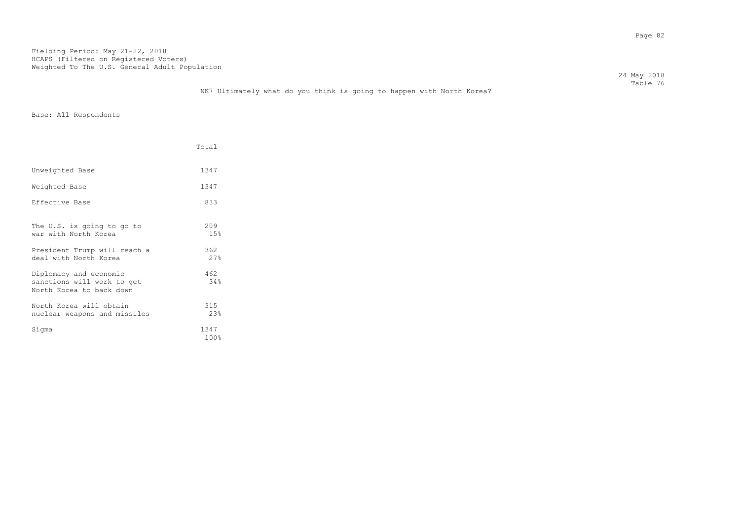Fielding Period: May 21-22, 2018
HCAPS (Filtered on Registered Voters)
Weighted To The U.S. General Adult Population

24 May 2018
Table 76

NK7 Ultimately what do you think is going to happen with North Korea?

Base: All Respondents

| | Total |
|---|---|
| Unweighted Base | 1347 |
| Weighted Base | 1347 |
| Effective Base | 833 |
| The U.S. is going to go to war with North Korea | 209<br>15% |
| President Trump will reach a deal with North Korea | 362<br>27% |
| Diplomacy and economic sanctions will work to get North Korea to back down | 462<br>34% |
| North Korea will obtain nuclear weapons and missiles | 315<br>23% |
| Sigma | 1347<br>100% |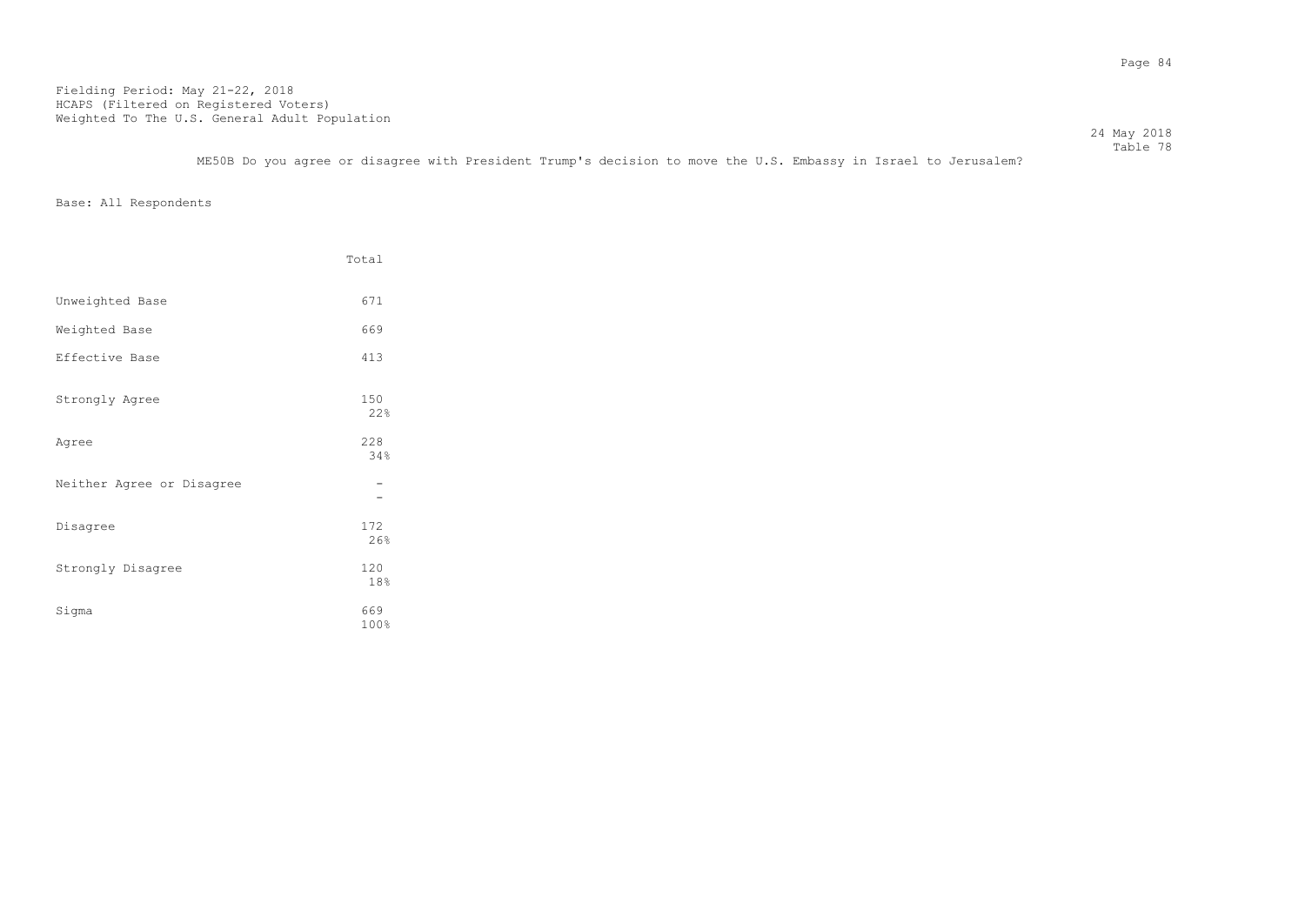Fielding Period: May 21-22, 2018
HCAPS (Filtered on Registered Voters)
Weighted To The U.S. General Adult Population

24 May 2018
Table 78

ME50B Do you agree or disagree with President Trump's decision to move the U.S. Embassy in Israel to Jerusalem?

Base: All Respondents

| | Total |
|---|---|
| Unweighted Base | 671 |
| Weighted Base | 669 |
| Effective Base | 413 |
| Strongly Agree | 150<br>22% |
| Agree | 228<br>34% |
| Neither Agree or Disagree | -<br>- |
| Disagree | 172<br>26% |
| Strongly Disagree | 120<br>18% |
| Sigma | 669<br>100% |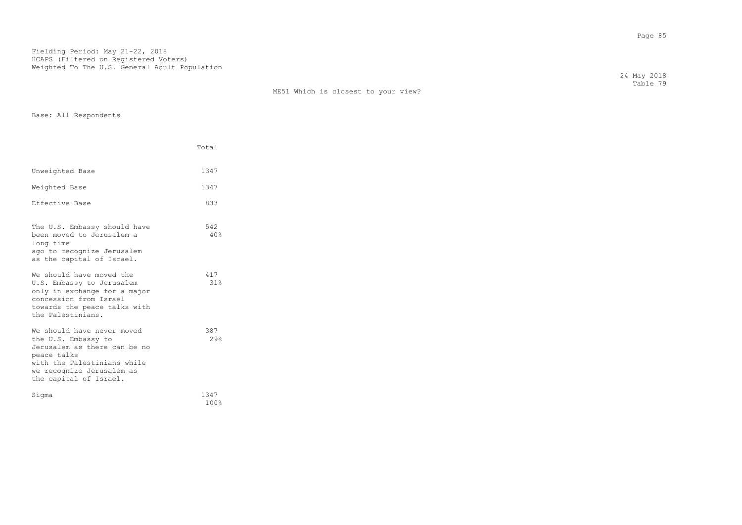Fielding Period: May 21-22, 2018
HCAPS (Filtered on Registered Voters)
Weighted To The U.S. General Adult Population

24 May 2018
Table 79

ME51 Which is closest to your view?

Base: All Respondents

| | Total |
|---|---|
| Unweighted Base | 1347 |
| Weighted Base | 1347 |
| Effective Base | 833 |
| The U.S. Embassy should have been moved to Jerusalem a long time ago to recognize Jerusalem as the capital of Israel. | 542<br>40% |
| We should have moved the U.S. Embassy to Jerusalem only in exchange for a major concession from Israel towards the peace talks with the Palestinians. | 417<br>31% |
| We should have never moved the U.S. Embassy to Jerusalem as there can be no peace talks with the Palestinians while we recognize Jerusalem as the capital of Israel. | 387<br>29% |
| Sigma | 1347<br>100% |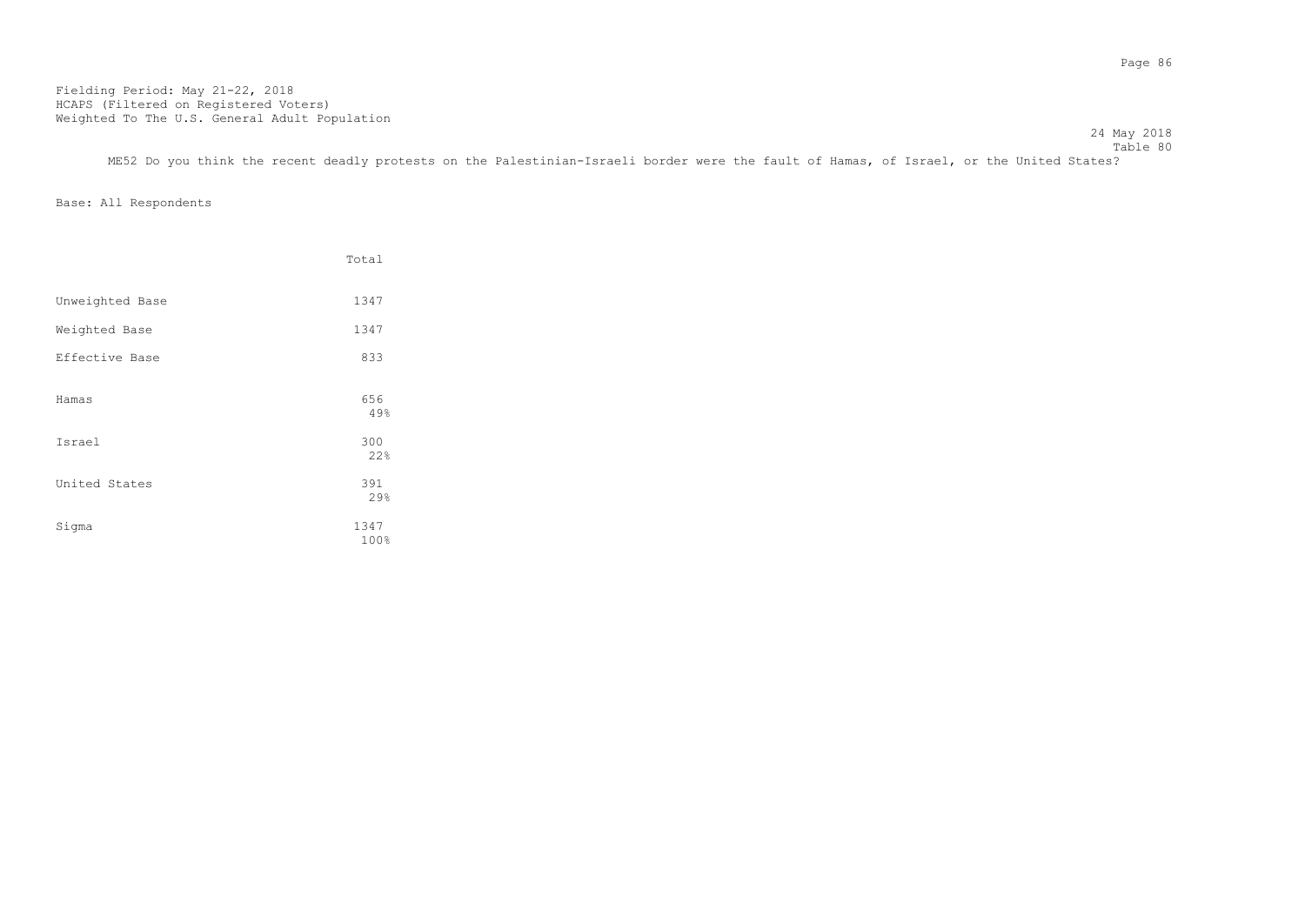Fielding Period: May 21-22, 2018
HCAPS (Filtered on Registered Voters)
Weighted To The U.S. General Adult Population

24 May 2018
Table 80

ME52 Do you think the recent deadly protests on the Palestinian-Israeli border were the fault of Hamas, of Israel, or the United States?

Base: All Respondents

| | Total |
|---|---|
| Unweighted Base | 1347 |
| Weighted Base | 1347 |
| Effective Base | 833 |
| Hamas | 656<br>49% |
| Israel | 300<br>22% |
| United States | 391<br>29% |
| Sigma | 1347<br>100% |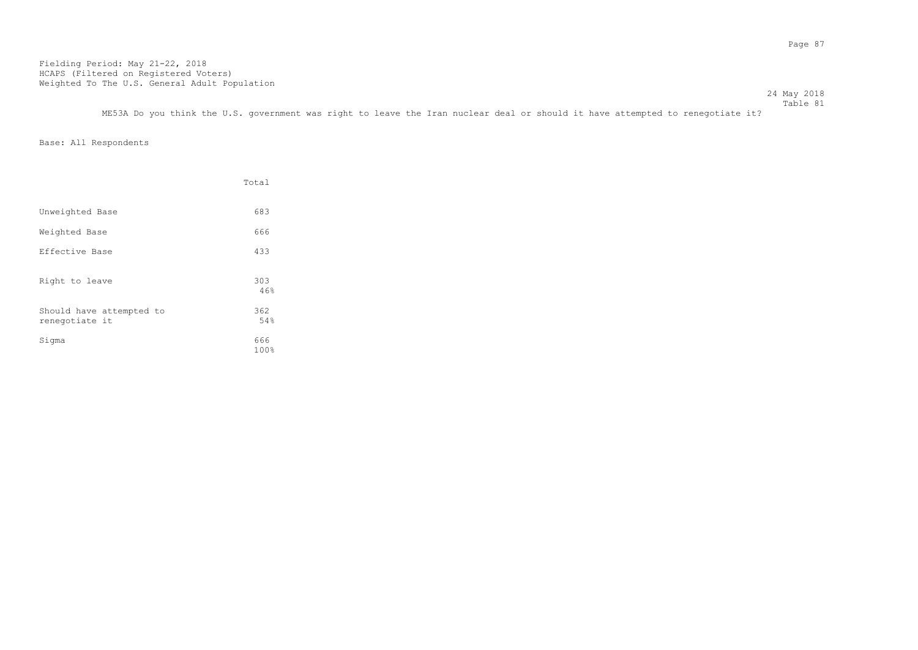Fielding Period: May 21-22, 2018
HCAPS (Filtered on Registered Voters)
Weighted To The U.S. General Adult Population

24 May 2018
Table 81

ME53A Do you think the U.S. government was right to leave the Iran nuclear deal or should it have attempted to renegotiate it?

Base: All Respondents

| | Total |
|---|---|
| Unweighted Base | 683 |
| Weighted Base | 666 |
| Effective Base | 433 |
| Right to leave | 303<br>46% |
| Should have attempted to renegotiate it | 362<br>54% |
| Sigma | 666<br>100% |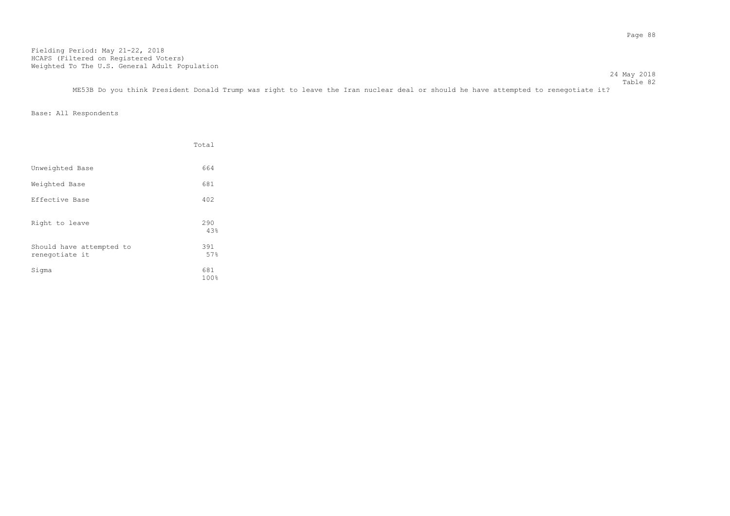Fielding Period: May 21-22, 2018
HCAPS (Filtered on Registered Voters)
Weighted To The U.S. General Adult Population

24 May 2018
Table 82

ME53B Do you think President Donald Trump was right to leave the Iran nuclear deal or should he have attempted to renegotiate it?

Base: All Respondents

| | Total |
|---|---|
| Unweighted Base | 664 |
| Weighted Base | 681 |
| Effective Base | 402 |
| Right to leave | 290<br>43% |
| Should have attempted to renegotiate it | 391<br>57% |
| Sigma | 681<br>100% |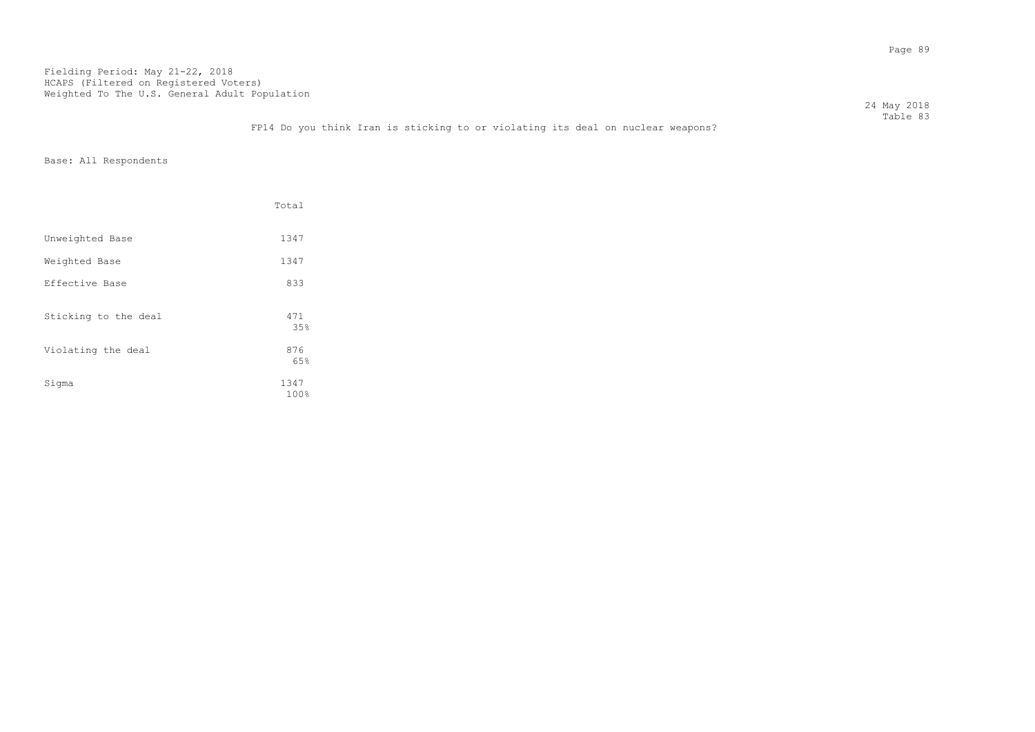Fielding Period: May 21-22, 2018
HCAPS (Filtered on Registered Voters)
Weighted To The U.S. General Adult Population

24 May 2018
Table 83

FP14 Do you think Iran is sticking to or violating its deal on nuclear weapons?

Base: All Respondents

| | Total |
|---|---|
| Unweighted Base | 1347 |
| Weighted Base | 1347 |
| Effective Base | 833 |
| Sticking to the deal | 471<br>35% |
| Violating the deal | 876<br>65% |
| Sigma | 1347<br>100% |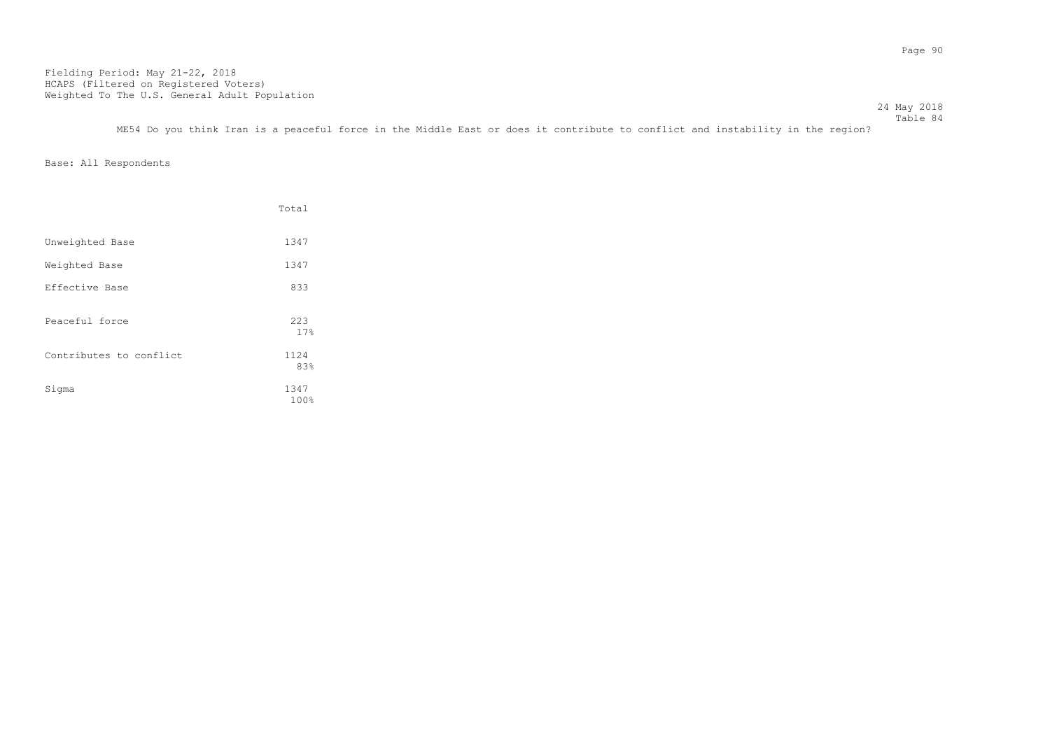Fielding Period: May 21-22, 2018
HCAPS (Filtered on Registered Voters)
Weighted To The U.S. General Adult Population

24 May 2018
Table 84

ME54 Do you think Iran is a peaceful force in the Middle East or does it contribute to conflict and instability in the region?

Base: All Respondents

| | Total |
|---|---|
| Unweighted Base | 1347 |
| Weighted Base | 1347 |
| Effective Base | 833 |
| Peaceful force | 223<br>17% |
| Contributes to conflict | 1124<br>83% |
| Sigma | 1347<br>100% |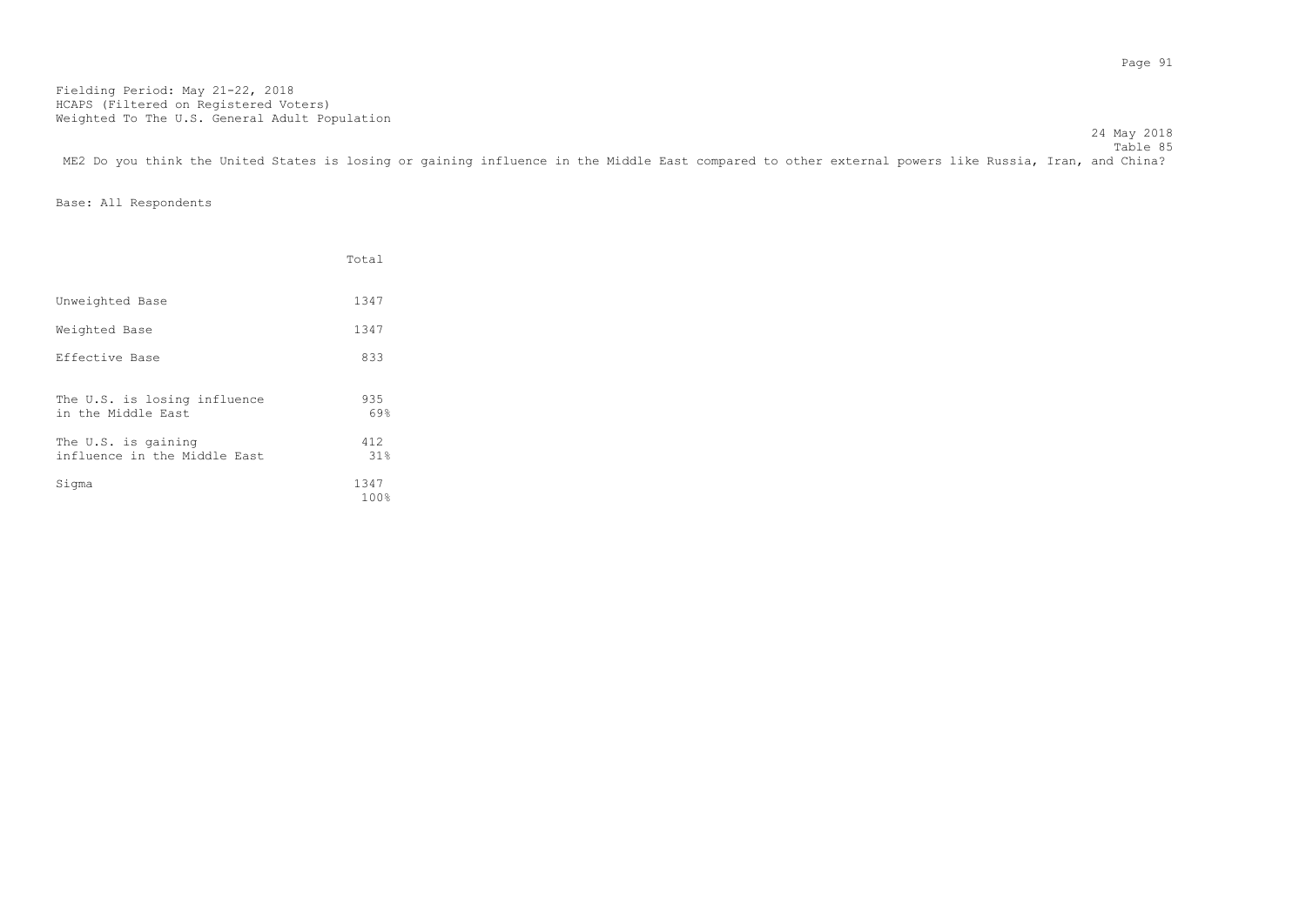Fielding Period: May 21-22, 2018
HCAPS (Filtered on Registered Voters)
Weighted To The U.S. General Adult Population

24 May 2018
Table 85

ME2 Do you think the United States is losing or gaining influence in the Middle East compared to other external powers like Russia, Iran, and China?

Base: All Respondents

| | Total |
|---|---|
| Unweighted Base | 1347 |
| Weighted Base | 1347 |
| Effective Base | 833 |
| The U.S. is losing influence in the Middle East | 935<br>69% |
| The U.S. is gaining influence in the Middle East | 412<br>31% |
| Sigma | 1347<br>100% |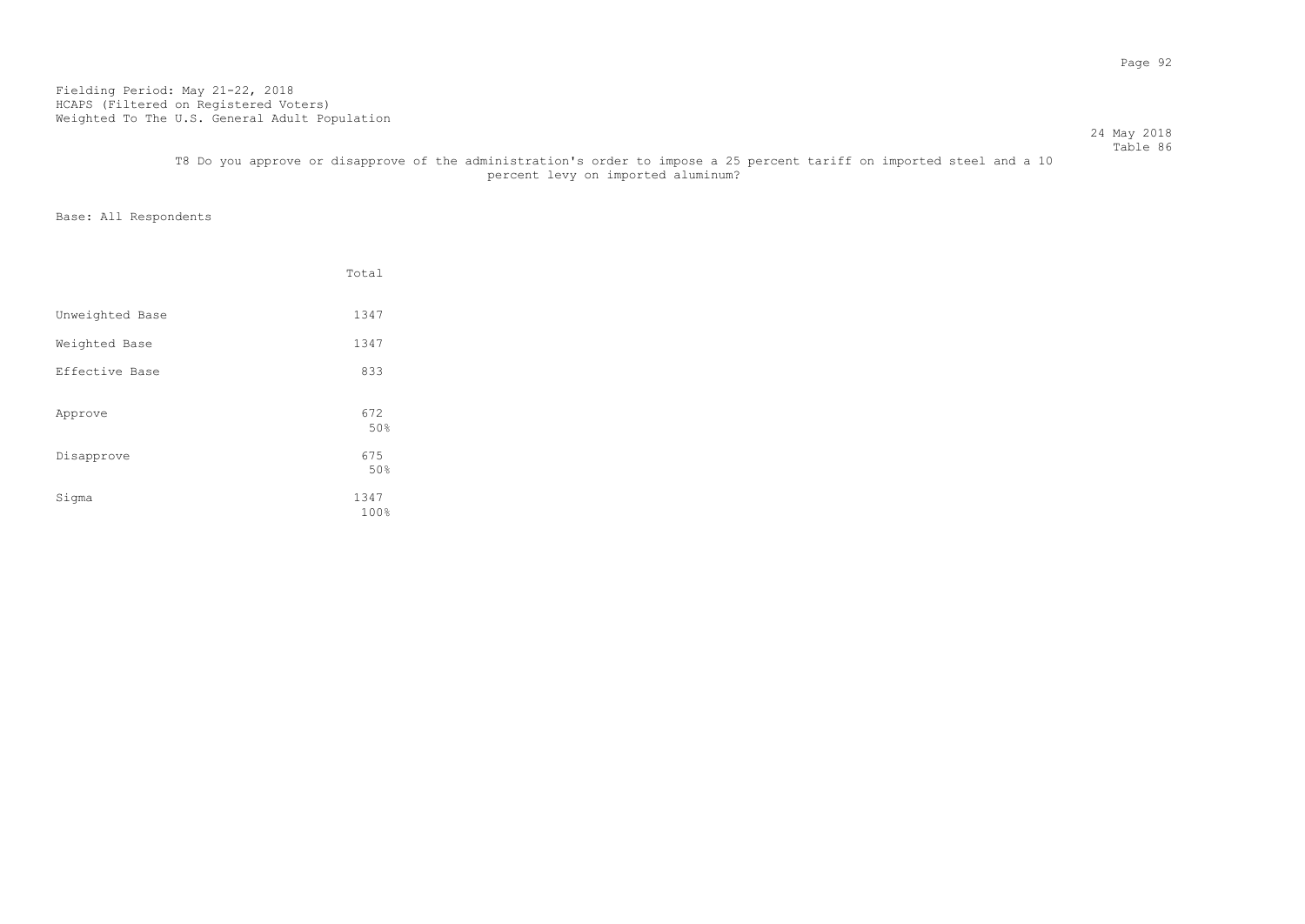Fielding Period: May 21-22, 2018
HCAPS (Filtered on Registered Voters)
Weighted To The U.S. General Adult Population

24 May 2018
Table 86

T8 Do you approve or disapprove of the administration's order to impose a 25 percent tariff on imported steel and a 10 percent levy on imported aluminum?

Base: All Respondents

| | Total |
|---|---|
| Unweighted Base | 1347 |
| Weighted Base | 1347 |
| Effective Base | 833 |
| Approve | 672 |
| | 50% |
| Disapprove | 675 |
| | 50% |
| Sigma | 1347 |
| | 100% |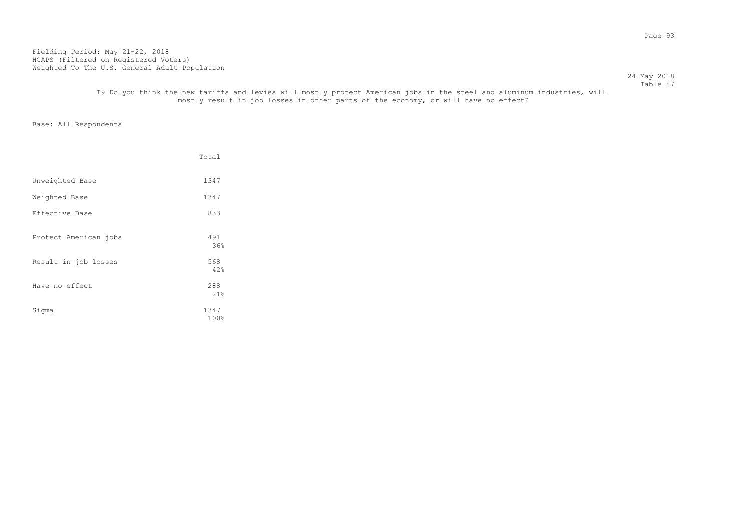Fielding Period: May 21-22, 2018
HCAPS (Filtered on Registered Voters)
Weighted To The U.S. General Adult Population

24 May 2018
Table 87

T9 Do you think the new tariffs and levies will mostly protect American jobs in the steel and aluminum industries, will mostly result in job losses in other parts of the economy, or will have no effect?

Base: All Respondents

| | Total |
|---|---|
| Unweighted Base | 1347 |
| Weighted Base | 1347 |
| Effective Base | 833 |
| Protect American jobs | 491<br>36% |
| Result in job losses | 568<br>42% |
| Have no effect | 288<br>21% |
| Sigma | 1347<br>100% |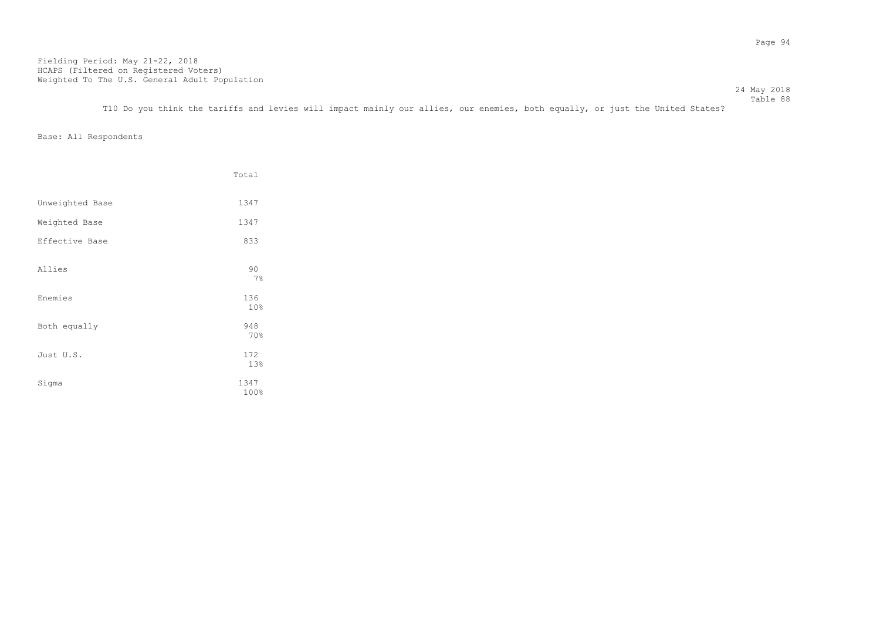Fielding Period: May 21-22, 2018
HCAPS (Filtered on Registered Voters)
Weighted To The U.S. General Adult Population

24 May 2018
Table 88

T10 Do you think the tariffs and levies will impact mainly our allies, our enemies, both equally, or just the United States?

Base: All Respondents

| | Total |
|---|---|
| Unweighted Base | 1347 |
| Weighted Base | 1347 |
| Effective Base | 833 |
| Allies | 90<br>7% |
| Enemies | 136<br>10% |
| Both equally | 948<br>70% |
| Just U.S. | 172<br>13% |
| Sigma | 1347<br>100% |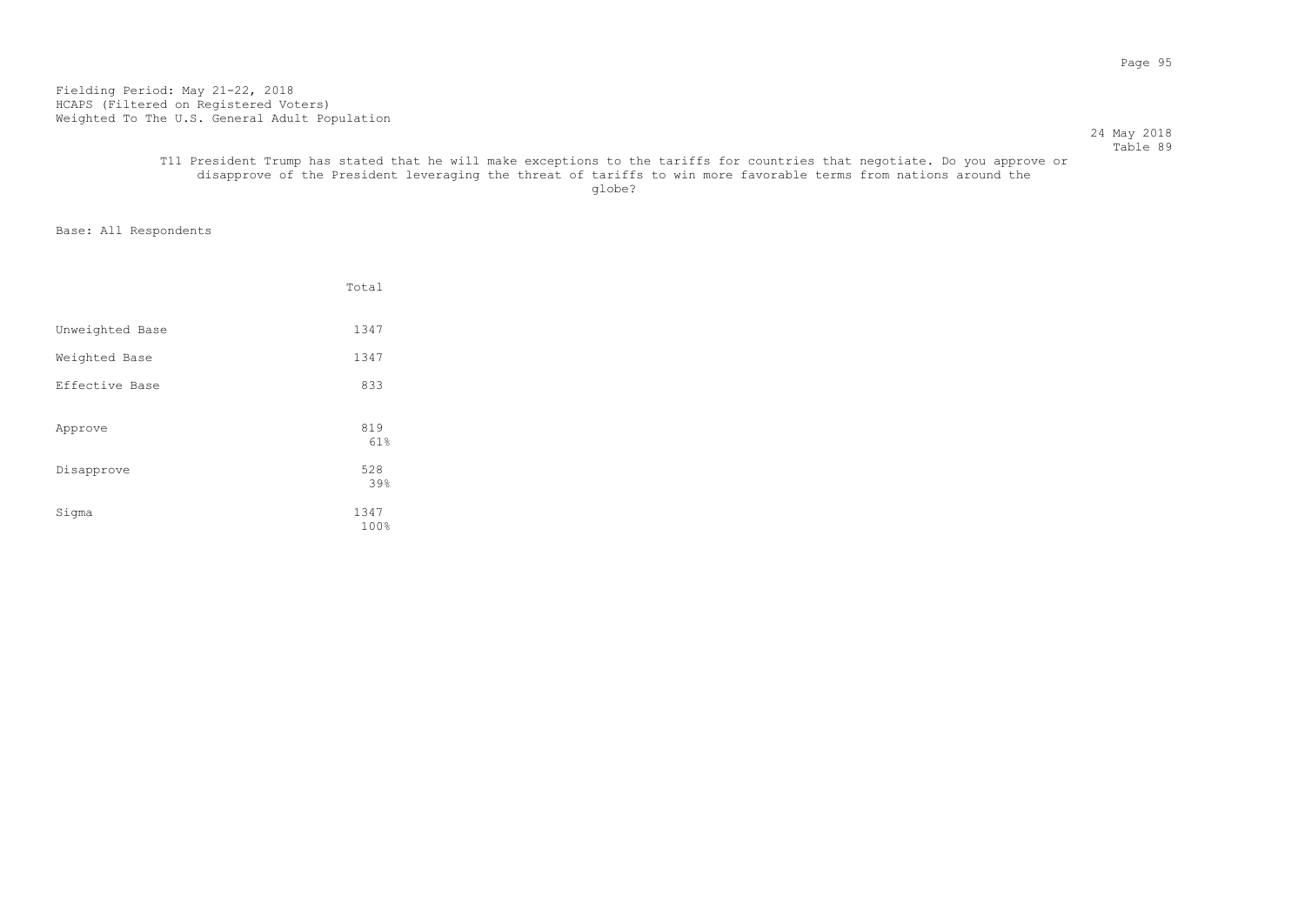Fielding Period: May 21-22, 2018
HCAPS (Filtered on Registered Voters)
Weighted To The U.S. General Adult Population

24 May 2018
Table 89

T11 President Trump has stated that he will make exceptions to the tariffs for countries that negotiate. Do you approve or disapprove of the President leveraging the threat of tariffs to win more favorable terms from nations around the globe?

Base: All Respondents

| | Total |
|---|---|
| Unweighted Base | 1347 |
| Weighted Base | 1347 |
| Effective Base | 833 |
| Approve | 819<br>61% |
| Disapprove | 528<br>39% |
| Sigma | 1347<br>100% |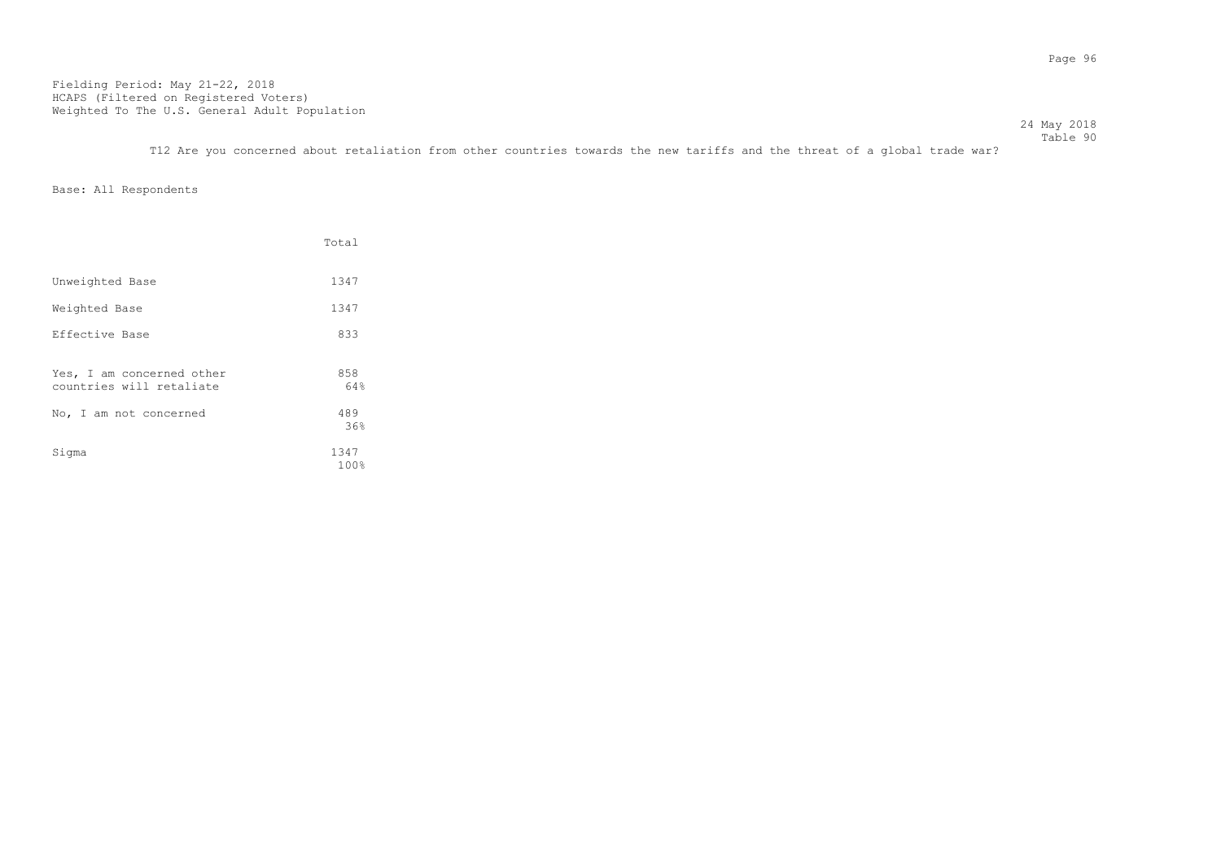Fielding Period: May 21-22, 2018
HCAPS (Filtered on Registered Voters)
Weighted To The U.S. General Adult Population

24 May 2018
Table 90

T12 Are you concerned about retaliation from other countries towards the new tariffs and the threat of a global trade war?

Base: All Respondents

| | Total |
|---|---|
| Unweighted Base | 1347 |
| Weighted Base | 1347 |
| Effective Base | 833 |
| Yes, I am concerned other countries will retaliate | 858<br>64% |
| No, I am not concerned | 489<br>36% |
| Sigma | 1347<br>100% |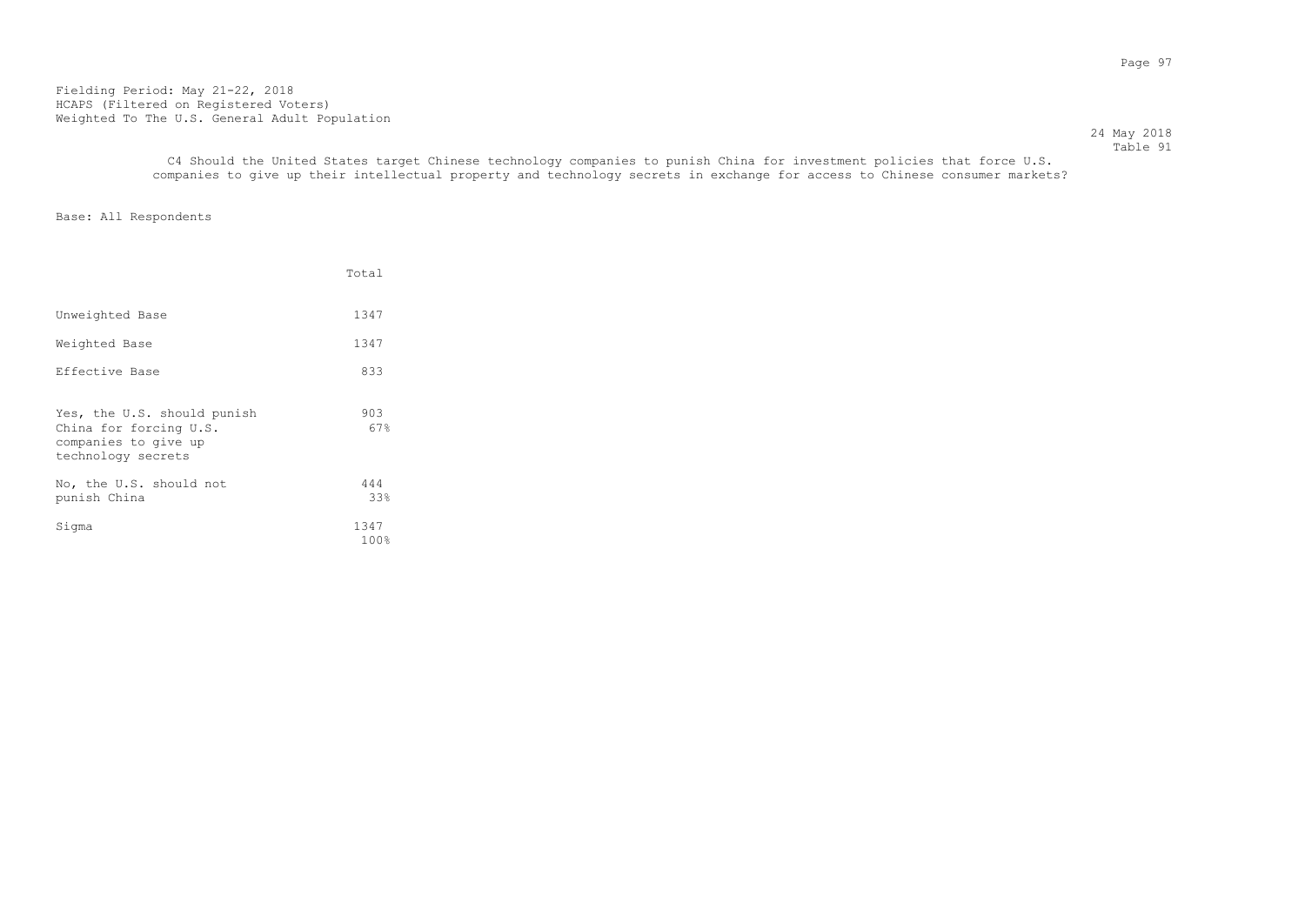Fielding Period: May 21-22, 2018
HCAPS (Filtered on Registered Voters)
Weighted To The U.S. General Adult Population

24 May 2018
Table 91

C4 Should the United States target Chinese technology companies to punish China for investment policies that force U.S. companies to give up their intellectual property and technology secrets in exchange for access to Chinese consumer markets?

Base: All Respondents

| | Total |
|---|---|
| Unweighted Base | 1347 |
| Weighted Base | 1347 |
| Effective Base | 833 |
| Yes, the U.S. should punish China for forcing U.S. companies to give up technology secrets | 903<br>67% |
| No, the U.S. should not punish China | 444<br>33% |
| Sigma | 1347<br>100% |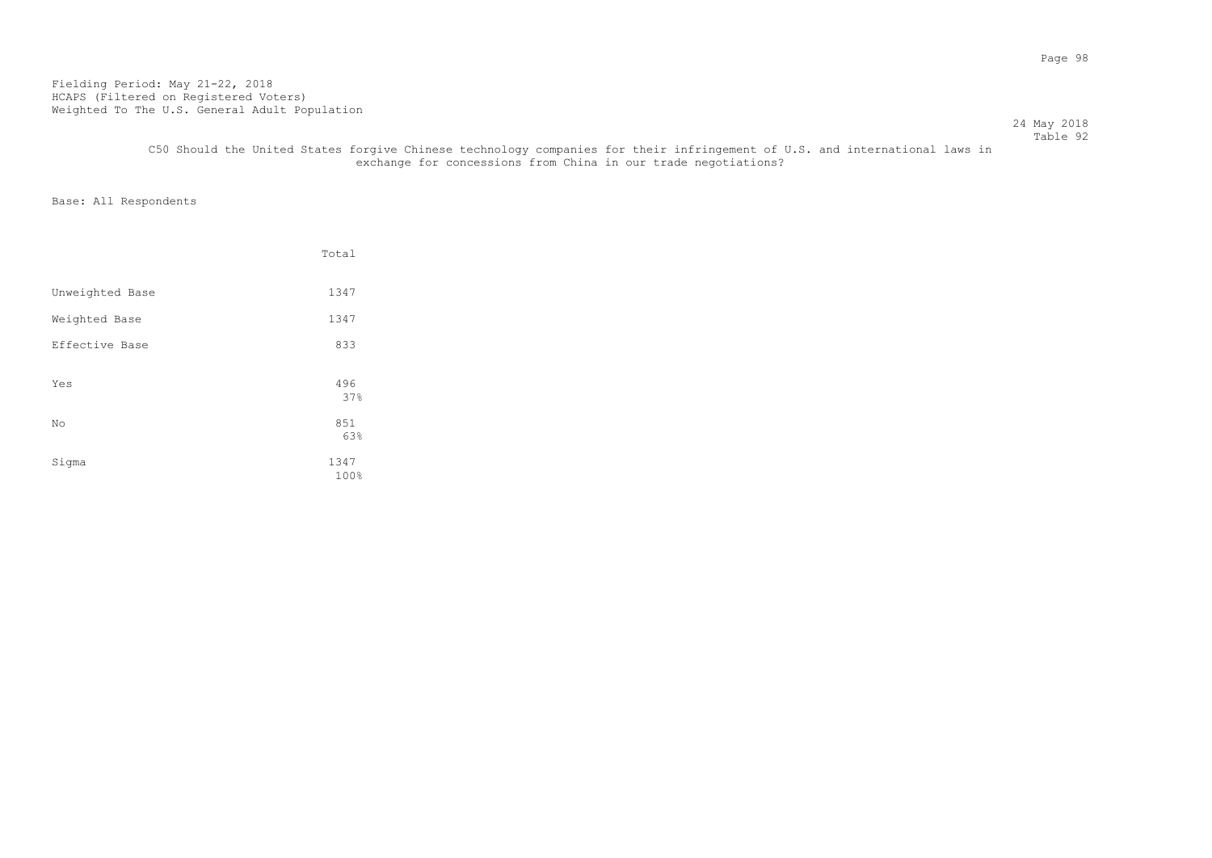Fielding Period: May 21-22, 2018
HCAPS (Filtered on Registered Voters)
Weighted To The U.S. General Adult Population

24 May 2018
Table 92

C50 Should the United States forgive Chinese technology companies for their infringement of U.S. and international laws in exchange for concessions from China in our trade negotiations?

Base: All Respondents

| | Total |
|---|---|
| Unweighted Base | 1347 |
| Weighted Base | 1347 |
| Effective Base | 833 |
| Yes | 496<br>37% |
| No | 851<br>63% |
| Sigma | 1347<br>100% |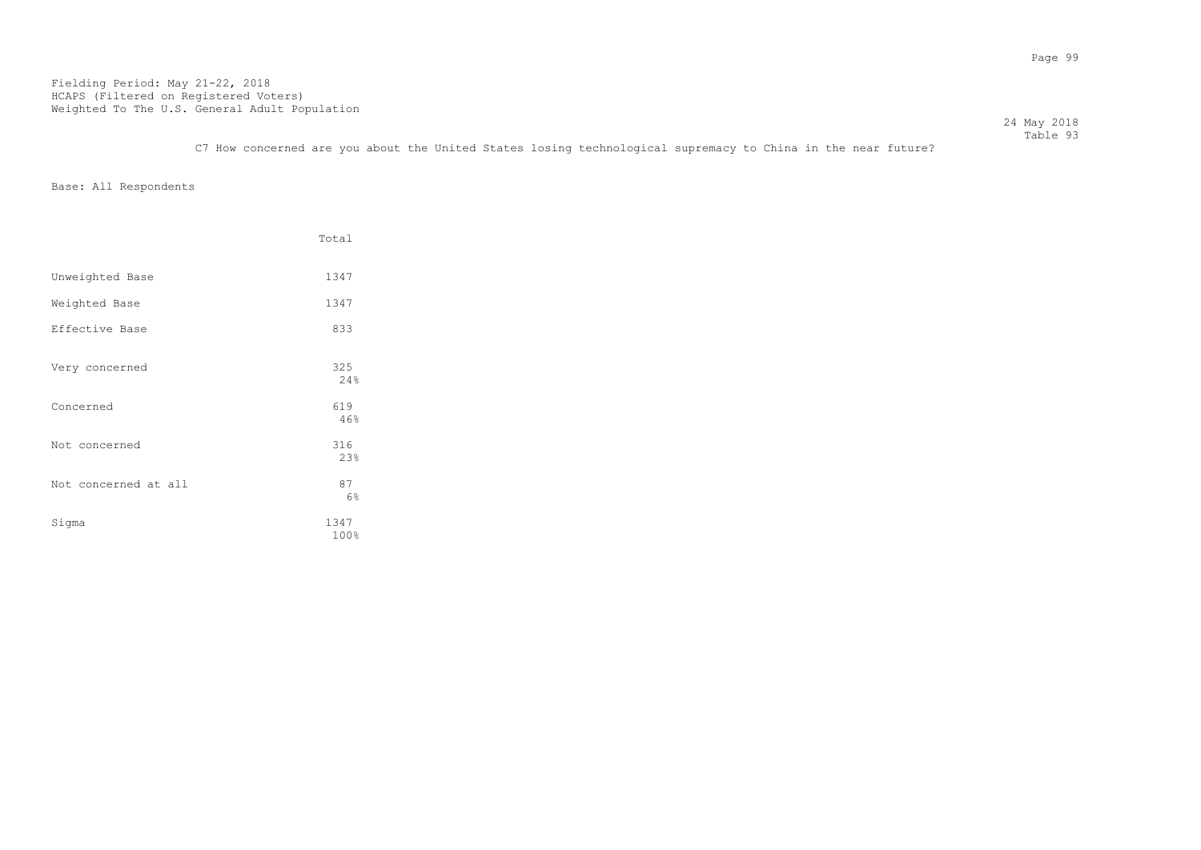Fielding Period: May 21-22, 2018
HCAPS (Filtered on Registered Voters)
Weighted To The U.S. General Adult Population

24 May 2018
Table 93

C7 How concerned are you about the United States losing technological supremacy to China in the near future?

Base: All Respondents

| | Total |
|---|---|
| Unweighted Base | 1347 |
| Weighted Base | 1347 |
| Effective Base | 833 |
| Very concerned | 325<br>24% |
| Concerned | 619<br>46% |
| Not concerned | 316<br>23% |
| Not concerned at all | 87<br>6% |
| Sigma | 1347<br>100% |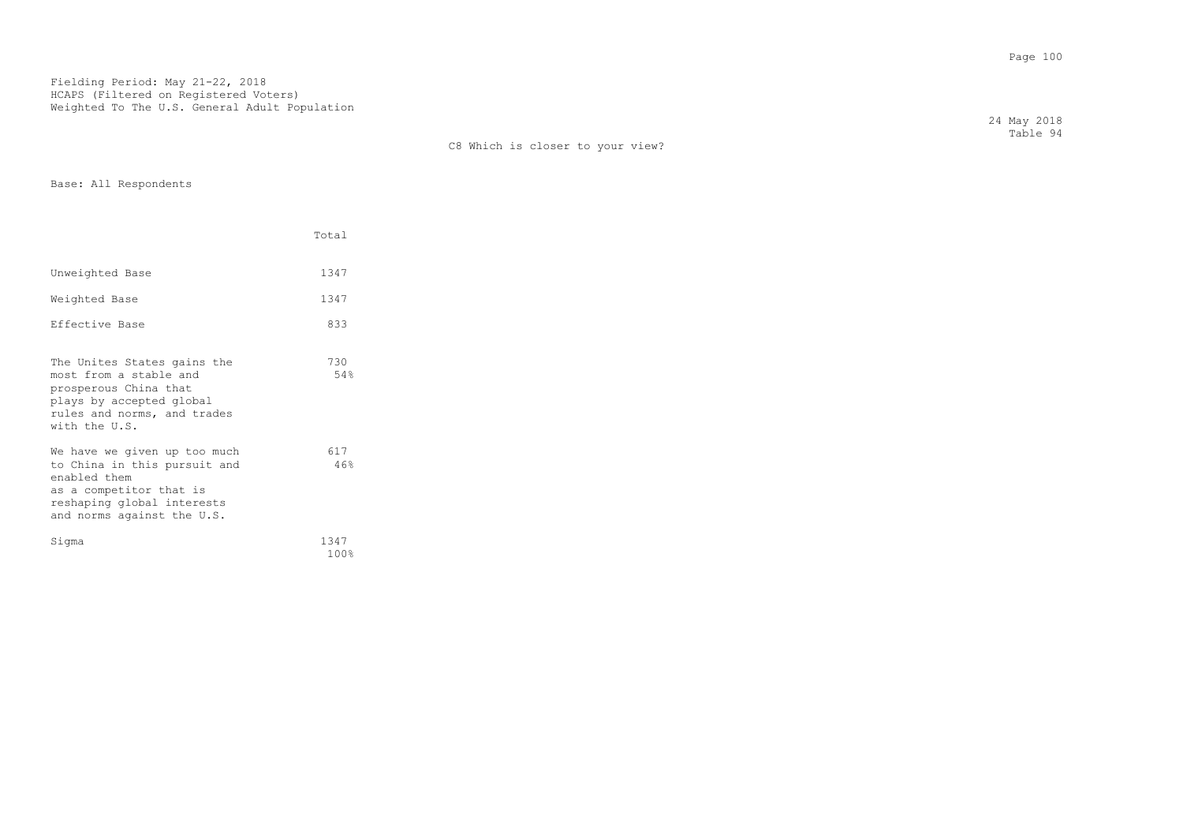Fielding Period: May 21-22, 2018
HCAPS (Filtered on Registered Voters)
Weighted To The U.S. General Adult Population

24 May 2018
Table 94

C8 Which is closer to your view?

Base: All Respondents

| | Total |
|---|---|
| Unweighted Base | 1347 |
| Weighted Base | 1347 |
| Effective Base | 833 |
| The Unites States gains the most from a stable and prosperous China that plays by accepted global rules and norms, and trades with the U.S. | 730<br>54% |
| We have we given up too much to China in this pursuit and enabled them as a competitor that is reshaping global interests and norms against the U.S. | 617<br>46% |
| Sigma | 1347<br>100% |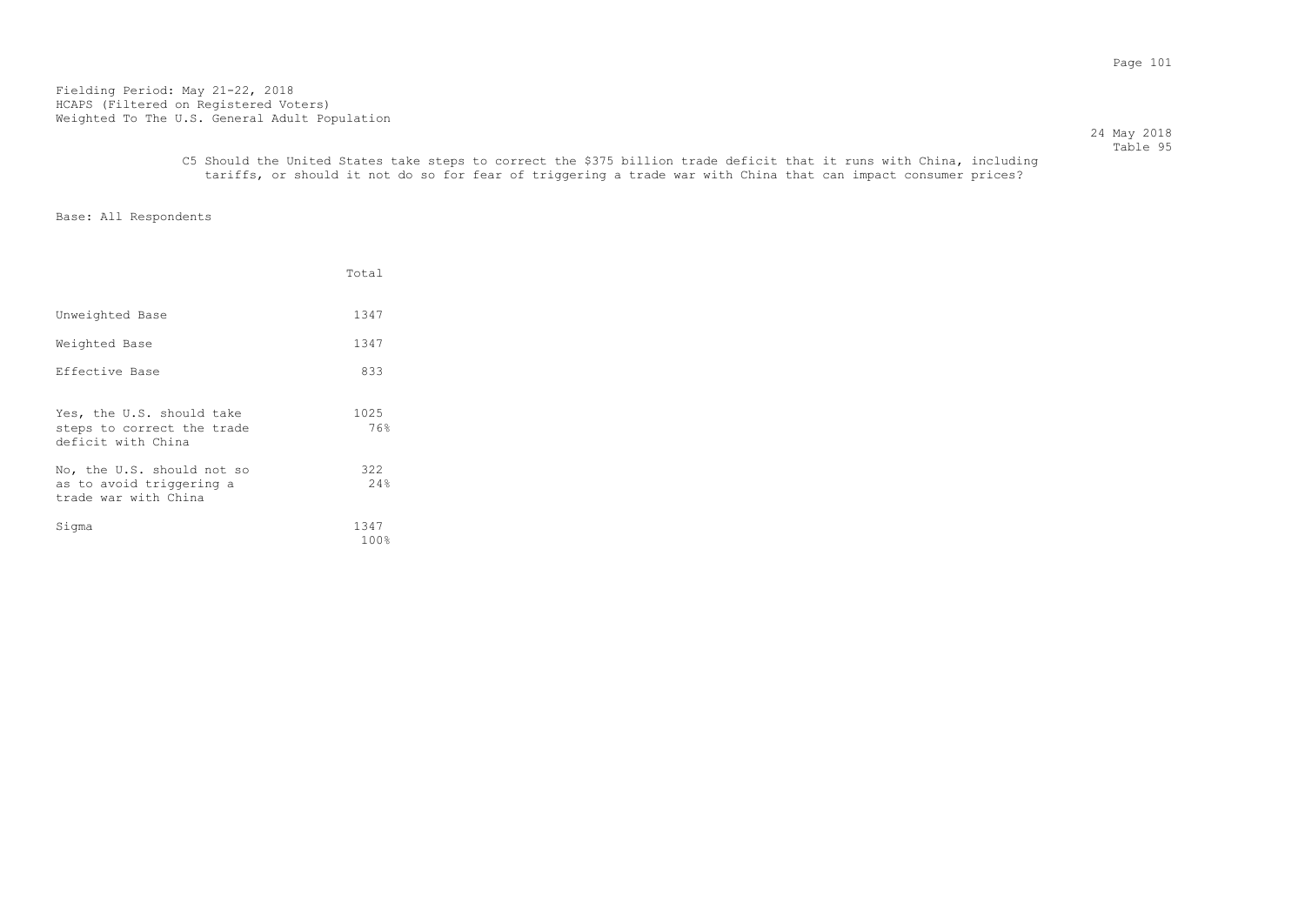Fielding Period: May 21-22, 2018
HCAPS (Filtered on Registered Voters)
Weighted To The U.S. General Adult Population

24 May 2018
Table 95

C5 Should the United States take steps to correct the $375 billion trade deficit that it runs with China, including tariffs, or should it not do so for fear of triggering a trade war with China that can impact consumer prices?

Base: All Respondents

| | Total |
|---|---|
| Unweighted Base | 1347 |
| Weighted Base | 1347 |
| Effective Base | 833 |
| Yes, the U.S. should take steps to correct the trade deficit with China | 1025<br>76% |
| No, the U.S. should not so as to avoid triggering a trade war with China | 322<br>24% |
| Sigma | 1347<br>100% |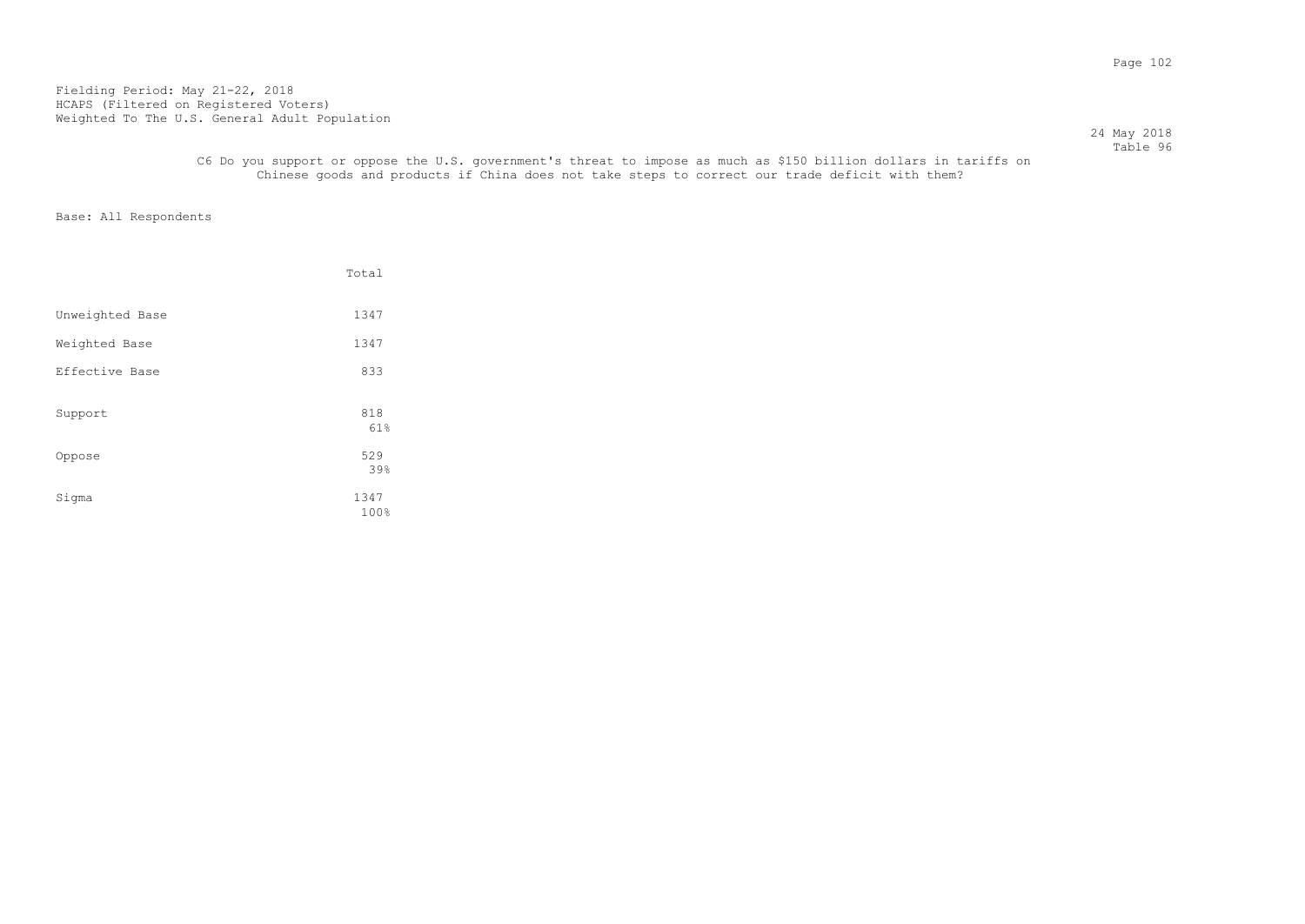Fielding Period: May 21-22, 2018
HCAPS (Filtered on Registered Voters)
Weighted To The U.S. General Adult Population

24 May 2018
Table 96

C6 Do you support or oppose the U.S. government's threat to impose as much as $150 billion dollars in tariffs on Chinese goods and products if China does not take steps to correct our trade deficit with them?

Base: All Respondents

| | Total |
|---|---|
| Unweighted Base | 1347 |
| Weighted Base | 1347 |
| Effective Base | 833 |
| Support | 818<br>61% |
| Oppose | 529<br>39% |
| Sigma | 1347<br>100% |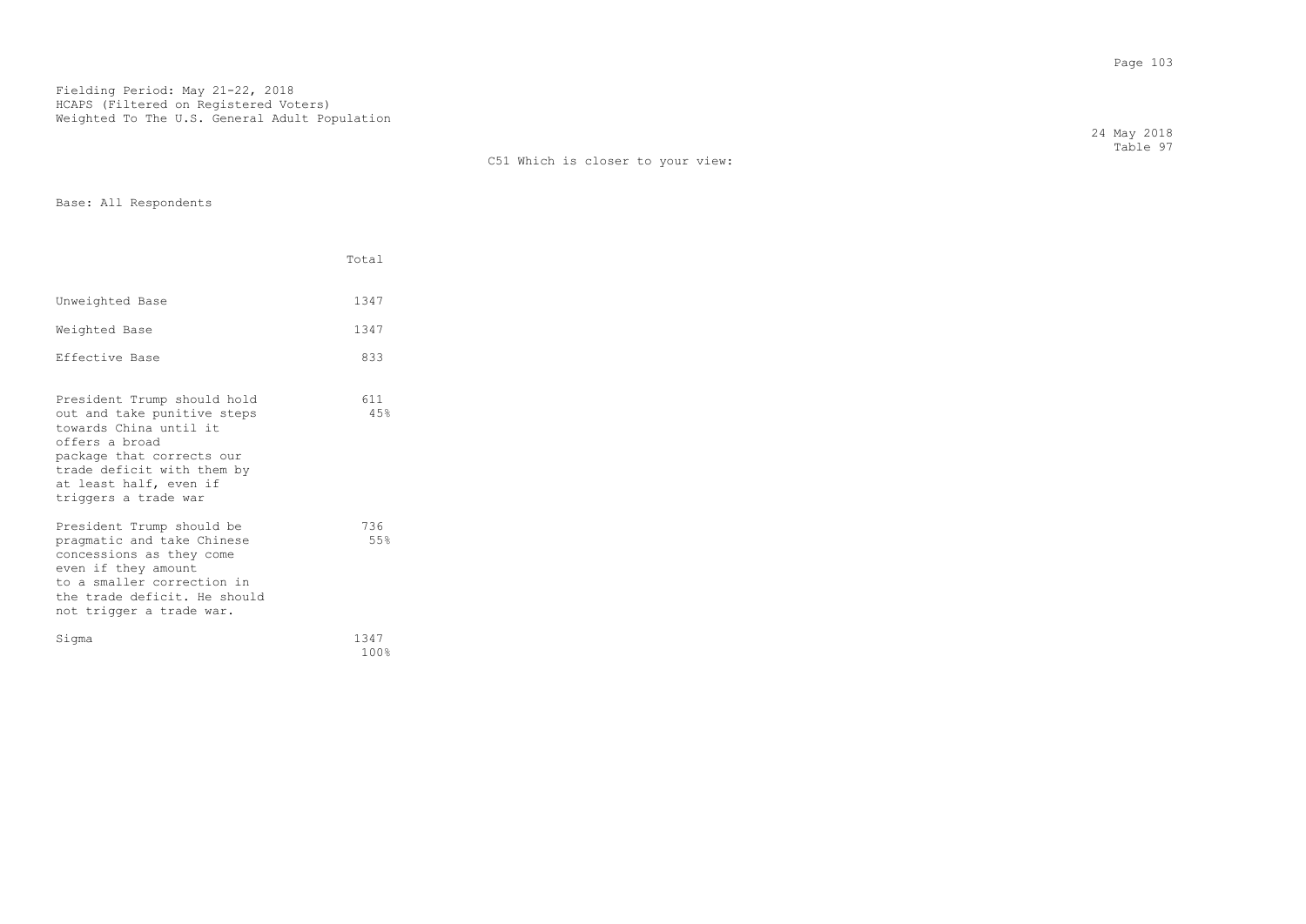Fielding Period: May 21-22, 2018
HCAPS (Filtered on Registered Voters)
Weighted To The U.S. General Adult Population

24 May 2018
Table 97

C51 Which is closer to your view:

Base: All Respondents

| | Total |
|---|---|
| Unweighted Base | 1347 |
| Weighted Base | 1347 |
| Effective Base | 833 |
| President Trump should hold out and take punitive steps towards China until it offers a broad package that corrects our trade deficit with them by at least half, even if triggers a trade war | 611<br>45% |
| President Trump should be pragmatic and take Chinese concessions as they come even if they amount to a smaller correction in the trade deficit. He should not trigger a trade war. | 736<br>55% |
| Sigma | 1347<br>100% |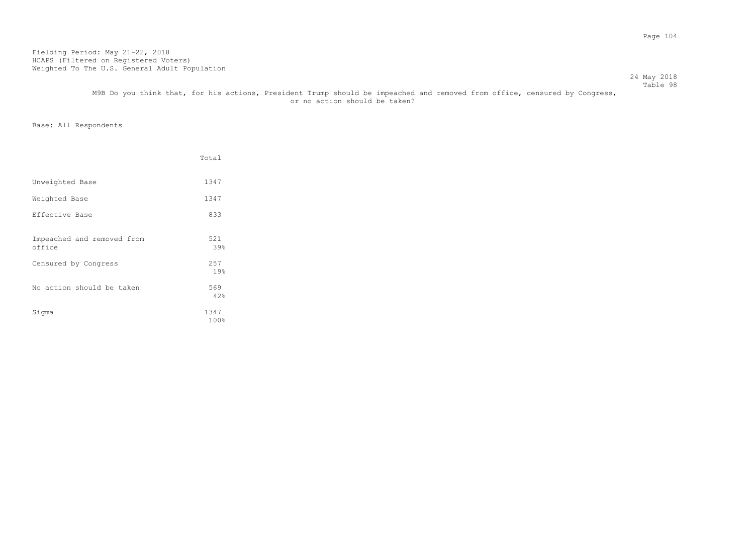Fielding Period: May 21-22, 2018
HCAPS (Filtered on Registered Voters)
Weighted To The U.S. General Adult Population

24 May 2018
Table 98

M9B Do you think that, for his actions, President Trump should be impeached and removed from office, censured by Congress, or no action should be taken?

Base: All Respondents

| | Total |
|---|---|
| Unweighted Base | 1347 |
| Weighted Base | 1347 |
| Effective Base | 833 |
| Impeached and removed from office | 521<br>39% |
| Censured by Congress | 257<br>19% |
| No action should be taken | 569<br>42% |
| Sigma | 1347<br>100% |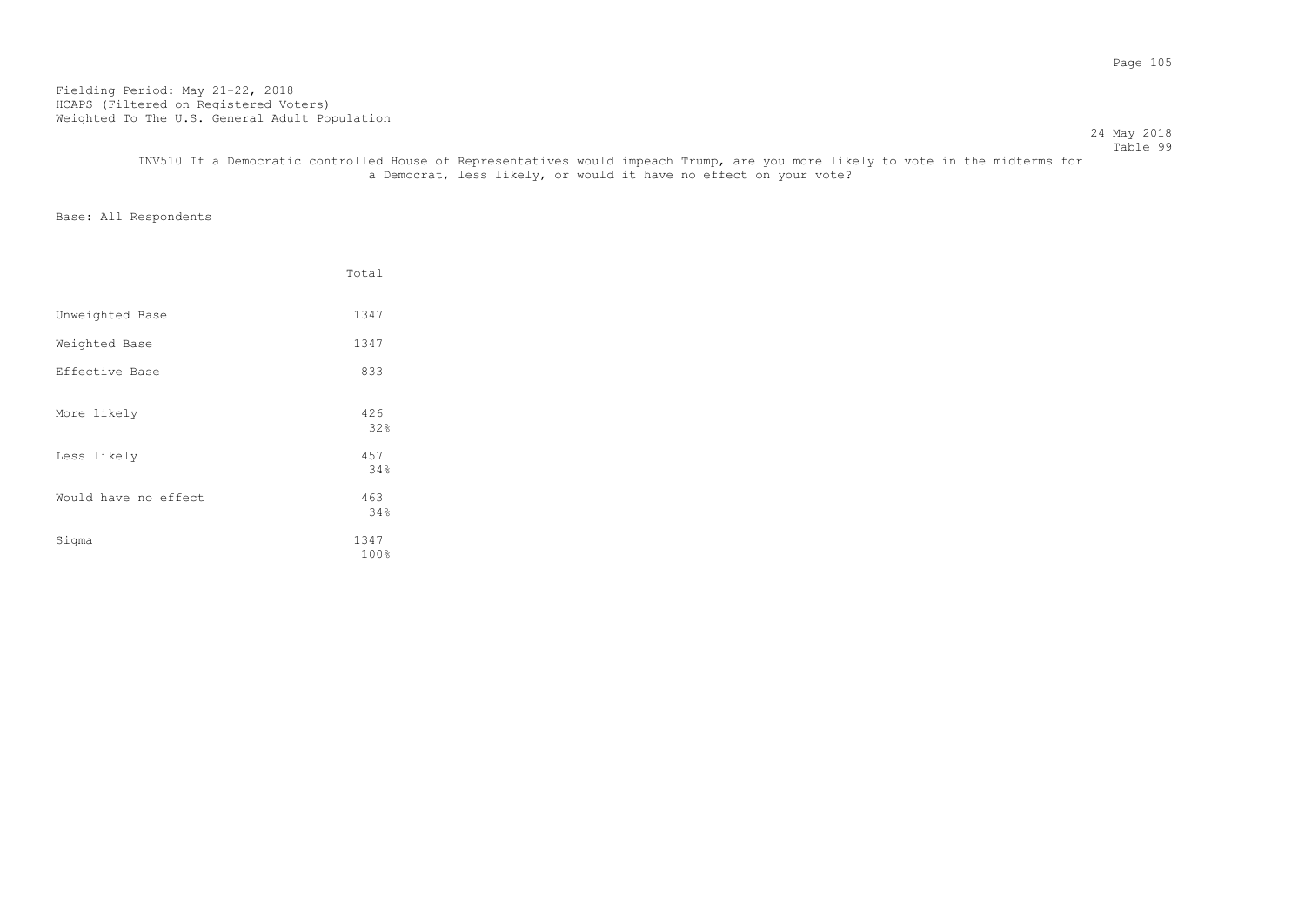Fielding Period: May 21-22, 2018
HCAPS (Filtered on Registered Voters)
Weighted To The U.S. General Adult Population

24 May 2018
Table 99

INV510 If a Democratic controlled House of Representatives would impeach Trump, are you more likely to vote in the midterms for a Democrat, less likely, or would it have no effect on your vote?

Base: All Respondents

| | Total |
|---|---|
| Unweighted Base | 1347 |
| Weighted Base | 1347 |
| Effective Base | 833 |
| More likely | 426<br>32% |
| Less likely | 457<br>34% |
| Would have no effect | 463<br>34% |
| Sigma | 1347<br>100% |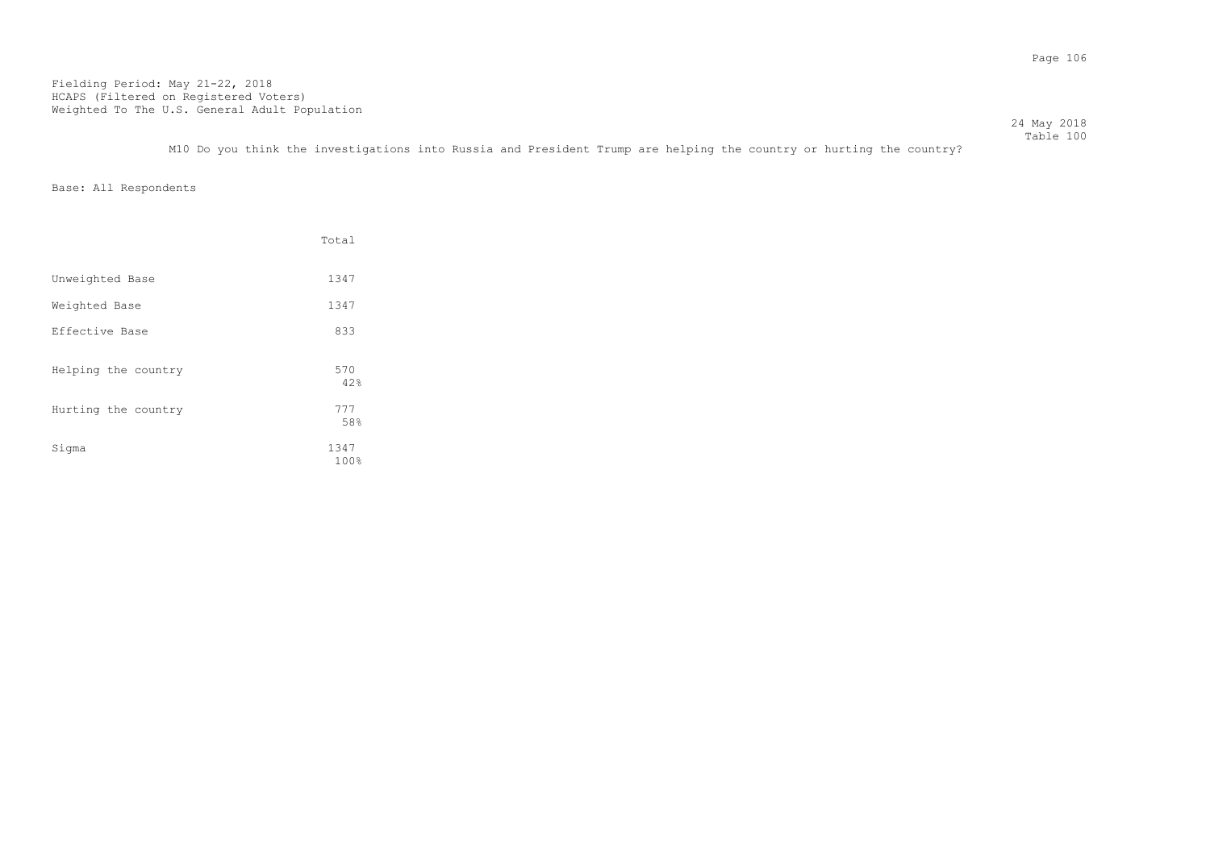Fielding Period: May 21-22, 2018
HCAPS (Filtered on Registered Voters)
Weighted To The U.S. General Adult Population

24 May 2018
Table 100

M10 Do you think the investigations into Russia and President Trump are helping the country or hurting the country?

Base: All Respondents

| | Total |
|---|---|
| Unweighted Base | 1347 |
| Weighted Base | 1347 |
| Effective Base | 833 |
| Helping the country | 570<br>42% |
| Hurting the country | 777<br>58% |
| Sigma | 1347<br>100% |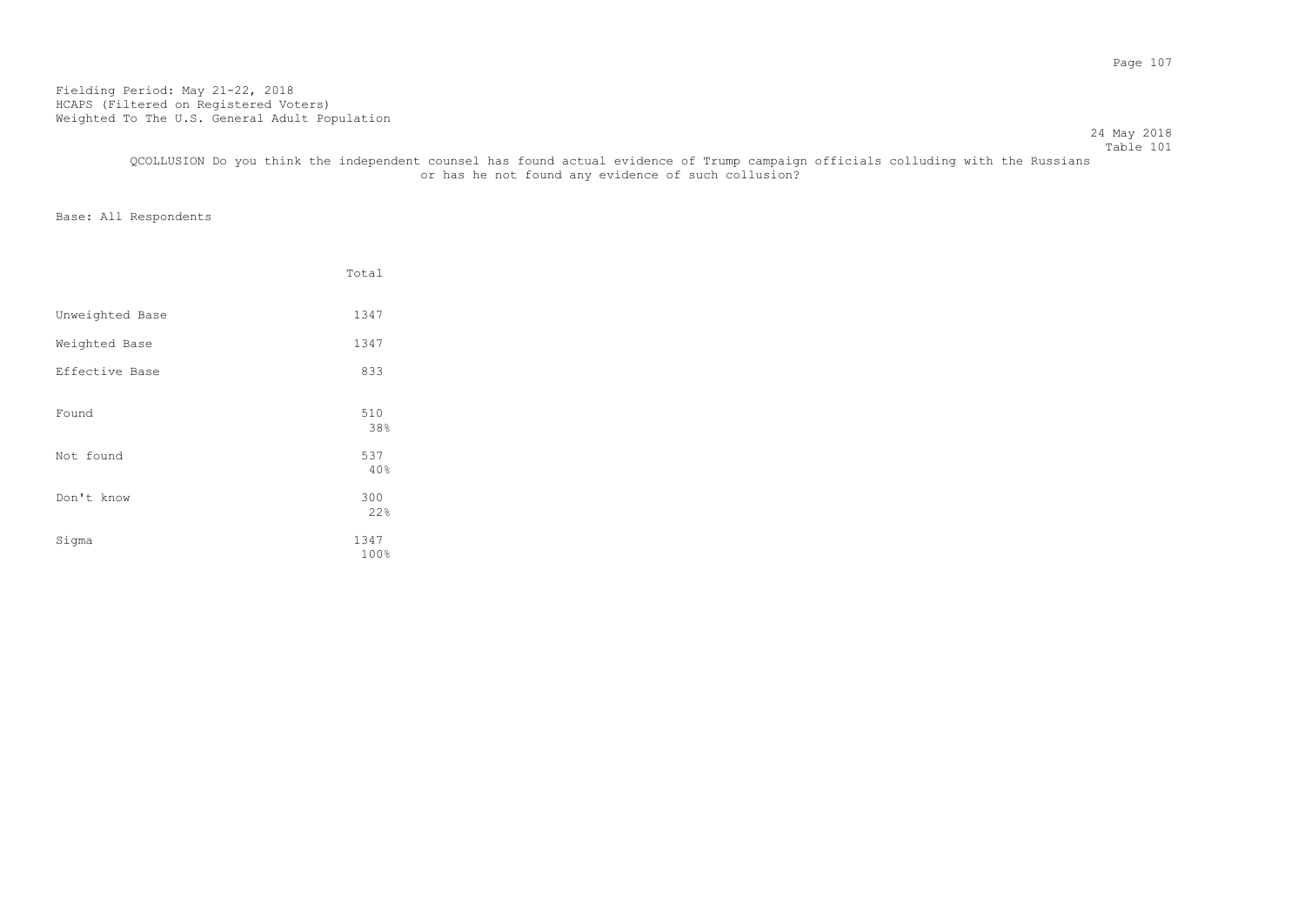Fielding Period: May 21-22, 2018
HCAPS (Filtered on Registered Voters)
Weighted To The U.S. General Adult Population

24 May 2018
Table 101

QCOLLUSION Do you think the independent counsel has found actual evidence of Trump campaign officials colluding with the Russians or has he not found any evidence of such collusion?

Base: All Respondents

| | Total |
|---|---|
| Unweighted Base | 1347 |
| Weighted Base | 1347 |
| Effective Base | 833 |
| Found | 510<br>38% |
| Not found | 537<br>40% |
| Don't know | 300<br>22% |
| Sigma | 1347<br>100% |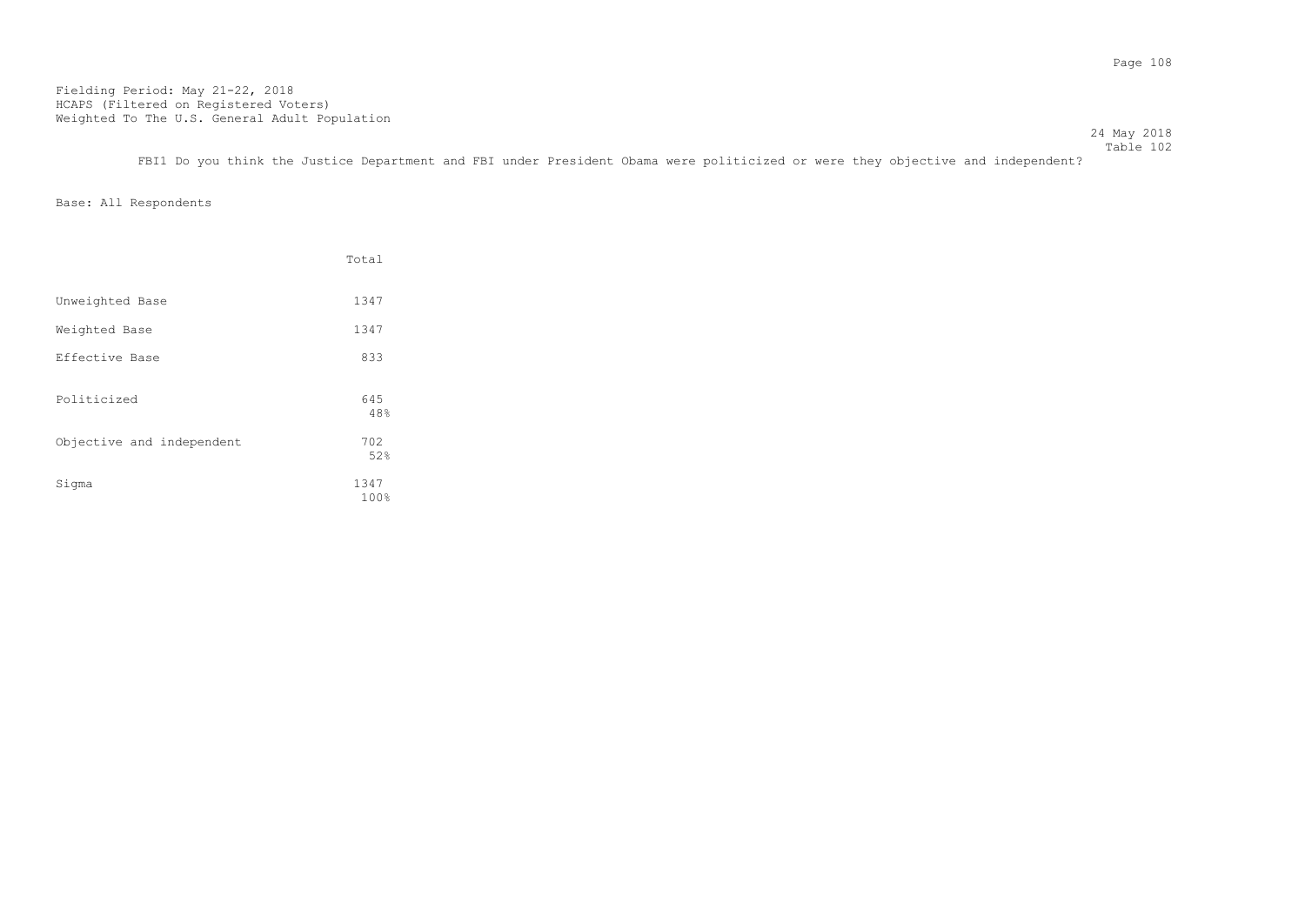Fielding Period: May 21-22, 2018
HCAPS (Filtered on Registered Voters)
Weighted To The U.S. General Adult Population

24 May 2018
Table 102

FBI1 Do you think the Justice Department and FBI under President Obama were politicized or were they objective and independent?

Base: All Respondents

| | Total |
|---|---|
| Unweighted Base | 1347 |
| Weighted Base | 1347 |
| Effective Base | 833 |
| Politicized | 645<br>48% |
| Objective and independent | 702<br>52% |
| Sigma | 1347<br>100% |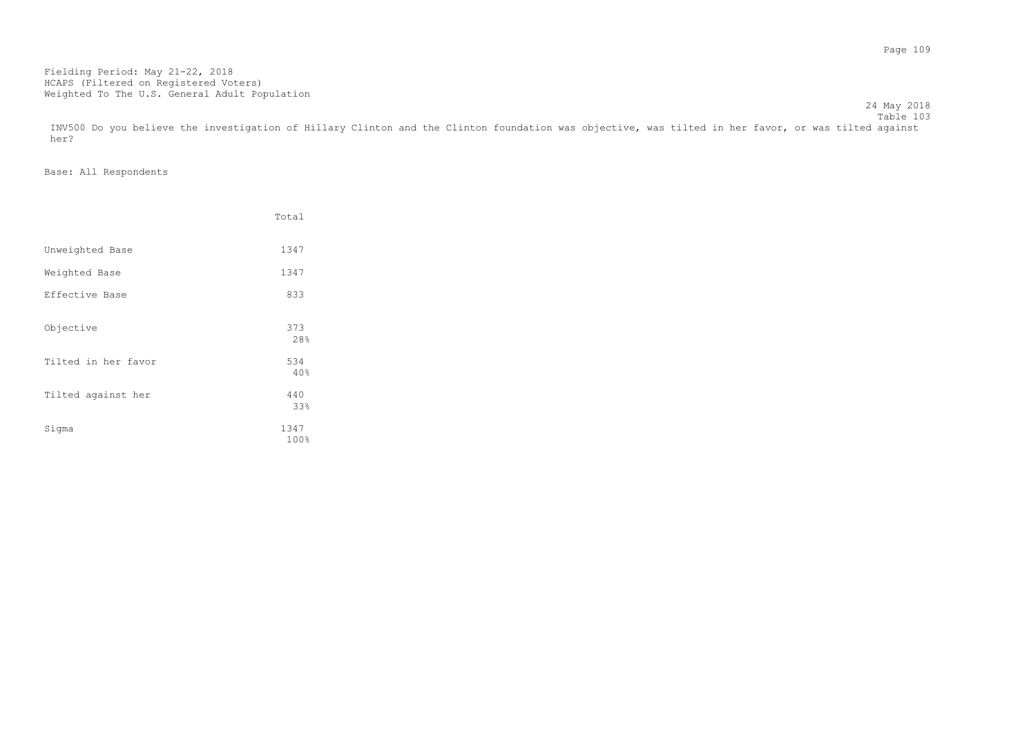Fielding Period: May 21-22, 2018
HCAPS (Filtered on Registered Voters)
Weighted To The U.S. General Adult Population

24 May 2018
Table 103

INV500 Do you believe the investigation of Hillary Clinton and the Clinton foundation was objective, was tilted in her favor, or was tilted against her?

Base: All Respondents

| | Total |
|---|---|
| Unweighted Base | 1347 |
| Weighted Base | 1347 |
| Effective Base | 833 |
| Objective | 373<br>28% |
| Tilted in her favor | 534<br>40% |
| Tilted against her | 440<br>33% |
| Sigma | 1347<br>100% |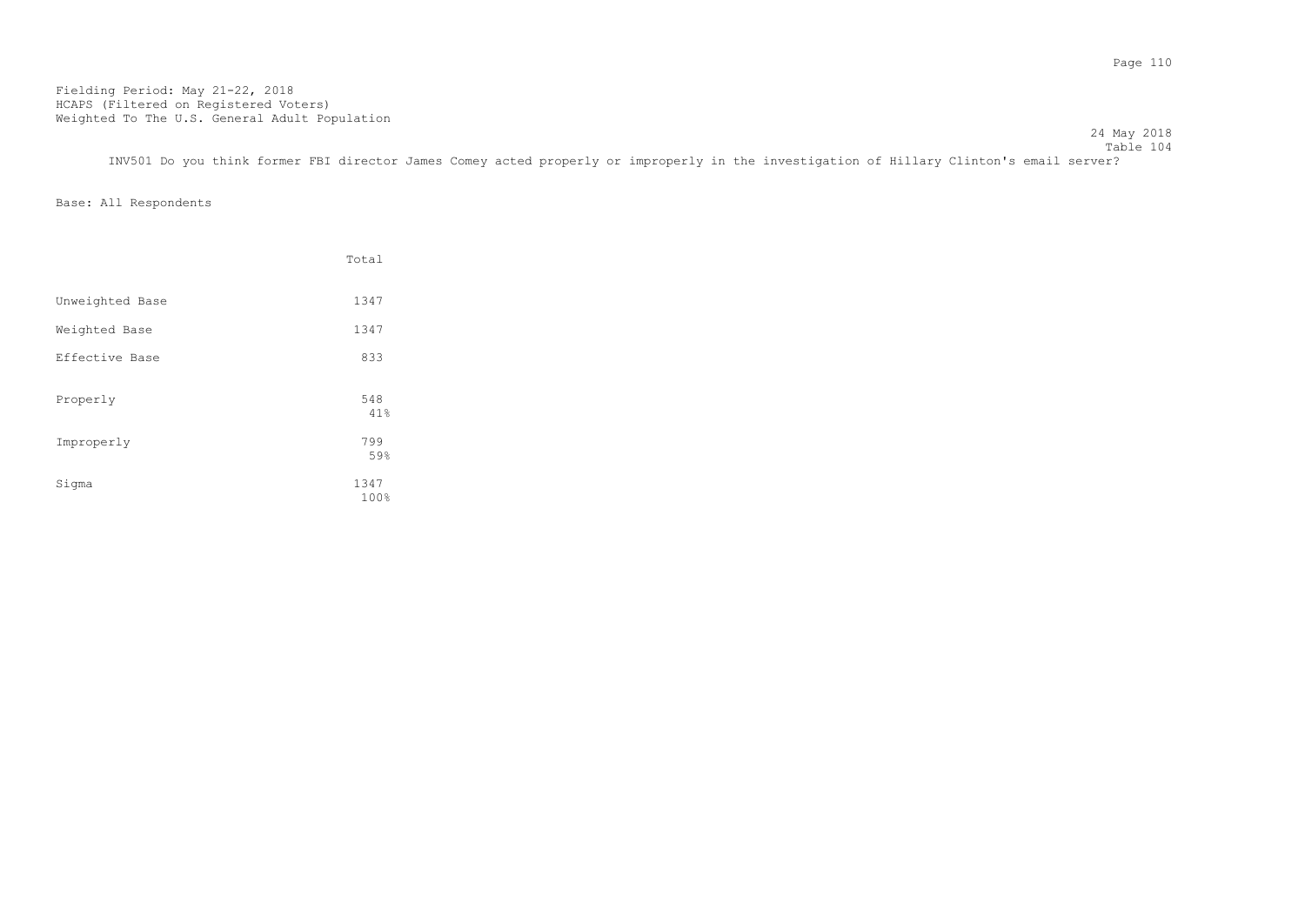Fielding Period: May 21-22, 2018
HCAPS (Filtered on Registered Voters)
Weighted To The U.S. General Adult Population

24 May 2018
Table 104

INV501 Do you think former FBI director James Comey acted properly or improperly in the investigation of Hillary Clinton's email server?

Base: All Respondents

| | Total |
|---|---|
| Unweighted Base | 1347 |
| Weighted Base | 1347 |
| Effective Base | 833 |
| Properly | 548<br>41% |
| Improperly | 799<br>59% |
| Sigma | 1347<br>100% |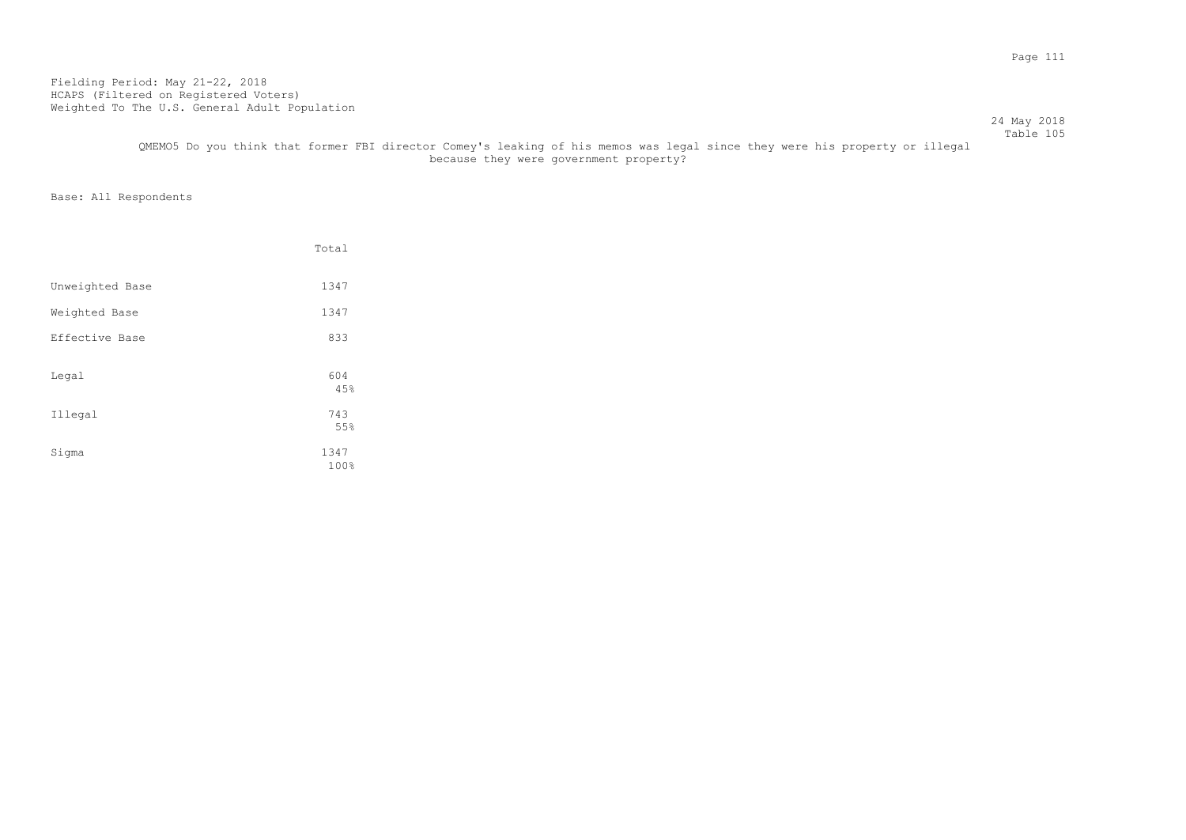Fielding Period: May 21-22, 2018
HCAPS (Filtered on Registered Voters)
Weighted To The U.S. General Adult Population

24 May 2018
Table 105

QMEMO5 Do you think that former FBI director Comey's leaking of his memos was legal since they were his property or illegal because they were government property?

Base: All Respondents

| | Total |
|---|---|
| Unweighted Base | 1347 |
| Weighted Base | 1347 |
| Effective Base | 833 |
| Legal | 604<br>45% |
| Illegal | 743<br>55% |
| Sigma | 1347<br>100% |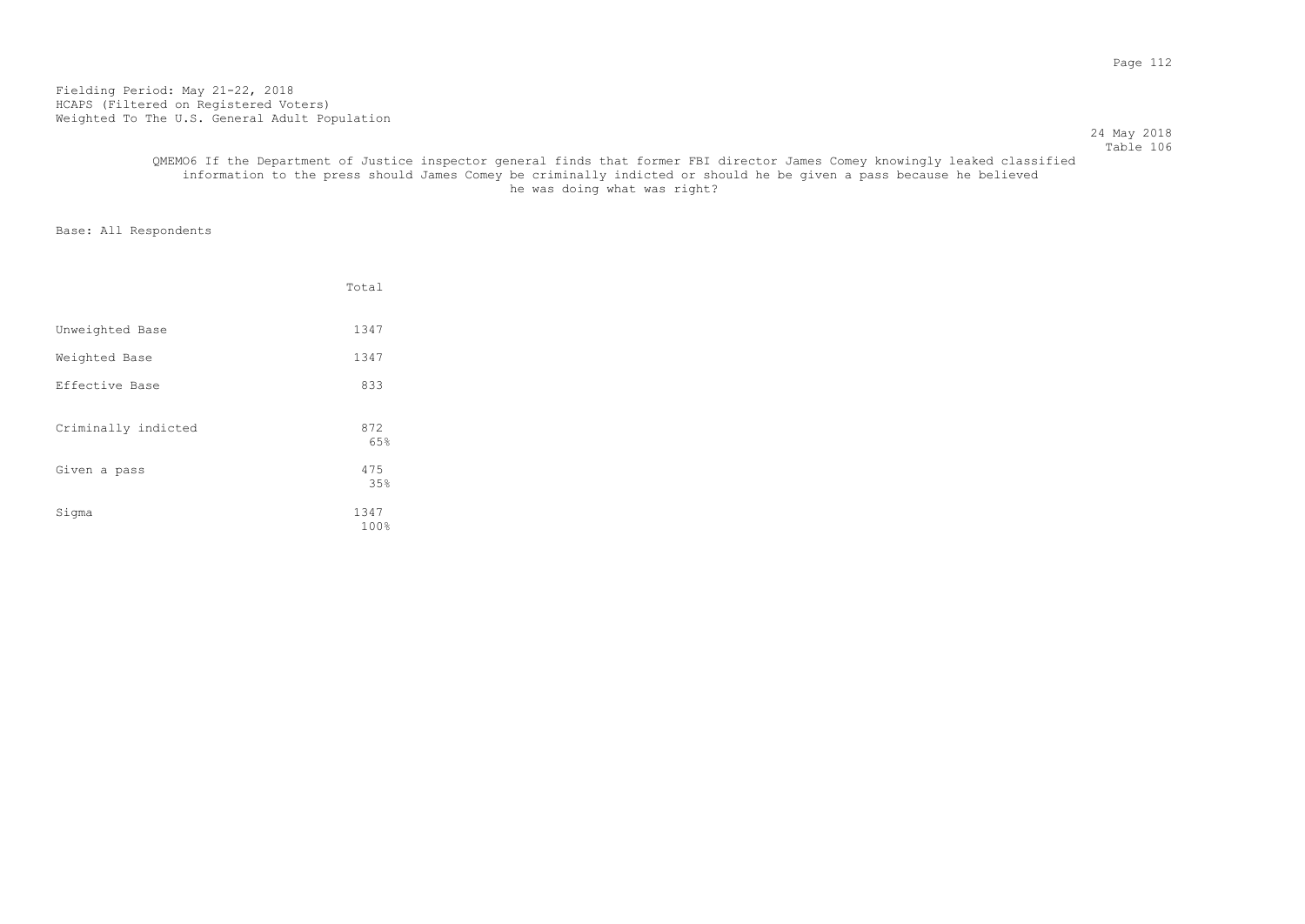Fielding Period: May 21-22, 2018
HCAPS (Filtered on Registered Voters)
Weighted To The U.S. General Adult Population

24 May 2018
Table 106

QMEMO6 If the Department of Justice inspector general finds that former FBI director James Comey knowingly leaked classified information to the press should James Comey be criminally indicted or should he be given a pass because he believed he was doing what was right?

Base: All Respondents

| | Total |
|---|---|
| Unweighted Base | 1347 |
| Weighted Base | 1347 |
| Effective Base | 833 |
| Criminally indicted | 872<br>65% |
| Given a pass | 475<br>35% |
| Sigma | 1347<br>100% |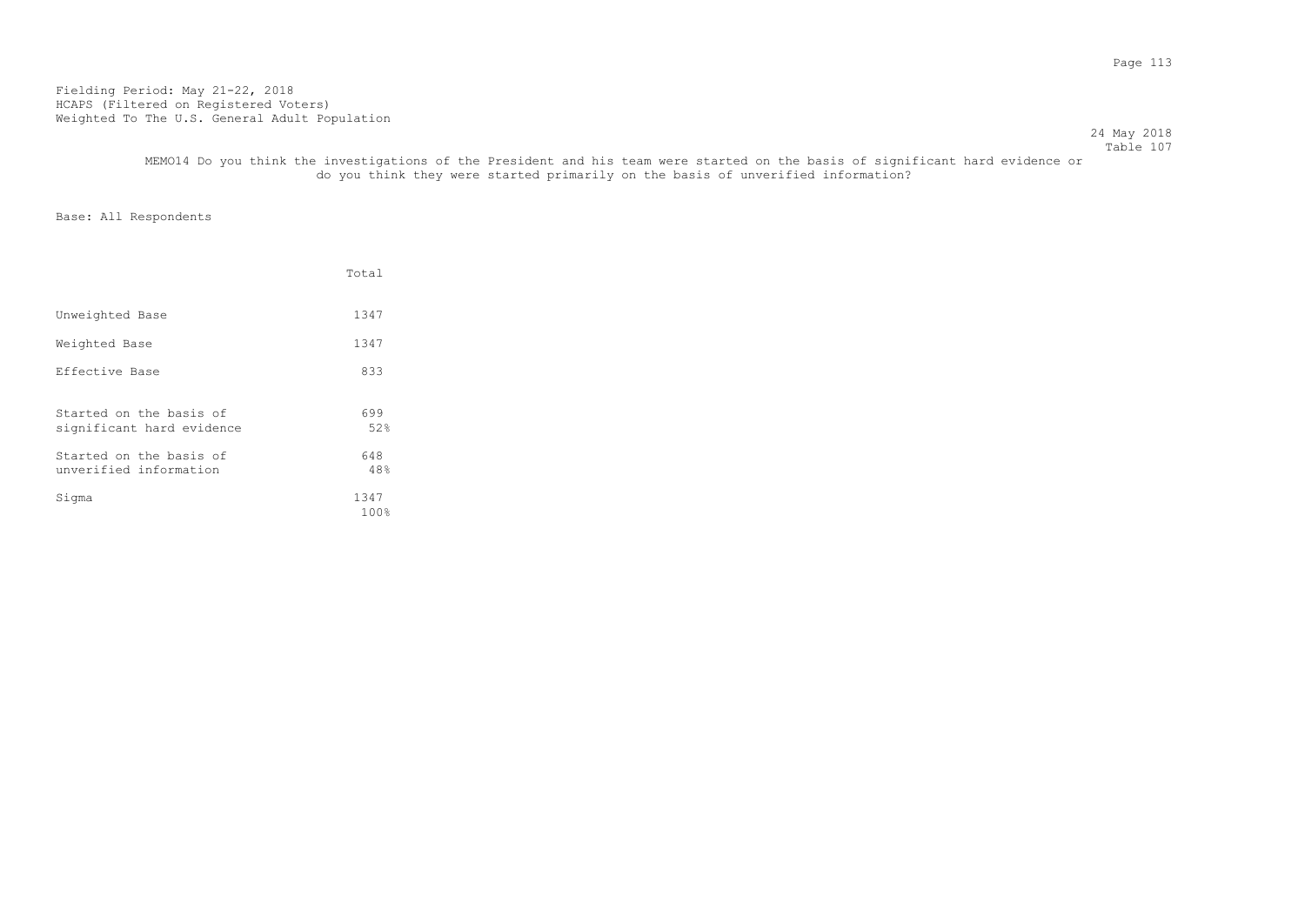Fielding Period: May 21-22, 2018
HCAPS (Filtered on Registered Voters)
Weighted To The U.S. General Adult Population

24 May 2018
Table 107

MEMO14 Do you think the investigations of the President and his team were started on the basis of significant hard evidence or do you think they were started primarily on the basis of unverified information?

Base: All Respondents

| | Total |
|---|---|
| Unweighted Base | 1347 |
| Weighted Base | 1347 |
| Effective Base | 833 |
| Started on the basis of significant hard evidence | 699<br>52% |
| Started on the basis of unverified information | 648<br>48% |
| Sigma | 1347<br>100% |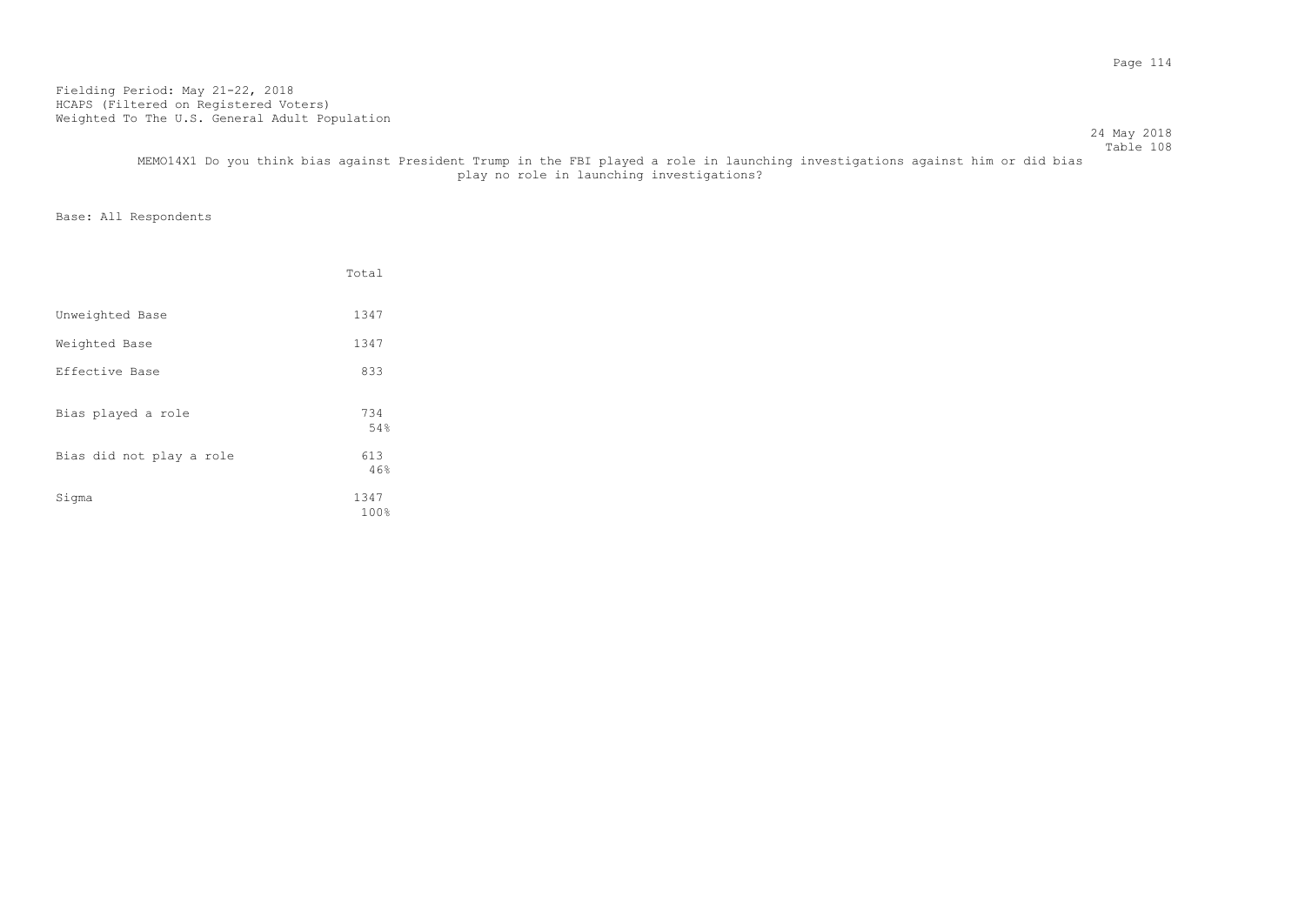Fielding Period: May 21-22, 2018
HCAPS (Filtered on Registered Voters)
Weighted To The U.S. General Adult Population

24 May 2018
Table 108

MEMO14X1 Do you think bias against President Trump in the FBI played a role in launching investigations against him or did bias play no role in launching investigations?

Base: All Respondents

| | Total |
|---|---|
| Unweighted Base | 1347 |
| Weighted Base | 1347 |
| Effective Base | 833 |
| Bias played a role | 734<br>54% |
| Bias did not play a role | 613<br>46% |
| Sigma | 1347<br>100% |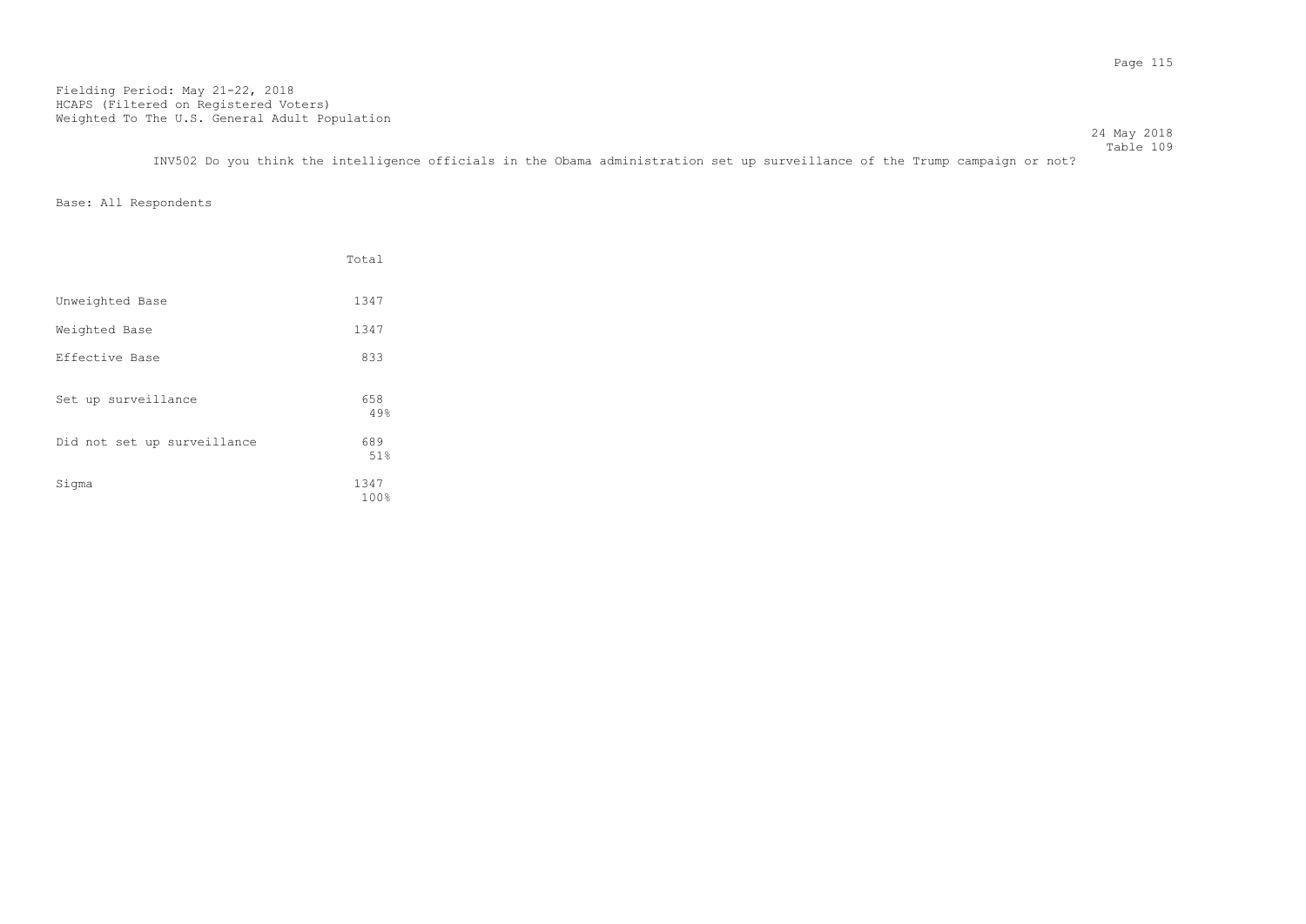Fielding Period: May 21-22, 2018
HCAPS (Filtered on Registered Voters)
Weighted To The U.S. General Adult Population

24 May 2018
Table 109

INV502 Do you think the intelligence officials in the Obama administration set up surveillance of the Trump campaign or not?

Base: All Respondents

| | Total |
|---|---|
| Unweighted Base | 1347 |
| Weighted Base | 1347 |
| Effective Base | 833 |
| Set up surveillance | 658<br>49% |
| Did not set up surveillance | 689<br>51% |
| Sigma | 1347<br>100% |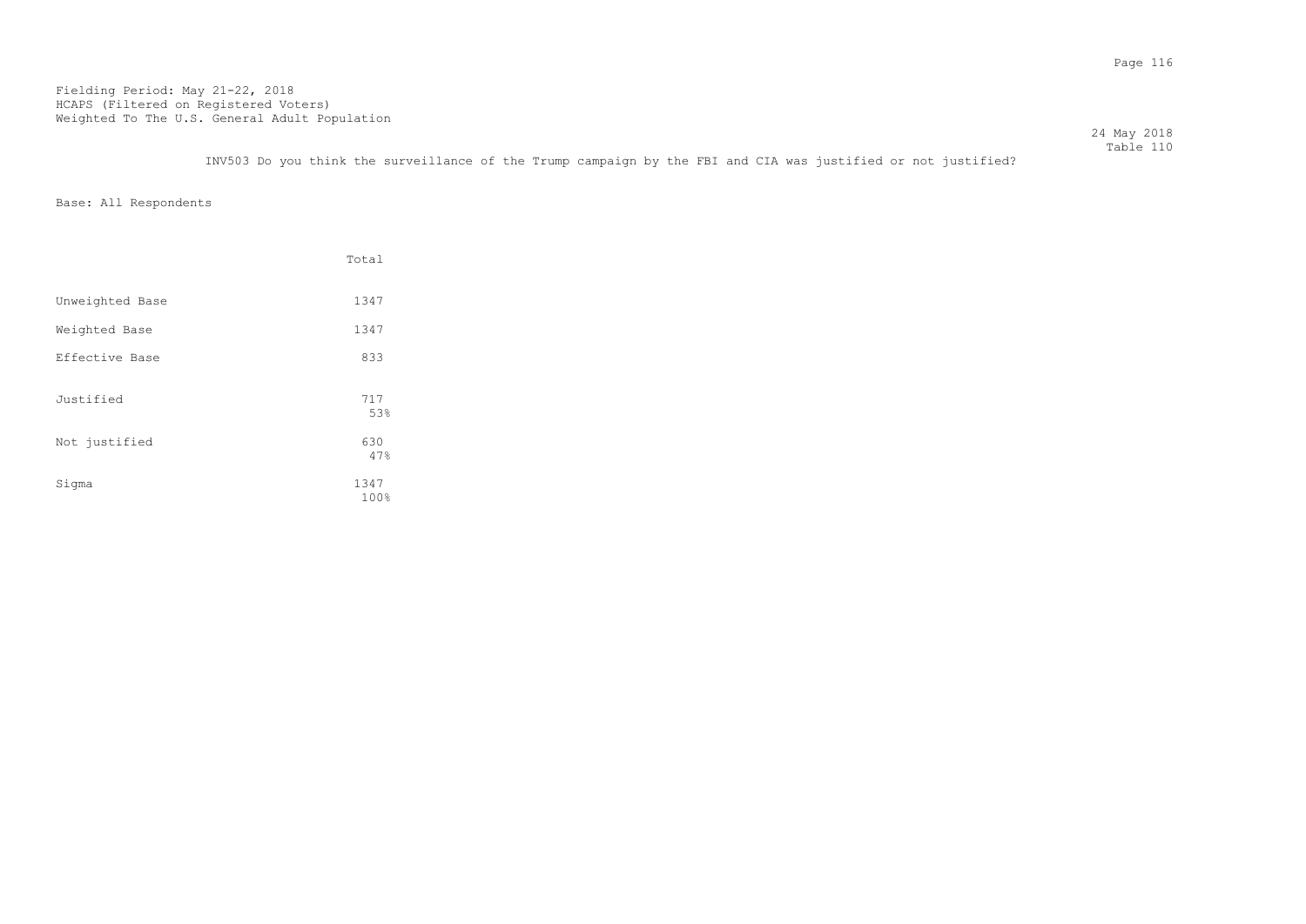Fielding Period: May 21-22, 2018
HCAPS (Filtered on Registered Voters)
Weighted To The U.S. General Adult Population

24 May 2018
Table 110

INV503 Do you think the surveillance of the Trump campaign by the FBI and CIA was justified or not justified?

Base: All Respondents

| | Total |
|---|---|
| Unweighted Base | 1347 |
| Weighted Base | 1347 |
| Effective Base | 833 |
| Justified | 717<br>53% |
| Not justified | 630<br>47% |
| Sigma | 1347<br>100% |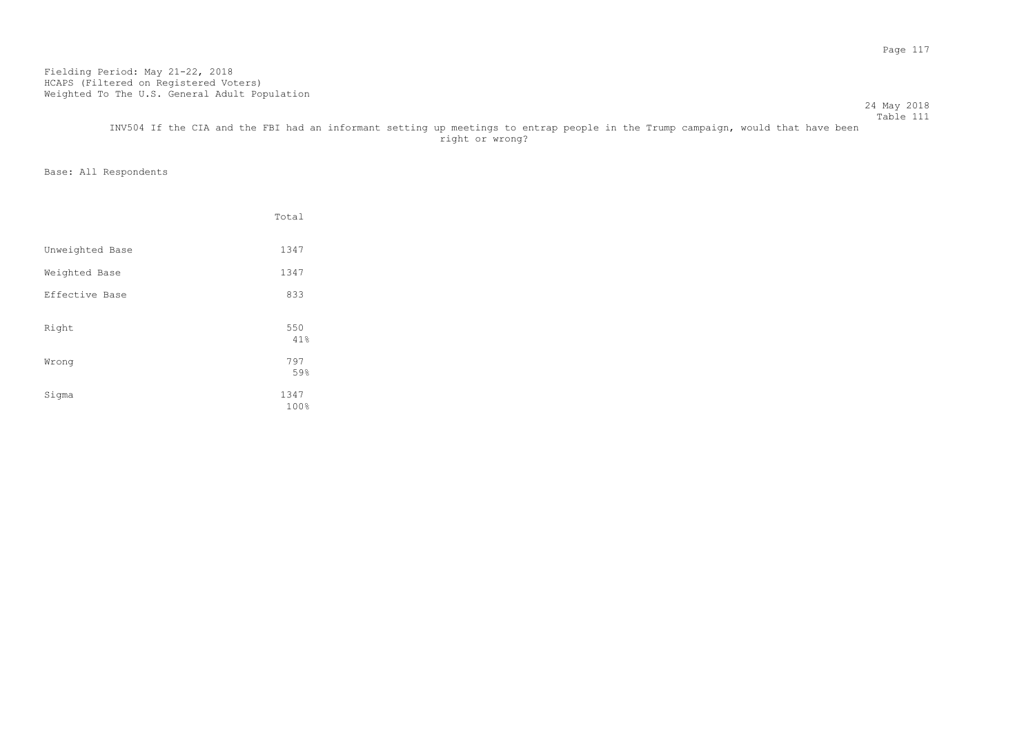Fielding Period: May 21-22, 2018
HCAPS (Filtered on Registered Voters)
Weighted To The U.S. General Adult Population

24 May 2018
Table 111

INV504 If the CIA and the FBI had an informant setting up meetings to entrap people in the Trump campaign, would that have been right or wrong?

Base: All Respondents

| | Total |
|---|---|
| Unweighted Base | 1347 |
| Weighted Base | 1347 |
| Effective Base | 833 |
| Right | 550<br>41% |
| Wrong | 797<br>59% |
| Sigma | 1347<br>100% |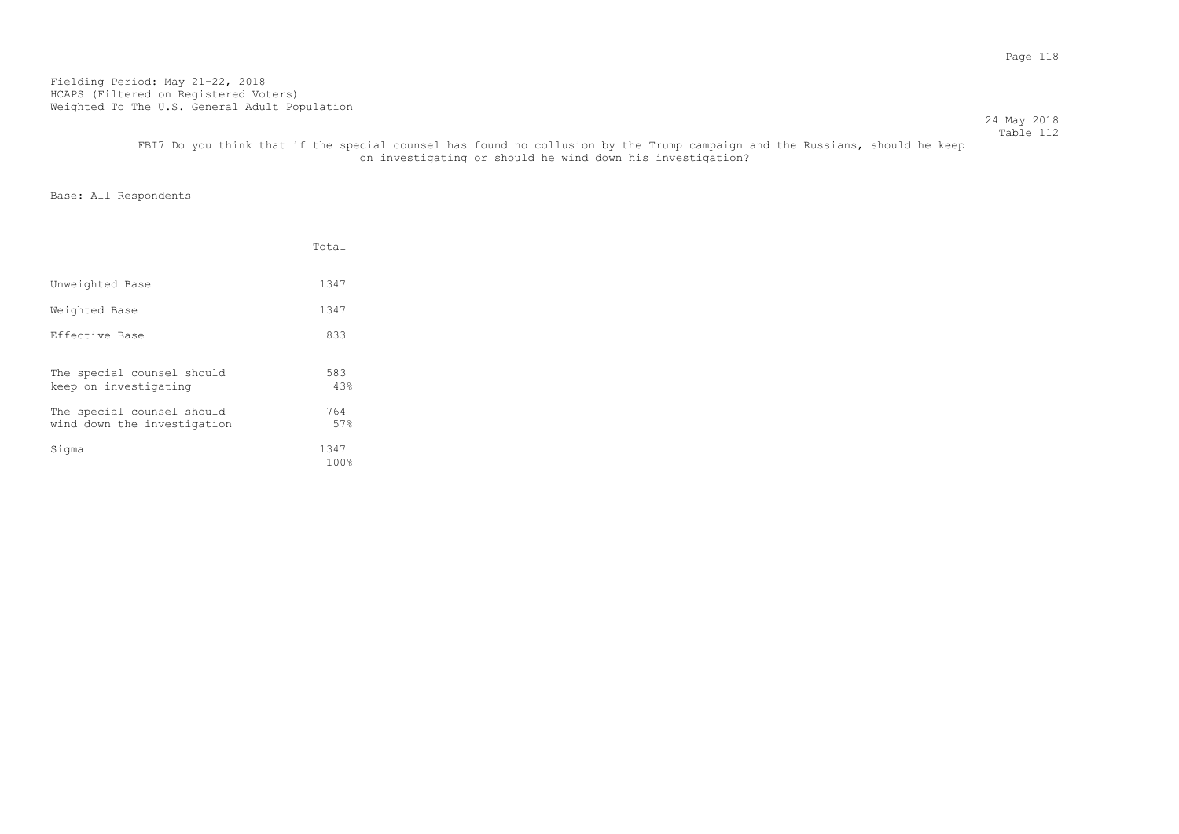Fielding Period: May 21-22, 2018
HCAPS (Filtered on Registered Voters)
Weighted To The U.S. General Adult Population

24 May 2018
Table 112

FBI7 Do you think that if the special counsel has found no collusion by the Trump campaign and the Russians, should he keep on investigating or should he wind down his investigation?

Base: All Respondents

| | Total |
|---|---|
| Unweighted Base | 1347 |
| Weighted Base | 1347 |
| Effective Base | 833 |
| The special counsel should keep on investigating | 583<br>43% |
| The special counsel should wind down the investigation | 764<br>57% |
| Sigma | 1347<br>100% |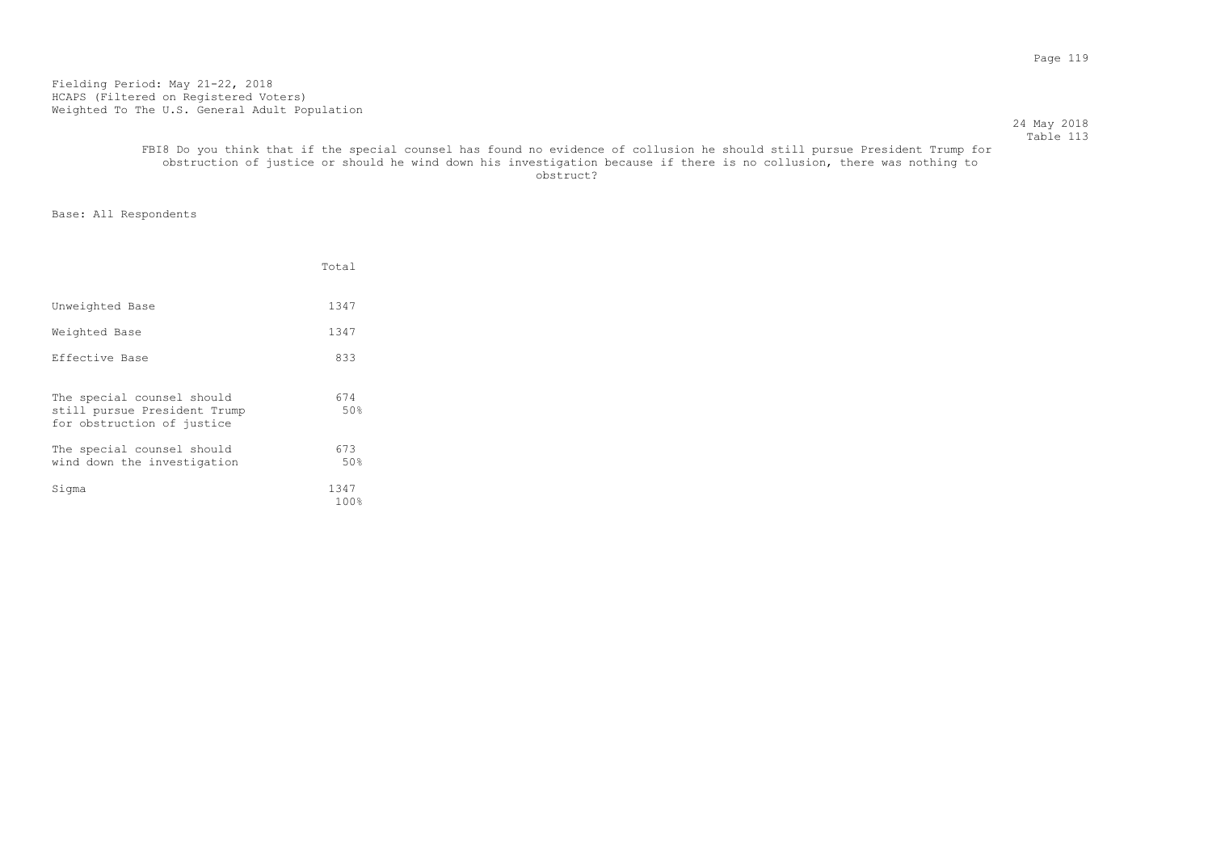Fielding Period: May 21-22, 2018
HCAPS (Filtered on Registered Voters)
Weighted To The U.S. General Adult Population

24 May 2018
Table 113

FBI8 Do you think that if the special counsel has found no evidence of collusion he should still pursue President Trump for obstruction of justice or should he wind down his investigation because if there is no collusion, there was nothing to obstruct?

Base: All Respondents

| | Total |
|---|---|
| Unweighted Base | 1347 |
| Weighted Base | 1347 |
| Effective Base | 833 |
| The special counsel should still pursue President Trump for obstruction of justice | 674<br>50% |
| The special counsel should wind down the investigation | 673<br>50% |
| Sigma | 1347<br>100% |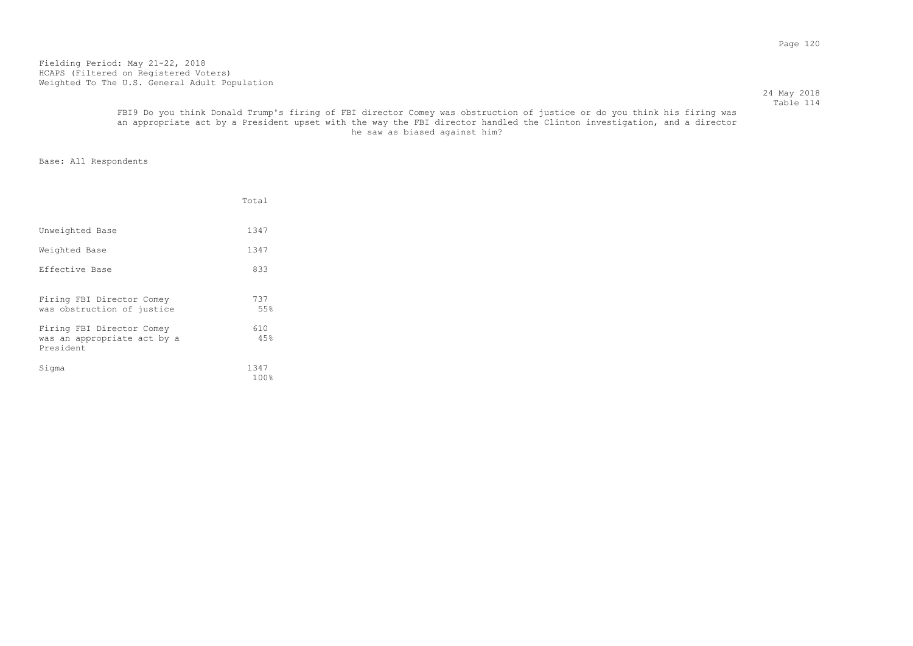Fielding Period: May 21-22, 2018
HCAPS (Filtered on Registered Voters)
Weighted To The U.S. General Adult Population

24 May 2018
Table 114

FBI9 Do you think Donald Trump's firing of FBI director Comey was obstruction of justice or do you think his firing was an appropriate act by a President upset with the way the FBI director handled the Clinton investigation, and a director he saw as biased against him?

Base: All Respondents

| | Total |
|---|---|
| Unweighted Base | 1347 |
| Weighted Base | 1347 |
| Effective Base | 833 |
| Firing FBI Director Comey was obstruction of justice | 737<br>55% |
| Firing FBI Director Comey was an appropriate act by a President | 610<br>45% |
| Sigma | 1347<br>100% |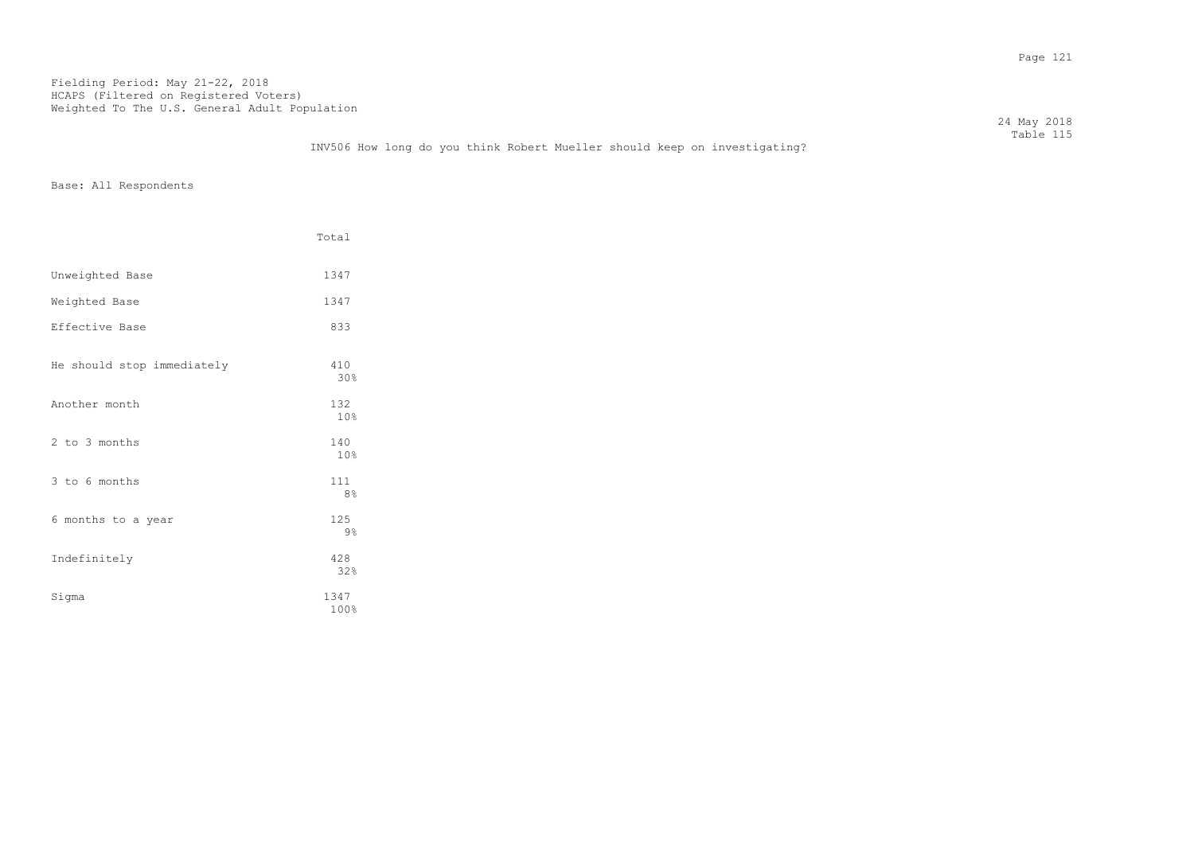Fielding Period: May 21-22, 2018
HCAPS (Filtered on Registered Voters)
Weighted To The U.S. General Adult Population

24 May 2018
Table 115

INV506 How long do you think Robert Mueller should keep on investigating?

Base: All Respondents

| | Total |
|---|---|
| Unweighted Base | 1347 |
| Weighted Base | 1347 |
| Effective Base | 833 |
| He should stop immediately | 410<br>30% |
| Another month | 132<br>10% |
| 2 to 3 months | 140<br>10% |
| 3 to 6 months | 111<br>8% |
| 6 months to a year | 125<br>9% |
| Indefinitely | 428<br>32% |
| Sigma | 1347<br>100% |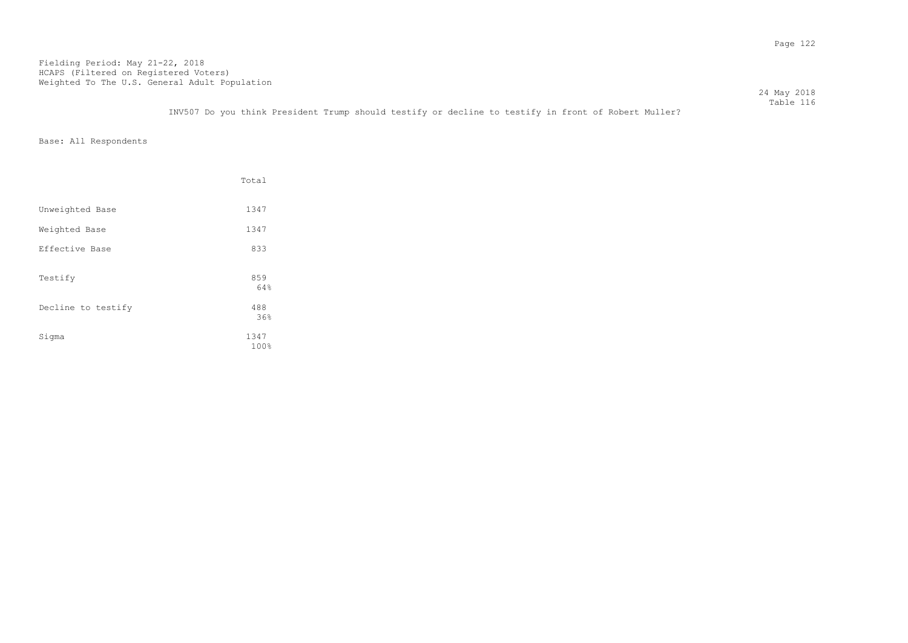Fielding Period: May 21-22, 2018
HCAPS (Filtered on Registered Voters)
Weighted To The U.S. General Adult Population

24 May 2018
Table 116

INV507 Do you think President Trump should testify or decline to testify in front of Robert Muller?

Base: All Respondents

| | Total |
|---|---|
| Unweighted Base | 1347 |
| Weighted Base | 1347 |
| Effective Base | 833 |
| Testify | 859<br>64% |
| Decline to testify | 488<br>36% |
| Sigma | 1347<br>100% |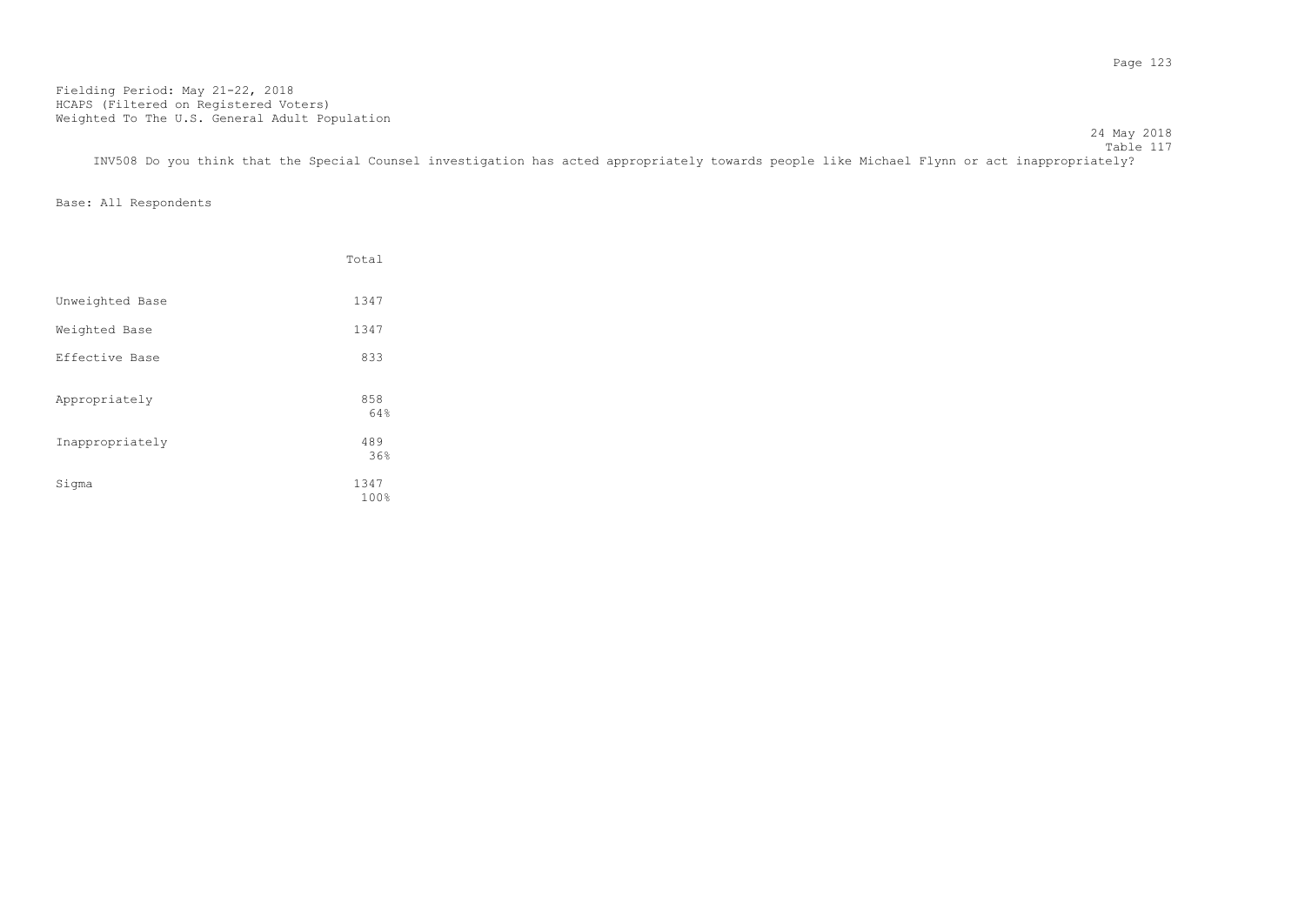Fielding Period: May 21-22, 2018
HCAPS (Filtered on Registered Voters)
Weighted To The U.S. General Adult Population

24 May 2018
Table 117

INV508 Do you think that the Special Counsel investigation has acted appropriately towards people like Michael Flynn or act inappropriately?

Base: All Respondents

| | Total |
|---|---|
| Unweighted Base | 1347 |
| Weighted Base | 1347 |
| Effective Base | 833 |
| Appropriately | 858<br>64% |
| Inappropriately | 489<br>36% |
| Sigma | 1347<br>100% |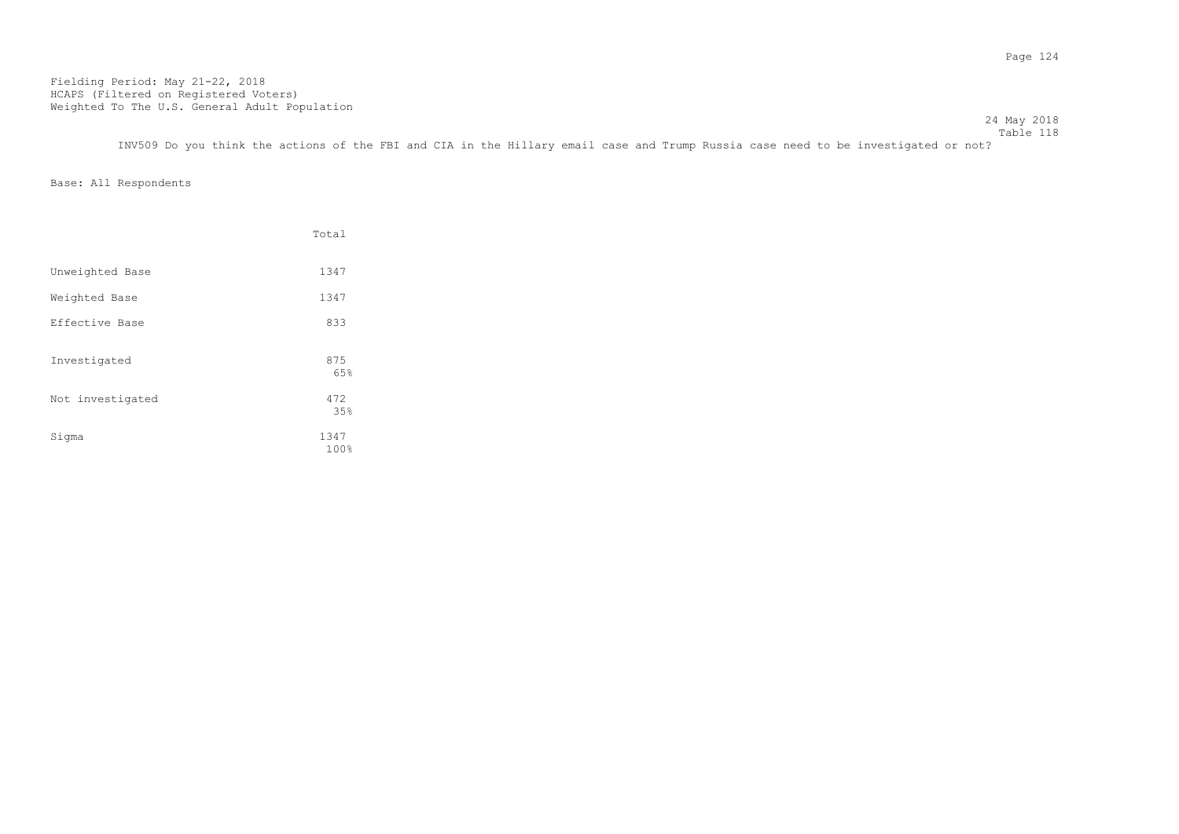Fielding Period: May 21-22, 2018
HCAPS (Filtered on Registered Voters)
Weighted To The U.S. General Adult Population

24 May 2018
Table 118

INV509 Do you think the actions of the FBI and CIA in the Hillary email case and Trump Russia case need to be investigated or not?

Base: All Respondents

| | Total |
|---|---|
| Unweighted Base | 1347 |
| Weighted Base | 1347 |
| Effective Base | 833 |
| Investigated | 875<br>65% |
| Not investigated | 472<br>35% |
| Sigma | 1347<br>100% |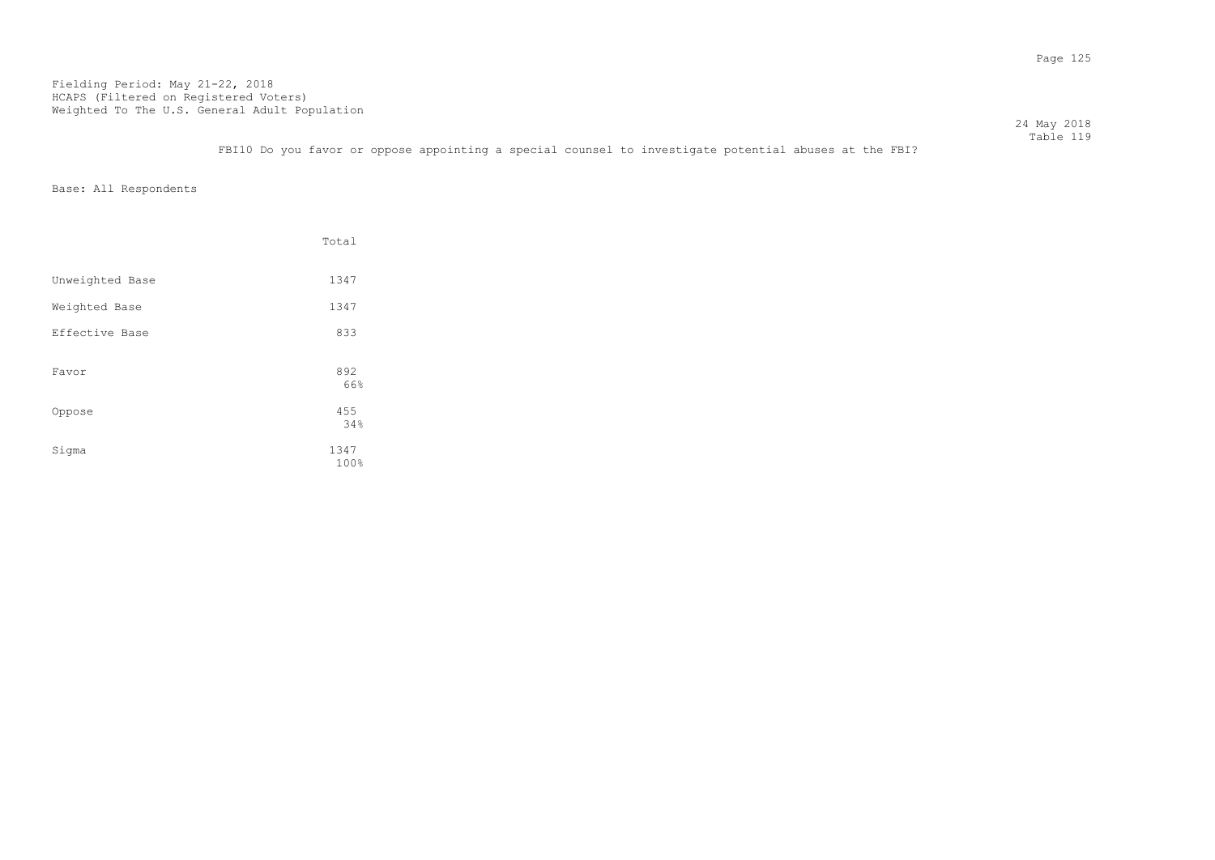Fielding Period: May 21-22, 2018
HCAPS (Filtered on Registered Voters)
Weighted To The U.S. General Adult Population

24 May 2018
Table 119

FBI10 Do you favor or oppose appointing a special counsel to investigate potential abuses at the FBI?

Base: All Respondents

| | Total |
|---|---|
| Unweighted Base | 1347 |
| Weighted Base | 1347 |
| Effective Base | 833 |
| Favor | 892<br>66% |
| Oppose | 455<br>34% |
| Sigma | 1347<br>100% |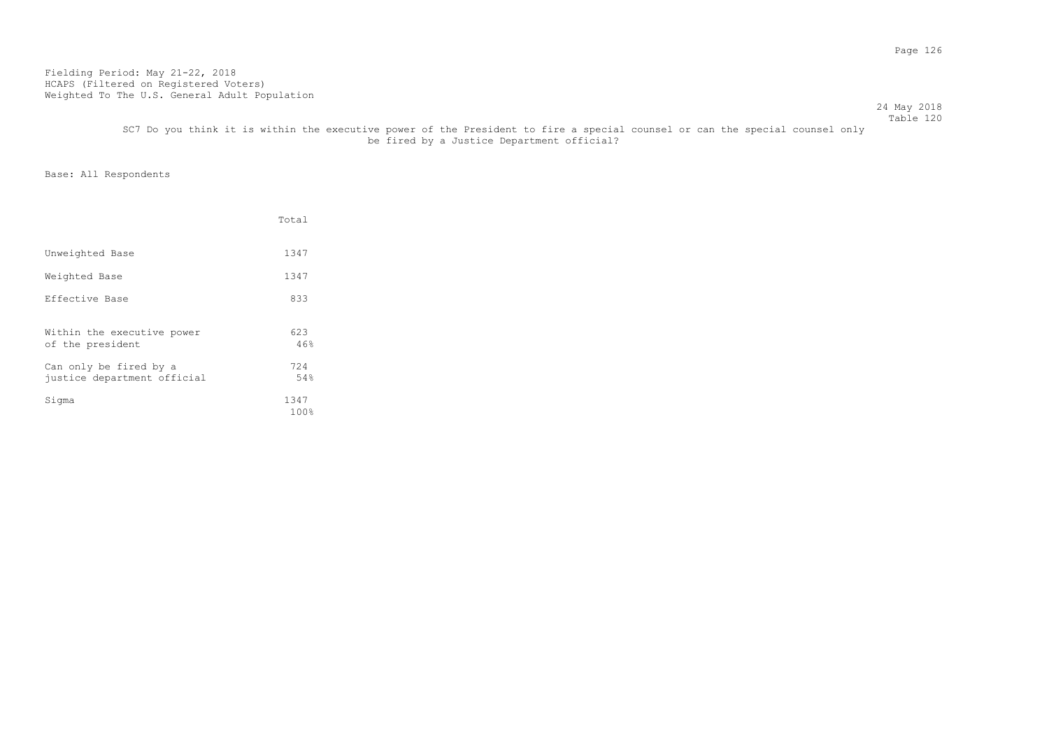Fielding Period: May 21-22, 2018
HCAPS (Filtered on Registered Voters)
Weighted To The U.S. General Adult Population

24 May 2018
Table 120

SC7 Do you think it is within the executive power of the President to fire a special counsel or can the special counsel only be fired by a Justice Department official?

Base: All Respondents

| | Total |
|---|---|
| Unweighted Base | 1347 |
| Weighted Base | 1347 |
| Effective Base | 833 |
| Within the executive power of the president | 623<br>46% |
| Can only be fired by a justice department official | 724<br>54% |
| Sigma | 1347<br>100% |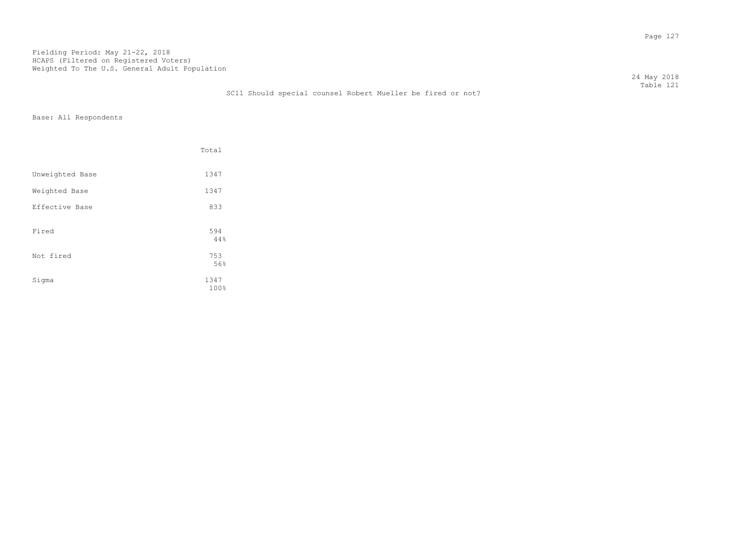Fielding Period: May 21-22, 2018
HCAPS (Filtered on Registered Voters)
Weighted To The U.S. General Adult Population

24 May 2018
Table 121

SC11 Should special counsel Robert Mueller be fired or not?

Base: All Respondents

| | Total |
|---|---|
| Unweighted Base | 1347 |
| Weighted Base | 1347 |
| Effective Base | 833 |
| Fired | 594<br>44% |
| Not fired | 753<br>56% |
| Sigma | 1347<br>100% |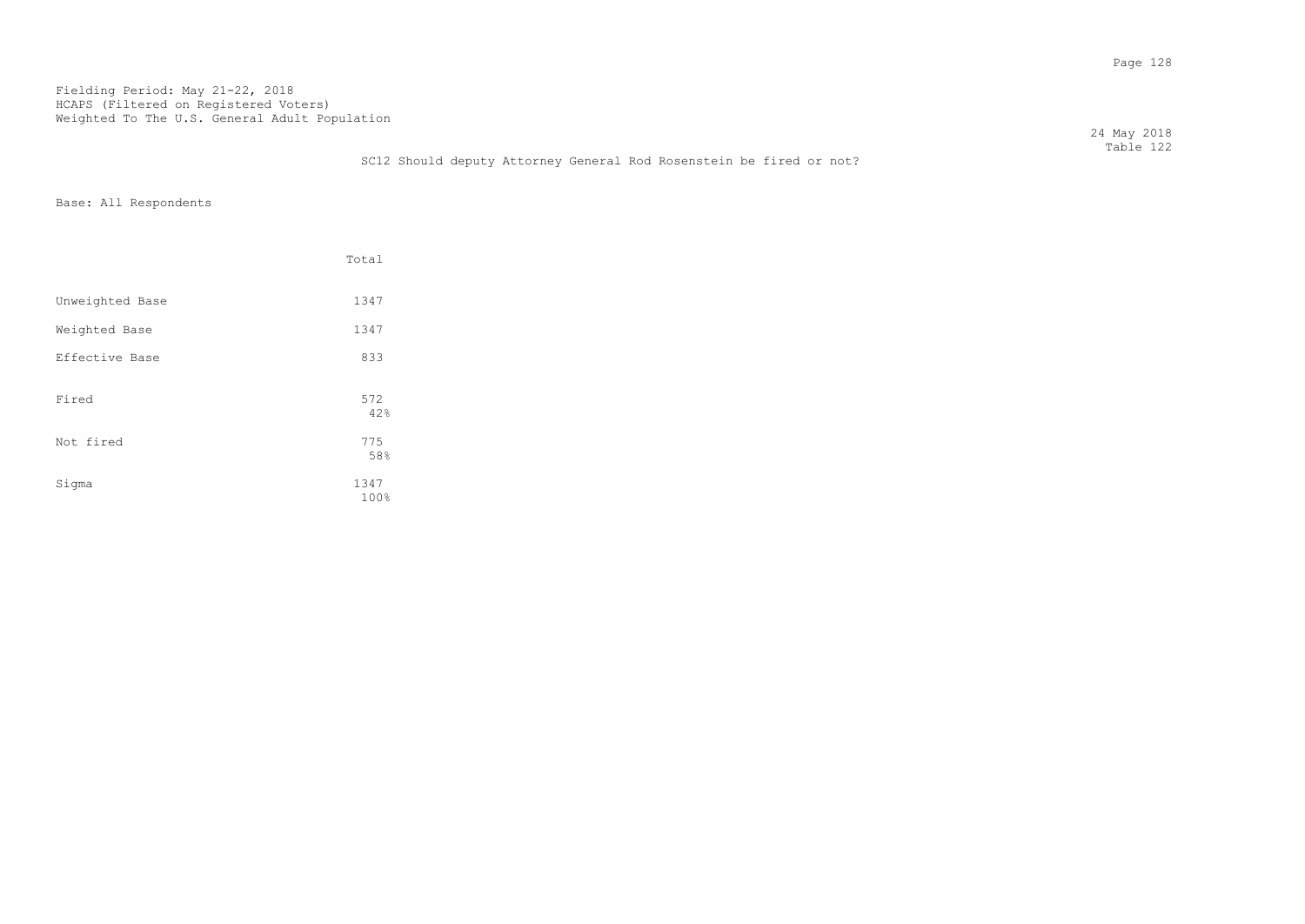Fielding Period: May 21-22, 2018
HCAPS (Filtered on Registered Voters)
Weighted To The U.S. General Adult Population

24 May 2018
Table 122

SC12 Should deputy Attorney General Rod Rosenstein be fired or not?

Base: All Respondents

| | Total |
|---|---|
| Unweighted Base | 1347 |
| Weighted Base | 1347 |
| Effective Base | 833 |
| Fired | 572<br>42% |
| Not fired | 775<br>58% |
| Sigma | 1347<br>100% |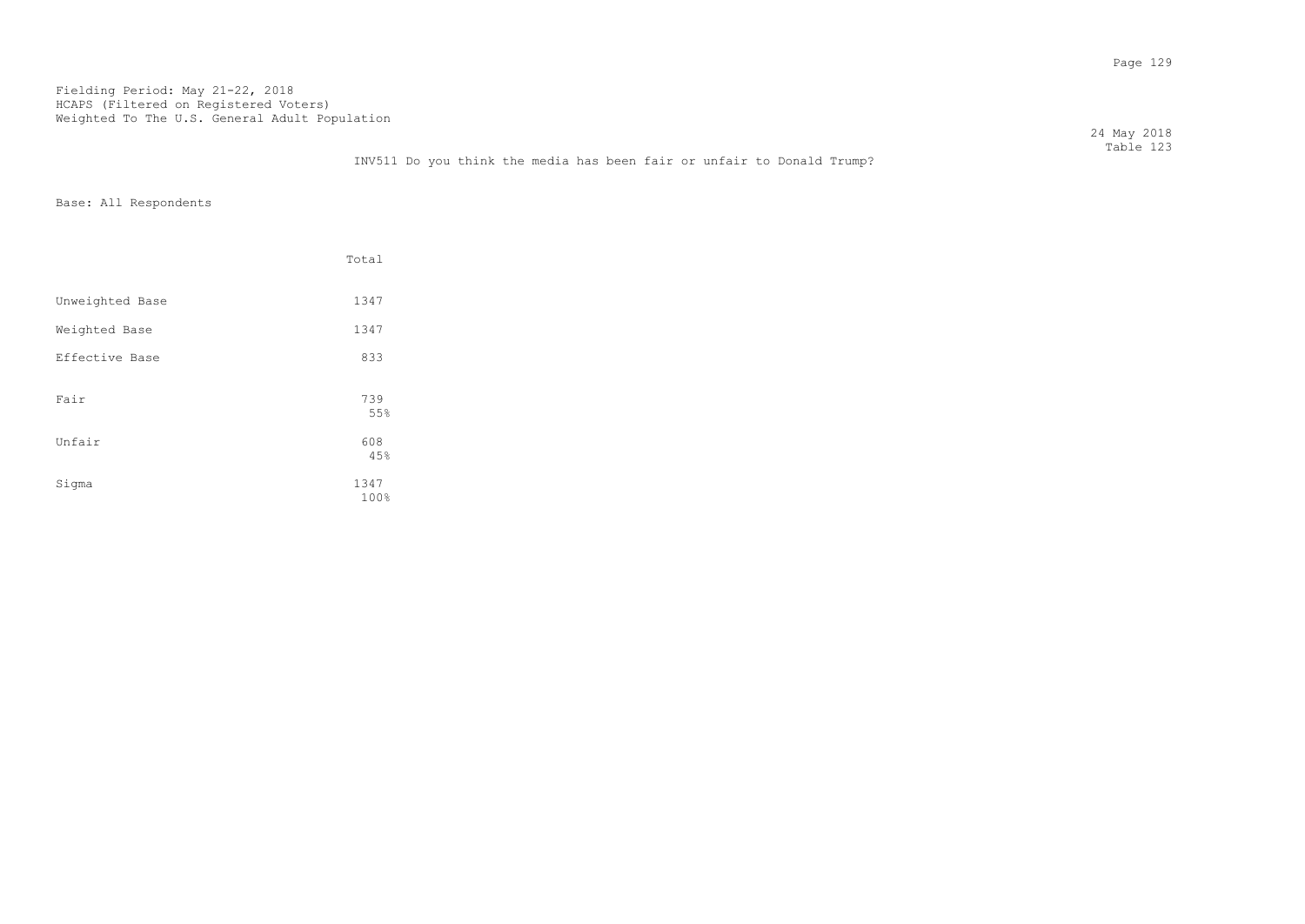Fielding Period: May 21-22, 2018
HCAPS (Filtered on Registered Voters)
Weighted To The U.S. General Adult Population

24 May 2018
Table 123

INV511 Do you think the media has been fair or unfair to Donald Trump?

Base: All Respondents

| | Total |
|---|---|
| Unweighted Base | 1347 |
| Weighted Base | 1347 |
| Effective Base | 833 |
| Fair | 739<br>55% |
| Unfair | 608<br>45% |
| Sigma | 1347<br>100% |